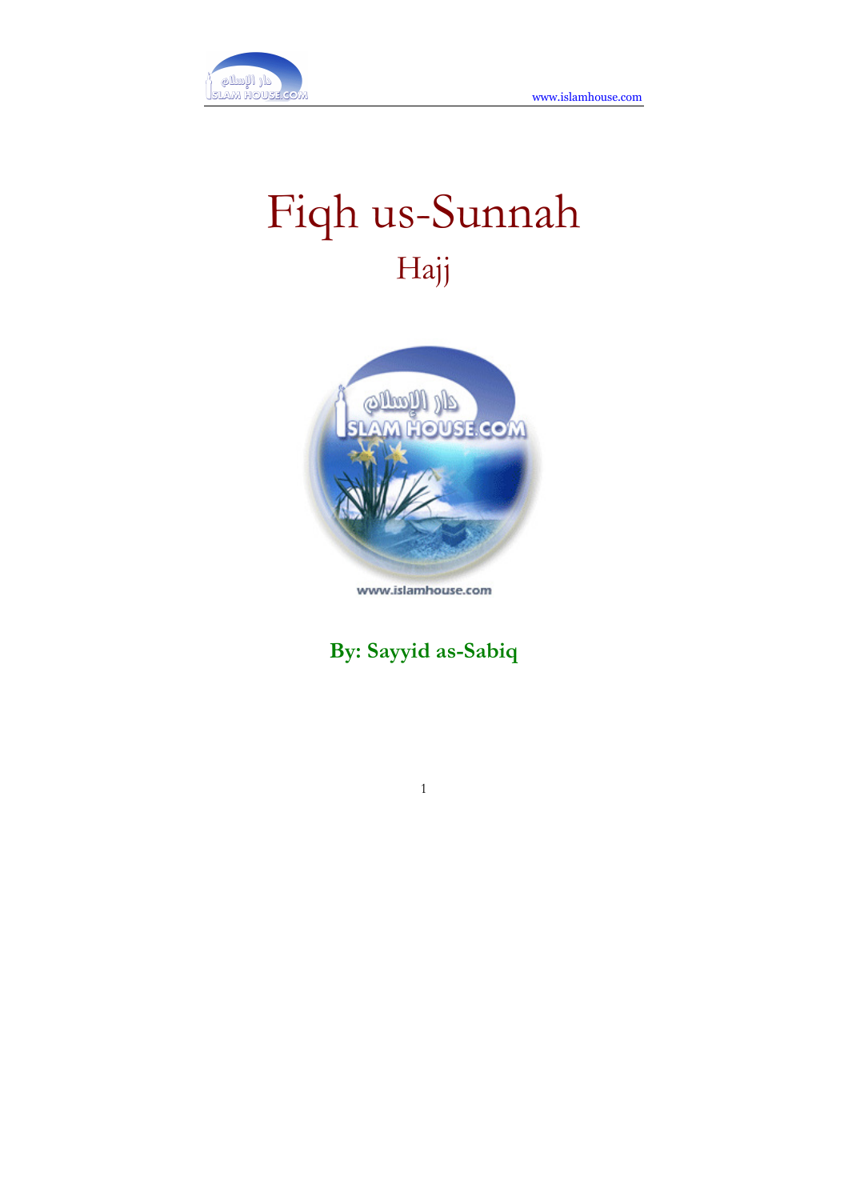# Fiqh us-Sunnah

## Hajj

**By: Sayyid as-Sabiq**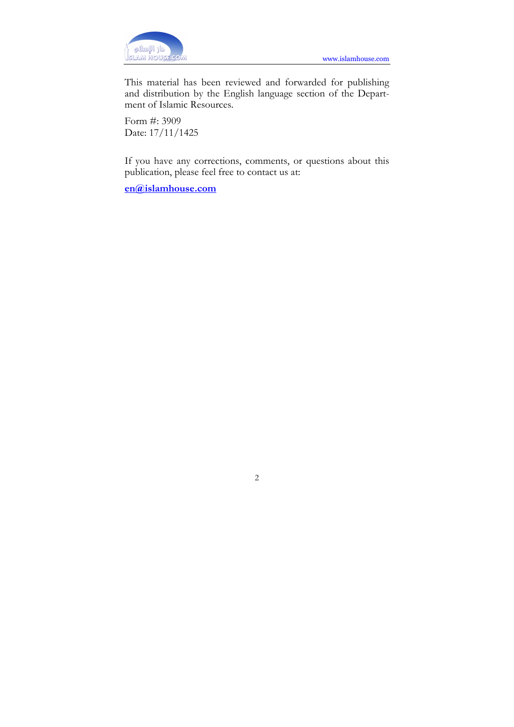This material has been reviewed and forwarded for publishing and distribution by the English language section of the Department of Islamic Resources.

Form #: 3909
Date: 17/11/1425

If you have any corrections, comments, or questions about this publication, please feel free to contact us at:

**en@islamhouse.com**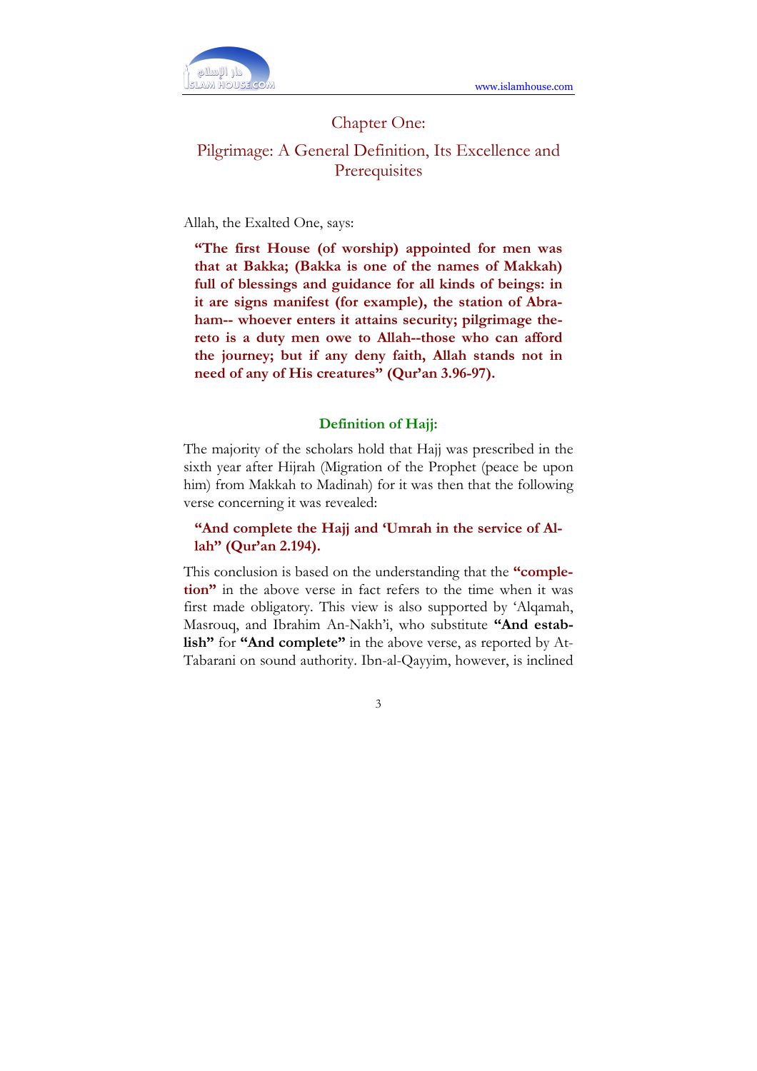## Chapter One:

## Pilgrimage: A General Definition, Its Excellence and Prerequisites

Allah, the Exalted One, says:

> **"The first House (of worship) appointed for men was that at Bakka; (Bakka is one of the names of Makkah) full of blessings and guidance for all kinds of beings: in it are signs manifest (for example), the station of Abraham-- whoever enters it attains security; pilgrimage thereto is a duty men owe to Allah--those who can afford the journey; but if any deny faith, Allah stands not in need of any of His creatures" (Qur'an 3.96-97).**

### Definition of Hajj:

The majority of the scholars hold that Hajj was prescribed in the sixth year after Hijrah (Migration of the Prophet (peace be upon him) from Makkah to Madinah) for it was then that the following verse concerning it was revealed:

> **"And complete the Hajj and 'Umrah in the service of Allah" (Qur'an 2.194).**

This conclusion is based on the understanding that the **"completion"** in the above verse in fact refers to the time when it was first made obligatory. This view is also supported by 'Alqamah, Masrouq, and Ibrahim An-Nakh'i, who substitute **"And establish"** for **"And complete"** in the above verse, as reported by At-Tabarani on sound authority. Ibn-al-Qayyim, however, is inclined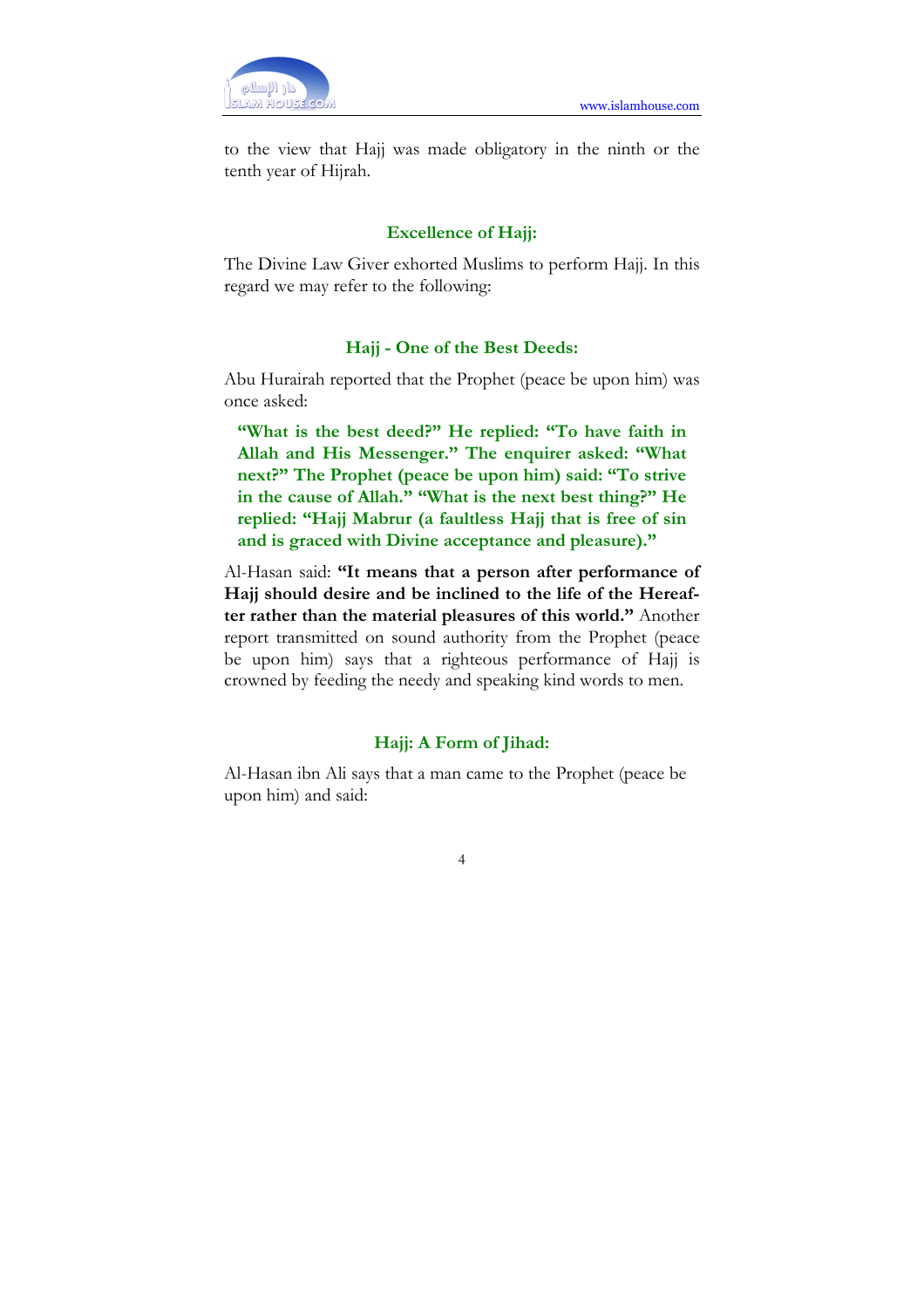to the view that Hajj was made obligatory in the ninth or the tenth year of Hijrah.

## Excellence of Hajj:

The Divine Law Giver exhorted Muslims to perform Hajj. In this regard we may refer to the following:

### Hajj - One of the Best Deeds:

Abu Hurairah reported that the Prophet (peace be upon him) was once asked:

> **"What is the best deed?" He replied: "To have faith in Allah and His Messenger." The enquirer asked: "What next?" The Prophet (peace be upon him) said: "To strive in the cause of Allah." "What is the next best thing?" He replied: "Hajj Mabrur (a faultless Hajj that is free of sin and is graced with Divine acceptance and pleasure)."**

Al-Hasan said: **"It means that a person after performance of Hajj should desire and be inclined to the life of the Hereafter rather than the material pleasures of this world."** Another report transmitted on sound authority from the Prophet (peace be upon him) says that a righteous performance of Hajj is crowned by feeding the needy and speaking kind words to men.

### Hajj: A Form of Jihad:

Al-Hasan ibn Ali says that a man came to the Prophet (peace be upon him) and said: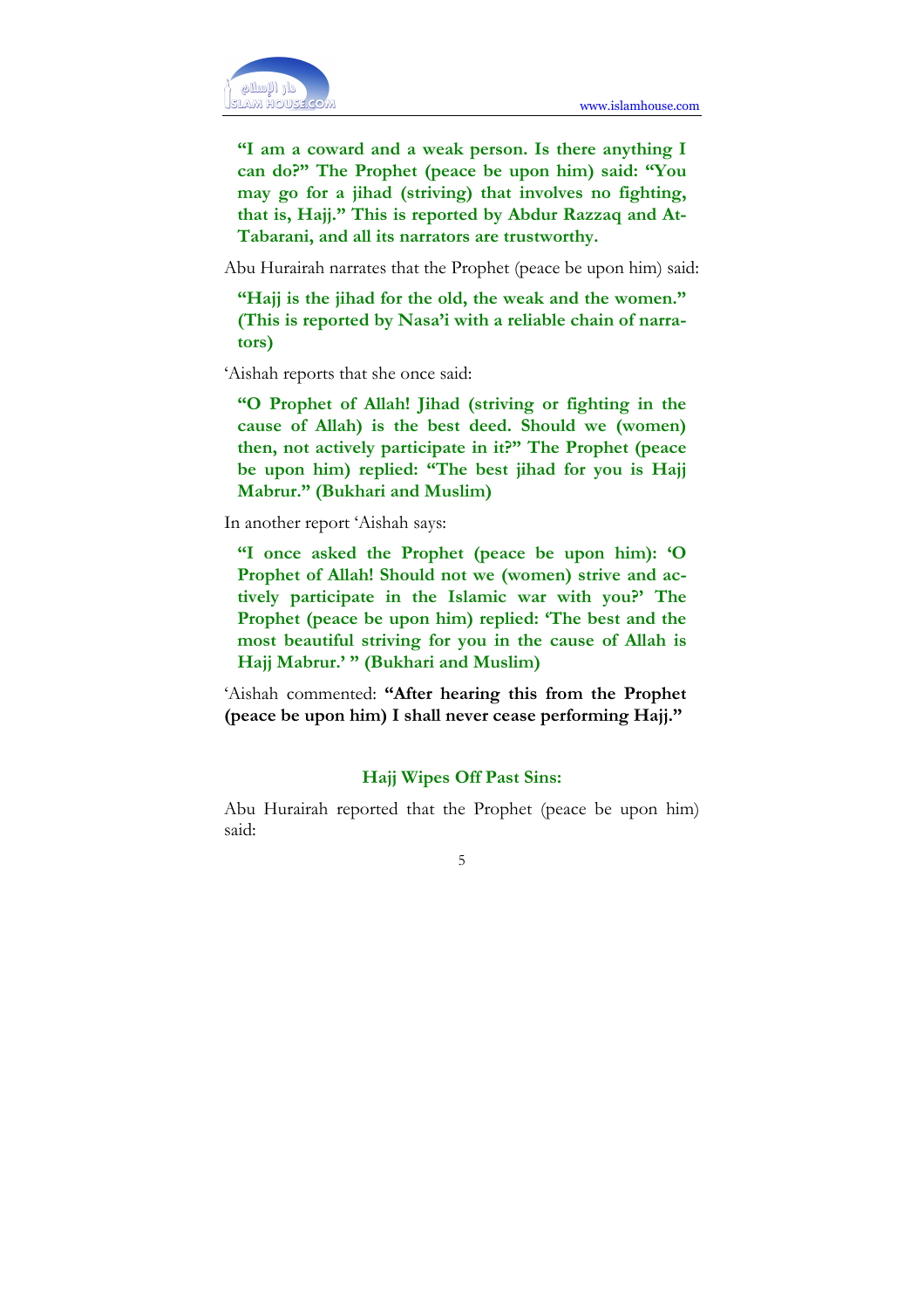**"I am a coward and a weak person. Is there anything I can do?" The Prophet (peace be upon him) said: "You may go for a jihad (striving) that involves no fighting, that is, Hajj." This is reported by Abdur Razzaq and At-Tabarani, and all its narrators are trustworthy.**

Abu Hurairah narrates that the Prophet (peace be upon him) said:

**"Hajj is the jihad for the old, the weak and the women." (This is reported by Nasa'i with a reliable chain of narrators)**

'Aishah reports that she once said:

**"O Prophet of Allah! Jihad (striving or fighting in the cause of Allah) is the best deed. Should we (women) then, not actively participate in it?" The Prophet (peace be upon him) replied: "The best jihad for you is Hajj Mabrur." (Bukhari and Muslim)**

In another report 'Aishah says:

**"I once asked the Prophet (peace be upon him): 'O Prophet of Allah! Should not we (women) strive and actively participate in the Islamic war with you?' The Prophet (peace be upon him) replied: 'The best and the most beautiful striving for you in the cause of Allah is Hajj Mabrur.' " (Bukhari and Muslim)**

'Aishah commented: **"After hearing this from the Prophet (peace be upon him) I shall never cease performing Hajj."**

### Hajj Wipes Off Past Sins:

Abu Hurairah reported that the Prophet (peace be upon him) said: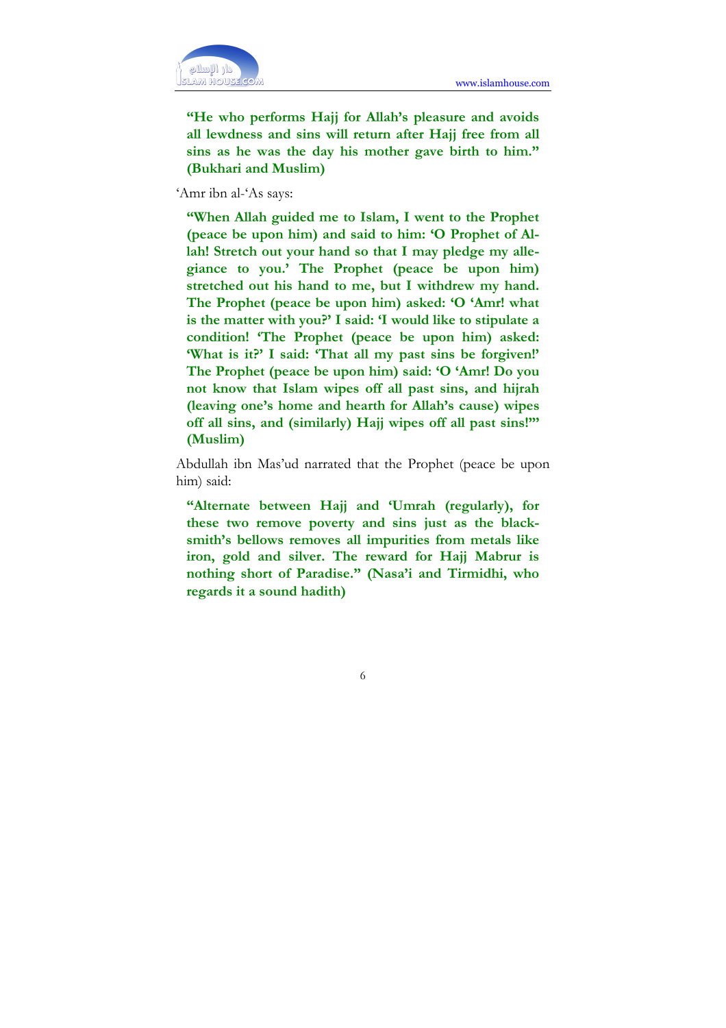> **"He who performs Hajj for Allah's pleasure and avoids all lewdness and sins will return after Hajj free from all sins as he was the day his mother gave birth to him." (Bukhari and Muslim)**

'Amr ibn al-'As says:

> **"When Allah guided me to Islam, I went to the Prophet (peace be upon him) and said to him: 'O Prophet of Allah! Stretch out your hand so that I may pledge my allegiance to you.' The Prophet (peace be upon him) stretched out his hand to me, but I withdrew my hand. The Prophet (peace be upon him) asked: 'O 'Amr! what is the matter with you?' I said: 'I would like to stipulate a condition! 'The Prophet (peace be upon him) asked: 'What is it?' I said: 'That all my past sins be forgiven!' The Prophet (peace be upon him) said: 'O 'Amr! Do you not know that Islam wipes off all past sins, and hijrah (leaving one's home and hearth for Allah's cause) wipes off all sins, and (similarly) Hajj wipes off all past sins!'" (Muslim)**

Abdullah ibn Mas'ud narrated that the Prophet (peace be upon him) said:

> **"Alternate between Hajj and 'Umrah (regularly), for these two remove poverty and sins just as the blacksmith's bellows removes all impurities from metals like iron, gold and silver. The reward for Hajj Mabrur is nothing short of Paradise." (Nasa'i and Tirmidhi, who regards it a sound hadith)**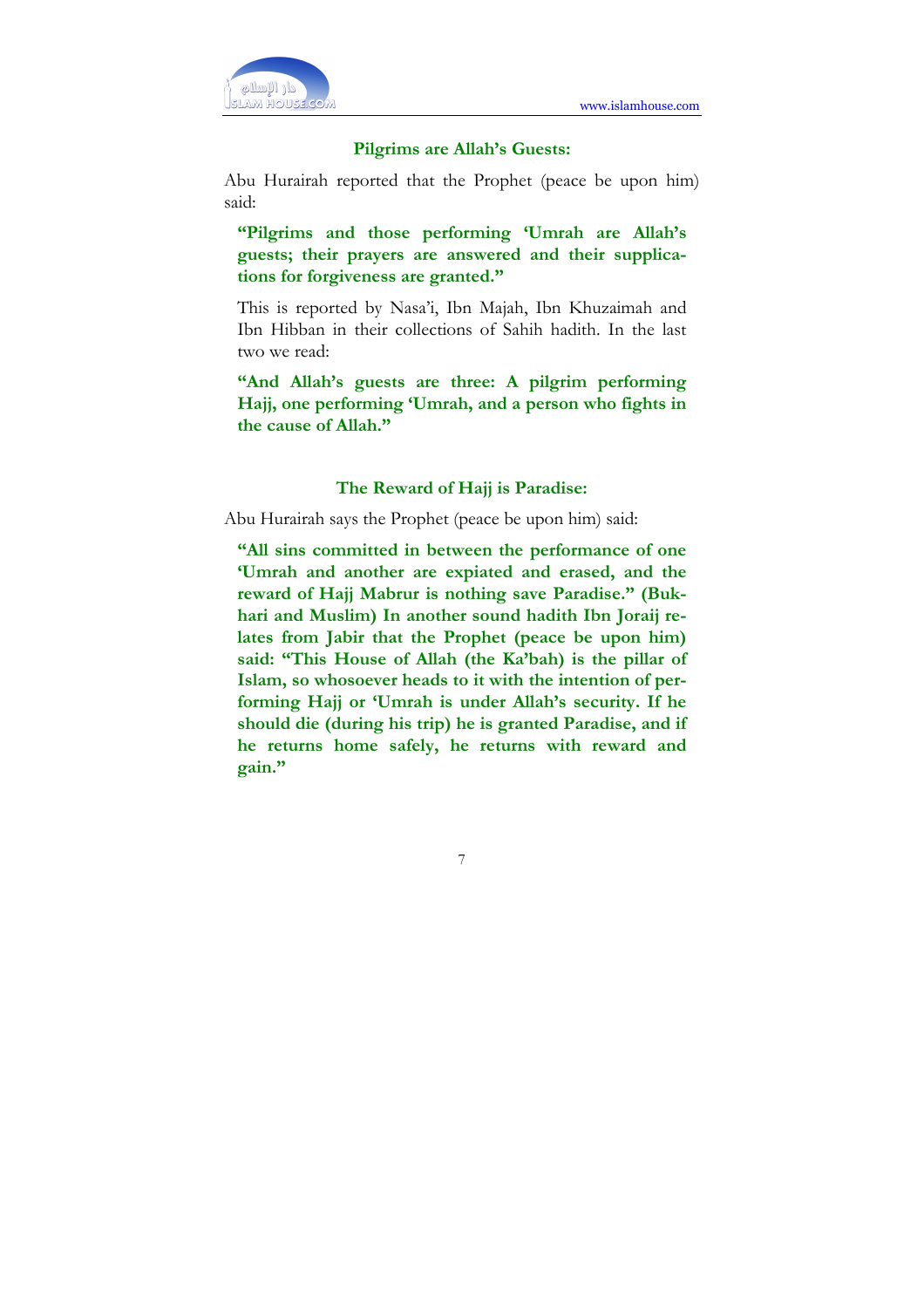### Pilgrims are Allah's Guests:

Abu Hurairah reported that the Prophet (peace be upon him) said:

> **"Pilgrims and those performing 'Umrah are Allah's guests; their prayers are answered and their supplications for forgiveness are granted."**
>
> This is reported by Nasa'i, Ibn Majah, Ibn Khuzaimah and Ibn Hibban in their collections of Sahih hadith. In the last two we read:
>
> **"And Allah's guests are three: A pilgrim performing Hajj, one performing 'Umrah, and a person who fights in the cause of Allah."**

### The Reward of Hajj is Paradise:

Abu Hurairah says the Prophet (peace be upon him) said:

> **"All sins committed in between the performance of one 'Umrah and another are expiated and erased, and the reward of Hajj Mabrur is nothing save Paradise." (Bukhari and Muslim) In another sound hadith Ibn Joraij relates from Jabir that the Prophet (peace be upon him) said: "This House of Allah (the Ka'bah) is the pillar of Islam, so whosoever heads to it with the intention of performing Hajj or 'Umrah is under Allah's security. If he should die (during his trip) he is granted Paradise, and if he returns home safely, he returns with reward and gain."**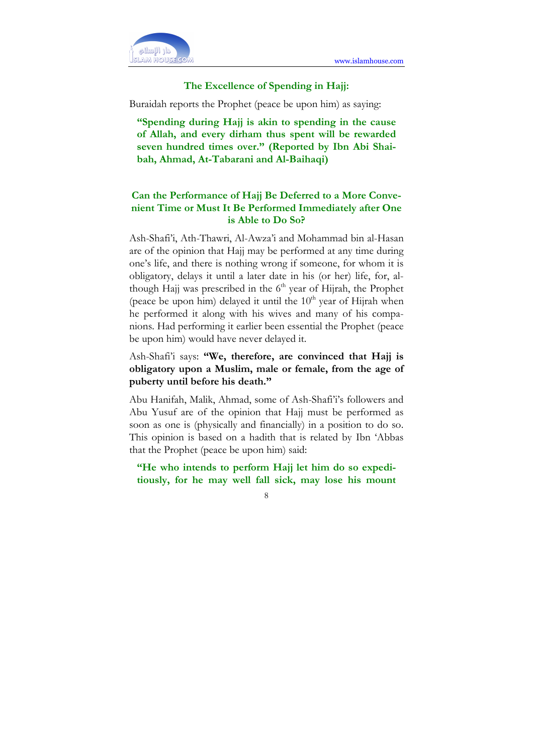### The Excellence of Spending in Hajj:

Buraidah reports the Prophet (peace be upon him) as saying:

> **"Spending during Hajj is akin to spending in the cause of Allah, and every dirham thus spent will be rewarded seven hundred times over." (Reported by Ibn Abi Shaibah, Ahmad, At-Tabarani and Al-Baihaqi)**

### Can the Performance of Hajj Be Deferred to a More Convenient Time or Must It Be Performed Immediately after One is Able to Do So?

Ash-Shafi'i, Ath-Thawri, Al-Awza'i and Mohammad bin al-Hasan are of the opinion that Hajj may be performed at any time during one's life, and there is nothing wrong if someone, for whom it is obligatory, delays it until a later date in his (or her) life, for, although Hajj was prescribed in the 6th year of Hijrah, the Prophet (peace be upon him) delayed it until the 10th year of Hijrah when he performed it along with his wives and many of his companions. Had performing it earlier been essential the Prophet (peace be upon him) would have never delayed it.

Ash-Shafi'i says: **"We, therefore, are convinced that Hajj is obligatory upon a Muslim, male or female, from the age of puberty until before his death."**

Abu Hanifah, Malik, Ahmad, some of Ash-Shafi'i's followers and Abu Yusuf are of the opinion that Hajj must be performed as soon as one is (physically and financially) in a position to do so. This opinion is based on a hadith that is related by Ibn 'Abbas that the Prophet (peace be upon him) said:

> **"He who intends to perform Hajj let him do so expeditiously, for he may well fall sick, may lose his mount**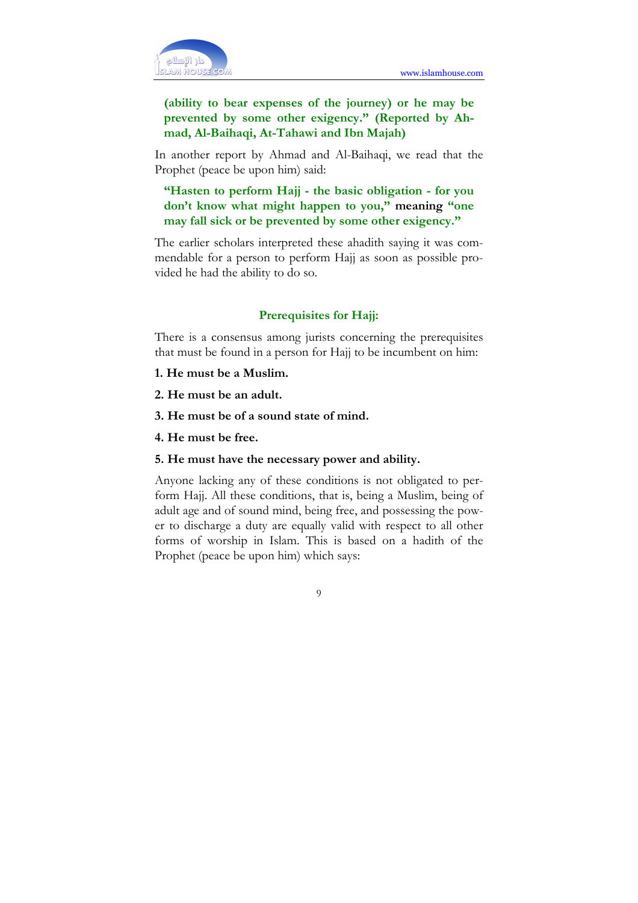**(ability to bear expenses of the journey) or he may be prevented by some other exigency." (Reported by Ahmad, Al-Baihaqi, At-Tahawi and Ibn Majah)**

In another report by Ahmad and Al-Baihaqi, we read that the Prophet (peace be upon him) said:

**"Hasten to perform Hajj - the basic obligation - for you don't know what might happen to you," meaning "one may fall sick or be prevented by some other exigency."**

The earlier scholars interpreted these ahadith saying it was commendable for a person to perform Hajj as soon as possible provided he had the ability to do so.

## Prerequisites for Hajj:

There is a consensus among jurists concerning the prerequisites that must be found in a person for Hajj to be incumbent on him:

1. **He must be a Muslim.**
2. **He must be an adult.**
3. **He must be of a sound state of mind.**
4. **He must be free.**
5. **He must have the necessary power and ability.**

Anyone lacking any of these conditions is not obligated to perform Hajj. All these conditions, that is, being a Muslim, being of adult age and of sound mind, being free, and possessing the power to discharge a duty are equally valid with respect to all other forms of worship in Islam. This is based on a hadith of the Prophet (peace be upon him) which says: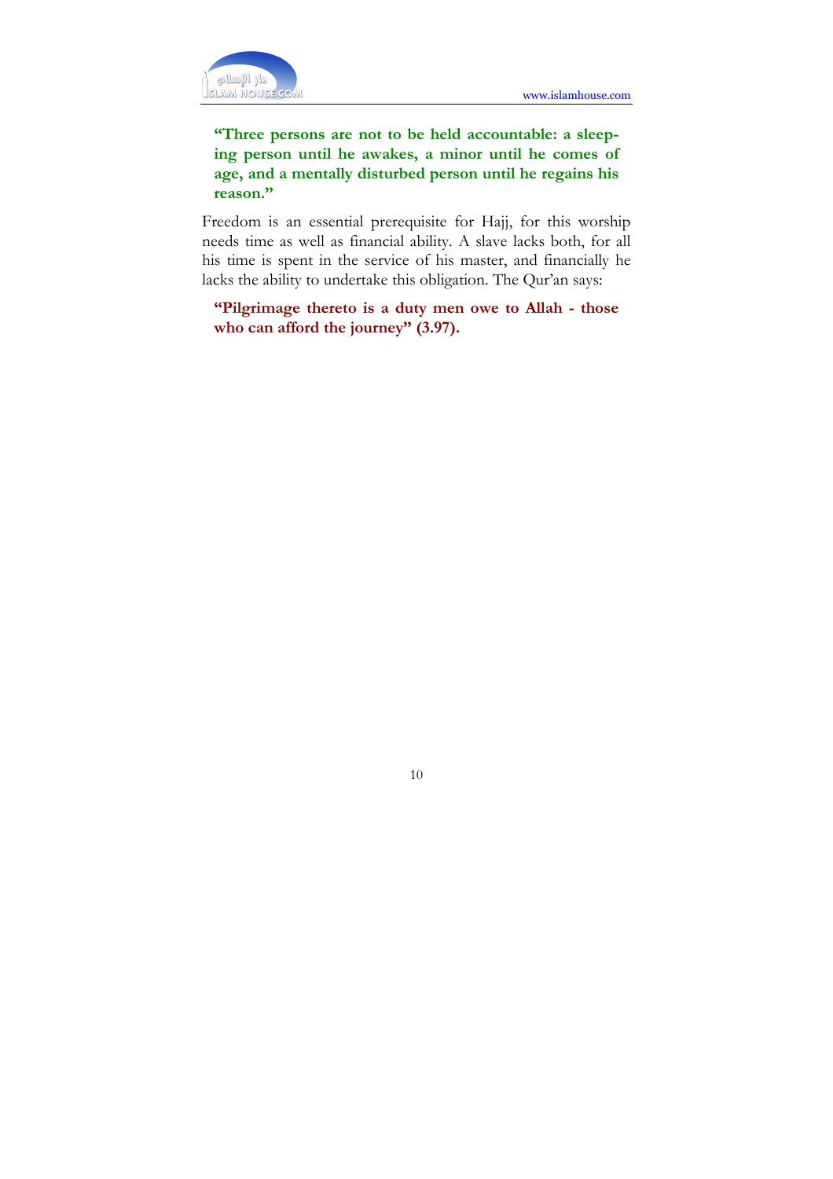**"Three persons are not to be held accountable: a sleeping person until he awakes, a minor until he comes of age, and a mentally disturbed person until he regains his reason."**

Freedom is an essential prerequisite for Hajj, for this worship needs time as well as financial ability. A slave lacks both, for all his time is spent in the service of his master, and financially he lacks the ability to undertake this obligation. The Qur'an says:

**"Pilgrimage thereto is a duty men owe to Allah - those who can afford the journey" (3.97).**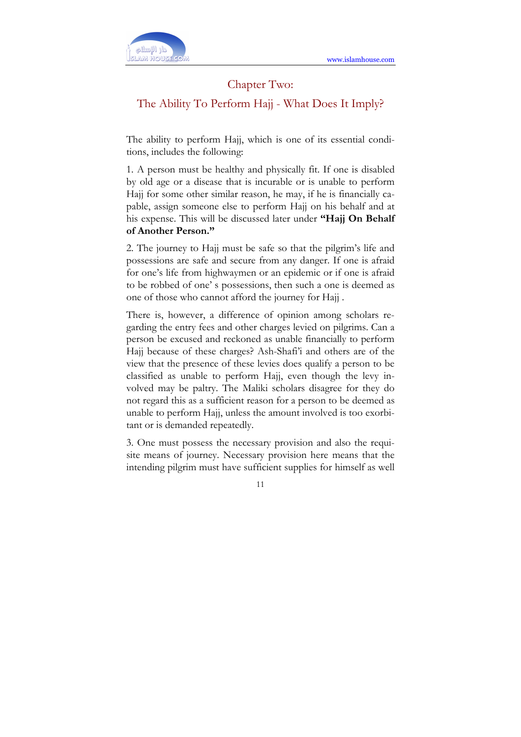## Chapter Two:

## The Ability To Perform Hajj - What Does It Imply?

The ability to perform Hajj, which is one of its essential conditions, includes the following:

1. A person must be healthy and physically fit. If one is disabled by old age or a disease that is incurable or is unable to perform Hajj for some other similar reason, he may, if he is financially capable, assign someone else to perform Hajj on his behalf and at his expense. This will be discussed later under **"Hajj On Behalf of Another Person."**

2. The journey to Hajj must be safe so that the pilgrim's life and possessions are safe and secure from any danger. If one is afraid for one's life from highwaymen or an epidemic or if one is afraid to be robbed of one' s possessions, then such a one is deemed as one of those who cannot afford the journey for Hajj .

There is, however, a difference of opinion among scholars regarding the entry fees and other charges levied on pilgrims. Can a person be excused and reckoned as unable financially to perform Hajj because of these charges? Ash-Shafi'i and others are of the view that the presence of these levies does qualify a person to be classified as unable to perform Hajj, even though the levy involved may be paltry. The Maliki scholars disagree for they do not regard this as a sufficient reason for a person to be deemed as unable to perform Hajj, unless the amount involved is too exorbitant or is demanded repeatedly.

3. One must possess the necessary provision and also the requisite means of journey. Necessary provision here means that the intending pilgrim must have sufficient supplies for himself as well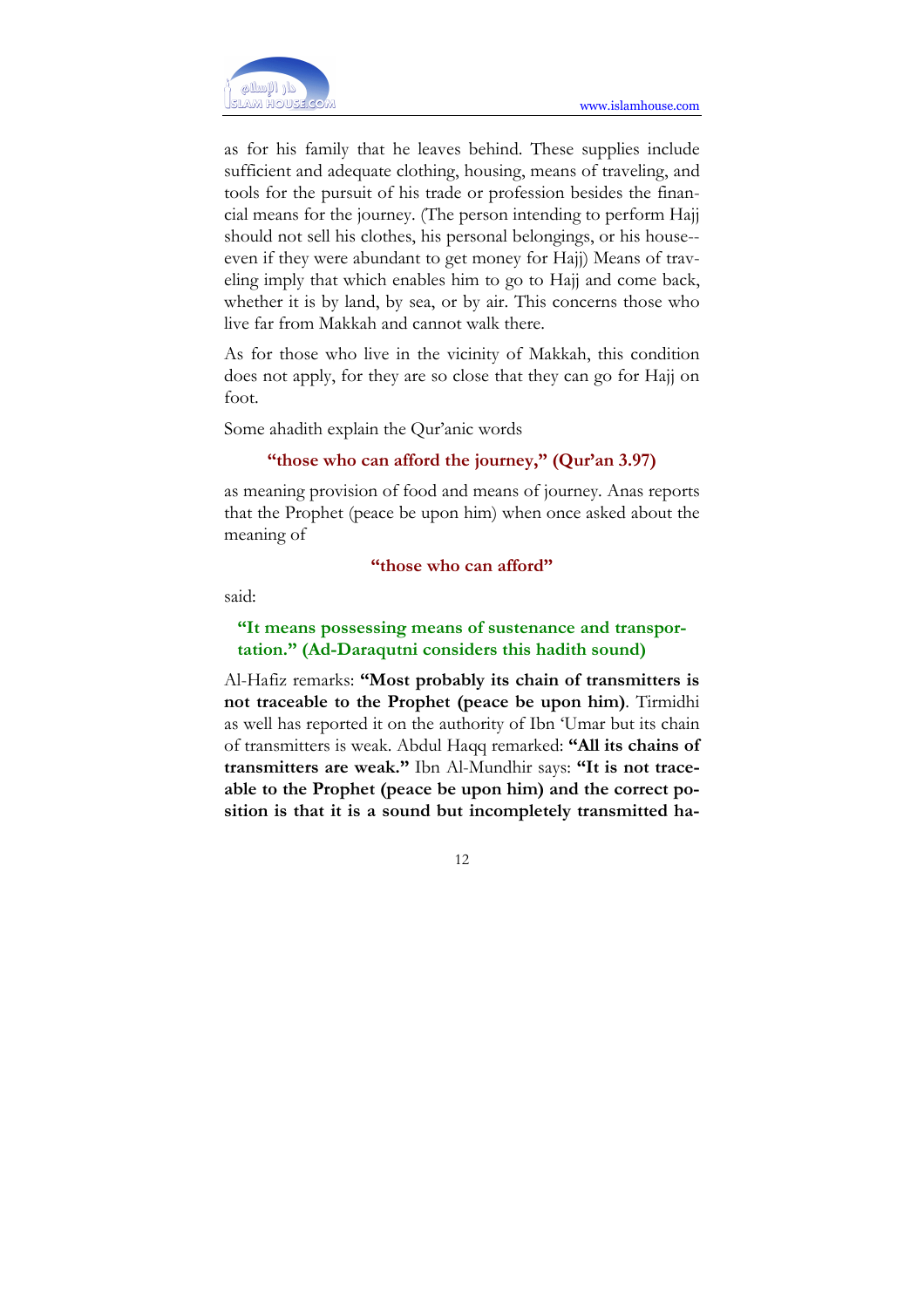as for his family that he leaves behind. These supplies include sufficient and adequate clothing, housing, means of traveling, and tools for the pursuit of his trade or profession besides the financial means for the journey. (The person intending to perform Hajj should not sell his clothes, his personal belongings, or his house--even if they were abundant to get money for Hajj) Means of traveling imply that which enables him to go to Hajj and come back, whether it is by land, by sea, or by air. This concerns those who live far from Makkah and cannot walk there.

As for those who live in the vicinity of Makkah, this condition does not apply, for they are so close that they can go for Hajj on foot.

Some ahadith explain the Qur'anic words

**"those who can afford the journey," (Qur'an 3.97)**

as meaning provision of food and means of journey. Anas reports that the Prophet (peace be upon him) when once asked about the meaning of

**"those who can afford"**

said:

**"It means possessing means of sustenance and transportation." (Ad-Daraqutni considers this hadith sound)**

Al-Hafiz remarks: **"Most probably its chain of transmitters is not traceable to the Prophet (peace be upon him)**. Tirmidhi as well has reported it on the authority of Ibn 'Umar but its chain of transmitters is weak. Abdul Haqq remarked: **"All its chains of transmitters are weak."** Ibn Al-Mundhir says: **"It is not traceable to the Prophet (peace be upon him) and the correct position is that it is a sound but incompletely transmitted ha-**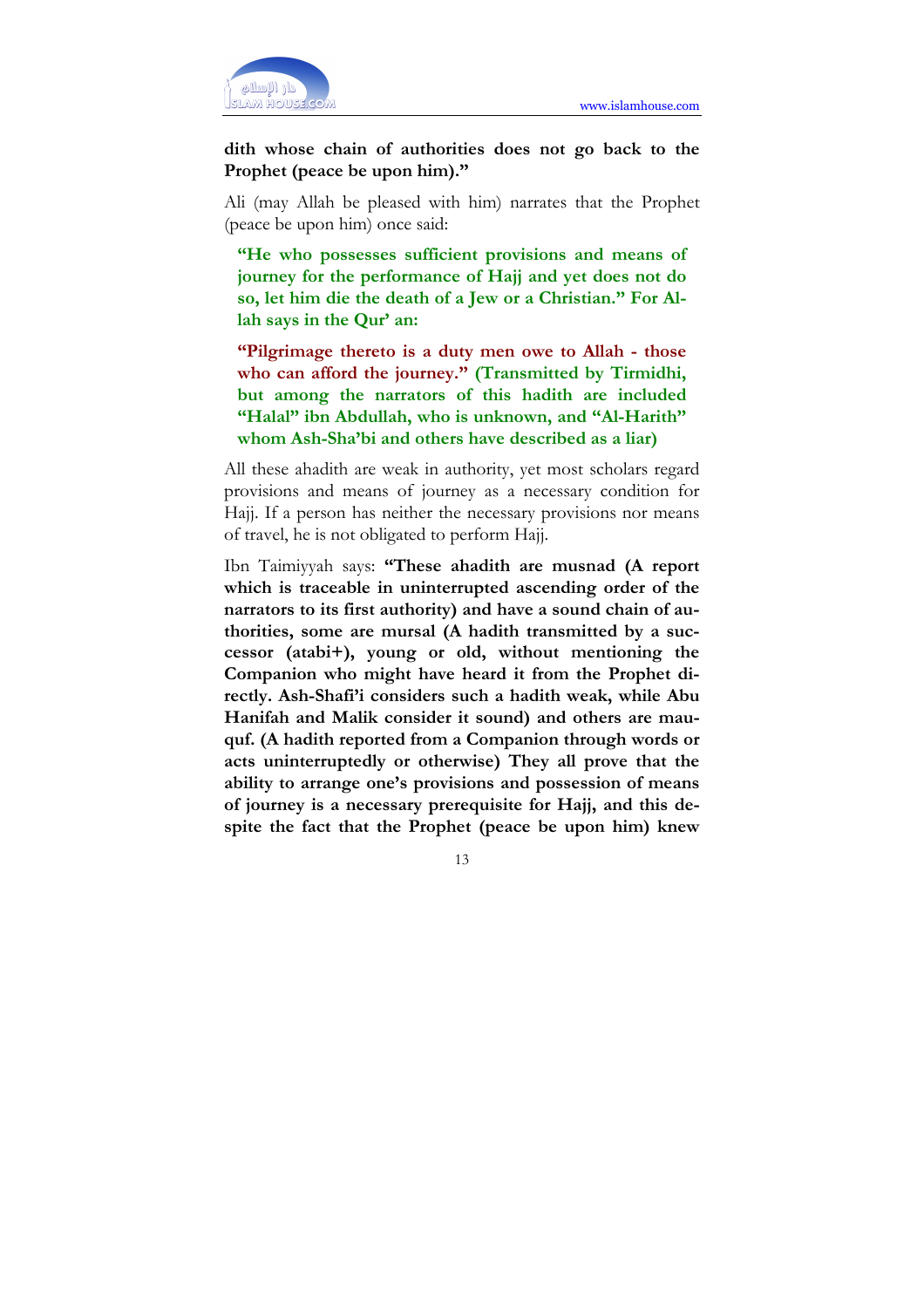**dith whose chain of authorities does not go back to the Prophet (peace be upon him).”**

Ali (may Allah be pleased with him) narrates that the Prophet (peace be upon him) once said:

> **“He who possesses sufficient provisions and means of journey for the performance of Hajj and yet does not do so, let him die the death of a Jew or a Christian.” For Allah says in the Qur’ an:**
>
> **“Pilgrimage thereto is a duty men owe to Allah - those who can afford the journey.” (Transmitted by Tirmidhi, but among the narrators of this hadith are included “Halal” ibn Abdullah, who is unknown, and “Al-Harith” whom Ash-Sha’bi and others have described as a liar)**

All these ahadith are weak in authority, yet most scholars regard provisions and means of journey as a necessary condition for Hajj. If a person has neither the necessary provisions nor means of travel, he is not obligated to perform Hajj.

Ibn Taimiyyah says: **“These ahadith are musnad (A report which is traceable in uninterrupted ascending order of the narrators to its first authority) and have a sound chain of authorities, some are mursal (A hadith transmitted by a successor (atabi+), young or old, without mentioning the Companion who might have heard it from the Prophet directly. Ash-Shafi’i considers such a hadith weak, while Abu Hanifah and Malik consider it sound) and others are mauquf. (A hadith reported from a Companion through words or acts uninterruptedly or otherwise) They all prove that the ability to arrange one’s provisions and possession of means of journey is a necessary prerequisite for Hajj, and this despite the fact that the Prophet (peace be upon him) knew**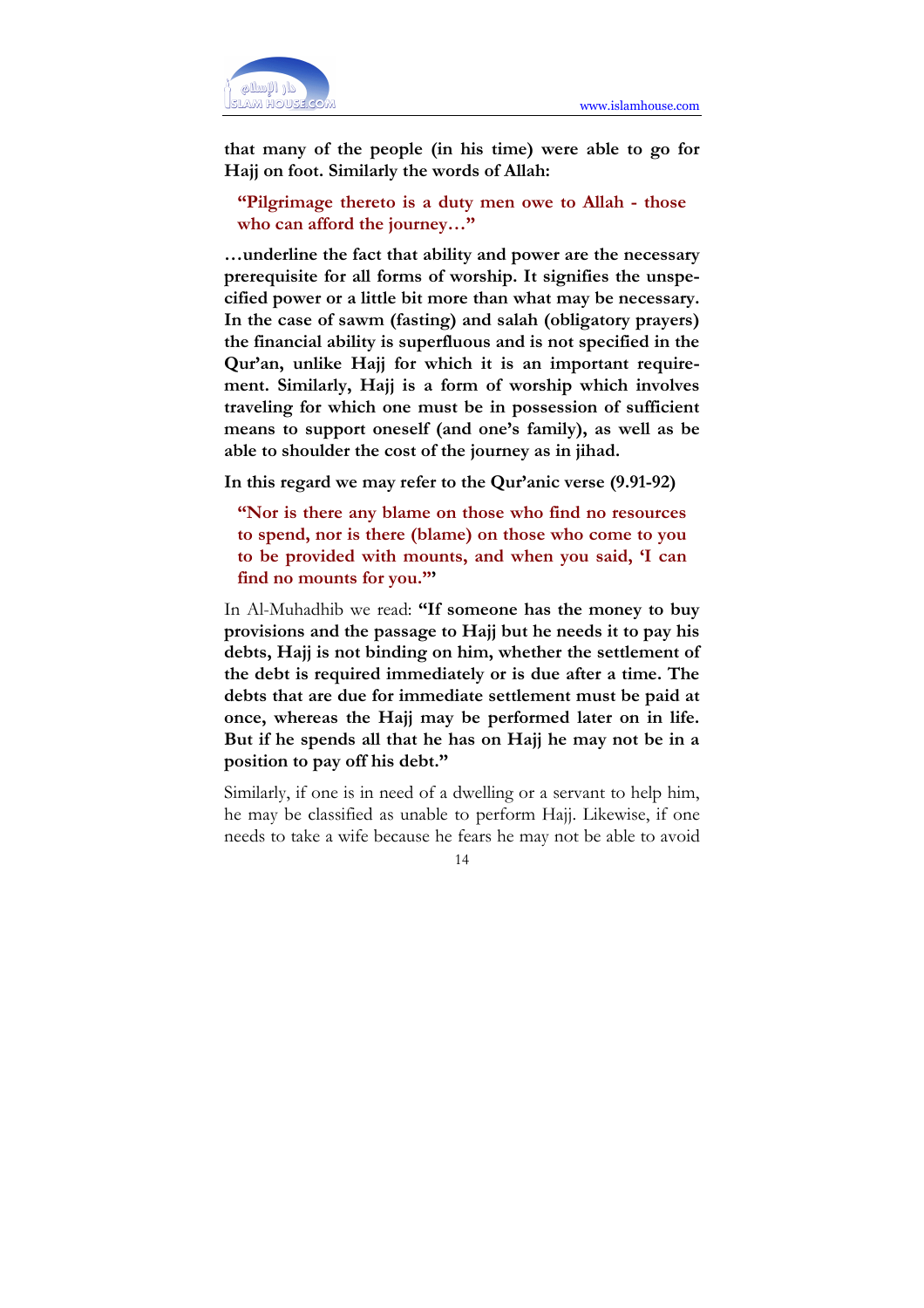**that many of the people (in his time) were able to go for Hajj on foot. Similarly the words of Allah:**

> **"Pilgrimage thereto is a duty men owe to Allah - those who can afford the journey…"**

**…underline the fact that ability and power are the necessary prerequisite for all forms of worship. It signifies the unspecified power or a little bit more than what may be necessary. In the case of sawm (fasting) and salah (obligatory prayers) the financial ability is superfluous and is not specified in the Qur'an, unlike Hajj for which it is an important requirement. Similarly, Hajj is a form of worship which involves traveling for which one must be in possession of sufficient means to support oneself (and one's family), as well as be able to shoulder the cost of the journey as in jihad.**

**In this regard we may refer to the Qur'anic verse (9.91-92)**

> **"Nor is there any blame on those who find no resources to spend, nor is there (blame) on those who come to you to be provided with mounts, and when you said, 'I can find no mounts for you.'"**

In Al-Muhadhib we read: **"If someone has the money to buy provisions and the passage to Hajj but he needs it to pay his debts, Hajj is not binding on him, whether the settlement of the debt is required immediately or is due after a time. The debts that are due for immediate settlement must be paid at once, whereas the Hajj may be performed later on in life. But if he spends all that he has on Hajj he may not be in a position to pay off his debt."**

Similarly, if one is in need of a dwelling or a servant to help him, he may be classified as unable to perform Hajj. Likewise, if one needs to take a wife because he fears he may not be able to avoid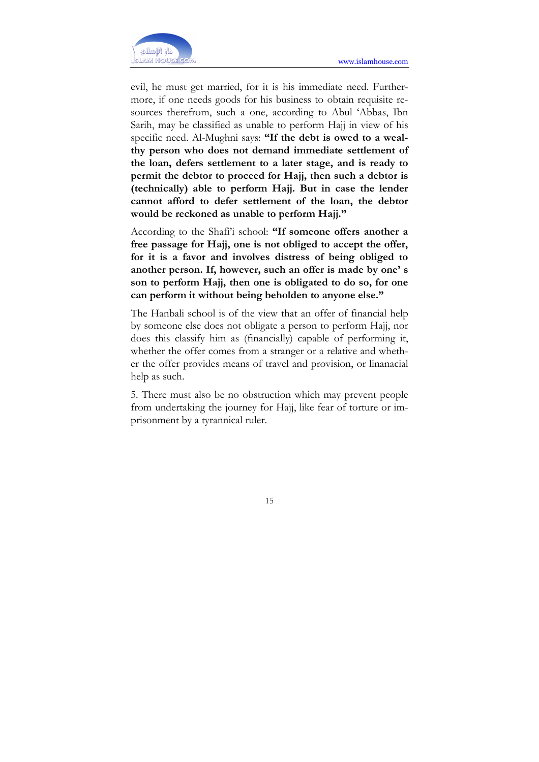evil, he must get married, for it is his immediate need. Furthermore, if one needs goods for his business to obtain requisite resources therefrom, such a one, according to Abul 'Abbas, Ibn Sarih, may be classified as unable to perform Hajj in view of his specific need. Al-Mughni says: **"If the debt is owed to a wealthy person who does not demand immediate settlement of the loan, defers settlement to a later stage, and is ready to permit the debtor to proceed for Hajj, then such a debtor is (technically) able to perform Hajj. But in case the lender cannot afford to defer settlement of the loan, the debtor would be reckoned as unable to perform Hajj."**

According to the Shafi'i school: **"If someone offers another a free passage for Hajj, one is not obliged to accept the offer, for it is a favor and involves distress of being obliged to another person. If, however, such an offer is made by one' s son to perform Hajj, then one is obligated to do so, for one can perform it without being beholden to anyone else."**

The Hanbali school is of the view that an offer of financial help by someone else does not obligate a person to perform Hajj, nor does this classify him as (financially) capable of performing it, whether the offer comes from a stranger or a relative and whether the offer provides means of travel and provision, or linanacial help as such.

5. There must also be no obstruction which may prevent people from undertaking the journey for Hajj, like fear of torture or imprisonment by a tyrannical ruler.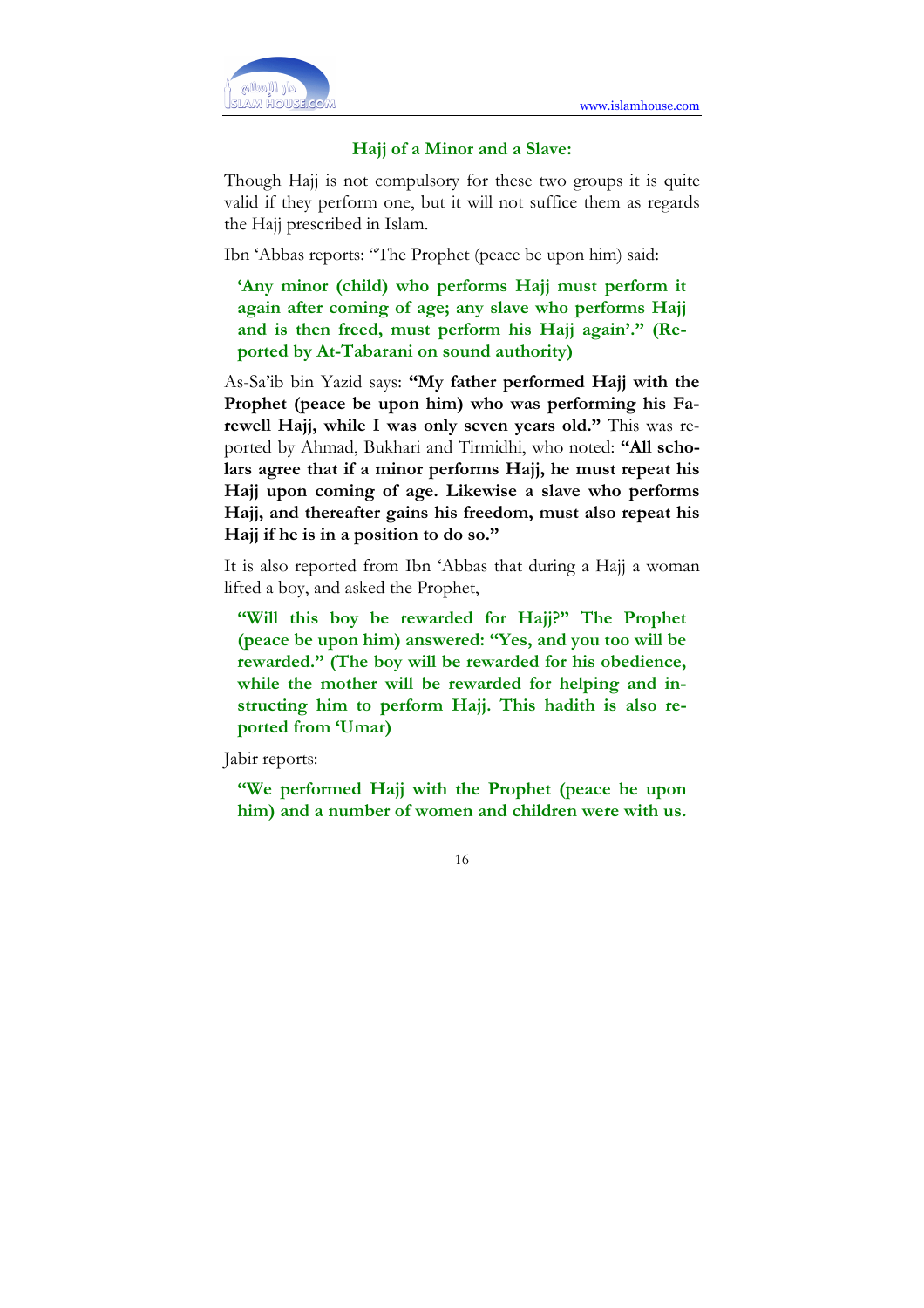### Hajj of a Minor and a Slave:

Though Hajj is not compulsory for these two groups it is quite valid if they perform one, but it will not suffice them as regards the Hajj prescribed in Islam.

Ibn 'Abbas reports: "The Prophet (peace be upon him) said:

> **'Any minor (child) who performs Hajj must perform it again after coming of age; any slave who performs Hajj and is then freed, must perform his Hajj again'." (Reported by At-Tabarani on sound authority)**

As-Sa'ib bin Yazid says: **"My father performed Hajj with the Prophet (peace be upon him) who was performing his Farewell Hajj, while I was only seven years old."** This was reported by Ahmad, Bukhari and Tirmidhi, who noted: **"All scholars agree that if a minor performs Hajj, he must repeat his Hajj upon coming of age. Likewise a slave who performs Hajj, and thereafter gains his freedom, must also repeat his Hajj if he is in a position to do so."**

It is also reported from Ibn 'Abbas that during a Hajj a woman lifted a boy, and asked the Prophet,

> **"Will this boy be rewarded for Hajj?" The Prophet (peace be upon him) answered: "Yes, and you too will be rewarded." (The boy will be rewarded for his obedience, while the mother will be rewarded for helping and instructing him to perform Hajj. This hadith is also reported from 'Umar)**

Jabir reports:

> **"We performed Hajj with the Prophet (peace be upon him) and a number of women and children were with us.**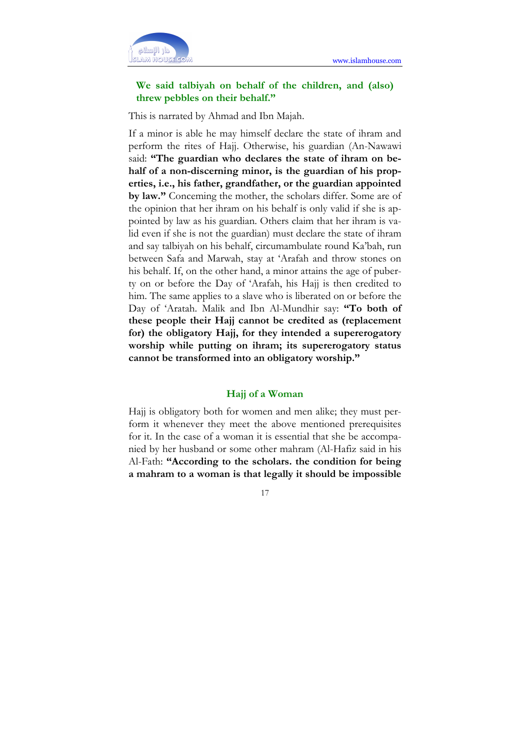**We said talbiyah on behalf of the children, and (also) threw pebbles on their behalf."**

This is narrated by Ahmad and Ibn Majah.

If a minor is able he may himself declare the state of ihram and perform the rites of Hajj. Otherwise, his guardian (An-Nawawi said: **"The guardian who declares the state of ihram on behalf of a non-discerning minor, is the guardian of his properties, i.e., his father, grandfather, or the guardian appointed by law."** Conceming the mother, the scholars differ. Some are of the opinion that her ihram on his behalf is only valid if she is appointed by law as his guardian. Others claim that her ihram is valid even if she is not the guardian) must declare the state of ihram and say talbiyah on his behalf, circumambulate round Ka'bah, run between Safa and Marwah, stay at 'Arafah and throw stones on his behalf. If, on the other hand, a minor attains the age of puberty on or before the Day of 'Arafah, his Hajj is then credited to him. The same applies to a slave who is liberated on or before the Day of 'Aratah. Malik and Ibn Al-Mundhir say: **"To both of these people their Hajj cannot be credited as (replacement for) the obligatory Hajj, for they intended a supererogatory worship while putting on ihram; its supererogatory status cannot be transformed into an obligatory worship."**

## Hajj of a Woman

Hajj is obligatory both for women and men alike; they must perform it whenever they meet the above mentioned prerequisites for it. In the case of a woman it is essential that she be accompanied by her husband or some other mahram (Al-Hafiz said in his Al-Fath: **"According to the scholars. the condition for being a mahram to a woman is that legally it should be impossible**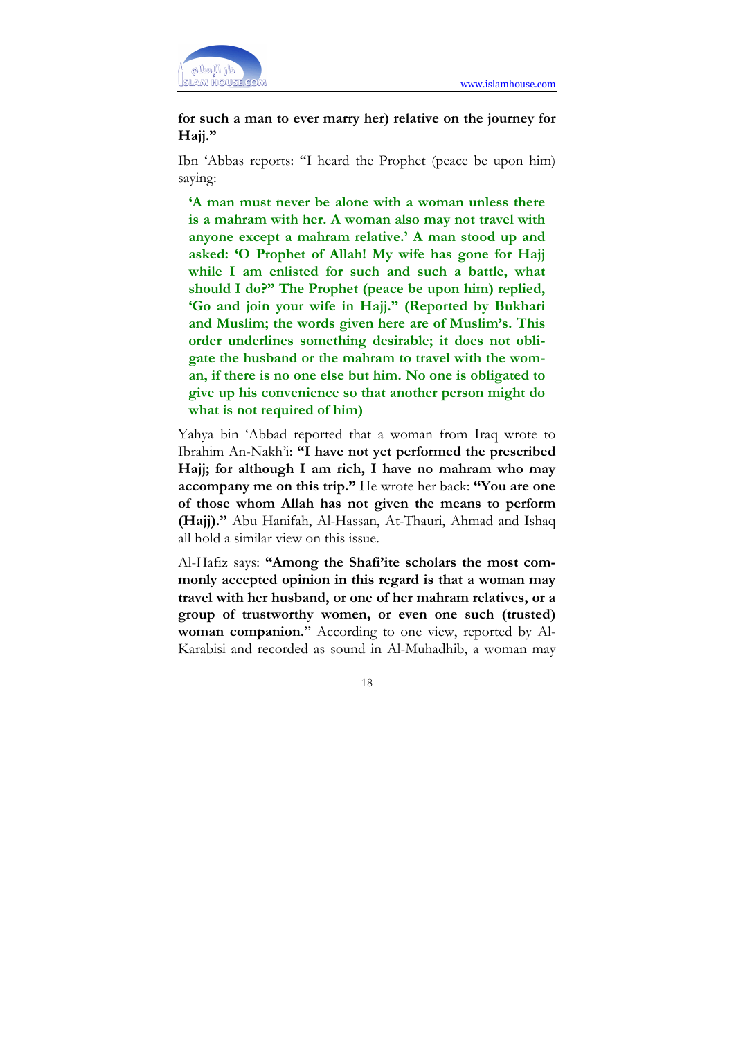**for such a man to ever marry her) relative on the journey for Hajj."**

Ibn 'Abbas reports: "I heard the Prophet (peace be upon him) saying:

> **'A man must never be alone with a woman unless there is a mahram with her. A woman also may not travel with anyone except a mahram relative.' A man stood up and asked: 'O Prophet of Allah! My wife has gone for Hajj while I am enlisted for such and such a battle, what should I do?" The Prophet (peace be upon him) replied, 'Go and join your wife in Hajj." (Reported by Bukhari and Muslim; the words given here are of Muslim's. This order underlines something desirable; it does not obligate the husband or the mahram to travel with the woman, if there is no one else but him. No one is obligated to give up his convenience so that another person might do what is not required of him)**

Yahya bin 'Abbad reported that a woman from Iraq wrote to Ibrahim An-Nakh'i: **"I have not yet performed the prescribed Hajj; for although I am rich, I have no mahram who may accompany me on this trip."** He wrote her back: **"You are one of those whom Allah has not given the means to perform (Hajj)."** Abu Hanifah, Al-Hassan, At-Thauri, Ahmad and Ishaq all hold a similar view on this issue.

Al-Hafiz says: **"Among the Shafi'ite scholars the most commonly accepted opinion in this regard is that a woman may travel with her husband, or one of her mahram relatives, or a group of trustworthy women, or even one such (trusted) woman companion."** According to one view, reported by Al-Karabisi and recorded as sound in Al-Muhadhib, a woman may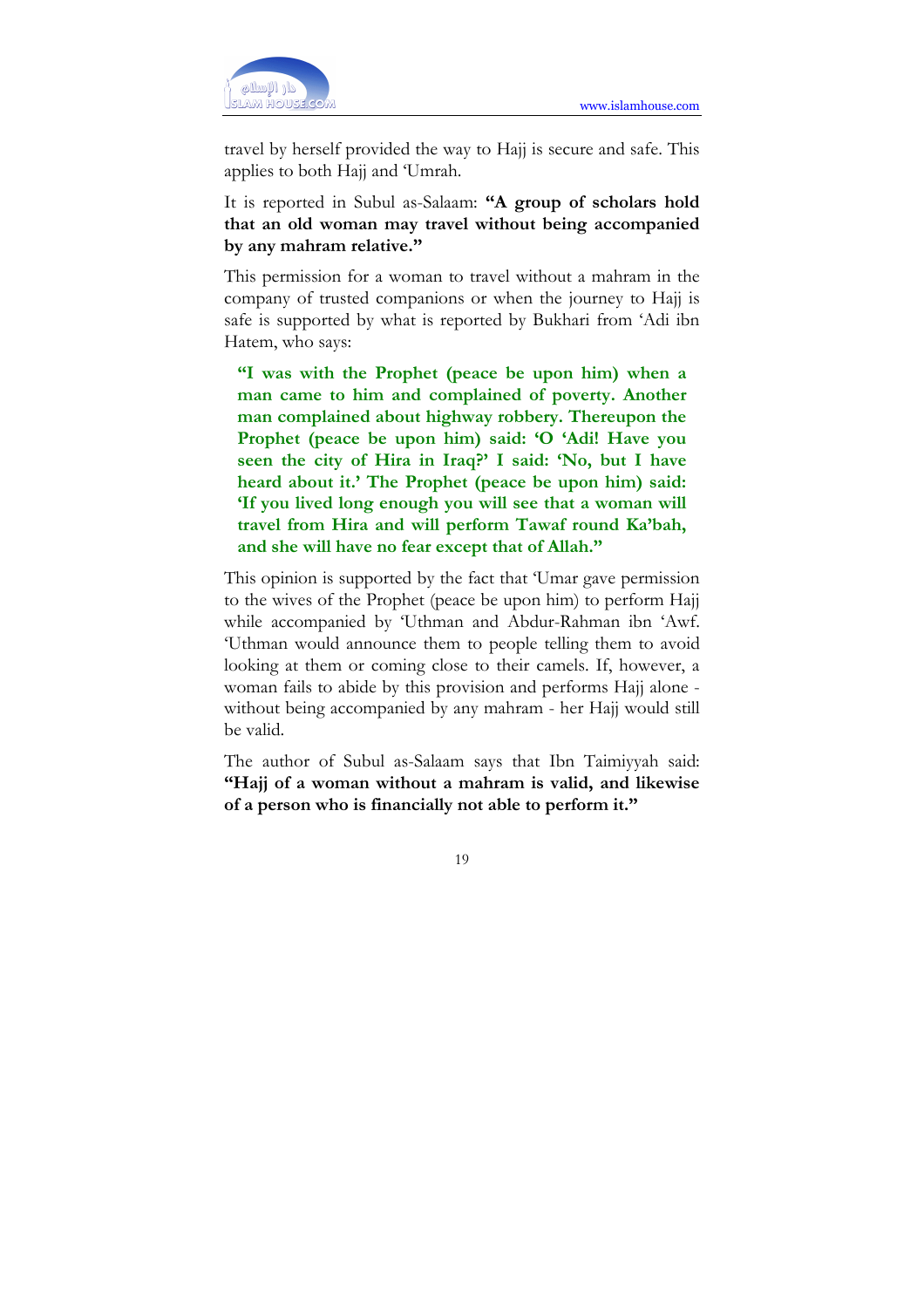travel by herself provided the way to Hajj is secure and safe. This applies to both Hajj and 'Umrah.

It is reported in Subul as-Salaam: **"A group of scholars hold that an old woman may travel without being accompanied by any mahram relative."**

This permission for a woman to travel without a mahram in the company of trusted companions or when the journey to Hajj is safe is supported by what is reported by Bukhari from 'Adi ibn Hatem, who says:

> **"I was with the Prophet (peace be upon him) when a man came to him and complained of poverty. Another man complained about highway robbery. Thereupon the Prophet (peace be upon him) said: 'O 'Adi! Have you seen the city of Hira in Iraq?' I said: 'No, but I have heard about it.' The Prophet (peace be upon him) said: 'If you lived long enough you will see that a woman will travel from Hira and will perform Tawaf round Ka'bah, and she will have no fear except that of Allah."**

This opinion is supported by the fact that 'Umar gave permission to the wives of the Prophet (peace be upon him) to perform Hajj while accompanied by 'Uthman and Abdur-Rahman ibn 'Awf. 'Uthman would announce them to people telling them to avoid looking at them or coming close to their camels. If, however, a woman fails to abide by this provision and performs Hajj alone - without being accompanied by any mahram - her Hajj would still be valid.

The author of Subul as-Salaam says that Ibn Taimiyyah said: **"Hajj of a woman without a mahram is valid, and likewise of a person who is financially not able to perform it."**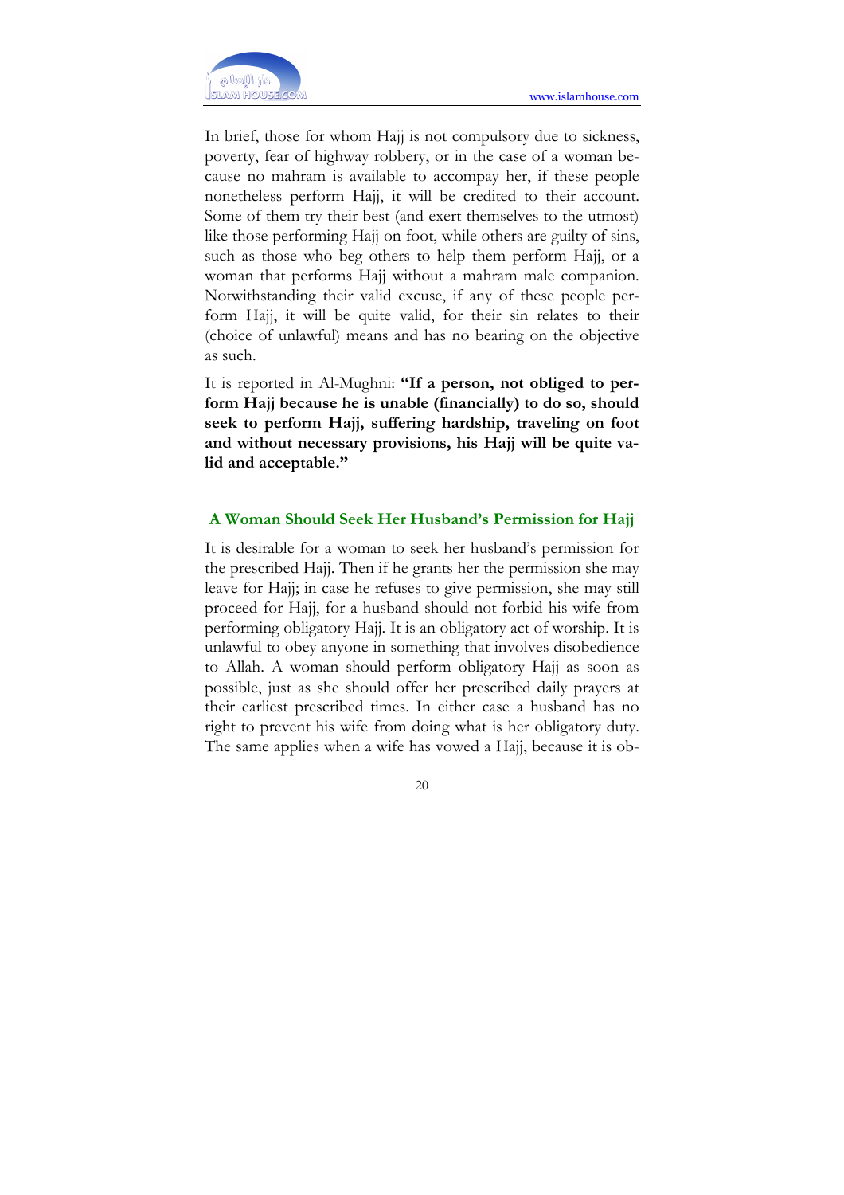In brief, those for whom Hajj is not compulsory due to sickness, poverty, fear of highway robbery, or in the case of a woman because no mahram is available to accompay her, if these people nonetheless perform Hajj, it will be credited to their account. Some of them try their best (and exert themselves to the utmost) like those performing Hajj on foot, while others are guilty of sins, such as those who beg others to help them perform Hajj, or a woman that performs Hajj without a mahram male companion. Notwithstanding their valid excuse, if any of these people perform Hajj, it will be quite valid, for their sin relates to their (choice of unlawful) means and has no bearing on the objective as such.

It is reported in Al-Mughni: **"If a person, not obliged to perform Hajj because he is unable (financially) to do so, should seek to perform Hajj, suffering hardship, traveling on foot and without necessary provisions, his Hajj will be quite valid and acceptable."**

## A Woman Should Seek Her Husband's Permission for Hajj

It is desirable for a woman to seek her husband's permission for the prescribed Hajj. Then if he grants her the permission she may leave for Hajj; in case he refuses to give permission, she may still proceed for Hajj, for a husband should not forbid his wife from performing obligatory Hajj. It is an obligatory act of worship. It is unlawful to obey anyone in something that involves disobedience to Allah. A woman should perform obligatory Hajj as soon as possible, just as she should offer her prescribed daily prayers at their earliest prescribed times. In either case a husband has no right to prevent his wife from doing what is her obligatory duty. The same applies when a wife has vowed a Hajj, because it is ob-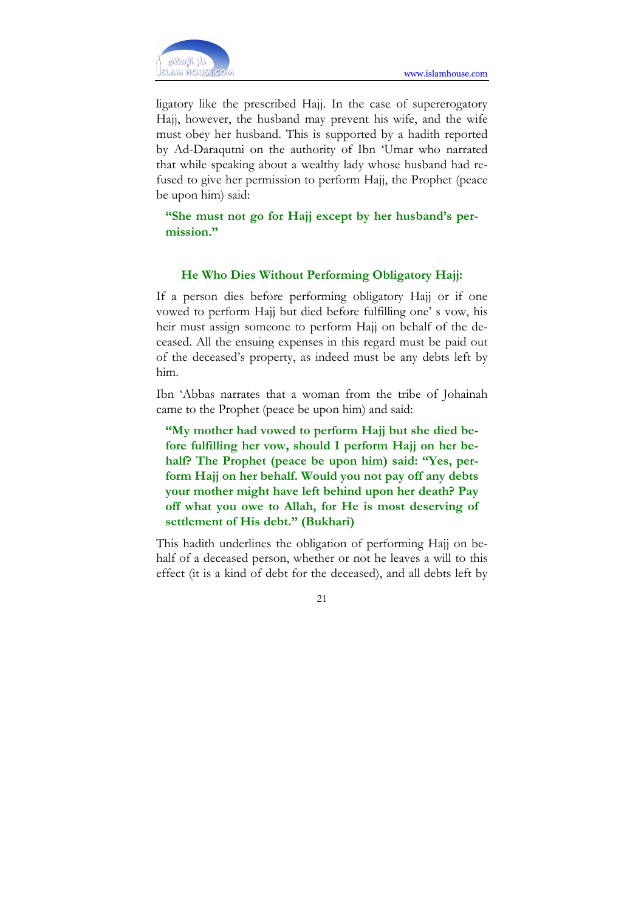ligatory like the prescribed Hajj. In the case of supererogatory Hajj, however, the husband may prevent his wife, and the wife must obey her husband. This is supported by a hadith reported by Ad-Daraqutni on the authority of Ibn 'Umar who narrated that while speaking about a wealthy lady whose husband had refused to give her permission to perform Hajj, the Prophet (peace be upon him) said:

> **"She must not go for Hajj except by her husband's permission."**

### He Who Dies Without Performing Obligatory Hajj:

If a person dies before performing obligatory Hajj or if one vowed to perform Hajj but died before fulfilling one' s vow, his heir must assign someone to perform Hajj on behalf of the deceased. All the ensuing expenses in this regard must be paid out of the deceased's property, as indeed must be any debts left by him.

Ibn 'Abbas narrates that a woman from the tribe of Johainah came to the Prophet (peace be upon him) and said:

> **"My mother had vowed to perform Hajj but she died before fulfilling her vow, should I perform Hajj on her behalf? The Prophet (peace be upon him) said: "Yes, perform Hajj on her behalf. Would you not pay off any debts your mother might have left behind upon her death? Pay off what you owe to Allah, for He is most deserving of settlement of His debt." (Bukhari)**

This hadith underlines the obligation of performing Hajj on behalf of a deceased person, whether or not he leaves a will to this effect (it is a kind of debt for the deceased), and all debts left by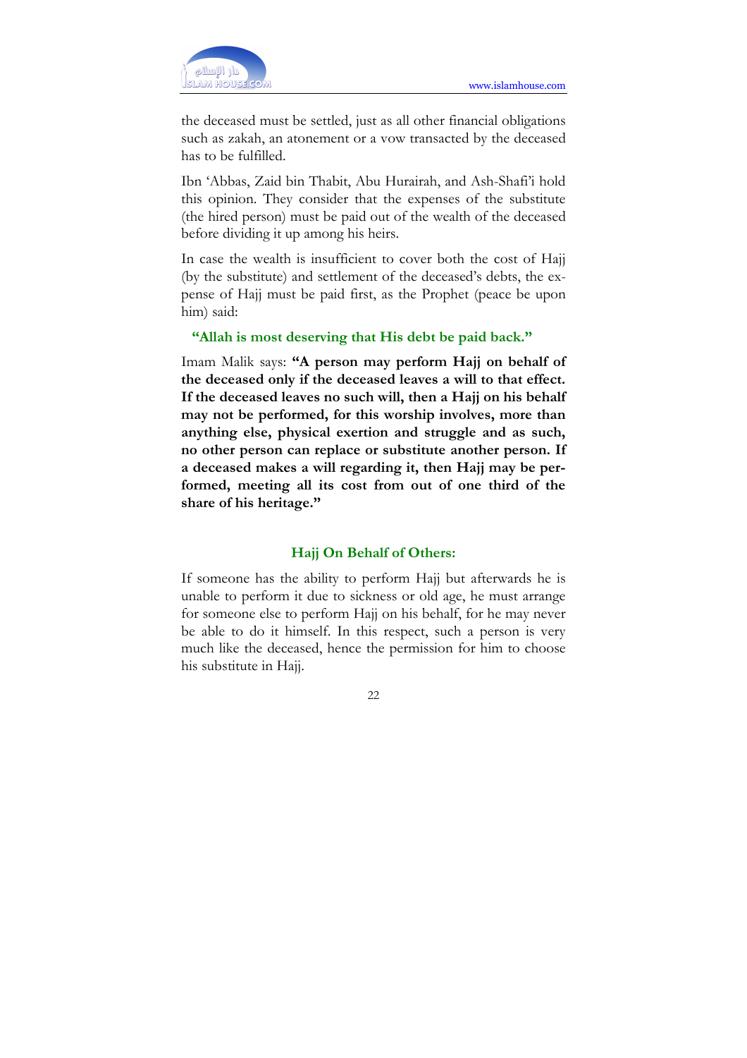the deceased must be settled, just as all other financial obligations such as zakah, an atonement or a vow transacted by the deceased has to be fulfilled.

Ibn 'Abbas, Zaid bin Thabit, Abu Hurairah, and Ash-Shafi'i hold this opinion. They consider that the expenses of the substitute (the hired person) must be paid out of the wealth of the deceased before dividing it up among his heirs.

In case the wealth is insufficient to cover both the cost of Hajj (by the substitute) and settlement of the deceased's debts, the expense of Hajj must be paid first, as the Prophet (peace be upon him) said:

**"Allah is most deserving that His debt be paid back."**

Imam Malik says: **"A person may perform Hajj on behalf of the deceased only if the deceased leaves a will to that effect. If the deceased leaves no such will, then a Hajj on his behalf may not be performed, for this worship involves, more than anything else, physical exertion and struggle and as such, no other person can replace or substitute another person. If a deceased makes a will regarding it, then Hajj may be performed, meeting all its cost from out of one third of the share of his heritage."**

### Hajj On Behalf of Others:

If someone has the ability to perform Hajj but afterwards he is unable to perform it due to sickness or old age, he must arrange for someone else to perform Hajj on his behalf, for he may never be able to do it himself. In this respect, such a person is very much like the deceased, hence the permission for him to choose his substitute in Hajj.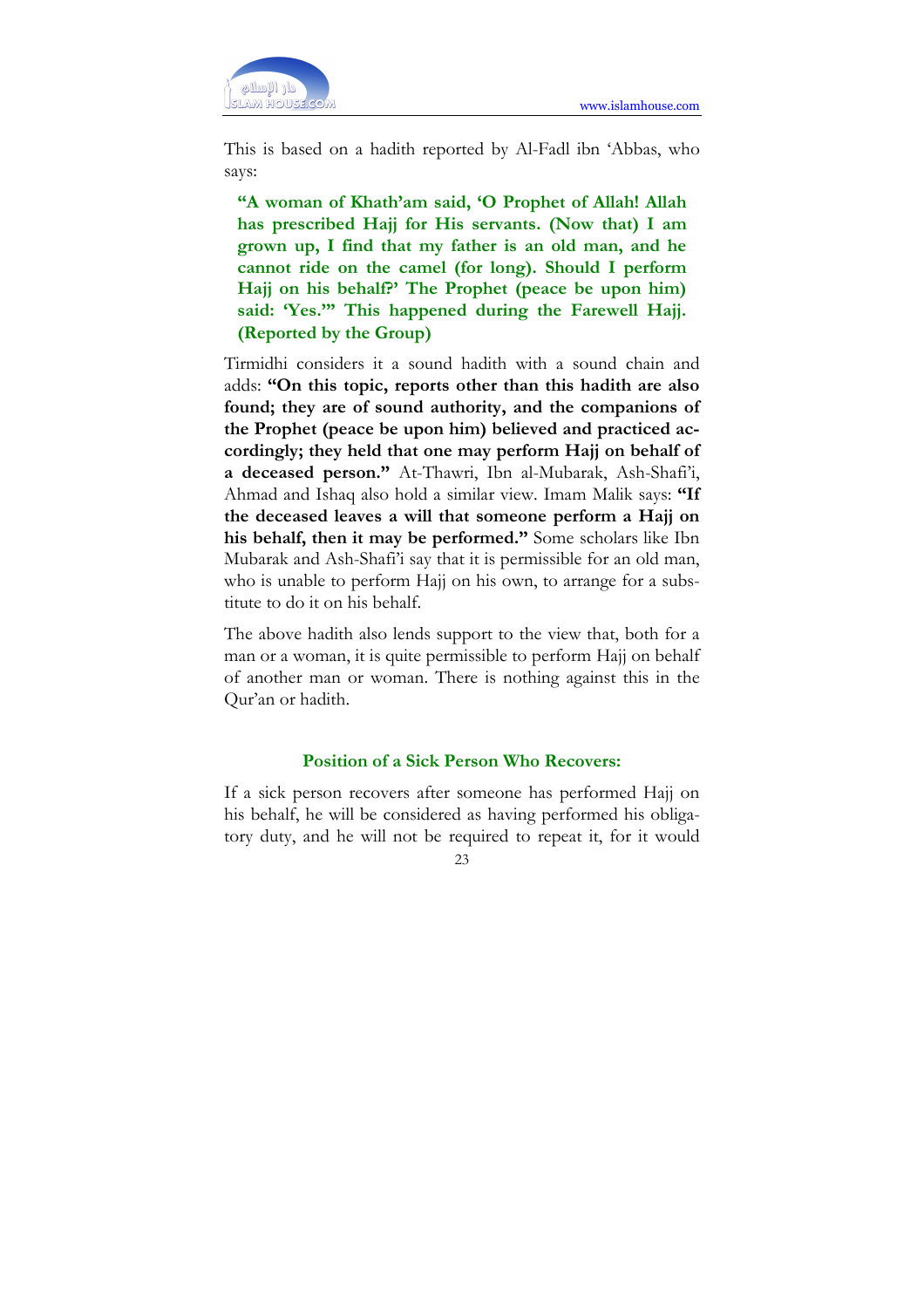This is based on a hadith reported by Al-Fadl ibn 'Abbas, who says:

> **"A woman of Khath'am said, 'O Prophet of Allah! Allah has prescribed Hajj for His servants. (Now that) I am grown up, I find that my father is an old man, and he cannot ride on the camel (for long). Should I perform Hajj on his behalf?' The Prophet (peace be upon him) said: 'Yes.'" This happened during the Farewell Hajj. (Reported by the Group)**

Tirmidhi considers it a sound hadith with a sound chain and adds: **"On this topic, reports other than this hadith are also found; they are of sound authority, and the companions of the Prophet (peace be upon him) believed and practiced accordingly; they held that one may perform Hajj on behalf of a deceased person."** At-Thawri, Ibn al-Mubarak, Ash-Shafi'i, Ahmad and Ishaq also hold a similar view. Imam Malik says: **"If the deceased leaves a will that someone perform a Hajj on his behalf, then it may be performed."** Some scholars like Ibn Mubarak and Ash-Shafi'i say that it is permissible for an old man, who is unable to perform Hajj on his own, to arrange for a substitute to do it on his behalf.

The above hadith also lends support to the view that, both for a man or a woman, it is quite permissible to perform Hajj on behalf of another man or woman. There is nothing against this in the Qur'an or hadith.

### Position of a Sick Person Who Recovers:

If a sick person recovers after someone has performed Hajj on his behalf, he will be considered as having performed his obligatory duty, and he will not be required to repeat it, for it would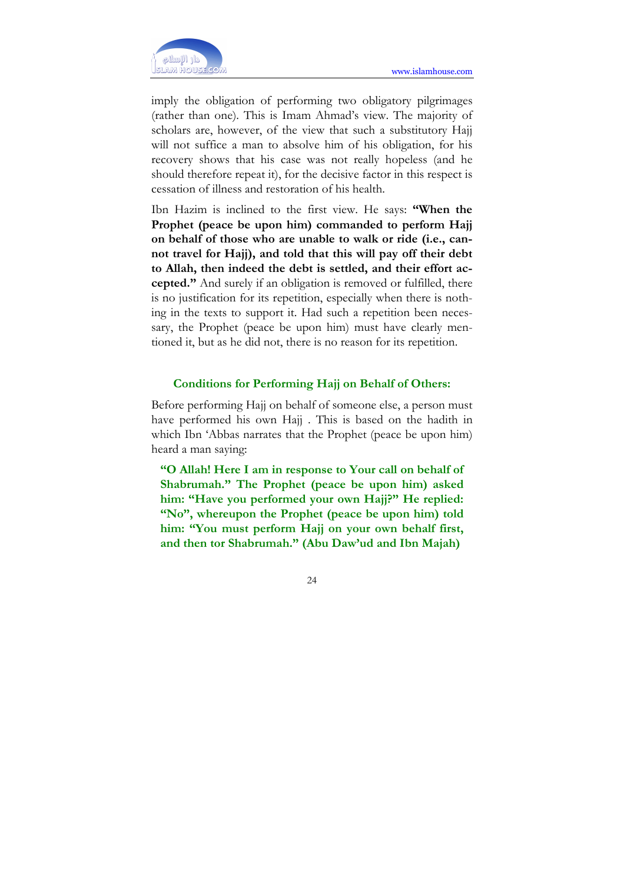imply the obligation of performing two obligatory pilgrimages (rather than one). This is Imam Ahmad's view. The majority of scholars are, however, of the view that such a substitutory Hajj will not suffice a man to absolve him of his obligation, for his recovery shows that his case was not really hopeless (and he should therefore repeat it), for the decisive factor in this respect is cessation of illness and restoration of his health.

Ibn Hazim is inclined to the first view. He says: **"When the Prophet (peace be upon him) commanded to perform Hajj on behalf of those who are unable to walk or ride (i.e., cannot travel for Hajj), and told that this will pay off their debt to Allah, then indeed the debt is settled, and their effort accepted."** And surely if an obligation is removed or fulfilled, there is no justification for its repetition, especially when there is nothing in the texts to support it. Had such a repetition been necessary, the Prophet (peace be upon him) must have clearly mentioned it, but as he did not, there is no reason for its repetition.

### Conditions for Performing Hajj on Behalf of Others:

Before performing Hajj on behalf of someone else, a person must have performed his own Hajj . This is based on the hadith in which Ibn 'Abbas narrates that the Prophet (peace be upon him) heard a man saying:

> **"O Allah! Here I am in response to Your call on behalf of Shabrumah." The Prophet (peace be upon him) asked him: "Have you performed your own Hajj?" He replied: "No", whereupon the Prophet (peace be upon him) told him: "You must perform Hajj on your own behalf first, and then tor Shabrumah." (Abu Daw'ud and Ibn Majah)**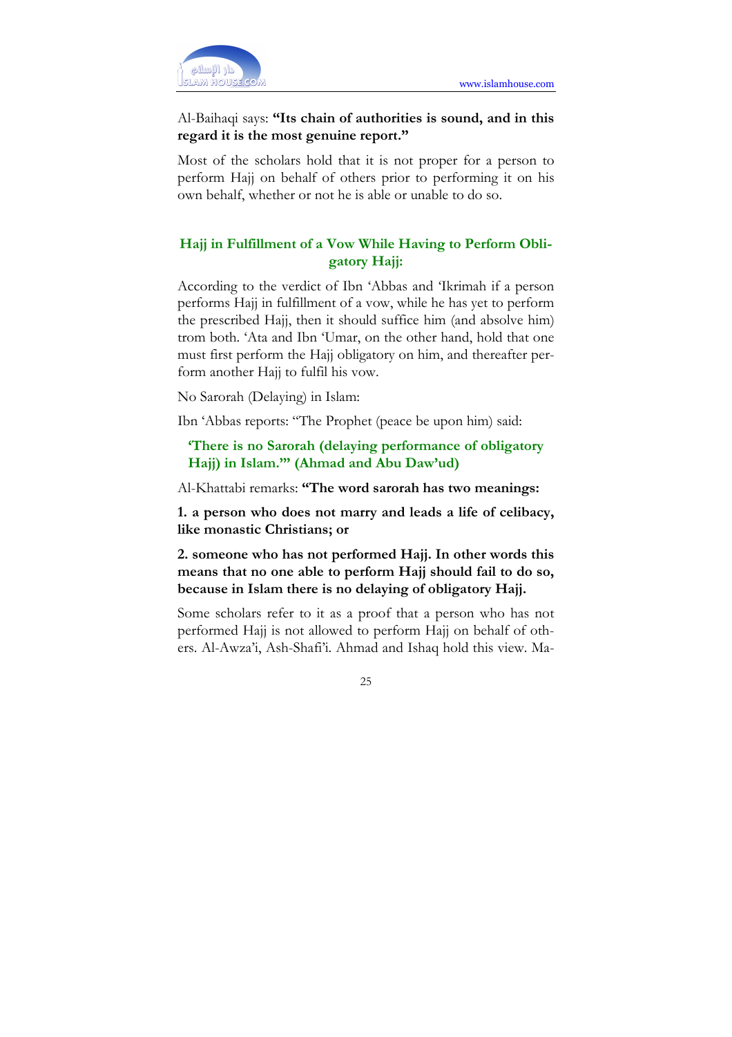Al-Baihaqi says: **"Its chain of authorities is sound, and in this regard it is the most genuine report."**

Most of the scholars hold that it is not proper for a person to perform Hajj on behalf of others prior to performing it on his own behalf, whether or not he is able or unable to do so.

### Hajj in Fulfillment of a Vow While Having to Perform Obligatory Hajj:

According to the verdict of Ibn 'Abbas and 'Ikrimah if a person performs Hajj in fulfillment of a vow, while he has yet to perform the prescribed Hajj, then it should suffice him (and absolve him) trom both. 'Ata and Ibn 'Umar, on the other hand, hold that one must first perform the Hajj obligatory on him, and thereafter perform another Hajj to fulfil his vow.

No Sarorah (Delaying) in Islam:

Ibn 'Abbas reports: "The Prophet (peace be upon him) said:

> **'There is no Sarorah (delaying performance of obligatory Hajj) in Islam.'" (Ahmad and Abu Daw'ud)**

Al-Khattabi remarks: **"The word sarorah has two meanings:**

**1. a person who does not marry and leads a life of celibacy, like monastic Christians; or**

**2. someone who has not performed Hajj. In other words this means that no one able to perform Hajj should fail to do so, because in Islam there is no delaying of obligatory Hajj.**

Some scholars refer to it as a proof that a person who has not performed Hajj is not allowed to perform Hajj on behalf of others. Al-Awza'i, Ash-Shafi'i. Ahmad and Ishaq hold this view. Ma-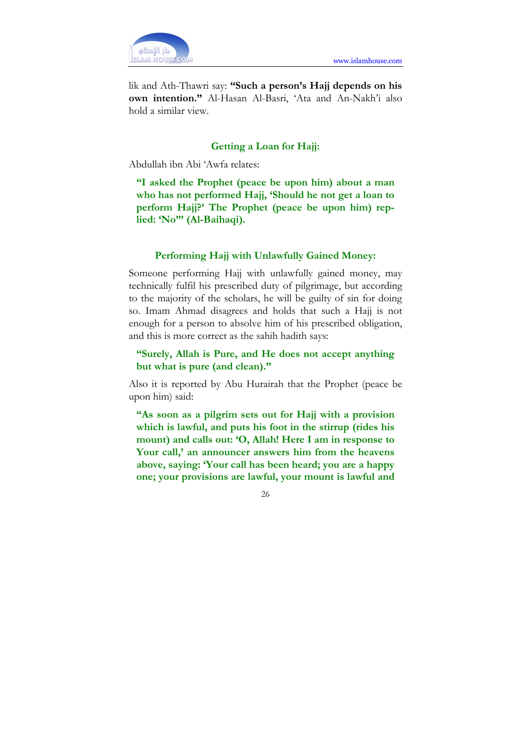lik and Ath-Thawri say: **"Such a person's Hajj depends on his own intention."** Al-Hasan Al-Basri, 'Ata and An-Nakh'i also hold a similar view.

### Getting a Loan for Hajj:

Abdullah ibn Abi 'Awfa relates:

> **"I asked the Prophet (peace be upon him) about a man who has not performed Hajj, 'Should he not get a loan to perform Hajj?' The Prophet (peace be upon him) replied: 'No'" (Al-Baihaqi).**

### Performing Hajj with Unlawfully Gained Money:

Someone performing Hajj with unlawfully gained money, may technically fulfil his prescribed duty of pilgrimage, but according to the majority of the scholars, he will be guilty of sin for doing so. Imam Ahmad disagrees and holds that such a Hajj is not enough for a person to absolve him of his prescribed obligation, and this is more correct as the sahih hadith says:

> **"Surely, Allah is Pure, and He does not accept anything but what is pure (and clean)."**

Also it is reported by Abu Hurairah that the Prophet (peace be upon him) said:

> **"As soon as a pilgrim sets out for Hajj with a provision which is lawful, and puts his foot in the stirrup (rides his mount) and calls out: 'O, Allah! Here I am in response to Your call,' an announcer answers him from the heavens above, saying: 'Your call has been heard; you are a happy one; your provisions are lawful, your mount is lawful and**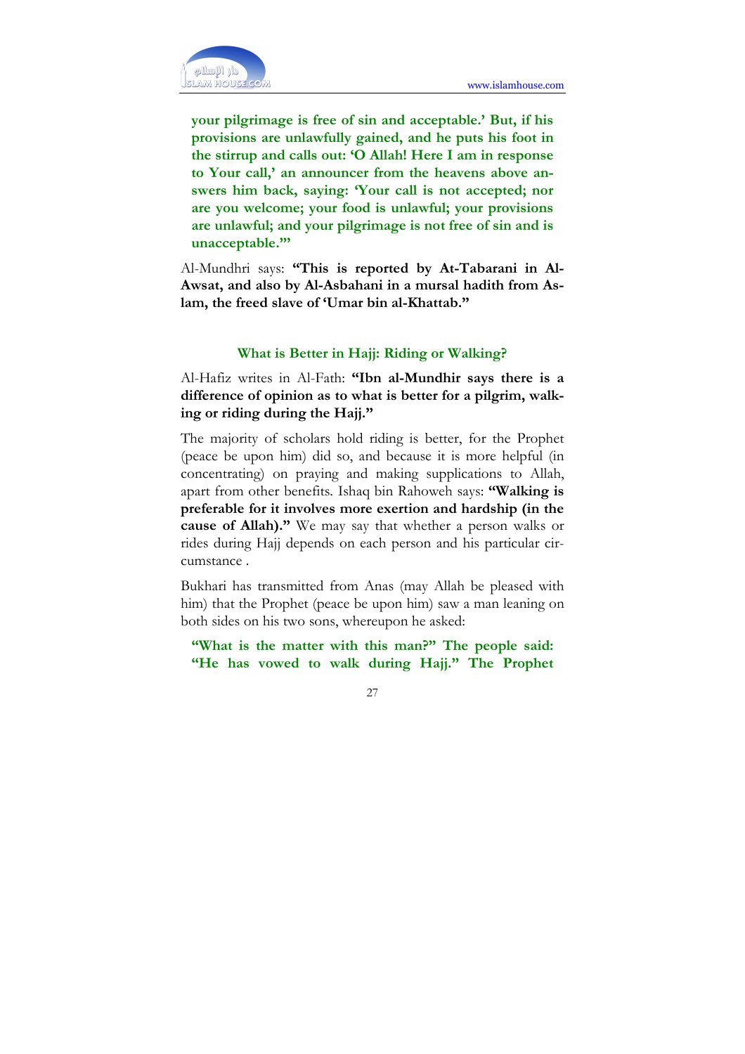**your pilgrimage is free of sin and acceptable.' But, if his provisions are unlawfully gained, and he puts his foot in the stirrup and calls out: 'O Allah! Here I am in response to Your call,' an announcer from the heavens above answers him back, saying: 'Your call is not accepted; nor are you welcome; your food is unlawful; your provisions are unlawful; and your pilgrimage is not free of sin and is unacceptable.'"**

Al-Mundhri says: **"This is reported by At-Tabarani in Al-Awsat, and also by Al-Asbahani in a mursal hadith from Aslam, the freed slave of 'Umar bin al-Khattab."**

### What is Better in Hajj: Riding or Walking?

Al-Hafiz writes in Al-Fath: **"Ibn al-Mundhir says there is a difference of opinion as to what is better for a pilgrim, walking or riding during the Hajj."**

The majority of scholars hold riding is better, for the Prophet (peace be upon him) did so, and because it is more helpful (in concentrating) on praying and making supplications to Allah, apart from other benefits. Ishaq bin Rahoweh says: **"Walking is preferable for it involves more exertion and hardship (in the cause of Allah)."** We may say that whether a person walks or rides during Hajj depends on each person and his particular circumstance .

Bukhari has transmitted from Anas (may Allah be pleased with him) that the Prophet (peace be upon him) saw a man leaning on both sides on his two sons, whereupon he asked:

**"What is the matter with this man?" The people said: "He has vowed to walk during Hajj." The Prophet**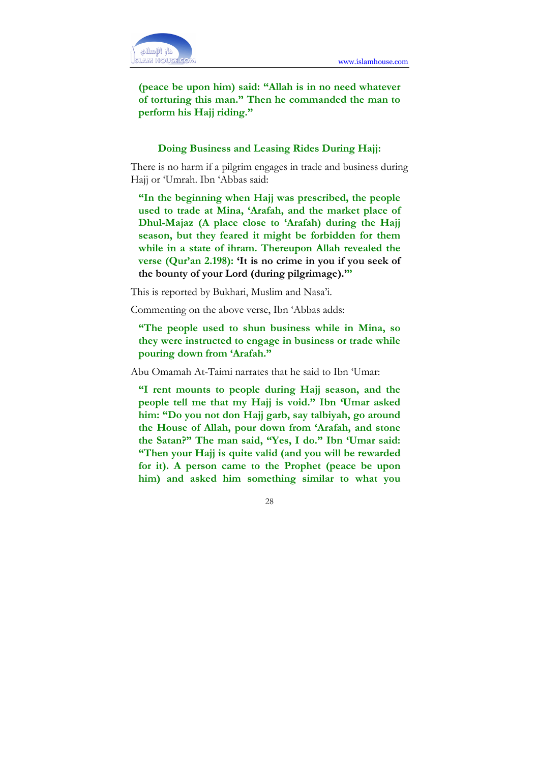**(peace be upon him) said: "Allah is in no need whatever of torturing this man." Then he commanded the man to perform his Hajj riding."**

### Doing Business and Leasing Rides During Hajj:

There is no harm if a pilgrim engages in trade and business during Hajj or 'Umrah. Ibn 'Abbas said:

> **"In the beginning when Hajj was prescribed, the people used to trade at Mina, 'Arafah, and the market place of Dhul-Majaz (A place close to 'Arafah) during the Hajj season, but they feared it might be forbidden for them while in a state of ihram. Thereupon Allah revealed the verse (Qur'an 2.198): 'It is no crime in you if you seek of the bounty of your Lord (during pilgrimage).'"**

This is reported by Bukhari, Muslim and Nasa'i.

Commenting on the above verse, Ibn 'Abbas adds:

> **"The people used to shun business while in Mina, so they were instructed to engage in business or trade while pouring down from 'Arafah."**

Abu Omamah At-Taimi narrates that he said to Ibn 'Umar:

> **"I rent mounts to people during Hajj season, and the people tell me that my Hajj is void." Ibn 'Umar asked him: "Do you not don Hajj garb, say talbiyah, go around the House of Allah, pour down from 'Arafah, and stone the Satan?" The man said, "Yes, I do." Ibn 'Umar said: "Then your Hajj is quite valid (and you will be rewarded for it). A person came to the Prophet (peace be upon him) and asked him something similar to what you**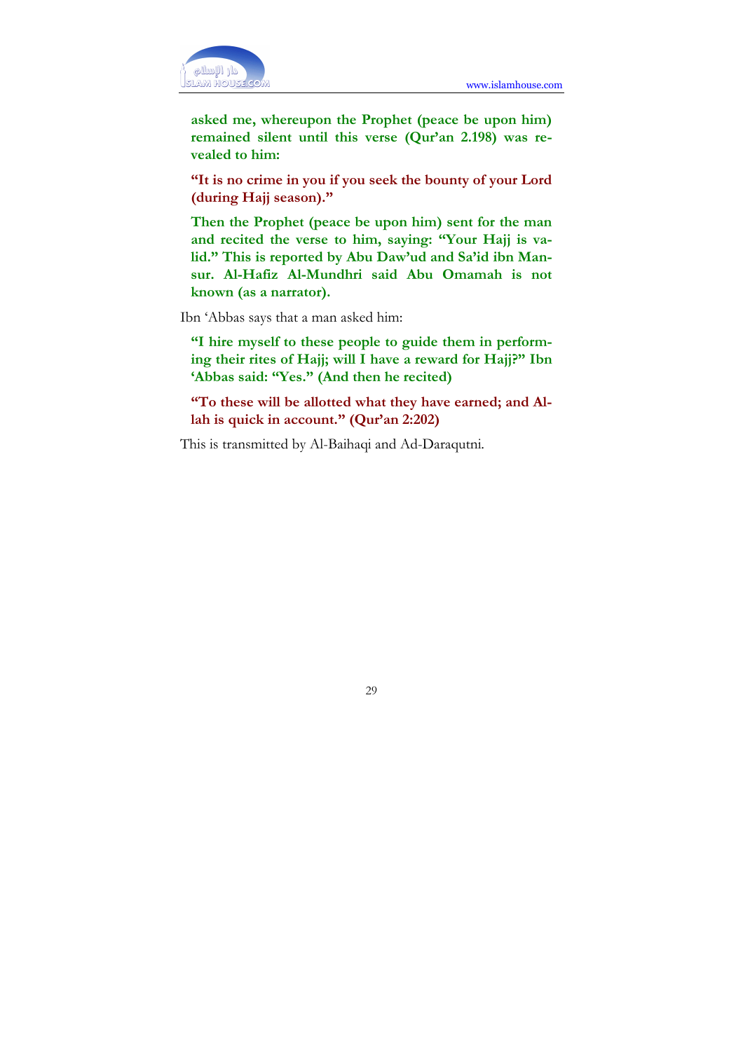**asked me, whereupon the Prophet (peace be upon him) remained silent until this verse (Qur'an 2.198) was revealed to him:**

> **"It is no crime in you if you seek the bounty of your Lord (during Hajj season)."**

**Then the Prophet (peace be upon him) sent for the man and recited the verse to him, saying: "Your Hajj is valid." This is reported by Abu Daw'ud and Sa'id ibn Mansur. Al-Hafiz Al-Mundhri said Abu Omamah is not known (as a narrator).**

Ibn 'Abbas says that a man asked him:

> **"I hire myself to these people to guide them in performing their rites of Hajj; will I have a reward for Hajj?" Ibn 'Abbas said: "Yes." (And then he recited)**

> **"To these will be allotted what they have earned; and Allah is quick in account." (Qur'an 2:202)**

This is transmitted by Al-Baihaqi and Ad-Daraqutni.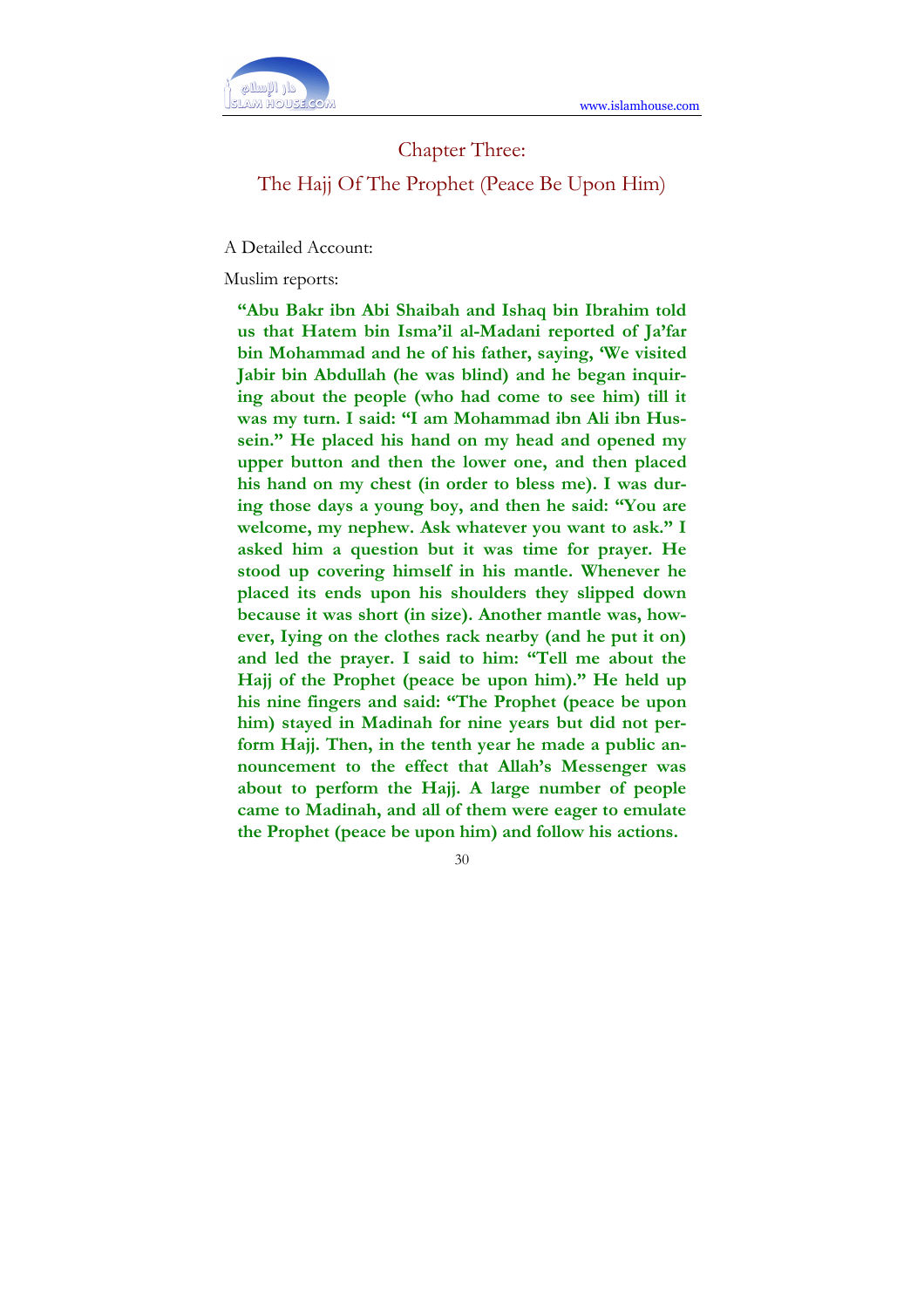## Chapter Three:
## The Hajj Of The Prophet (Peace Be Upon Him)

A Detailed Account:

Muslim reports:

> **"Abu Bakr ibn Abi Shaibah and Ishaq bin Ibrahim told us that Hatem bin Isma'il al-Madani reported of Ja'far bin Mohammad and he of his father, saying, 'We visited Jabir bin Abdullah (he was blind) and he began inquiring about the people (who had come to see him) till it was my turn. I said: "I am Mohammad ibn Ali ibn Hussein." He placed his hand on my head and opened my upper button and then the lower one, and then placed his hand on my chest (in order to bless me). I was during those days a young boy, and then he said: "You are welcome, my nephew. Ask whatever you want to ask." I asked him a question but it was time for prayer. He stood up covering himself in his mantle. Whenever he placed its ends upon his shoulders they slipped down because it was short (in size). Another mantle was, however, Iying on the clothes rack nearby (and he put it on) and led the prayer. I said to him: "Tell me about the Hajj of the Prophet (peace be upon him)." He held up his nine fingers and said: "The Prophet (peace be upon him) stayed in Madinah for nine years but did not perform Hajj. Then, in the tenth year he made a public announcement to the effect that Allah's Messenger was about to perform the Hajj. A large number of people came to Madinah, and all of them were eager to emulate the Prophet (peace be upon him) and follow his actions.**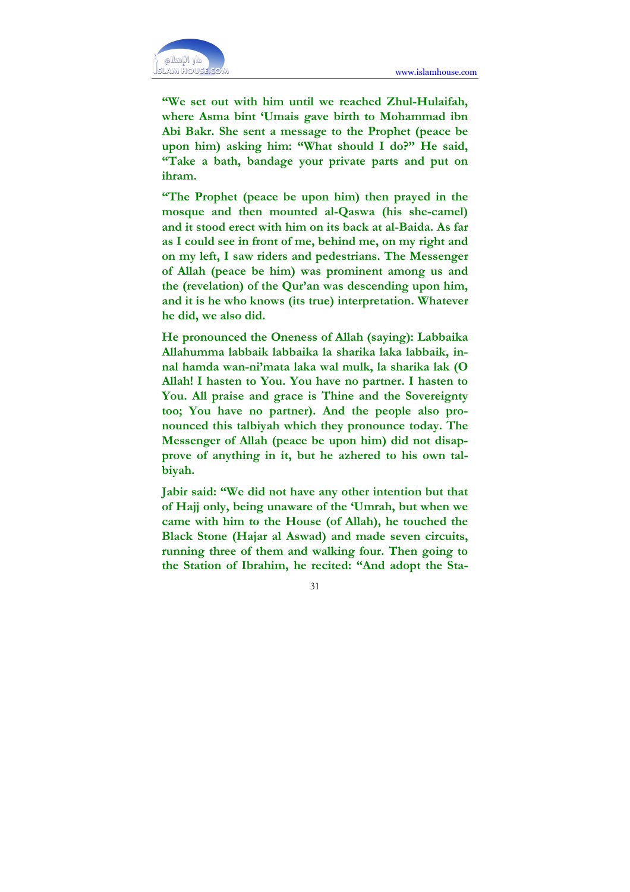**“We set out with him until we reached Zhul-Hulaifah, where Asma bint ‘Umais gave birth to Mohammad ibn Abi Bakr. She sent a message to the Prophet (peace be upon him) asking him: “What should I do?” He said, “Take a bath, bandage your private parts and put on ihram.**

**“The Prophet (peace be upon him) then prayed in the mosque and then mounted al-Qaswa (his she-camel) and it stood erect with him on its back at al-Baida. As far as I could see in front of me, behind me, on my right and on my left, I saw riders and pedestrians. The Messenger of Allah (peace be him) was prominent among us and the (revelation) of the Qur’an was descending upon him, and it is he who knows (its true) interpretation. Whatever he did, we also did.**

**He pronounced the Oneness of Allah (saying): Labbaika Allahumma labbaik labbaika la sharika laka labbaik, innal hamda wan-ni’mata laka wal mulk, la sharika lak (O Allah! I hasten to You. You have no partner. I hasten to You. All praise and grace is Thine and the Sovereignty too; You have no partner). And the people also pronounced this talbiyah which they pronounce today. The Messenger of Allah (peace be upon him) did not disapprove of anything in it, but he azhered to his own talbiyah.**

**Jabir said: “We did not have any other intention but that of Hajj only, being unaware of the ‘Umrah, but when we came with him to the House (of Allah), he touched the Black Stone (Hajar al Aswad) and made seven circuits, running three of them and walking four. Then going to the Station of Ibrahim, he recited: “And adopt the Sta-**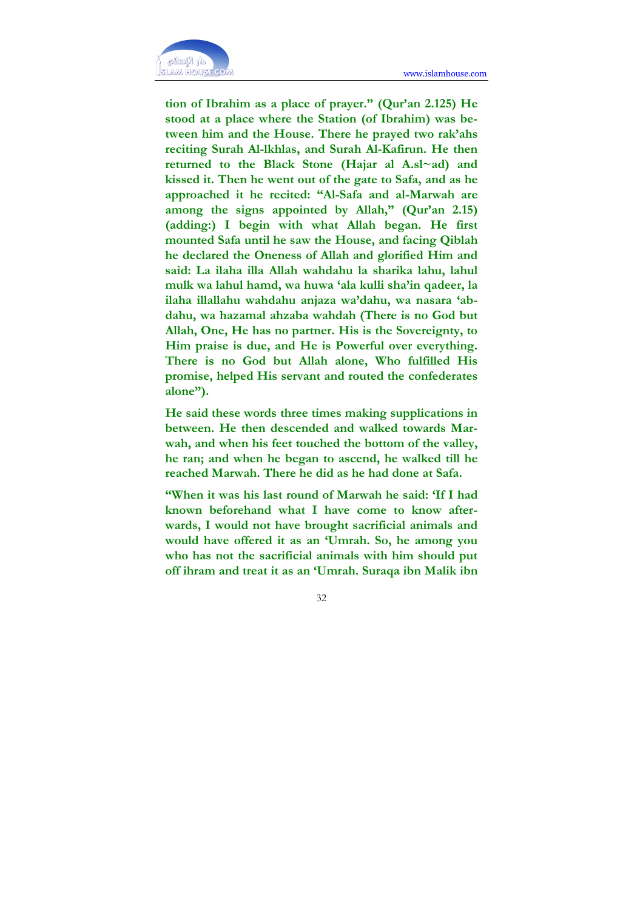**tion of Ibrahim as a place of prayer." (Qur'an 2.125) He stood at a place where the Station (of Ibrahim) was between him and the House. There he prayed two rak'ahs reciting Surah Al-lkhlas, and Surah Al-Kafirun. He then returned to the Black Stone (Hajar al A.sl~ad) and kissed it. Then he went out of the gate to Safa, and as he approached it he recited: "Al-Safa and al-Marwah are among the signs appointed by Allah," (Qur'an 2.15) (adding:) I begin with what Allah began. He first mounted Safa until he saw the House, and facing Qiblah he declared the Oneness of Allah and glorified Him and said: La ilaha illa Allah wahdahu la sharika lahu, lahul mulk wa lahul hamd, wa huwa 'ala kulli sha'in qadeer, la ilaha illallahu wahdahu anjaza wa'dahu, wa nasara 'abdahu, wa hazamal ahzaba wahdah (There is no God but Allah, One, He has no partner. His is the Sovereignty, to Him praise is due, and He is Powerful over everything. There is no God but Allah alone, Who fulfilled His promise, helped His servant and routed the confederates alone").**

**He said these words three times making supplications in between. He then descended and walked towards Marwah, and when his feet touched the bottom of the valley, he ran; and when he began to ascend, he walked till he reached Marwah. There he did as he had done at Safa.**

**"When it was his last round of Marwah he said: 'If I had known beforehand what I have come to know afterwards, I would not have brought sacrificial animals and would have offered it as an 'Umrah. So, he among you who has not the sacrificial animals with him should put off ihram and treat it as an 'Umrah. Suraqa ibn Malik ibn**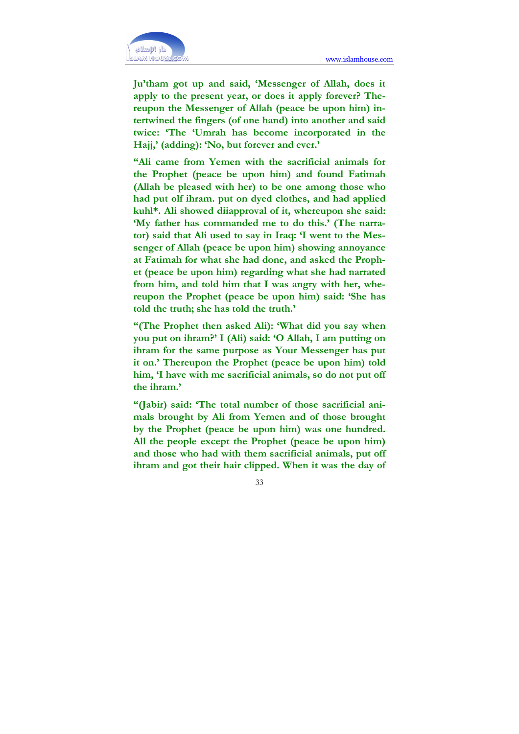**Ju'tham got up and said, 'Messenger of Allah, does it apply to the present year, or does it apply forever? Thereupon the Messenger of Allah (peace be upon him) intertwined the fingers (of one hand) into another and said twice: 'The 'Umrah has become incorporated in the Hajj,' (adding): 'No, but forever and ever.'**

**"Ali came from Yemen with the sacrificial animals for the Prophet (peace be upon him) and found Fatimah (Allah be pleased with her) to be one among those who had put olf ihram. put on dyed clothes, and had applied kuhl*. Ali showed diiapproval of it, whereupon she said: 'My father has commanded me to do this.' (The narrator) said that Ali used to say in Iraq: 'I went to the Messenger of Allah (peace be upon him) showing annoyance at Fatimah for what she had done, and asked the Prophet (peace be upon him) regarding what she had narrated from him, and told him that I was angry with her, whereupon the Prophet (peace be upon him) said: 'She has told the truth; she has told the truth.'**

**"(The Prophet then asked Ali): 'What did you say when you put on ihram?' I (Ali) said: 'O Allah, I am putting on ihram for the same purpose as Your Messenger has put it on.' Thereupon the Prophet (peace be upon him) told him, 'I have with me sacrificial animals, so do not put off the ihram.'**

**"(Jabir) said: 'The total number of those sacrificial animals brought by Ali from Yemen and of those brought by the Prophet (peace be upon him) was one hundred. All the people except the Prophet (peace be upon him) and those who had with them sacrificial animals, put off ihram and got their hair clipped. When it was the day of**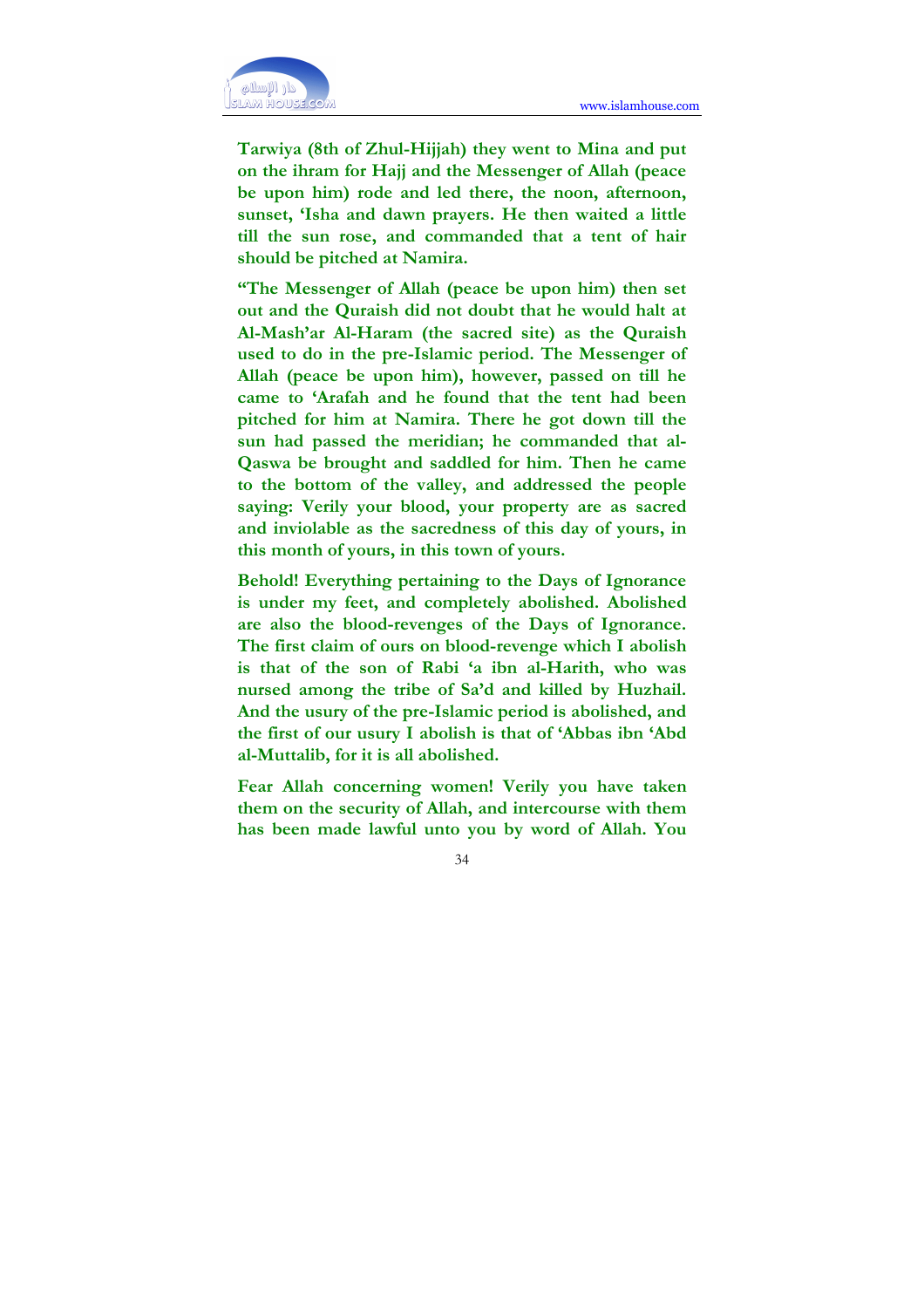**Tarwiya (8th of Zhul-Hijjah) they went to Mina and put on the ihram for Hajj and the Messenger of Allah (peace be upon him) rode and led there, the noon, afternoon, sunset, 'Isha and dawn prayers. He then waited a little till the sun rose, and commanded that a tent of hair should be pitched at Namira.**

**"The Messenger of Allah (peace be upon him) then set out and the Quraish did not doubt that he would halt at Al-Mash'ar Al-Haram (the sacred site) as the Quraish used to do in the pre-Islamic period. The Messenger of Allah (peace be upon him), however, passed on till he came to 'Arafah and he found that the tent had been pitched for him at Namira. There he got down till the sun had passed the meridian; he commanded that al-Qaswa be brought and saddled for him. Then he came to the bottom of the valley, and addressed the people saying: Verily your blood, your property are as sacred and inviolable as the sacredness of this day of yours, in this month of yours, in this town of yours.**

**Behold! Everything pertaining to the Days of Ignorance is under my feet, and completely abolished. Abolished are also the blood-revenges of the Days of Ignorance. The first claim of ours on blood-revenge which I abolish is that of the son of Rabi 'a ibn al-Harith, who was nursed among the tribe of Sa'd and killed by Huzhail. And the usury of the pre-Islamic period is abolished, and the first of our usury I abolish is that of 'Abbas ibn 'Abd al-Muttalib, for it is all abolished.**

**Fear Allah concerning women! Verily you have taken them on the security of Allah, and intercourse with them has been made lawful unto you by word of Allah. You**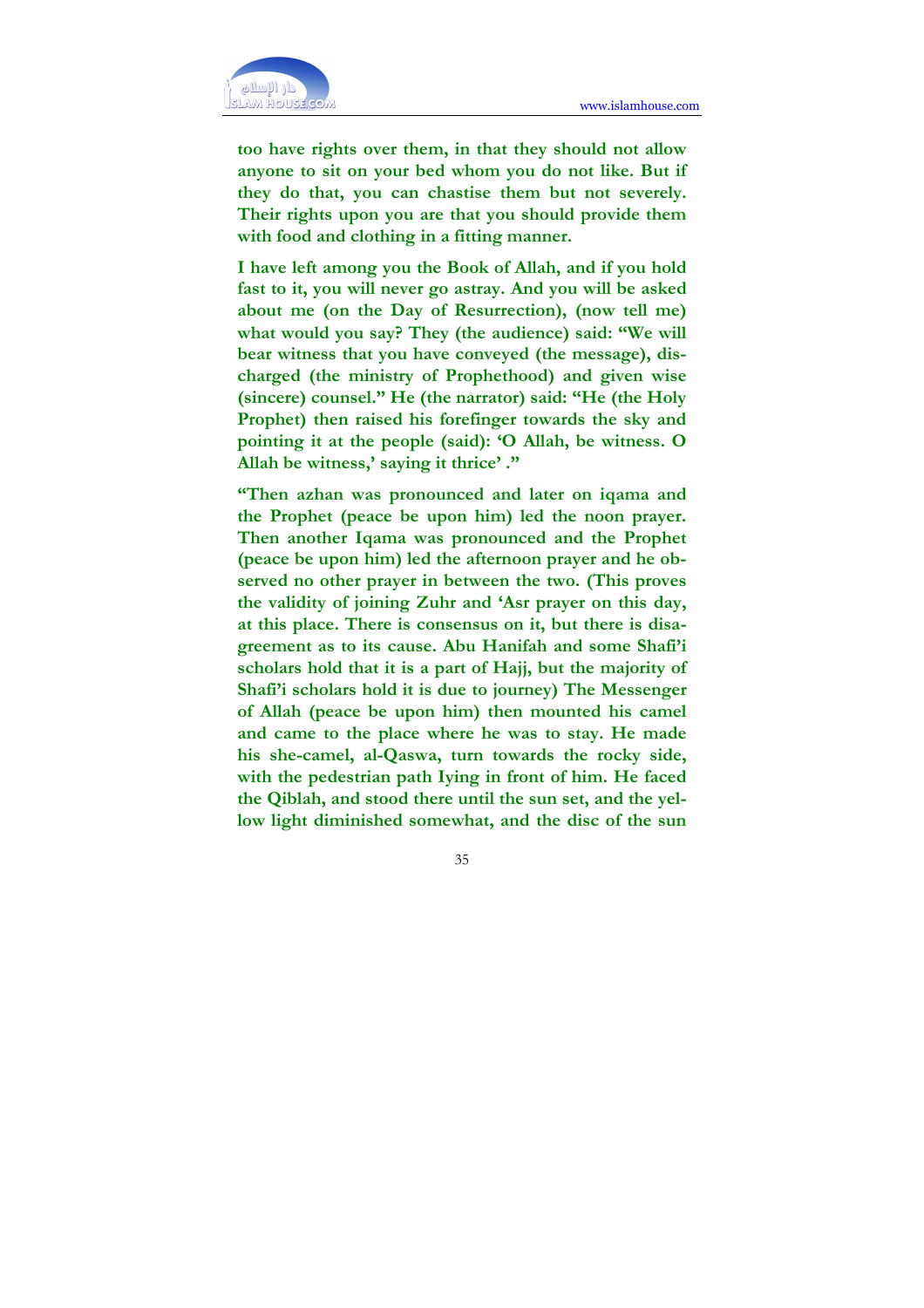**too have rights over them, in that they should not allow anyone to sit on your bed whom you do not like. But if they do that, you can chastise them but not severely. Their rights upon you are that you should provide them with food and clothing in a fitting manner.**

**I have left among you the Book of Allah, and if you hold fast to it, you will never go astray. And you will be asked about me (on the Day of Resurrection), (now tell me) what would you say? They (the audience) said: "We will bear witness that you have conveyed (the message), discharged (the ministry of Prophethood) and given wise (sincere) counsel." He (the narrator) said: "He (the Holy Prophet) then raised his forefinger towards the sky and pointing it at the people (said): 'O Allah, be witness. O Allah be witness,' saying it thrice' ."**

**"Then azhan was pronounced and later on iqama and the Prophet (peace be upon him) led the noon prayer. Then another Iqama was pronounced and the Prophet (peace be upon him) led the afternoon prayer and he observed no other prayer in between the two. (This proves the validity of joining Zuhr and 'Asr prayer on this day, at this place. There is consensus on it, but there is disagreement as to its cause. Abu Hanifah and some Shafi'i scholars hold that it is a part of Hajj, but the majority of Shafi'i scholars hold it is due to journey) The Messenger of Allah (peace be upon him) then mounted his camel and came to the place where he was to stay. He made his she-camel, al-Qaswa, turn towards the rocky side, with the pedestrian path Iying in front of him. He faced the Qiblah, and stood there until the sun set, and the yellow light diminished somewhat, and the disc of the sun**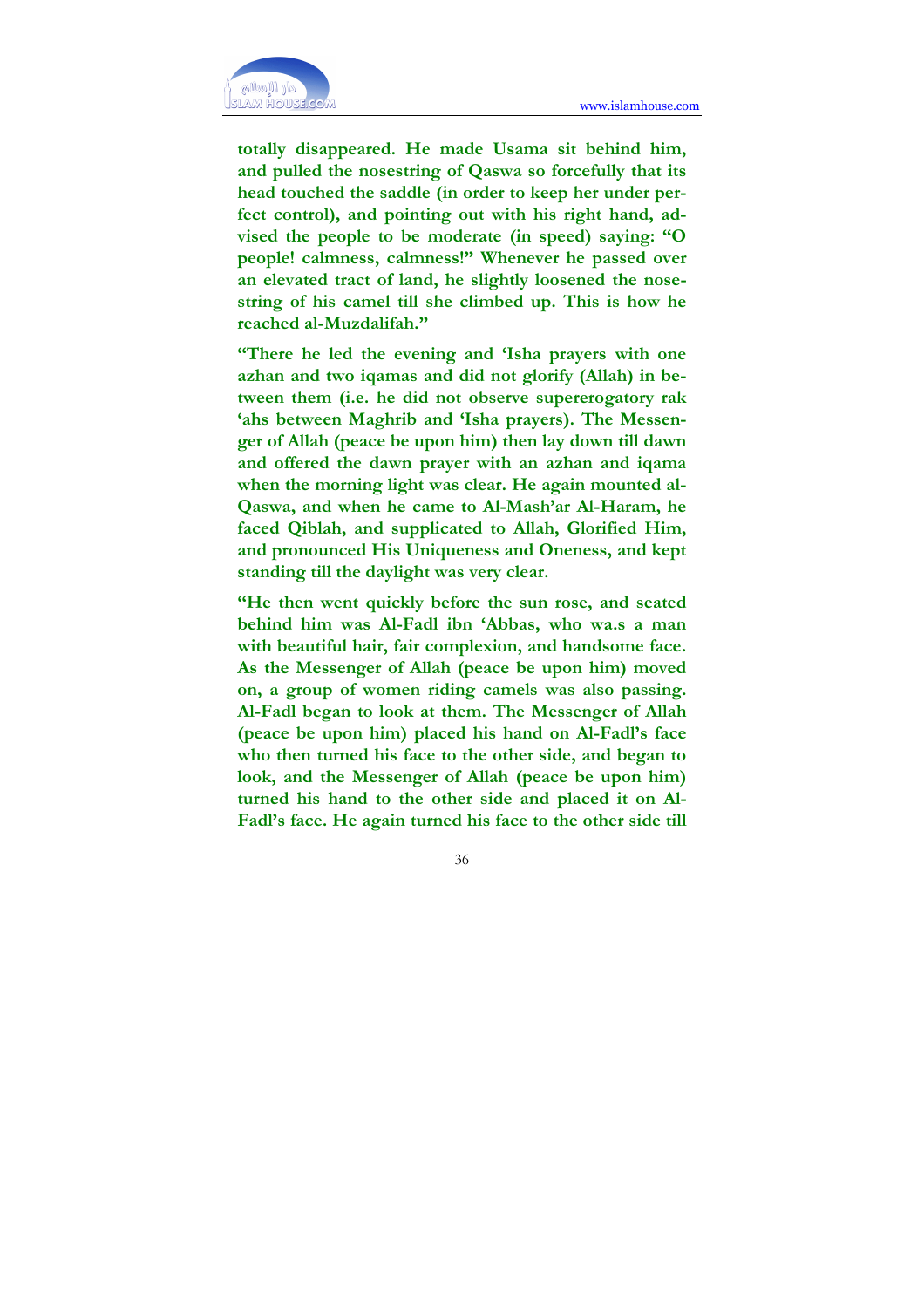**totally disappeared. He made Usama sit behind him, and pulled the nosestring of Qaswa so forcefully that its head touched the saddle (in order to keep her under perfect control), and pointing out with his right hand, advised the people to be moderate (in speed) saying: "O people! calmness, calmness!" Whenever he passed over an elevated tract of land, he slightly loosened the nosestring of his camel till she climbed up. This is how he reached al-Muzdalifah."**

**"There he led the evening and 'Isha prayers with one azhan and two iqamas and did not glorify (Allah) in between them (i.e. he did not observe supererogatory rak 'ahs between Maghrib and 'Isha prayers). The Messenger of Allah (peace be upon him) then lay down till dawn and offered the dawn prayer with an azhan and iqama when the morning light was clear. He again mounted al-Qaswa, and when he came to Al-Mash'ar Al-Haram, he faced Qiblah, and supplicated to Allah, Glorified Him, and pronounced His Uniqueness and Oneness, and kept standing till the daylight was very clear.**

**"He then went quickly before the sun rose, and seated behind him was Al-Fadl ibn 'Abbas, who wa.s a man with beautiful hair, fair complexion, and handsome face. As the Messenger of Allah (peace be upon him) moved on, a group of women riding camels was also passing. Al-Fadl began to look at them. The Messenger of Allah (peace be upon him) placed his hand on Al-Fadl's face who then turned his face to the other side, and began to look, and the Messenger of Allah (peace be upon him) turned his hand to the other side and placed it on Al-Fadl's face. He again turned his face to the other side till**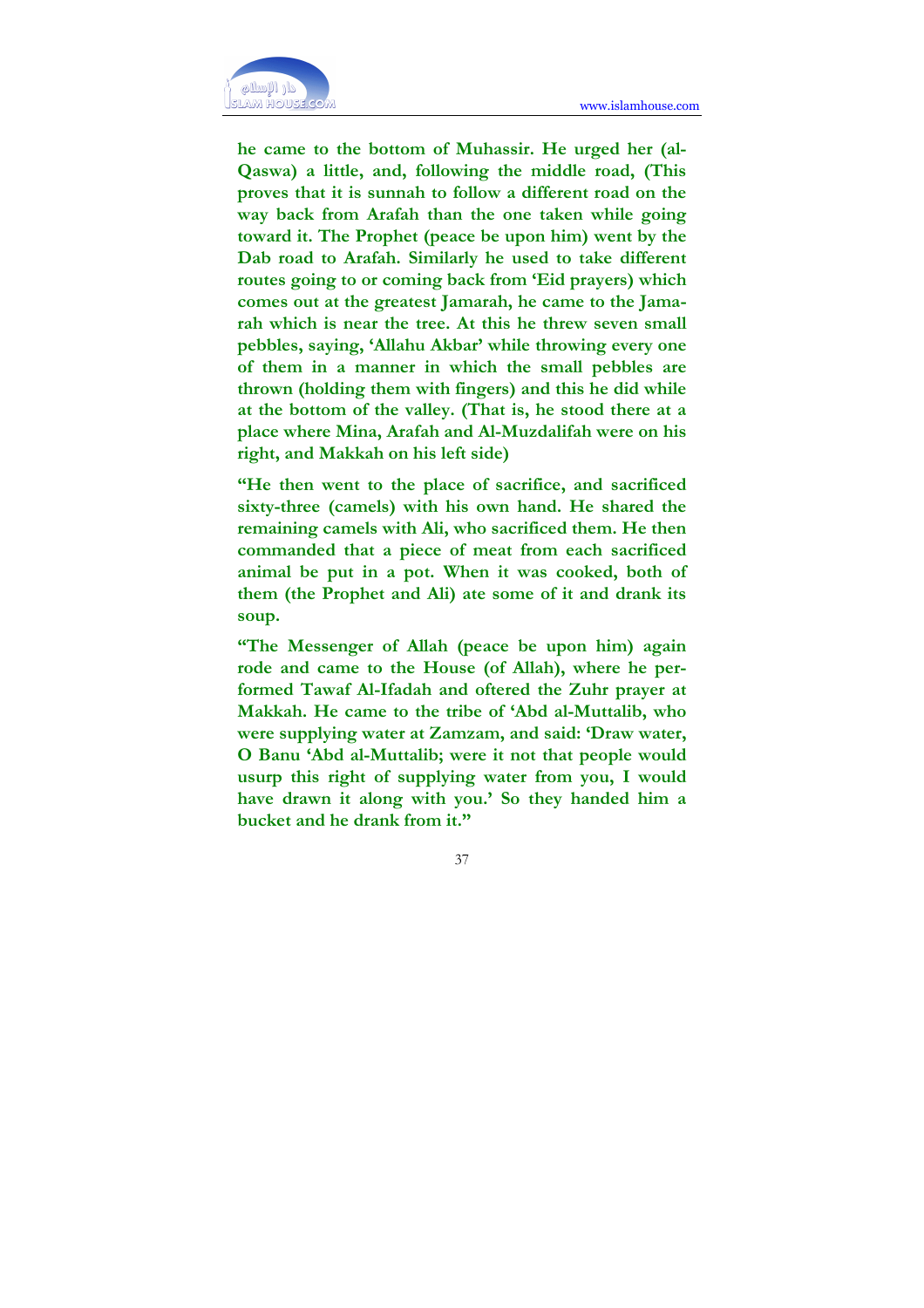**he came to the bottom of Muhassir. He urged her (al-Qaswa) a little, and, following the middle road, (This proves that it is sunnah to follow a different road on the way back from Arafah than the one taken while going toward it. The Prophet (peace be upon him) went by the Dab road to Arafah. Similarly he used to take different routes going to or coming back from 'Eid prayers) which comes out at the greatest Jamarah, he came to the Jamarah which is near the tree. At this he threw seven small pebbles, saying, 'Allahu Akbar' while throwing every one of them in a manner in which the small pebbles are thrown (holding them with fingers) and this he did while at the bottom of the valley. (That is, he stood there at a place where Mina, Arafah and Al-Muzdalifah were on his right, and Makkah on his left side)**

**"He then went to the place of sacrifice, and sacrificed sixty-three (camels) with his own hand. He shared the remaining camels with Ali, who sacrificed them. He then commanded that a piece of meat from each sacrificed animal be put in a pot. When it was cooked, both of them (the Prophet and Ali) ate some of it and drank its soup.**

**"The Messenger of Allah (peace be upon him) again rode and came to the House (of Allah), where he performed Tawaf Al-Ifadah and offered the Zuhr prayer at Makkah. He came to the tribe of 'Abd al-Muttalib, who were supplying water at Zamzam, and said: 'Draw water, O Banu 'Abd al-Muttalib; were it not that people would usurp this right of supplying water from you, I would have drawn it along with you.' So they handed him a bucket and he drank from it."**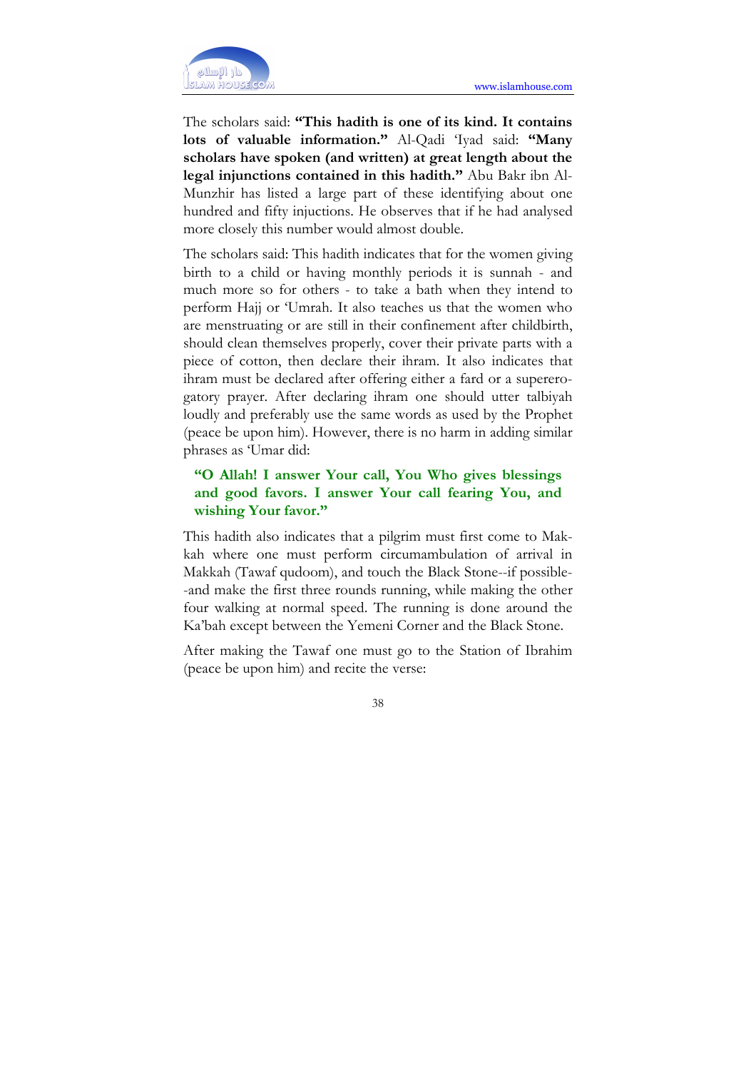The scholars said: **"This hadith is one of its kind. It contains lots of valuable information."** Al-Qadi 'Iyad said: **"Many scholars have spoken (and written) at great length about the legal injunctions contained in this hadith."** Abu Bakr ibn Al-Munzhir has listed a large part of these identifying about one hundred and fifty injuctions. He observes that if he had analysed more closely this number would almost double.

The scholars said: This hadith indicates that for the women giving birth to a child or having monthly periods it is sunnah - and much more so for others - to take a bath when they intend to perform Hajj or 'Umrah. It also teaches us that the women who are menstruating or are still in their confinement after childbirth, should clean themselves properly, cover their private parts with a piece of cotton, then declare their ihram. It also indicates that ihram must be declared after offering either a fard or a supererogatory prayer. After declaring ihram one should utter talbiyah loudly and preferably use the same words as used by the Prophet (peace be upon him). However, there is no harm in adding similar phrases as 'Umar did:

> **"O Allah! I answer Your call, You Who gives blessings and good favors. I answer Your call fearing You, and wishing Your favor."**

This hadith also indicates that a pilgrim must first come to Makkah where one must perform circumambulation of arrival in Makkah (Tawaf qudoom), and touch the Black Stone--if possible--and make the first three rounds running, while making the other four walking at normal speed. The running is done around the Ka'bah except between the Yemeni Corner and the Black Stone.

After making the Tawaf one must go to the Station of Ibrahim (peace be upon him) and recite the verse: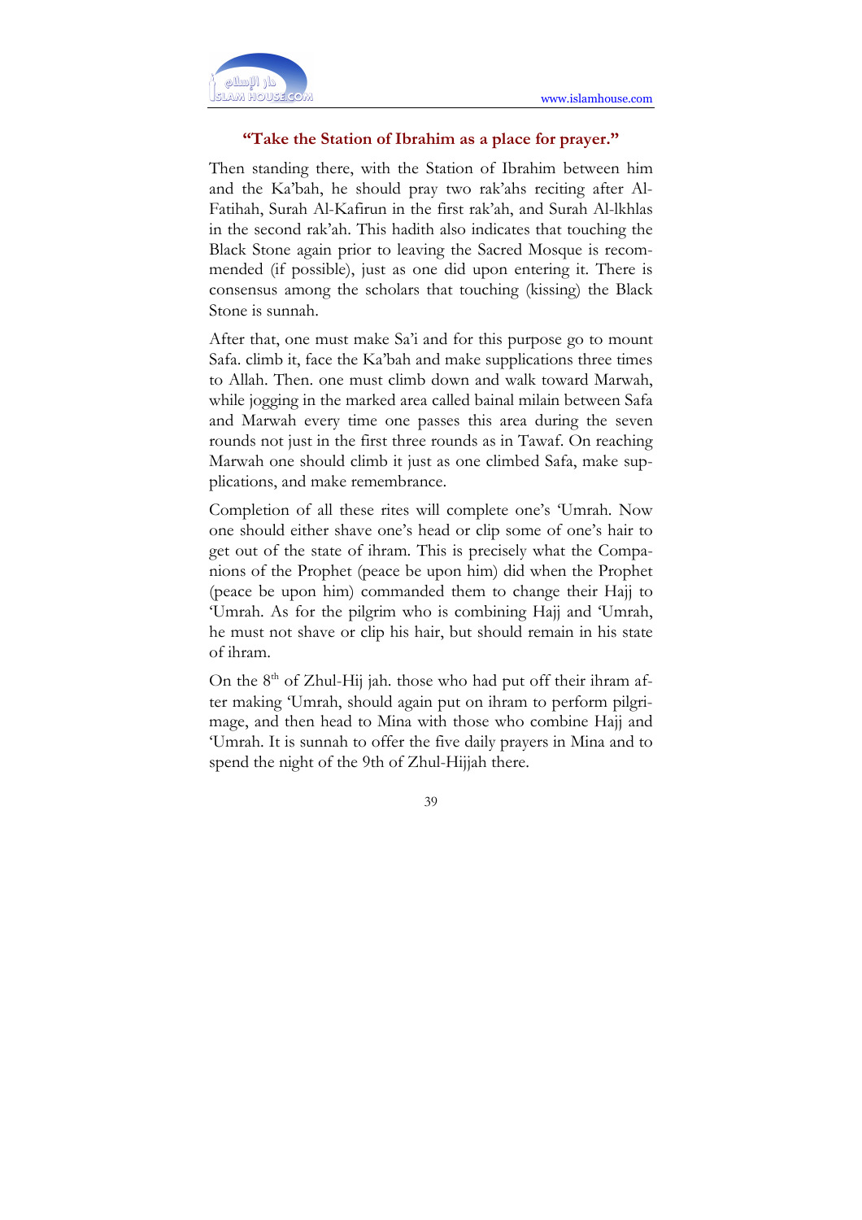**"Take the Station of Ibrahim as a place for prayer."**

Then standing there, with the Station of Ibrahim between him and the Ka'bah, he should pray two rak'ahs reciting after Al-Fatihah, Surah Al-Kafirun in the first rak'ah, and Surah Al-lkhlas in the second rak'ah. This hadith also indicates that touching the Black Stone again prior to leaving the Sacred Mosque is recommended (if possible), just as one did upon entering it. There is consensus among the scholars that touching (kissing) the Black Stone is sunnah.

After that, one must make Sa'i and for this purpose go to mount Safa. climb it, face the Ka'bah and make supplications three times to Allah. Then. one must climb down and walk toward Marwah, while jogging in the marked area called bainal milain between Safa and Marwah every time one passes this area during the seven rounds not just in the first three rounds as in Tawaf. On reaching Marwah one should climb it just as one climbed Safa, make supplications, and make remembrance.

Completion of all these rites will complete one's 'Umrah. Now one should either shave one's head or clip some of one's hair to get out of the state of ihram. This is precisely what the Companions of the Prophet (peace be upon him) did when the Prophet (peace be upon him) commanded them to change their Hajj to 'Umrah. As for the pilgrim who is combining Hajj and 'Umrah, he must not shave or clip his hair, but should remain in his state of ihram.

On the 8th of Zhul-Hij jah. those who had put off their ihram after making 'Umrah, should again put on ihram to perform pilgrimage, and then head to Mina with those who combine Hajj and 'Umrah. It is sunnah to offer the five daily prayers in Mina and to spend the night of the 9th of Zhul-Hijjah there.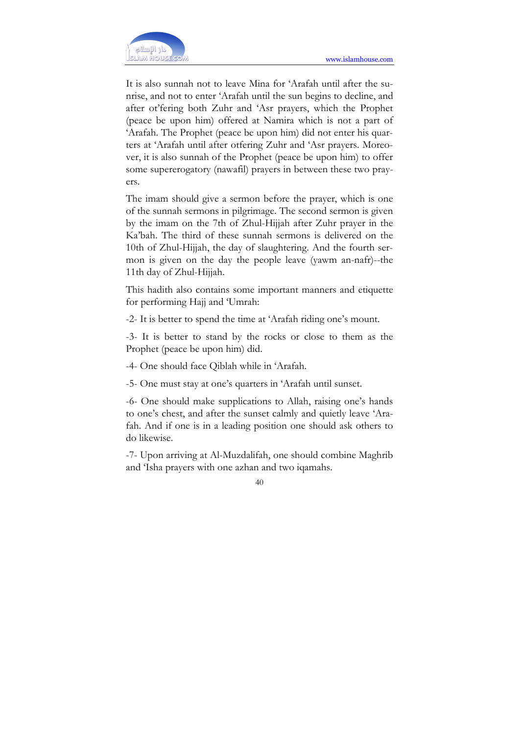It is also sunnah not to leave Mina for 'Arafah until after the sunrise, and not to enter 'Arafah until the sun begins to decline, and after offering both Zuhr and 'Asr prayers, which the Prophet (peace be upon him) offered at Namira which is not a part of 'Arafah. The Prophet (peace be upon him) did not enter his quarters at 'Arafah until after offering Zuhr and 'Asr prayers. Moreover, it is also sunnah of the Prophet (peace be upon him) to offer some supererogatory (nawafil) prayers in between these two prayers.

The imam should give a sermon before the prayer, which is one of the sunnah sermons in pilgrimage. The second sermon is given by the imam on the 7th of Zhul-Hijjah after Zuhr prayer in the Ka'bah. The third of these sunnah sermons is delivered on the 10th of Zhul-Hijjah, the day of slaughtering. And the fourth sermon is given on the day the people leave (yawm an-nafr)--the 11th day of Zhul-Hijjah.

This hadith also contains some important manners and etiquette for performing Hajj and 'Umrah:

-2- It is better to spend the time at 'Arafah riding one's mount.

-3- It is better to stand by the rocks or close to them as the Prophet (peace be upon him) did.

-4- One should face Qiblah while in 'Arafah.

-5- One must stay at one's quarters in 'Arafah until sunset.

-6- One should make supplications to Allah, raising one's hands to one's chest, and after the sunset calmly and quietly leave 'Arafah. And if one is in a leading position one should ask others to do likewise.

-7- Upon arriving at Al-Muzdalifah, one should combine Maghrib and 'Isha prayers with one azhan and two iqamahs.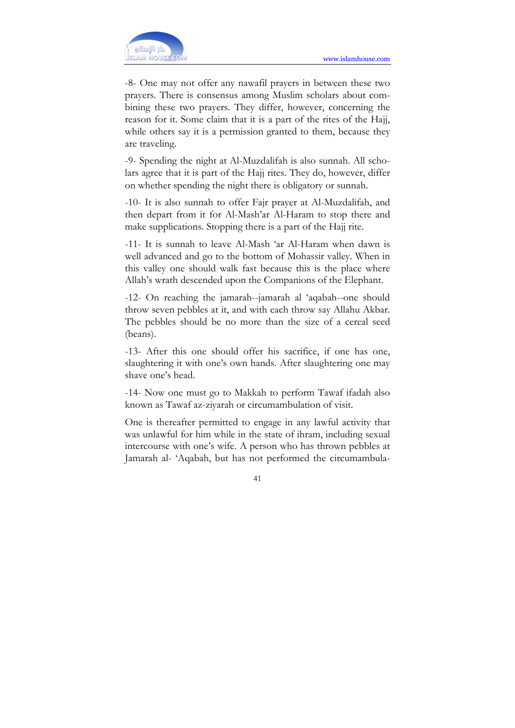-8- One may not offer any nawafil prayers in between these two prayers. There is consensus among Muslim scholars about combining these two prayers. They differ, however, concerning the reason for it. Some claim that it is a part of the rites of the Hajj, while others say it is a permission granted to them, because they are traveling.

-9- Spending the night at Al-Muzdalifah is also sunnah. All scholars agree that it is part of the Hajj rites. They do, however, differ on whether spending the night there is obligatory or sunnah.

-10- It is also sunnah to offer Fajr prayer at Al-Muzdalifah, and then depart from it for Al-Mash'ar Al-Haram to stop there and make supplications. Stopping there is a part of the Hajj rite.

-11- It is sunnah to leave Al-Mash 'ar Al-Haram when dawn is well advanced and go to the bottom of Mohassir valley. When in this valley one should walk fast because this is the place where Allah's wrath descended upon the Companions of the Elephant.

-12- On reaching the jamarah--jamarah al 'aqabah--one should throw seven pebbles at it, and with each throw say Allahu Akbar. The pebbles should be no more than the size of a cereal seed (beans).

-13- After this one should offer his sacrifice, if one has one, slaughtering it with one's own hands. After slaughtering one may shave one's head.

-14- Now one must go to Makkah to perform Tawaf ifadah also known as Tawaf az-ziyarah or circumambulation of visit.

One is thereafter permitted to engage in any lawful activity that was unlawful for him while in the state of ihram, including sexual intercourse with one's wife. A person who has thrown pebbles at Jamarah al- 'Aqabah, but has not performed the circumambula-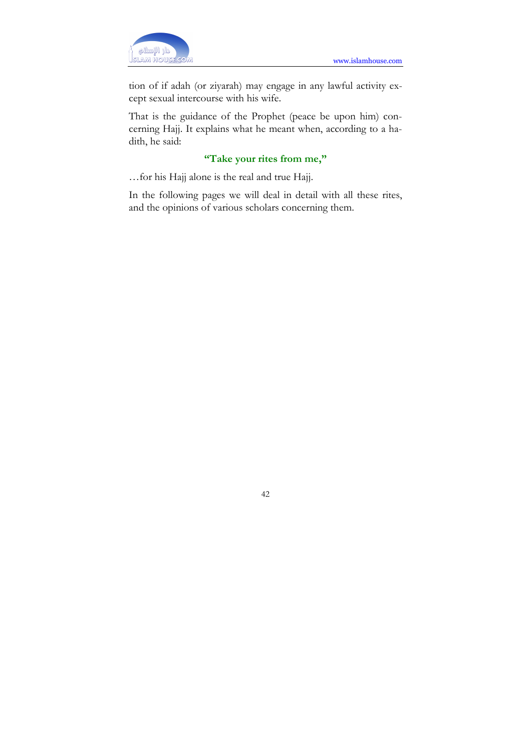tion of if adah (or ziyarah) may engage in any lawful activity except sexual intercourse with his wife.

That is the guidance of the Prophet (peace be upon him) concerning Hajj. It explains what he meant when, according to a hadith, he said:

**"Take your rites from me,"**

…for his Hajj alone is the real and true Hajj.

In the following pages we will deal in detail with all these rites, and the opinions of various scholars concerning them.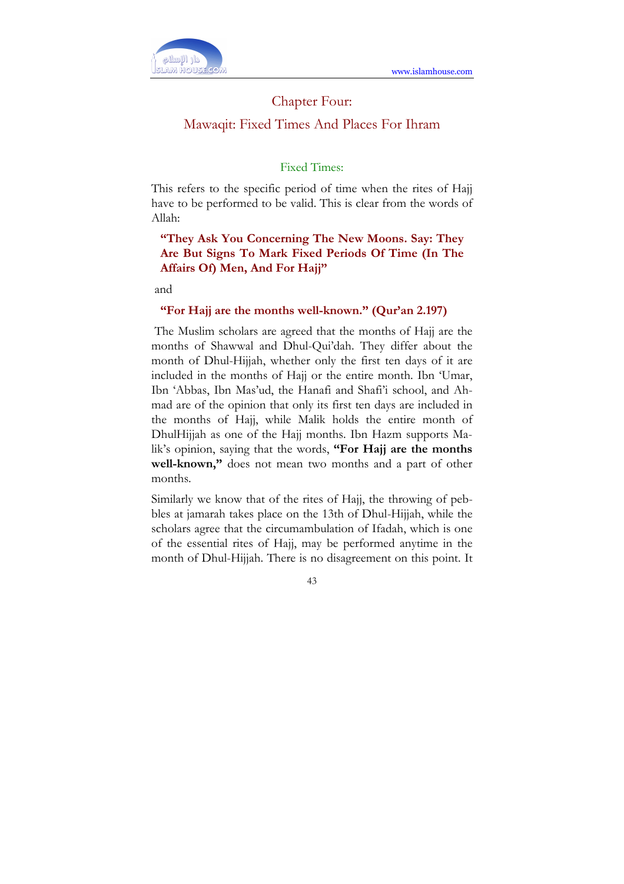## Chapter Four:

## Mawaqit: Fixed Times And Places For Ihram

### Fixed Times:

This refers to the specific period of time when the rites of Hajj have to be performed to be valid. This is clear from the words of Allah:

**"They Ask You Concerning The New Moons. Say: They Are But Signs To Mark Fixed Periods Of Time (In The Affairs Of) Men, And For Hajj"**

and

**"For Hajj are the months well-known." (Qur'an 2.197)**

The Muslim scholars are agreed that the months of Hajj are the months of Shawwal and Dhul-Qui'dah. They differ about the month of Dhul-Hijjah, whether only the first ten days of it are included in the months of Hajj or the entire month. Ibn 'Umar, Ibn 'Abbas, Ibn Mas'ud, the Hanafi and Shafi'i school, and Ahmad are of the opinion that only its first ten days are included in the months of Hajj, while Malik holds the entire month of DhulHijjah as one of the Hajj months. Ibn Hazm supports Malik's opinion, saying that the words, **"For Hajj are the months well-known,"** does not mean two months and a part of other months.

Similarly we know that of the rites of Hajj, the throwing of pebbles at jamarah takes place on the 13th of Dhul-Hijjah, while the scholars agree that the circumambulation of Ifadah, which is one of the essential rites of Hajj, may be performed anytime in the month of Dhul-Hijjah. There is no disagreement on this point. It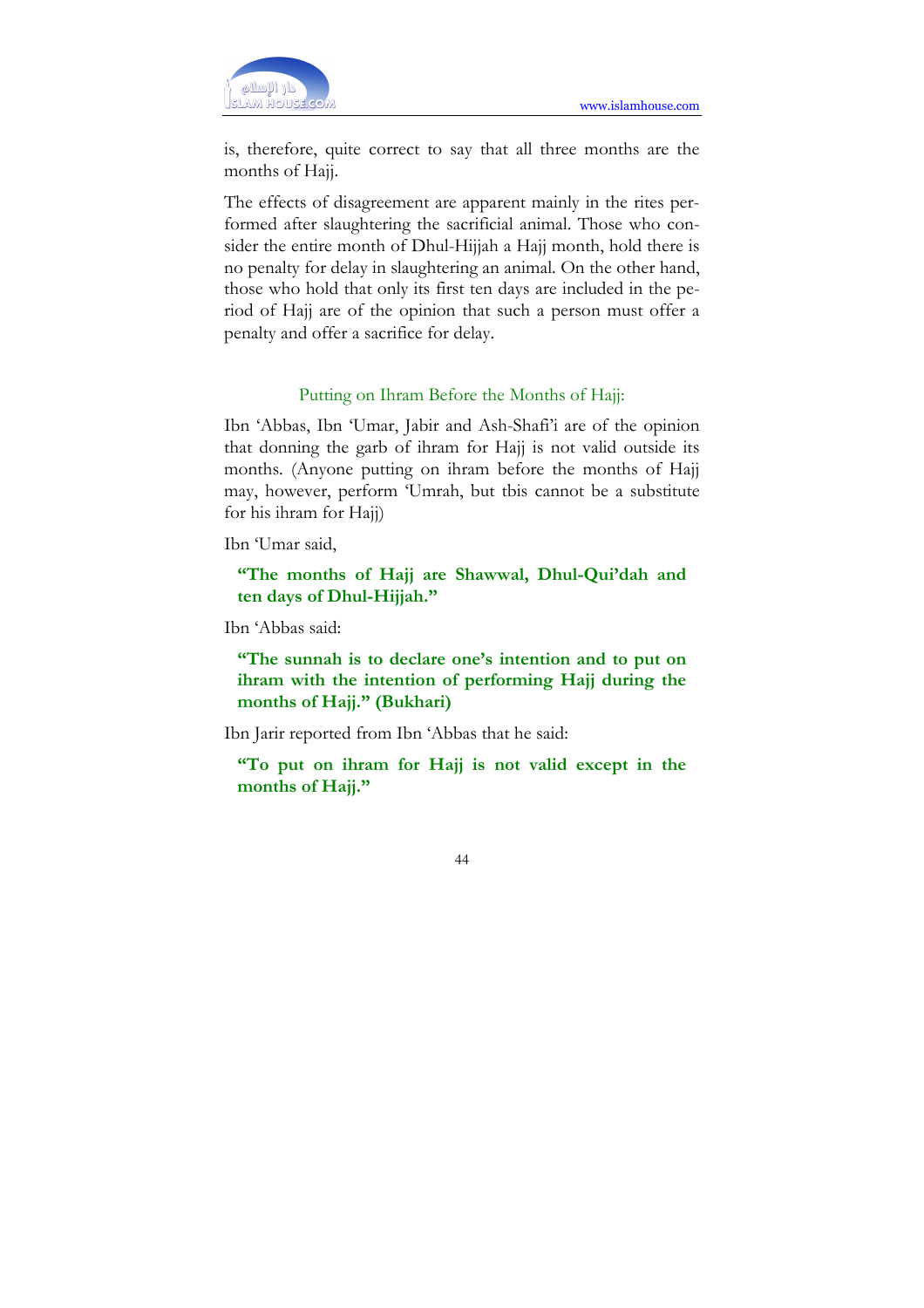is, therefore, quite correct to say that all three months are the months of Hajj.

The effects of disagreement are apparent mainly in the rites performed after slaughtering the sacrificial animal. Those who consider the entire month of Dhul-Hijjah a Hajj month, hold there is no penalty for delay in slaughtering an animal. On the other hand, those who hold that only its first ten days are included in the period of Hajj are of the opinion that such a person must offer a penalty and offer a sacrifice for delay.

### Putting on Ihram Before the Months of Hajj:

Ibn 'Abbas, Ibn 'Umar, Jabir and Ash-Shafi'i are of the opinion that donning the garb of ihram for Hajj is not valid outside its months. (Anyone putting on ihram before the months of Hajj may, however, perform 'Umrah, but tbis cannot be a substitute for his ihram for Hajj)

Ibn 'Umar said,

> **"The months of Hajj are Shawwal, Dhul-Qui'dah and ten days of Dhul-Hijjah."**

Ibn 'Abbas said:

> **"The sunnah is to declare one's intention and to put on ihram with the intention of performing Hajj during the months of Hajj." (Bukhari)**

Ibn Jarir reported from Ibn 'Abbas that he said:

> **"To put on ihram for Hajj is not valid except in the months of Hajj."**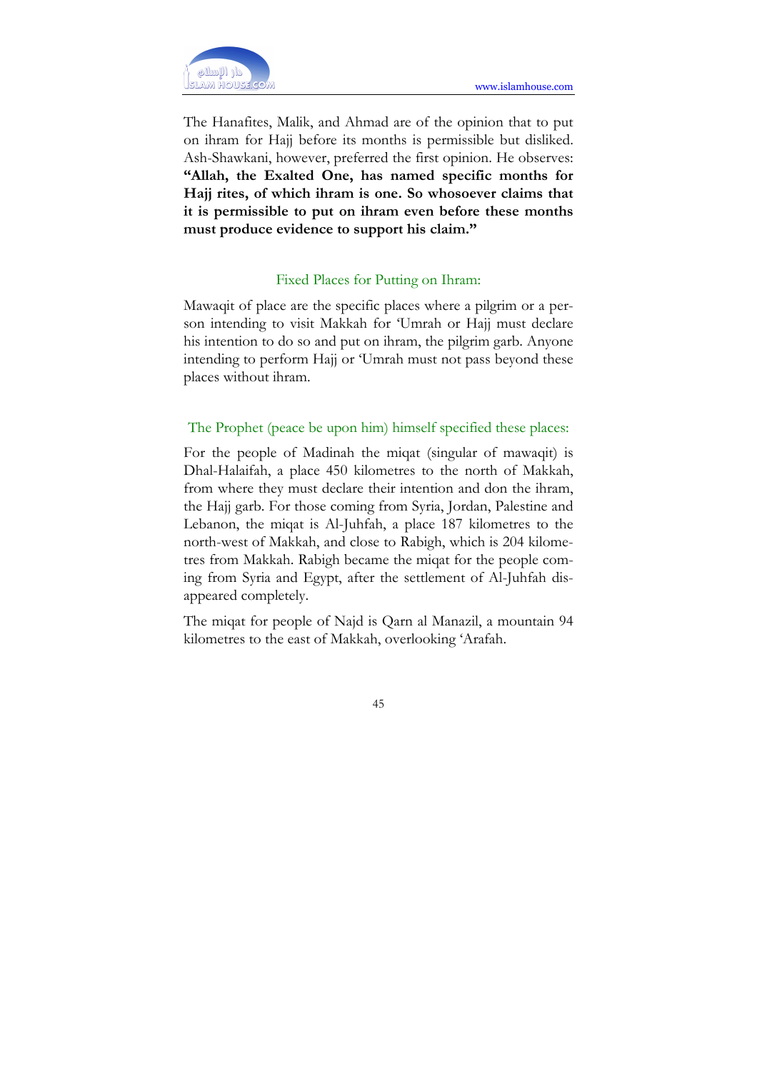The Hanafites, Malik, and Ahmad are of the opinion that to put on ihram for Hajj before its months is permissible but disliked. Ash-Shawkani, however, preferred the first opinion. He observes: **"Allah, the Exalted One, has named specific months for Hajj rites, of which ihram is one. So whosoever claims that it is permissible to put on ihram even before these months must produce evidence to support his claim."**

## Fixed Places for Putting on Ihram:

Mawaqit of place are the specific places where a pilgrim or a person intending to visit Makkah for 'Umrah or Hajj must declare his intention to do so and put on ihram, the pilgrim garb. Anyone intending to perform Hajj or 'Umrah must not pass beyond these places without ihram.

## The Prophet (peace be upon him) himself specified these places:

For the people of Madinah the miqat (singular of mawaqit) is Dhal-Halaifah, a place 450 kilometres to the north of Makkah, from where they must declare their intention and don the ihram, the Hajj garb. For those coming from Syria, Jordan, Palestine and Lebanon, the miqat is Al-Juhfah, a place 187 kilometres to the north-west of Makkah, and close to Rabigh, which is 204 kilometres from Makkah. Rabigh became the miqat for the people coming from Syria and Egypt, after the settlement of Al-Juhfah disappeared completely.

The miqat for people of Najd is Qarn al Manazil, a mountain 94 kilometres to the east of Makkah, overlooking 'Arafah.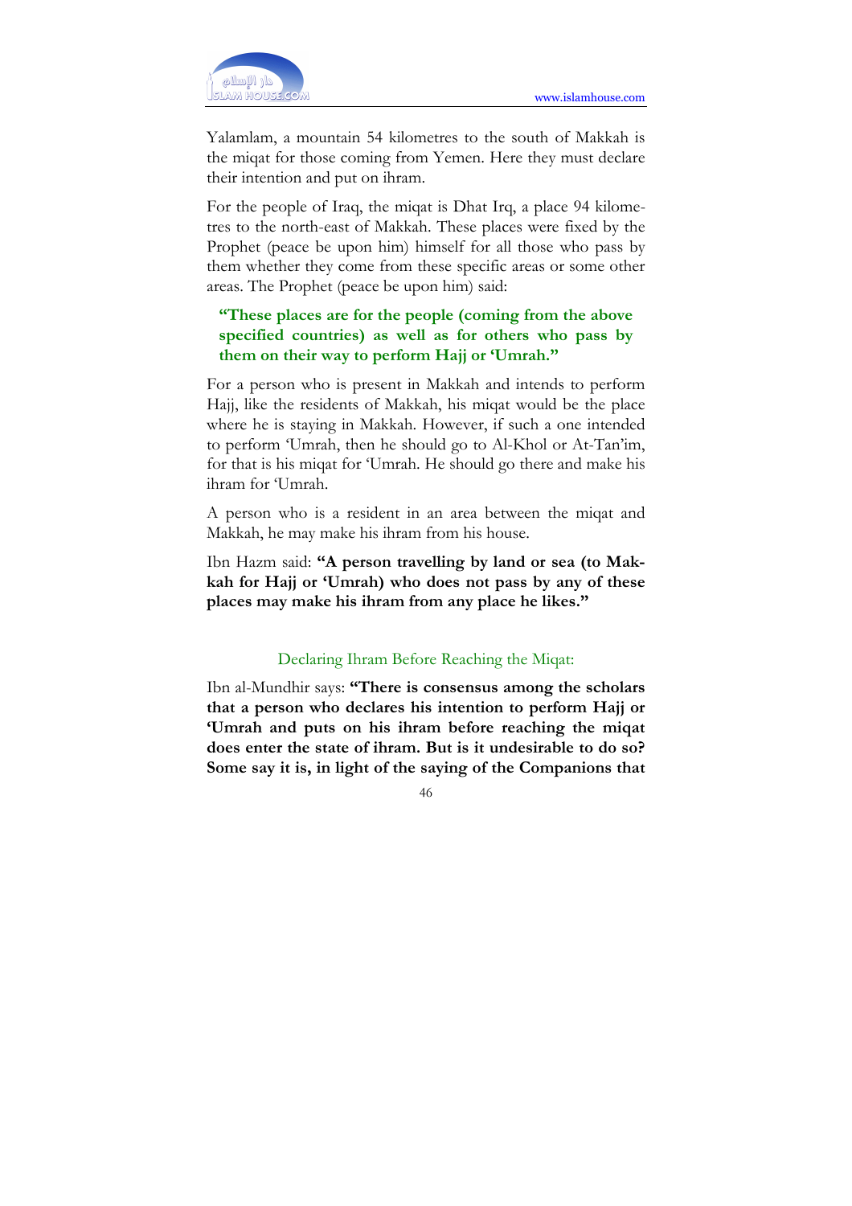Yalamlam, a mountain 54 kilometres to the south of Makkah is the miqat for those coming from Yemen. Here they must declare their intention and put on ihram.

For the people of Iraq, the miqat is Dhat Irq, a place 94 kilometres to the north-east of Makkah. These places were fixed by the Prophet (peace be upon him) himself for all those who pass by them whether they come from these specific areas or some other areas. The Prophet (peace be upon him) said:

> **"These places are for the people (coming from the above specified countries) as well as for others who pass by them on their way to perform Hajj or 'Umrah."**

For a person who is present in Makkah and intends to perform Hajj, like the residents of Makkah, his miqat would be the place where he is staying in Makkah. However, if such a one intended to perform 'Umrah, then he should go to Al-Khol or At-Tan'im, for that is his miqat for 'Umrah. He should go there and make his ihram for 'Umrah.

A person who is a resident in an area between the miqat and Makkah, he may make his ihram from his house.

Ibn Hazm said: **"A person travelling by land or sea (to Makkah for Hajj or 'Umrah) who does not pass by any of these places may make his ihram from any place he likes."**

### Declaring Ihram Before Reaching the Miqat:

Ibn al-Mundhir says: **"There is consensus among the scholars that a person who declares his intention to perform Hajj or 'Umrah and puts on his ihram before reaching the miqat does enter the state of ihram. But is it undesirable to do so? Some say it is, in light of the saying of the Companions that**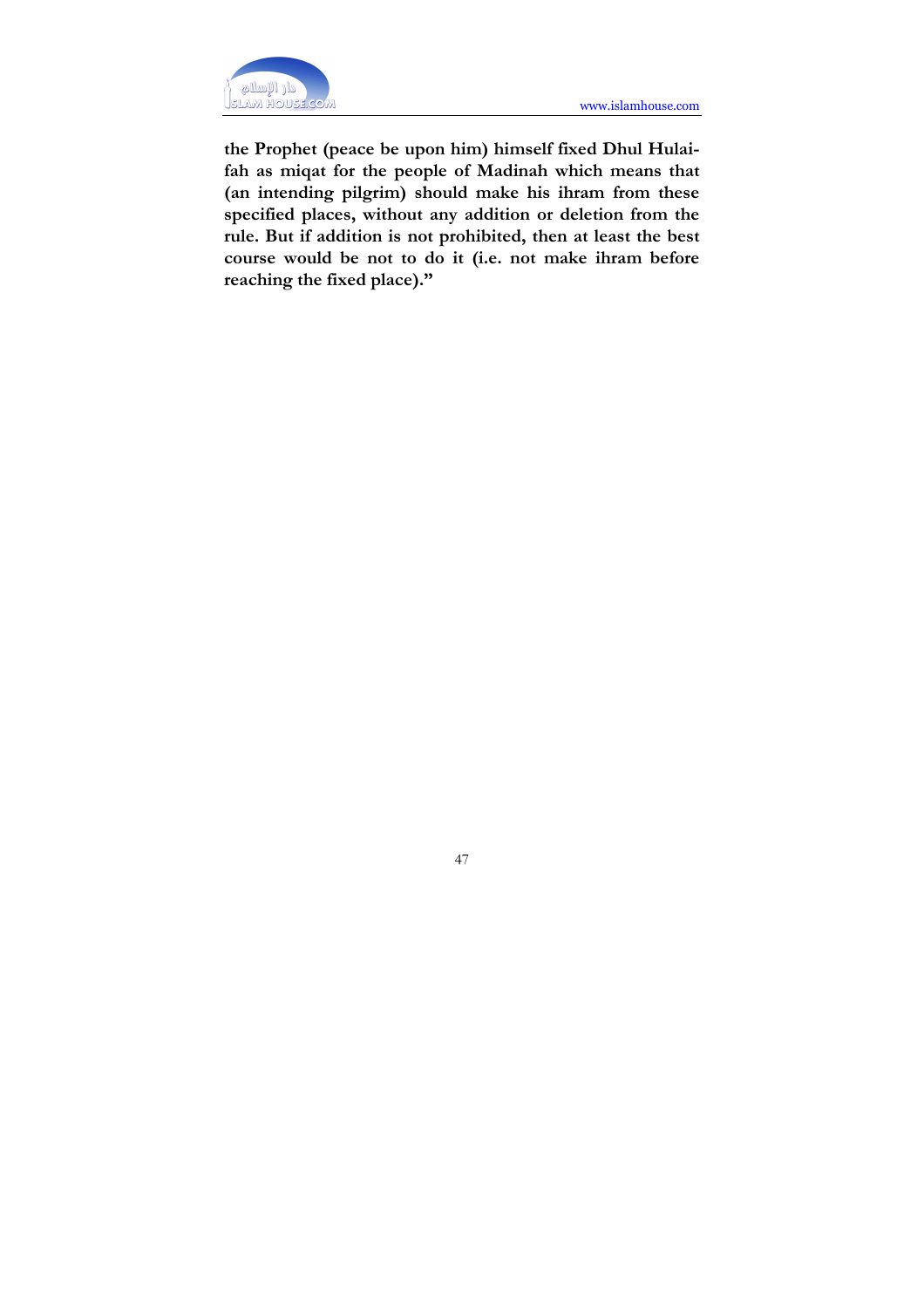**the Prophet (peace be upon him) himself fixed Dhul Hulaifah as miqat for the people of Madinah which means that (an intending pilgrim) should make his ihram from these specified places, without any addition or deletion from the rule. But if addition is not prohibited, then at least the best course would be not to do it (i.e. not make ihram before reaching the fixed place)."**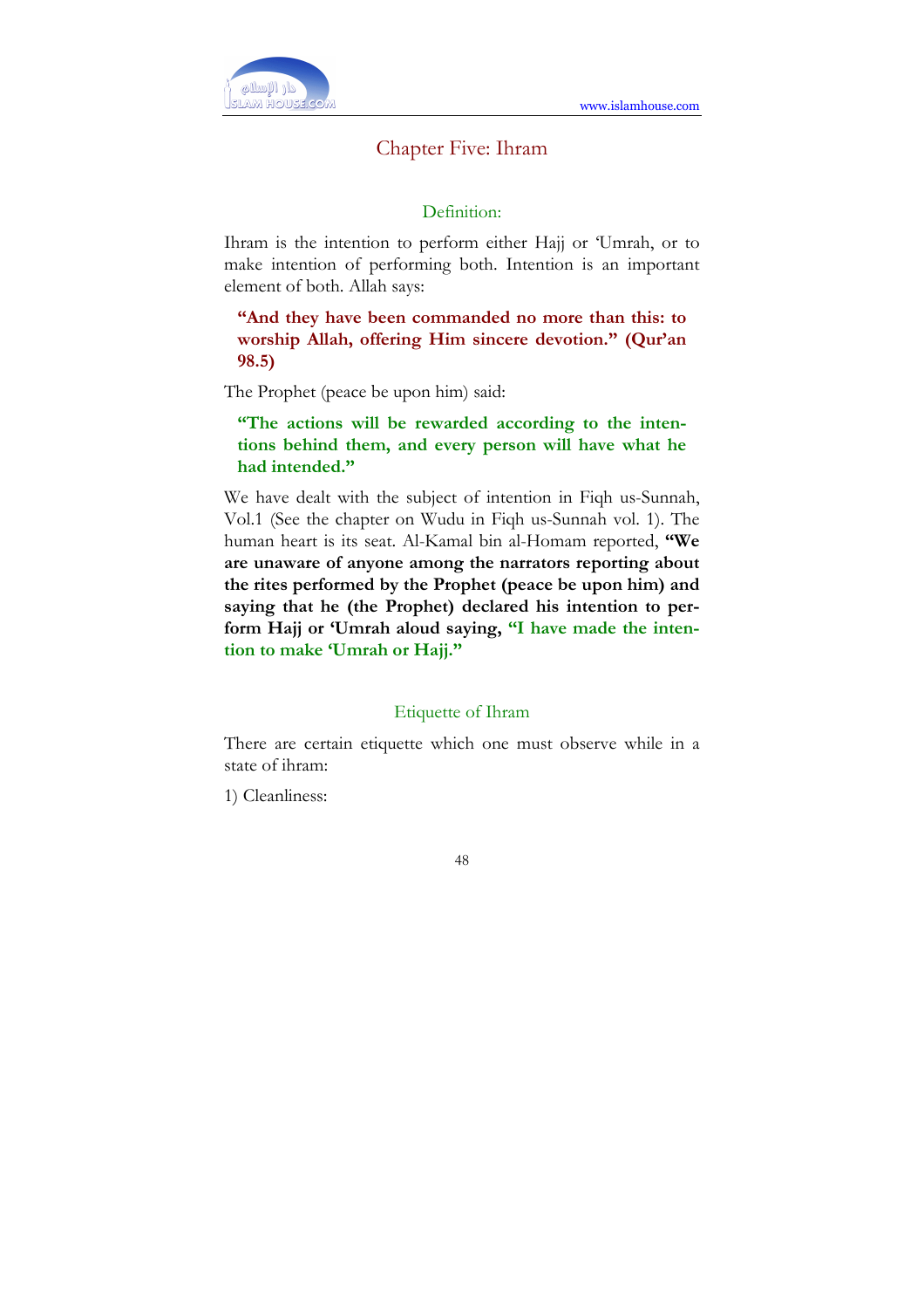# Chapter Five: Ihram

## Definition:

Ihram is the intention to perform either Hajj or 'Umrah, or to make intention of performing both. Intention is an important element of both. Allah says:

> **"And they have been commanded no more than this: to worship Allah, offering Him sincere devotion." (Qur'an 98.5)**

The Prophet (peace be upon him) said:

> **"The actions will be rewarded according to the intentions behind them, and every person will have what he had intended."**

We have dealt with the subject of intention in Fiqh us-Sunnah, Vol.1 (See the chapter on Wudu in Fiqh us-Sunnah vol. 1). The human heart is its seat. Al-Kamal bin al-Homam reported, **"We are unaware of anyone among the narrators reporting about the rites performed by the Prophet (peace be upon him) and saying that he (the Prophet) declared his intention to perform Hajj or 'Umrah aloud saying, "I have made the intention to make 'Umrah or Hajj."**

## Etiquette of Ihram

There are certain etiquette which one must observe while in a state of ihram:

1) Cleanliness: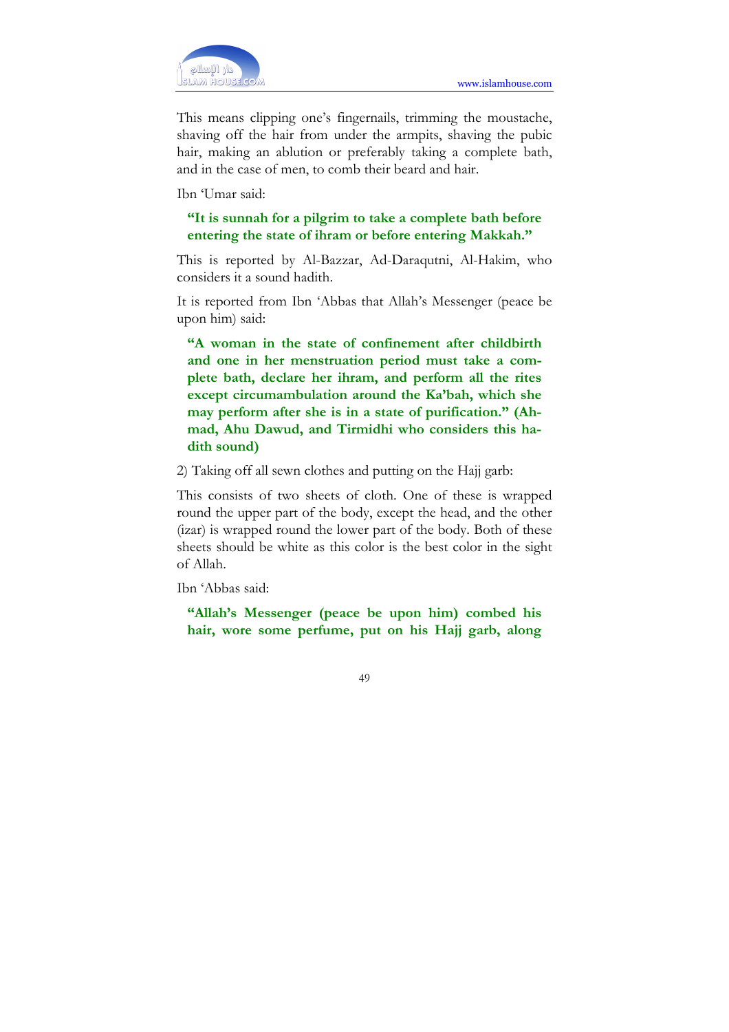This means clipping one's fingernails, trimming the moustache, shaving off the hair from under the armpits, shaving the pubic hair, making an ablution or preferably taking a complete bath, and in the case of men, to comb their beard and hair.

Ibn 'Umar said:

> **"It is sunnah for a pilgrim to take a complete bath before entering the state of ihram or before entering Makkah."**

This is reported by Al-Bazzar, Ad-Daraqutni, Al-Hakim, who considers it a sound hadith.

It is reported from Ibn 'Abbas that Allah's Messenger (peace be upon him) said:

> **"A woman in the state of confinement after childbirth and one in her menstruation period must take a complete bath, declare her ihram, and perform all the rites except circumambulation around the Ka'bah, which she may perform after she is in a state of purification." (Ahmad, Ahu Dawud, and Tirmidhi who considers this hadith sound)**

2) Taking off all sewn clothes and putting on the Hajj garb:

This consists of two sheets of cloth. One of these is wrapped round the upper part of the body, except the head, and the other (izar) is wrapped round the lower part of the body. Both of these sheets should be white as this color is the best color in the sight of Allah.

Ibn 'Abbas said:

> **"Allah's Messenger (peace be upon him) combed his hair, wore some perfume, put on his Hajj garb, along**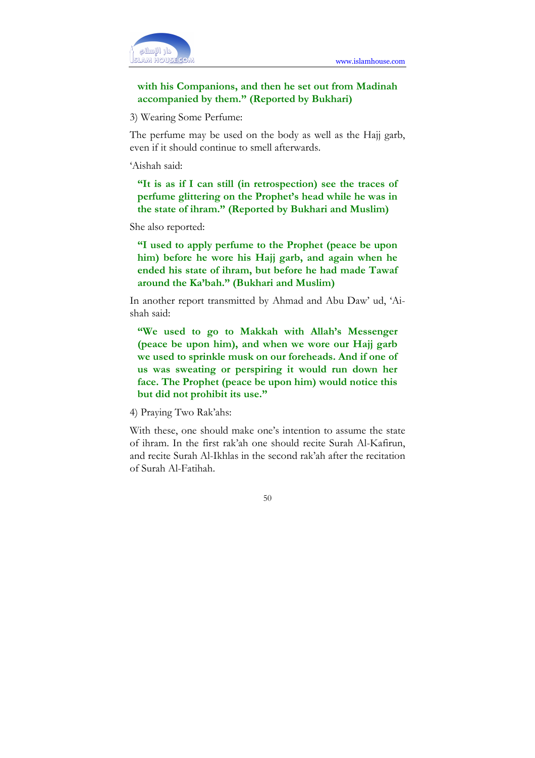> **with his Companions, and then he set out from Madinah accompanied by them." (Reported by Bukhari)**

3) Wearing Some Perfume:

The perfume may be used on the body as well as the Hajj garb, even if it should continue to smell afterwards.

'Aishah said:

> **"It is as if I can still (in retrospection) see the traces of perfume glittering on the Prophet's head while he was in the state of ihram." (Reported by Bukhari and Muslim)**

She also reported:

> **"I used to apply perfume to the Prophet (peace be upon him) before he wore his Hajj garb, and again when he ended his state of ihram, but before he had made Tawaf around the Ka'bah." (Bukhari and Muslim)**

In another report transmitted by Ahmad and Abu Daw' ud, 'Aishah said:

> **"We used to go to Makkah with Allah's Messenger (peace be upon him), and when we wore our Hajj garb we used to sprinkle musk on our foreheads. And if one of us was sweating or perspiring it would run down her face. The Prophet (peace be upon him) would notice this but did not prohibit its use."**

4) Praying Two Rak'ahs:

With these, one should make one's intention to assume the state of ihram. In the first rak'ah one should recite Surah Al-Kafirun, and recite Surah Al-Ikhlas in the second rak'ah after the recitation of Surah Al-Fatihah.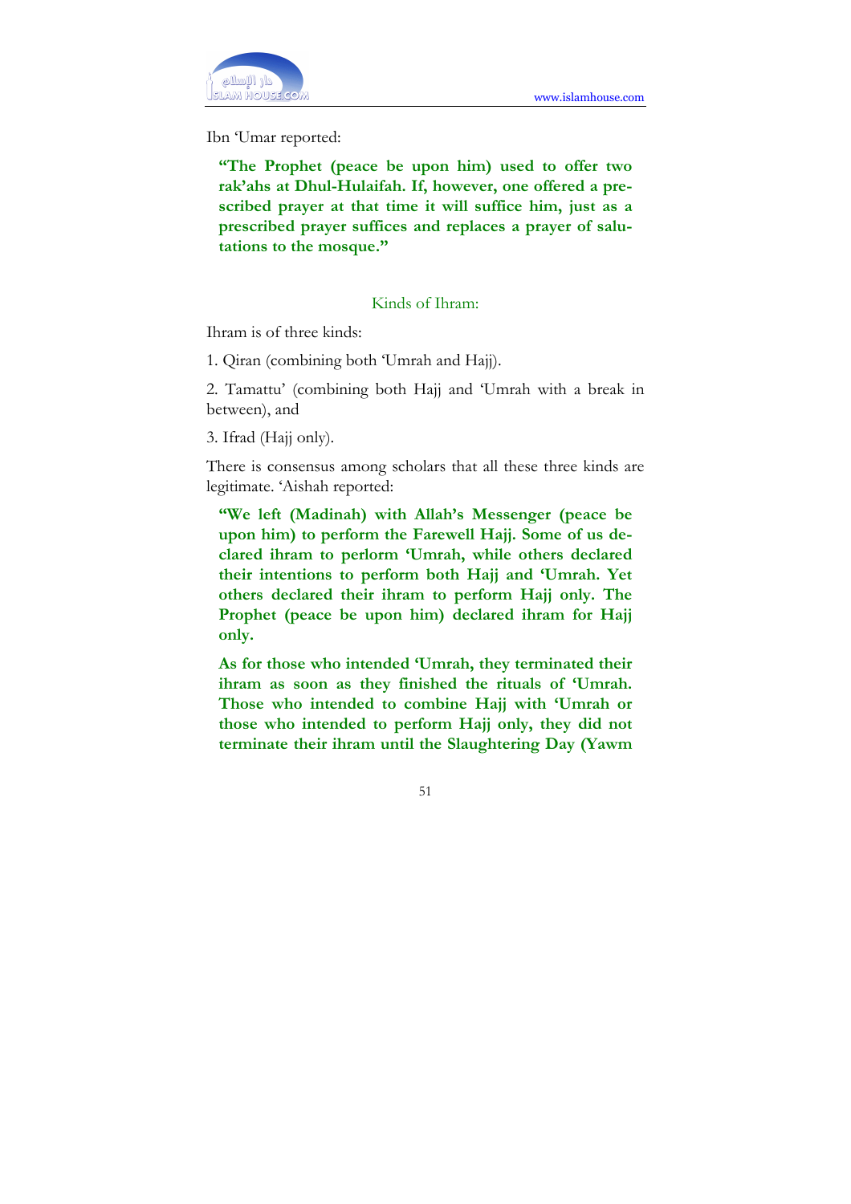Ibn 'Umar reported:

> **"The Prophet (peace be upon him) used to offer two rak'ahs at Dhul-Hulaifah. If, however, one offered a prescribed prayer at that time it will suffice him, just as a prescribed prayer suffices and replaces a prayer of salutations to the mosque."**

### Kinds of Ihram:

Ihram is of three kinds:

1. Qiran (combining both 'Umrah and Hajj).
2. Tamattu' (combining both Hajj and 'Umrah with a break in between), and
3. Ifrad (Hajj only).

There is consensus among scholars that all these three kinds are legitimate. 'Aishah reported:

> **"We left (Madinah) with Allah's Messenger (peace be upon him) to perform the Farewell Hajj. Some of us declared ihram to perlorm 'Umrah, while others declared their intentions to perform both Hajj and 'Umrah. Yet others declared their ihram to perform Hajj only. The Prophet (peace be upon him) declared ihram for Hajj only.**
>
> **As for those who intended 'Umrah, they terminated their ihram as soon as they finished the rituals of 'Umrah. Those who intended to combine Hajj with 'Umrah or those who intended to perform Hajj only, they did not terminate their ihram until the Slaughtering Day (Yawm**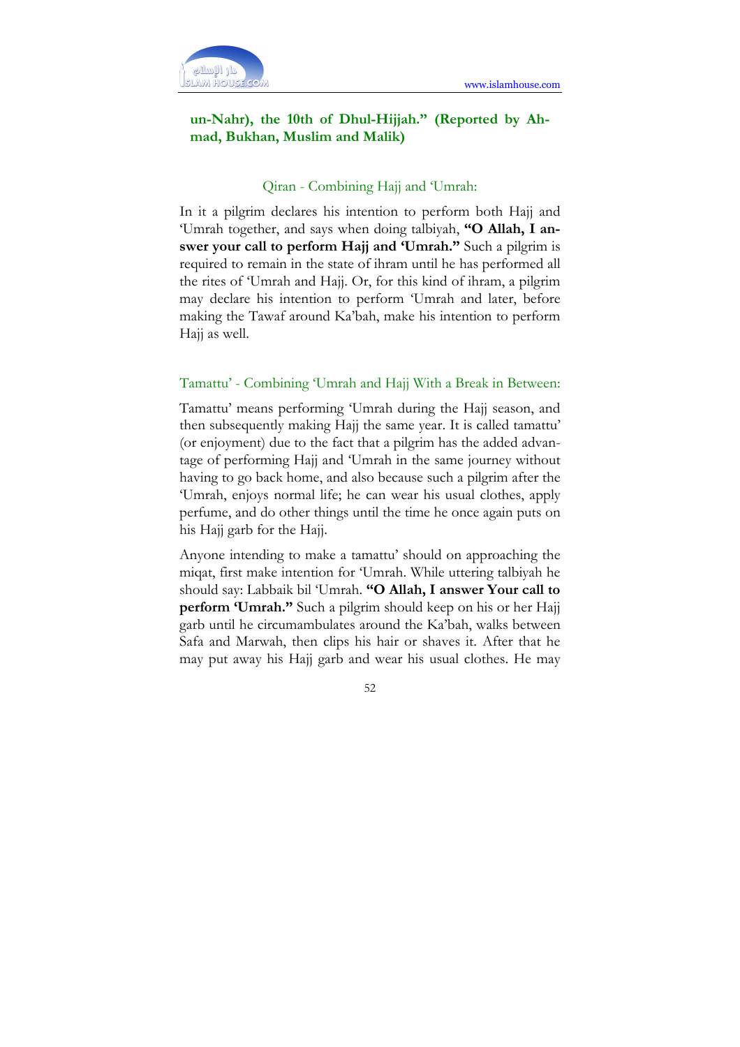**un-Nahr), the 10th of Dhul-Hijjah." (Reported by Ahmad, Bukhan, Muslim and Malik)**

### Qiran - Combining Hajj and 'Umrah:

In it a pilgrim declares his intention to perform both Hajj and 'Umrah together, and says when doing talbiyah, **"O Allah, I answer your call to perform Hajj and 'Umrah."** Such a pilgrim is required to remain in the state of ihram until he has performed all the rites of 'Umrah and Hajj. Or, for this kind of ihram, a pilgrim may declare his intention to perform 'Umrah and later, before making the Tawaf around Ka'bah, make his intention to perform Hajj as well.

### Tamattu' - Combining 'Umrah and Hajj With a Break in Between:

Tamattu' means performing 'Umrah during the Hajj season, and then subsequently making Hajj the same year. It is called tamattu' (or enjoyment) due to the fact that a pilgrim has the added advantage of performing Hajj and 'Umrah in the same journey without having to go back home, and also because such a pilgrim after the 'Umrah, enjoys normal life; he can wear his usual clothes, apply perfume, and do other things until the time he once again puts on his Hajj garb for the Hajj.

Anyone intending to make a tamattu' should on approaching the miqat, first make intention for 'Umrah. While uttering talbiyah he should say: Labbaik bil 'Umrah. **"O Allah, I answer Your call to perform 'Umrah."** Such a pilgrim should keep on his or her Hajj garb until he circumambulates around the Ka'bah, walks between Safa and Marwah, then clips his hair or shaves it. After that he may put away his Hajj garb and wear his usual clothes. He may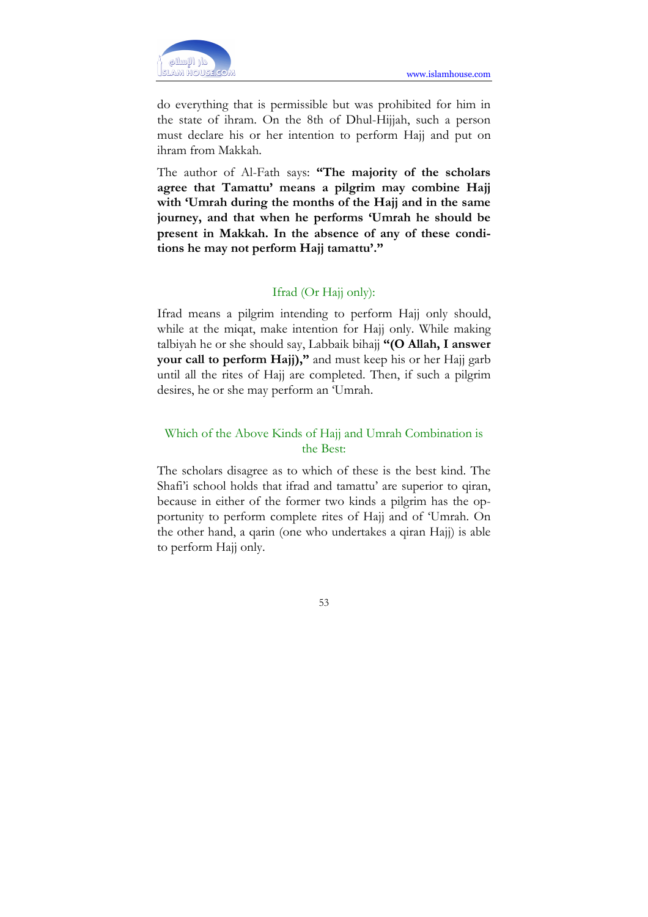do everything that is permissible but was prohibited for him in the state of ihram. On the 8th of Dhul-Hijjah, such a person must declare his or her intention to perform Hajj and put on ihram from Makkah.

The author of Al-Fath says: **"The majority of the scholars agree that Tamattu' means a pilgrim may combine Hajj with 'Umrah during the months of the Hajj and in the same journey, and that when he performs 'Umrah he should be present in Makkah. In the absence of any of these conditions he may not perform Hajj tamattu'."**

### Ifrad (Or Hajj only):

Ifrad means a pilgrim intending to perform Hajj only should, while at the miqat, make intention for Hajj only. While making talbiyah he or she should say, Labbaik bihajj **"(O Allah, I answer your call to perform Hajj),"** and must keep his or her Hajj garb until all the rites of Hajj are completed. Then, if such a pilgrim desires, he or she may perform an 'Umrah.

### Which of the Above Kinds of Hajj and Umrah Combination is the Best:

The scholars disagree as to which of these is the best kind. The Shafi'i school holds that ifrad and tamattu' are superior to qiran, because in either of the former two kinds a pilgrim has the opportunity to perform complete rites of Hajj and of 'Umrah. On the other hand, a qarin (one who undertakes a qiran Hajj) is able to perform Hajj only.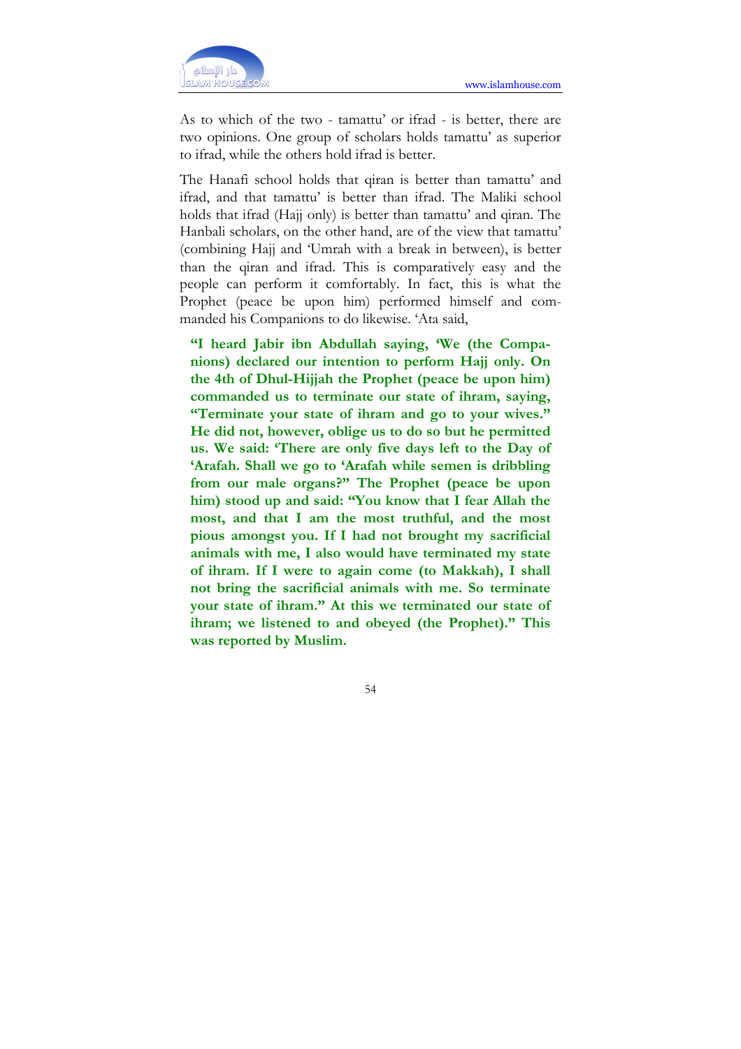As to which of the two - tamattu' or ifrad - is better, there are two opinions. One group of scholars holds tamattu' as superior to ifrad, while the others hold ifrad is better.

The Hanafi school holds that qiran is better than tamattu' and ifrad, and that tamattu' is better than ifrad. The Maliki school holds that ifrad (Hajj only) is better than tamattu' and qiran. The Hanbali scholars, on the other hand, are of the view that tamattu' (combining Hajj and 'Umrah with a break in between), is better than the qiran and ifrad. This is comparatively easy and the people can perform it comfortably. In fact, this is what the Prophet (peace be upon him) performed himself and commanded his Companions to do likewise. 'Ata said,

> **"I heard Jabir ibn Abdullah saying, 'We (the Companions) declared our intention to perform Hajj only. On the 4th of Dhul-Hijjah the Prophet (peace be upon him) commanded us to terminate our state of ihram, saying, "Terminate your state of ihram and go to your wives." He did not, however, oblige us to do so but he permitted us. We said: 'There are only five days left to the Day of 'Arafah. Shall we go to 'Arafah while semen is dribbling from our male organs?" The Prophet (peace be upon him) stood up and said: "You know that I fear Allah the most, and that I am the most truthful, and the most pious amongst you. If I had not brought my sacrificial animals with me, I also would have terminated my state of ihram. If I were to again come (to Makkah), I shall not bring the sacrificial animals with me. So terminate your state of ihram." At this we terminated our state of ihram; we listened to and obeyed (the Prophet)." This was reported by Muslim.**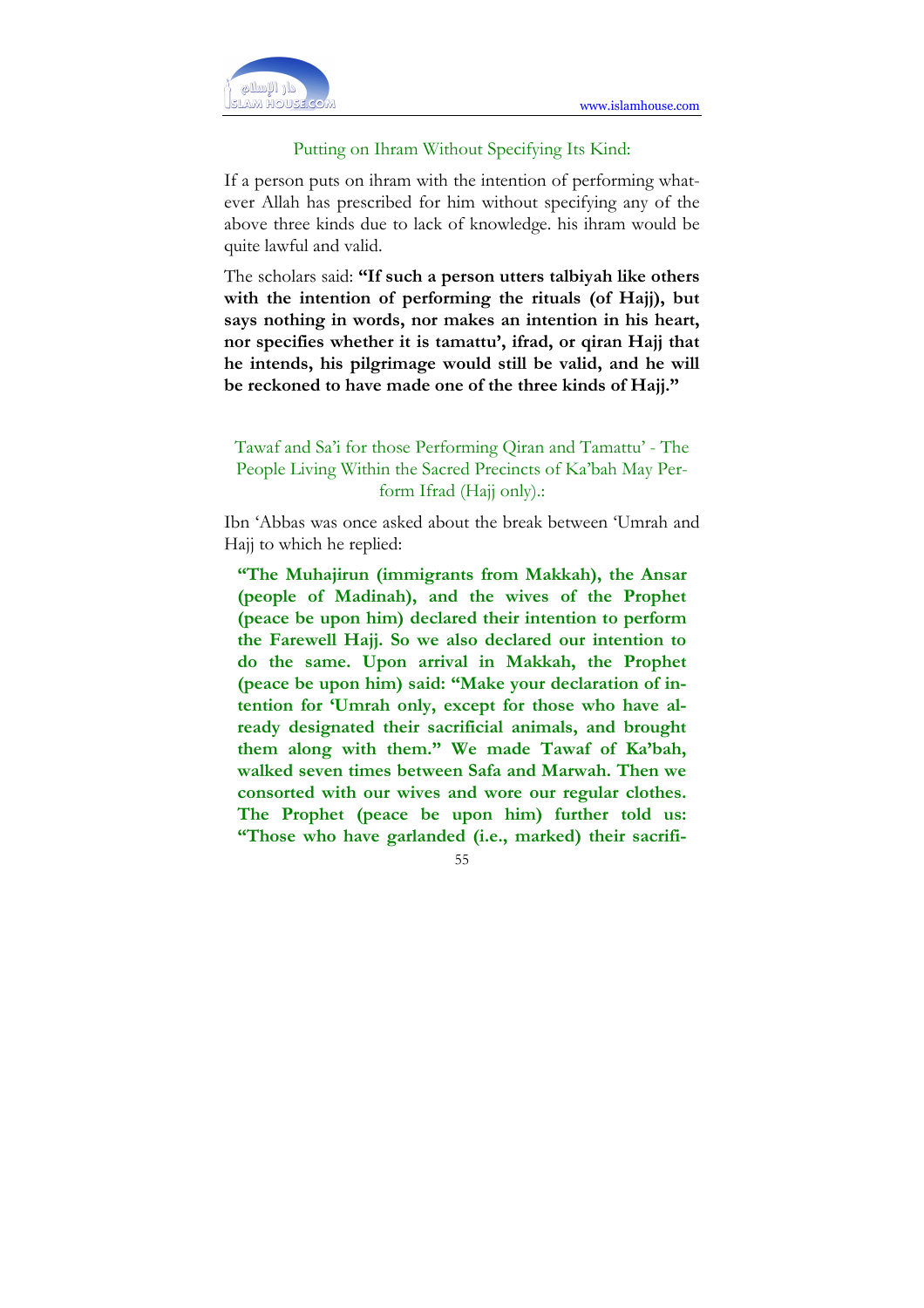### Putting on Ihram Without Specifying Its Kind:

If a person puts on ihram with the intention of performing whatever Allah has prescribed for him without specifying any of the above three kinds due to lack of knowledge. his ihram would be quite lawful and valid.

The scholars said: **"If such a person utters talbiyah like others with the intention of performing the rituals (of Hajj), but says nothing in words, nor makes an intention in his heart, nor specifies whether it is tamattu', ifrad, or qiran Hajj that he intends, his pilgrimage would still be valid, and he will be reckoned to have made one of the three kinds of Hajj."**

### Tawaf and Sa'i for those Performing Qiran and Tamattu' - The People Living Within the Sacred Precincts of Ka'bah May Perform Ifrad (Hajj only).:

Ibn 'Abbas was once asked about the break between 'Umrah and Hajj to which he replied:

> **"The Muhajirun (immigrants from Makkah), the Ansar (people of Madinah), and the wives of the Prophet (peace be upon him) declared their intention to perform the Farewell Hajj. So we also declared our intention to do the same. Upon arrival in Makkah, the Prophet (peace be upon him) said: "Make your declaration of intention for 'Umrah only, except for those who have already designated their sacrificial animals, and brought them along with them." We made Tawaf of Ka'bah, walked seven times between Safa and Marwah. Then we consorted with our wives and wore our regular clothes. The Prophet (peace be upon him) further told us: "Those who have garlanded (i.e., marked) their sacrifi-**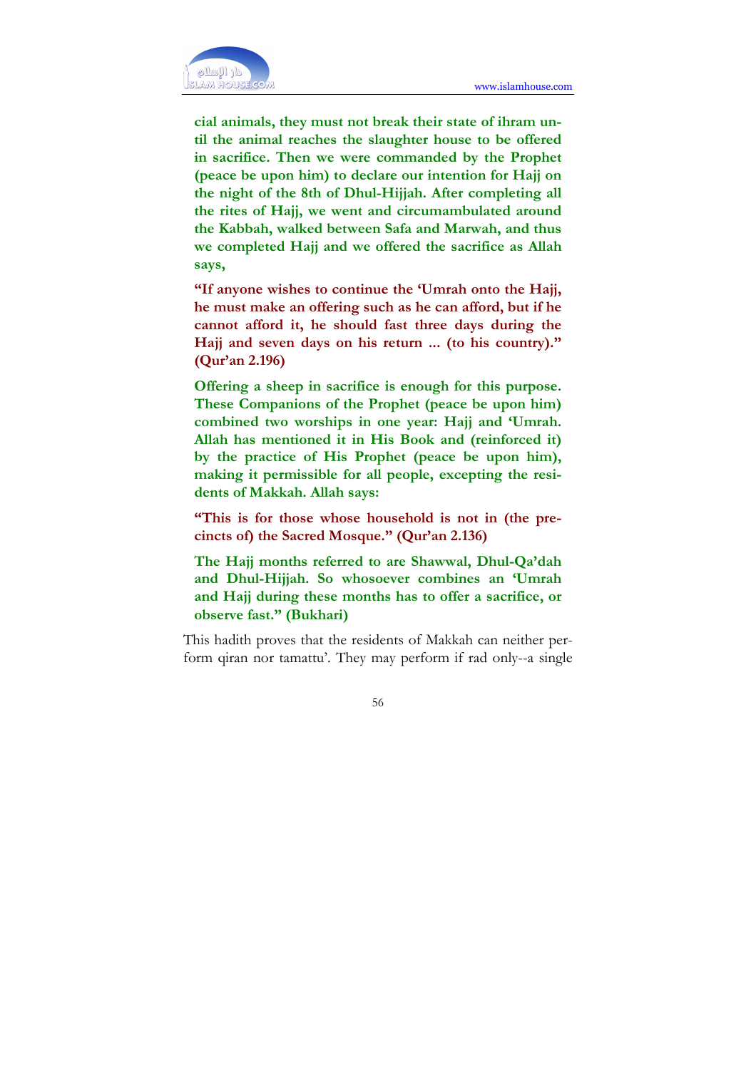**cial animals, they must not break their state of ihram until the animal reaches the slaughter house to be offered in sacrifice. Then we were commanded by the Prophet (peace be upon him) to declare our intention for Hajj on the night of the 8th of Dhul-Hijjah. After completing all the rites of Hajj, we went and circumambulated around the Kabbah, walked between Safa and Marwah, and thus we completed Hajj and we offered the sacrifice as Allah says,**

**"If anyone wishes to continue the 'Umrah onto the Hajj, he must make an offering such as he can afford, but if he cannot afford it, he should fast three days during the Hajj and seven days on his return ... (to his country)." (Qur'an 2.196)**

**Offering a sheep in sacrifice is enough for this purpose. These Companions of the Prophet (peace be upon him) combined two worships in one year: Hajj and 'Umrah. Allah has mentioned it in His Book and (reinforced it) by the practice of His Prophet (peace be upon him), making it permissible for all people, excepting the residents of Makkah. Allah says:**

**"This is for those whose household is not in (the precincts of) the Sacred Mosque." (Qur'an 2.136)**

**The Hajj months referred to are Shawwal, Dhul-Qa'dah and Dhul-Hijjah. So whosoever combines an 'Umrah and Hajj during these months has to offer a sacrifice, or observe fast." (Bukhari)**

This hadith proves that the residents of Makkah can neither perform qiran nor tamattu'. They may perform if rad only--a single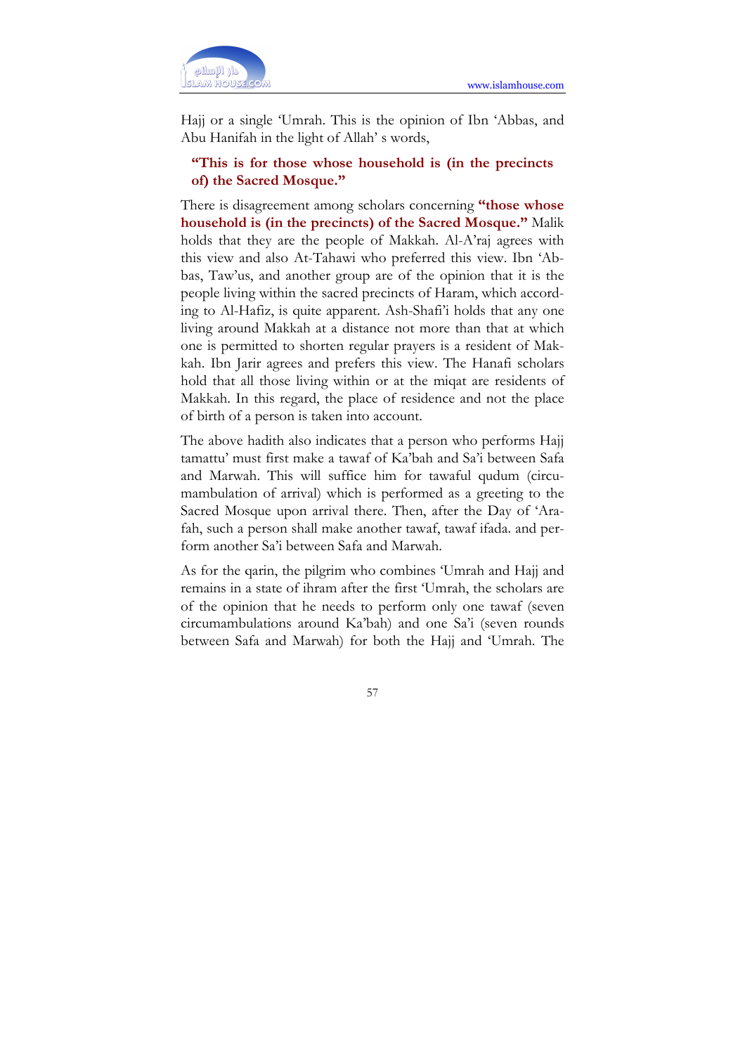Hajj or a single 'Umrah. This is the opinion of Ibn 'Abbas, and Abu Hanifah in the light of Allah' s words,

> **"This is for those whose household is (in the precincts of) the Sacred Mosque."**

There is disagreement among scholars concerning **"those whose household is (in the precincts) of the Sacred Mosque."** Malik holds that they are the people of Makkah. Al-A'raj agrees with this view and also At-Tahawi who preferred this view. Ibn 'Abbas, Taw'us, and another group are of the opinion that it is the people living within the sacred precincts of Haram, which according to Al-Hafiz, is quite apparent. Ash-Shafi'i holds that any one living around Makkah at a distance not more than that at which one is permitted to shorten regular prayers is a resident of Makkah. Ibn Jarir agrees and prefers this view. The Hanafi scholars hold that all those living within or at the miqat are residents of Makkah. In this regard, the place of residence and not the place of birth of a person is taken into account.

The above hadith also indicates that a person who performs Hajj tamattu' must first make a tawaf of Ka'bah and Sa'i between Safa and Marwah. This will suffice him for tawaful qudum (circumambulation of arrival) which is performed as a greeting to the Sacred Mosque upon arrival there. Then, after the Day of 'Arafah, such a person shall make another tawaf, tawaf ifada. and perform another Sa'i between Safa and Marwah.

As for the qarin, the pilgrim who combines 'Umrah and Hajj and remains in a state of ihram after the first 'Umrah, the scholars are of the opinion that he needs to perform only one tawaf (seven circumambulations around Ka'bah) and one Sa'i (seven rounds between Safa and Marwah) for both the Hajj and 'Umrah. The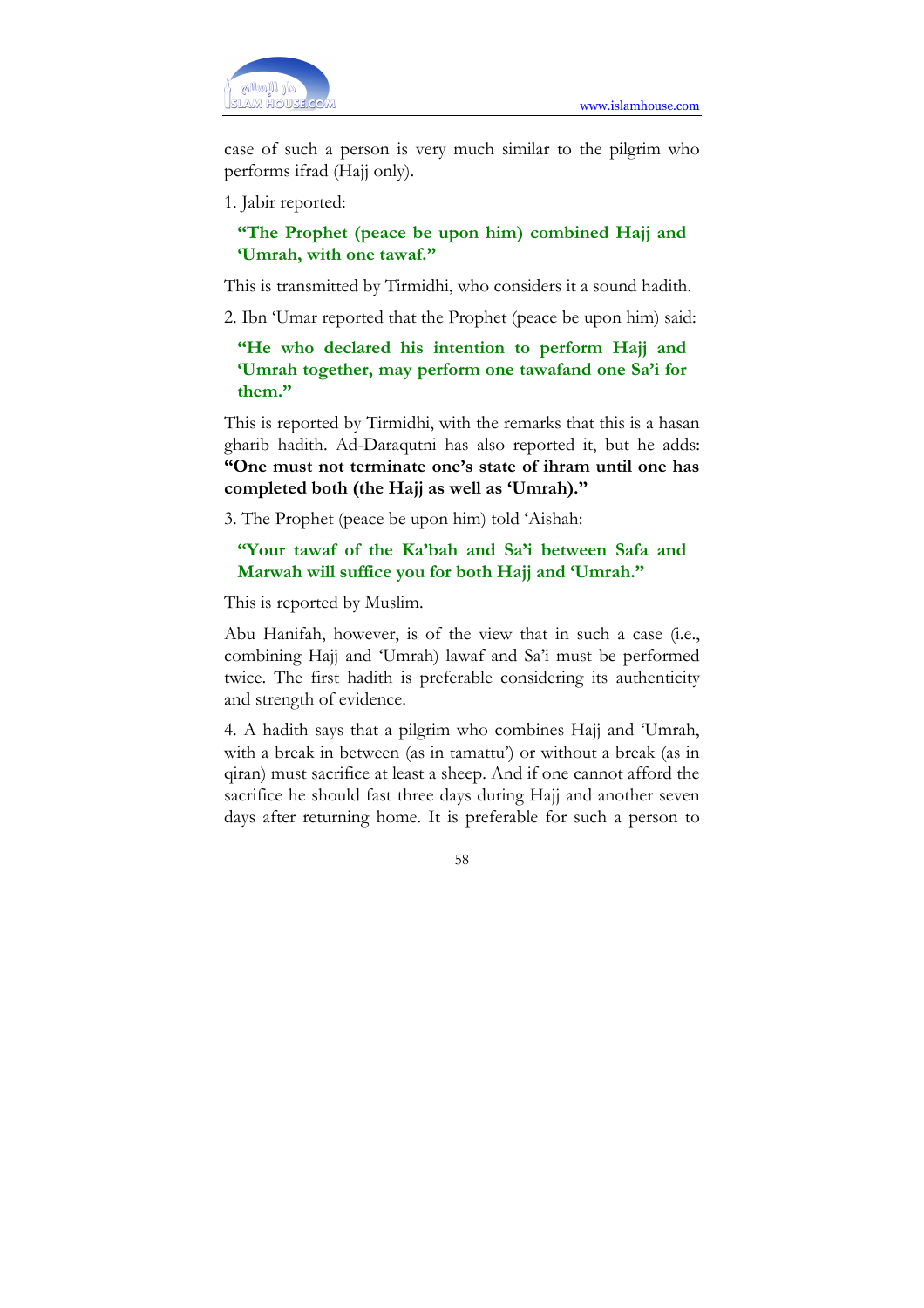case of such a person is very much similar to the pilgrim who performs ifrad (Hajj only).

1. Jabir reported:

> **"The Prophet (peace be upon him) combined Hajj and 'Umrah, with one tawaf."**

This is transmitted by Tirmidhi, who considers it a sound hadith.

2. Ibn 'Umar reported that the Prophet (peace be upon him) said:

> **"He who declared his intention to perform Hajj and 'Umrah together, may perform one tawafand one Sa'i for them."**

This is reported by Tirmidhi, with the remarks that this is a hasan gharib hadith. Ad-Daraqutni has also reported it, but he adds: **"One must not terminate one's state of ihram until one has completed both (the Hajj as well as 'Umrah)."**

3. The Prophet (peace be upon him) told 'Aishah:

> **"Your tawaf of the Ka'bah and Sa'i between Safa and Marwah will suffice you for both Hajj and 'Umrah."**

This is reported by Muslim.

Abu Hanifah, however, is of the view that in such a case (i.e., combining Hajj and 'Umrah) lawaf and Sa'i must be performed twice. The first hadith is preferable considering its authenticity and strength of evidence.

4. A hadith says that a pilgrim who combines Hajj and 'Umrah, with a break in between (as in tamattu') or without a break (as in qiran) must sacrifice at least a sheep. And if one cannot afford the sacrifice he should fast three days during Hajj and another seven days after returning home. It is preferable for such a person to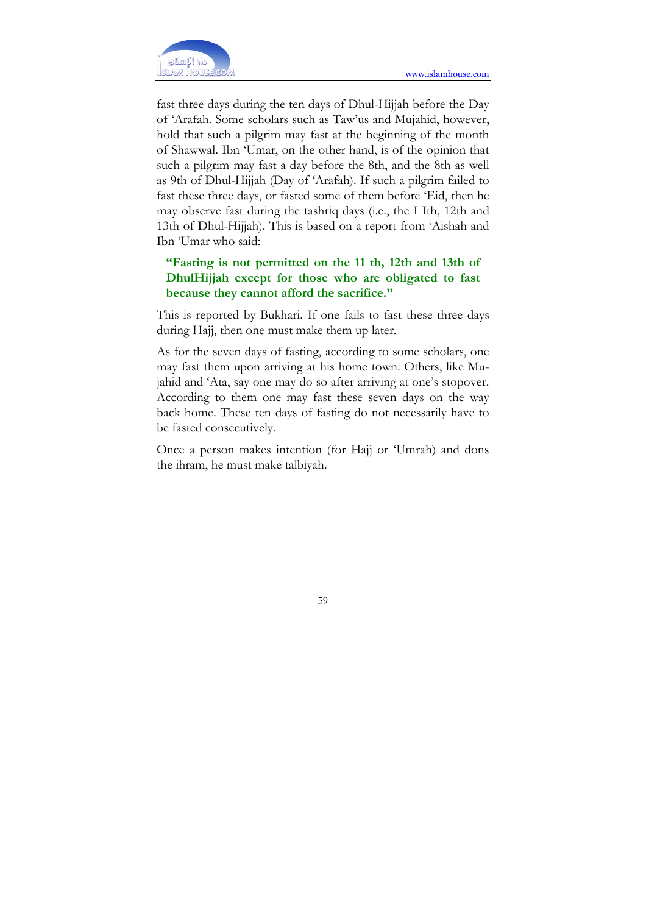fast three days during the ten days of Dhul-Hijjah before the Day of 'Arafah. Some scholars such as Taw'us and Mujahid, however, hold that such a pilgrim may fast at the beginning of the month of Shawwal. Ibn 'Umar, on the other hand, is of the opinion that such a pilgrim may fast a day before the 8th, and the 8th as well as 9th of Dhul-Hijjah (Day of 'Arafah). If such a pilgrim failed to fast these three days, or fasted some of them before 'Eid, then he may observe fast during the tashriq days (i.e., the I Ith, 12th and 13th of Dhul-Hijjah). This is based on a report from 'Aishah and Ibn 'Umar who said:

> **"Fasting is not permitted on the 11 th, 12th and 13th of DhulHijjah except for those who are obligated to fast because they cannot afford the sacrifice."**

This is reported by Bukhari. If one fails to fast these three days during Hajj, then one must make them up later.

As for the seven days of fasting, according to some scholars, one may fast them upon arriving at his home town. Others, like Mujahid and 'Ata, say one may do so after arriving at one's stopover. According to them one may fast these seven days on the way back home. These ten days of fasting do not necessarily have to be fasted consecutively.

Once a person makes intention (for Hajj or 'Umrah) and dons the ihram, he must make talbiyah.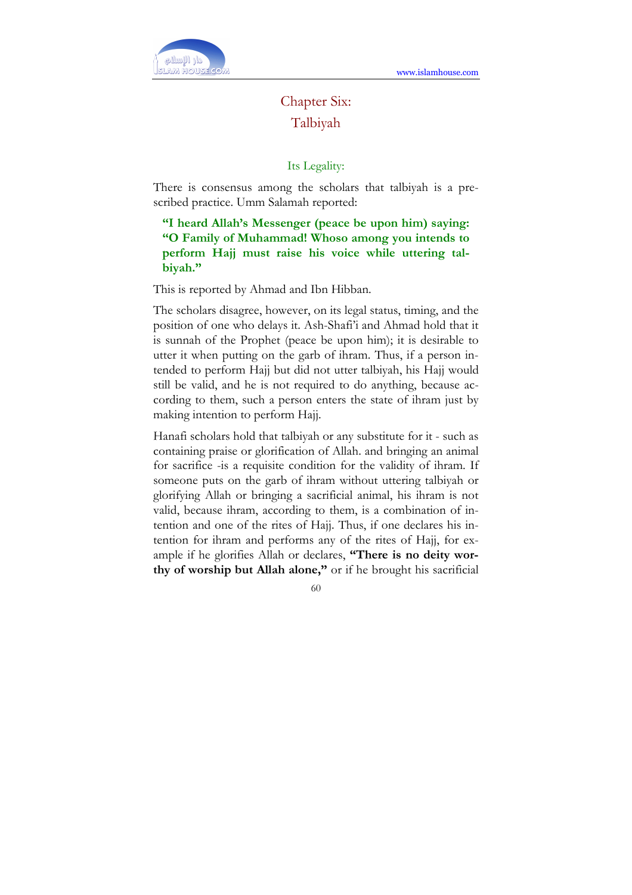## Chapter Six:
## Talbiyah

### Its Legality:

There is consensus among the scholars that talbiyah is a prescribed practice. Umm Salamah reported:

> **"I heard Allah's Messenger (peace be upon him) saying: "O Family of Muhammad! Whoso among you intends to perform Hajj must raise his voice while uttering talbiyah."**

This is reported by Ahmad and Ibn Hibban.

The scholars disagree, however, on its legal status, timing, and the position of one who delays it. Ash-Shafi'i and Ahmad hold that it is sunnah of the Prophet (peace be upon him); it is desirable to utter it when putting on the garb of ihram. Thus, if a person intended to perform Hajj but did not utter talbiyah, his Hajj would still be valid, and he is not required to do anything, because according to them, such a person enters the state of ihram just by making intention to perform Hajj.

Hanafi scholars hold that talbiyah or any substitute for it - such as containing praise or glorification of Allah. and bringing an animal for sacrifice -is a requisite condition for the validity of ihram. If someone puts on the garb of ihram without uttering talbiyah or glorifying Allah or bringing a sacrificial animal, his ihram is not valid, because ihram, according to them, is a combination of intention and one of the rites of Hajj. Thus, if one declares his intention for ihram and performs any of the rites of Hajj, for example if he glorifies Allah or declares, **"There is no deity worthy of worship but Allah alone,"** or if he brought his sacrificial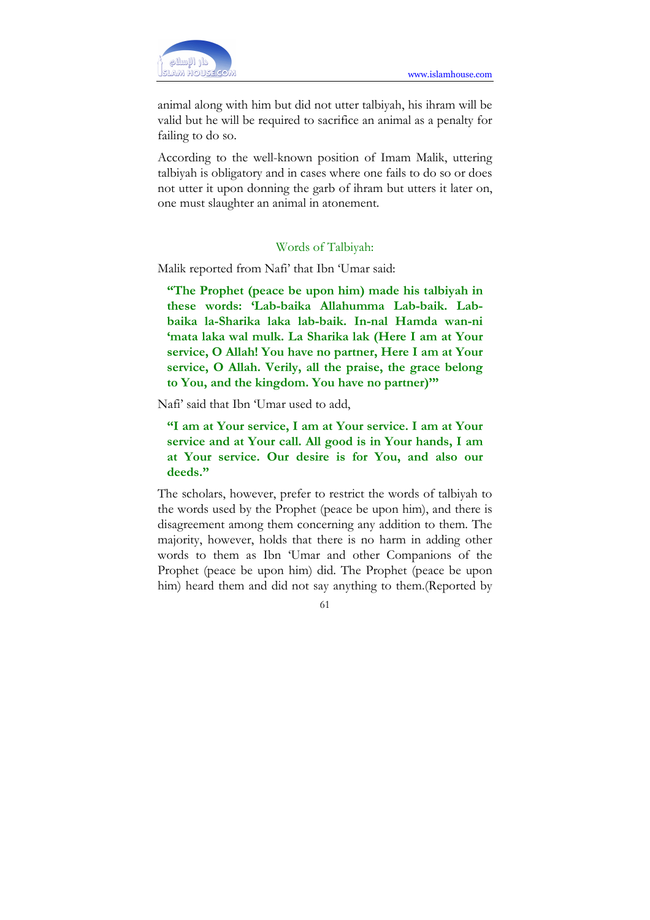animal along with him but did not utter talbiyah, his ihram will be valid but he will be required to sacrifice an animal as a penalty for failing to do so.

According to the well-known position of Imam Malik, uttering talbiyah is obligatory and in cases where one fails to do so or does not utter it upon donning the garb of ihram but utters it later on, one must slaughter an animal in atonement.

### Words of Talbiyah:

Malik reported from Nafi' that Ibn 'Umar said:

> **"The Prophet (peace be upon him) made his talbiyah in these words: 'Lab-baika Allahumma Lab-baik. Lab-baika la-Sharika laka lab-baik. In-nal Hamda wan-ni 'mata laka wal mulk. La Sharika lak (Here I am at Your service, O Allah! You have no partner, Here I am at Your service, O Allah. Verily, all the praise, the grace belong to You, and the kingdom. You have no partner)'"**

Nafi' said that Ibn 'Umar used to add,

> **"I am at Your service, I am at Your service. I am at Your service and at Your call. All good is in Your hands, I am at Your service. Our desire is for You, and also our deeds."**

The scholars, however, prefer to restrict the words of talbiyah to the words used by the Prophet (peace be upon him), and there is disagreement among them concerning any addition to them. The majority, however, holds that there is no harm in adding other words to them as Ibn 'Umar and other Companions of the Prophet (peace be upon him) did. The Prophet (peace be upon him) heard them and did not say anything to them.(Reported by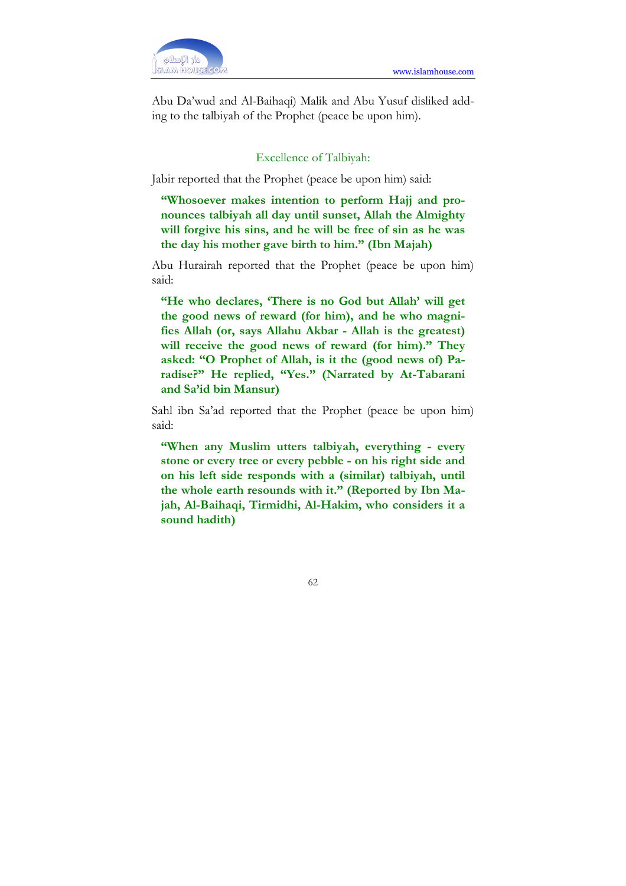Abu Da'wud and Al-Baihaqi) Malik and Abu Yusuf disliked adding to the talbiyah of the Prophet (peace be upon him).

### Excellence of Talbiyah:

Jabir reported that the Prophet (peace be upon him) said:

> **"Whosoever makes intention to perform Hajj and pronounces talbiyah all day until sunset, Allah the Almighty will forgive his sins, and he will be free of sin as he was the day his mother gave birth to him." (Ibn Majah)**

Abu Hurairah reported that the Prophet (peace be upon him) said:

> **"He who declares, 'There is no God but Allah' will get the good news of reward (for him), and he who magnifies Allah (or, says Allahu Akbar - Allah is the greatest) will receive the good news of reward (for him)." They asked: "O Prophet of Allah, is it the (good news of) Paradise?" He replied, "Yes." (Narrated by At-Tabarani and Sa'id bin Mansur)**

Sahl ibn Sa'ad reported that the Prophet (peace be upon him) said:

> **"When any Muslim utters talbiyah, everything - every stone or every tree or every pebble - on his right side and on his left side responds with a (similar) talbiyah, until the whole earth resounds with it." (Reported by Ibn Majah, Al-Baihaqi, Tirmidhi, Al-Hakim, who considers it a sound hadith)**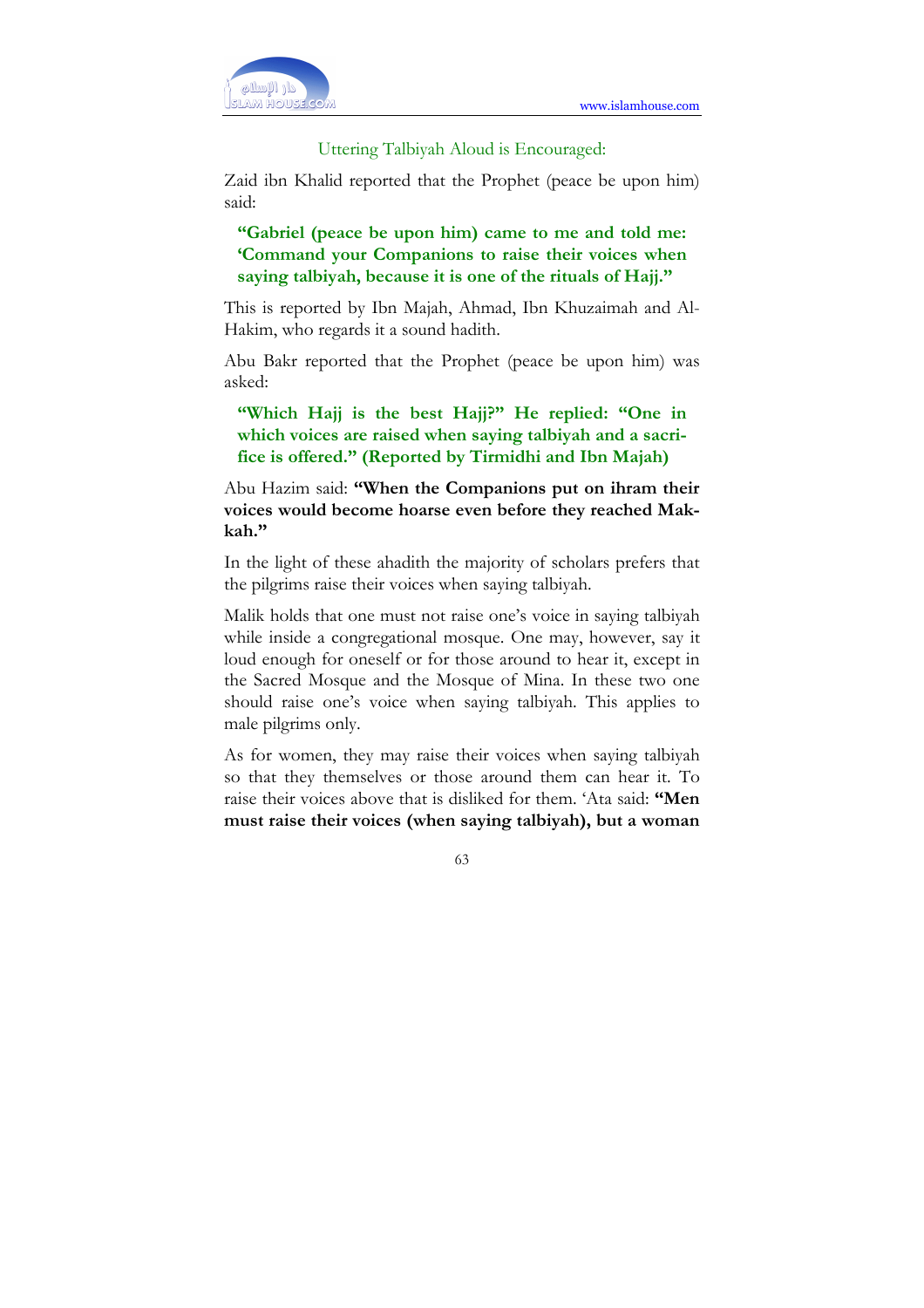### Uttering Talbiyah Aloud is Encouraged:

Zaid ibn Khalid reported that the Prophet (peace be upon him) said:

> **"Gabriel (peace be upon him) came to me and told me: 'Command your Companions to raise their voices when saying talbiyah, because it is one of the rituals of Hajj."**

This is reported by Ibn Majah, Ahmad, Ibn Khuzaimah and Al-Hakim, who regards it a sound hadith.

Abu Bakr reported that the Prophet (peace be upon him) was asked:

> **"Which Hajj is the best Hajj?" He replied: "One in which voices are raised when saying talbiyah and a sacrifice is offered." (Reported by Tirmidhi and Ibn Majah)**

Abu Hazim said: **"When the Companions put on ihram their voices would become hoarse even before they reached Makkah."**

In the light of these ahadith the majority of scholars prefers that the pilgrims raise their voices when saying talbiyah.

Malik holds that one must not raise one's voice in saying talbiyah while inside a congregational mosque. One may, however, say it loud enough for oneself or for those around to hear it, except in the Sacred Mosque and the Mosque of Mina. In these two one should raise one's voice when saying talbiyah. This applies to male pilgrims only.

As for women, they may raise their voices when saying talbiyah so that they themselves or those around them can hear it. To raise their voices above that is disliked for them. 'Ata said: **"Men must raise their voices (when saying talbiyah), but a woman**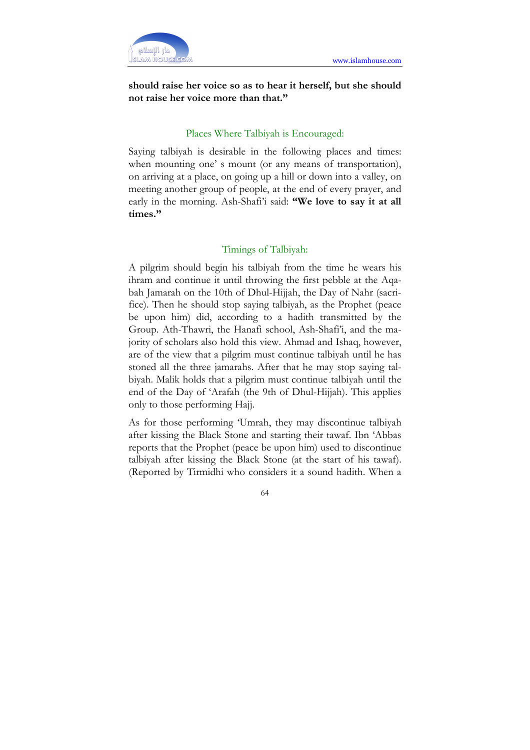**should raise her voice so as to hear it herself, but she should not raise her voice more than that."**

## Places Where Talbiyah is Encouraged:

Saying talbiyah is desirable in the following places and times: when mounting one' s mount (or any means of transportation), on arriving at a place, on going up a hill or down into a valley, on meeting another group of people, at the end of every prayer, and early in the morning. Ash-Shafi'i said: **"We love to say it at all times."**

## Timings of Talbiyah:

A pilgrim should begin his talbiyah from the time he wears his ihram and continue it until throwing the first pebble at the Aqabah Jamarah on the 10th of Dhul-Hijjah, the Day of Nahr (sacrifice). Then he should stop saying talbiyah, as the Prophet (peace be upon him) did, according to a hadith transmitted by the Group. Ath-Thawri, the Hanafi school, Ash-Shafi'i, and the majority of scholars also hold this view. Ahmad and Ishaq, however, are of the view that a pilgrim must continue talbiyah until he has stoned all the three jamarahs. After that he may stop saying talbiyah. Malik holds that a pilgrim must continue talbiyah until the end of the Day of 'Arafah (the 9th of Dhul-Hijjah). This applies only to those performing Hajj.

As for those performing 'Umrah, they may discontinue talbiyah after kissing the Black Stone and starting their tawaf. Ibn 'Abbas reports that the Prophet (peace be upon him) used to discontinue talbiyah after kissing the Black Stone (at the start of his tawaf). (Reported by Tirmidhi who considers it a sound hadith. When a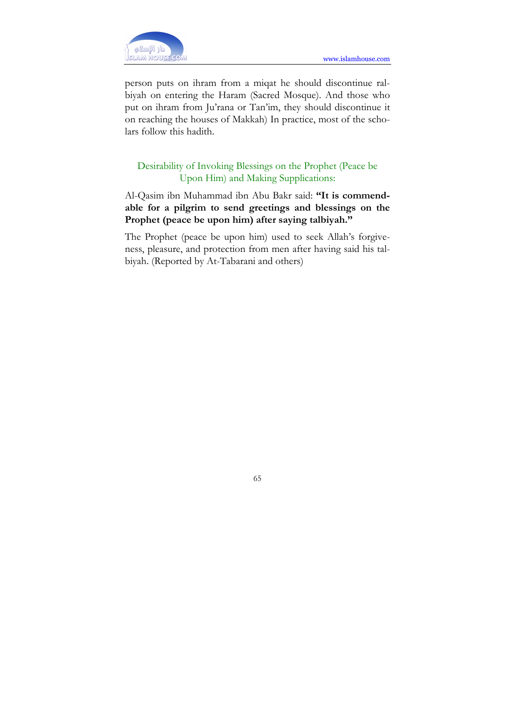person puts on ihram from a miqat he should discontinue ralbiyah on entering the Haram (Sacred Mosque). And those who put on ihram from Ju'rana or Tan'im, they should discontinue it on reaching the houses of Makkah) In practice, most of the scholars follow this hadith.

## Desirability of Invoking Blessings on the Prophet (Peace be Upon Him) and Making Supplications:

Al-Qasim ibn Muhammad ibn Abu Bakr said: **"It is commendable for a pilgrim to send greetings and blessings on the Prophet (peace be upon him) after saying talbiyah."**

The Prophet (peace be upon him) used to seek Allah's forgiveness, pleasure, and protection from men after having said his talbiyah. (Reported by At-Tabarani and others)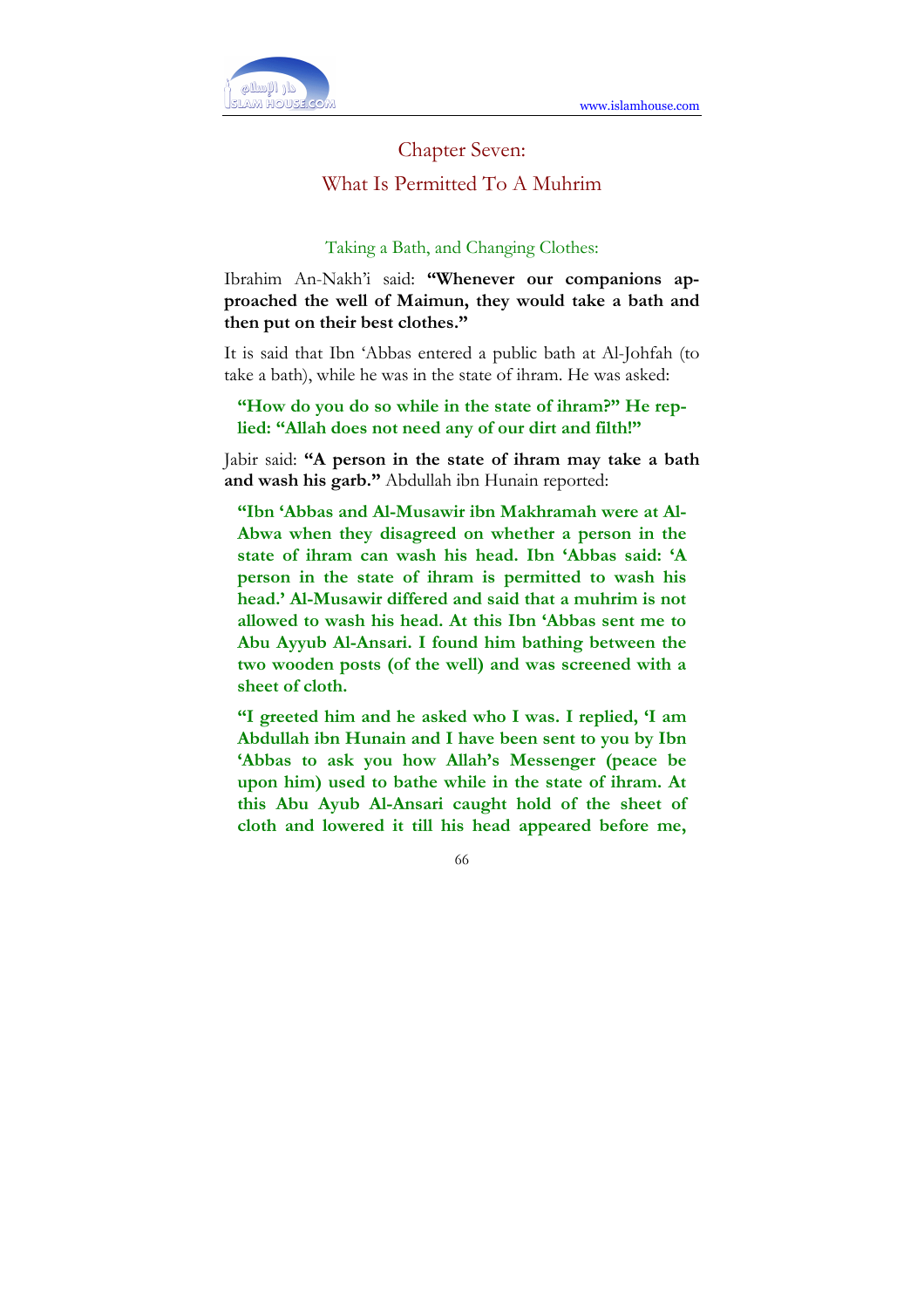## Chapter Seven:
## What Is Permitted To A Muhrim

### Taking a Bath, and Changing Clothes:

Ibrahim An-Nakh'i said: **"Whenever our companions approached the well of Maimun, they would take a bath and then put on their best clothes."**

It is said that Ibn 'Abbas entered a public bath at Al-Johfah (to take a bath), while he was in the state of ihram. He was asked:

> **"How do you do so while in the state of ihram?" He replied: "Allah does not need any of our dirt and filth!"**

Jabir said: **"A person in the state of ihram may take a bath and wash his garb."** Abdullah ibn Hunain reported:

> **"Ibn 'Abbas and Al-Musawir ibn Makhramah were at Al-Abwa when they disagreed on whether a person in the state of ihram can wash his head. Ibn 'Abbas said: 'A person in the state of ihram is permitted to wash his head.' Al-Musawir differed and said that a muhrim is not allowed to wash his head. At this Ibn 'Abbas sent me to Abu Ayyub Al-Ansari. I found him bathing between the two wooden posts (of the well) and was screened with a sheet of cloth.**
>
> **"I greeted him and he asked who I was. I replied, 'I am Abdullah ibn Hunain and I have been sent to you by Ibn 'Abbas to ask you how Allah's Messenger (peace be upon him) used to bathe while in the state of ihram. At this Abu Ayub Al-Ansari caught hold of the sheet of cloth and lowered it till his head appeared before me,**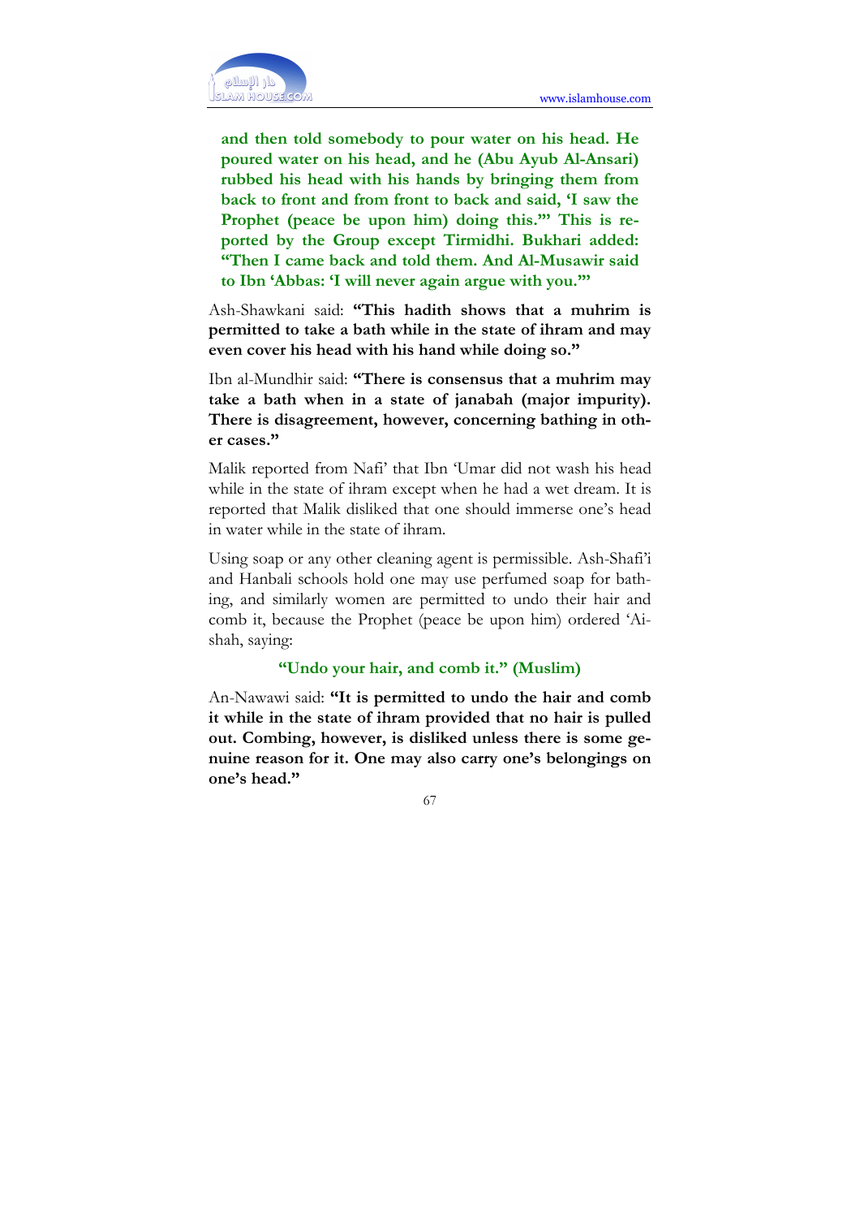**and then told somebody to pour water on his head. He poured water on his head, and he (Abu Ayub Al-Ansari) rubbed his head with his hands by bringing them from back to front and from front to back and said, 'I saw the Prophet (peace be upon him) doing this.'" This is reported by the Group except Tirmidhi. Bukhari added: "Then I came back and told them. And Al-Musawir said to Ibn 'Abbas: 'I will never again argue with you.'"**

Ash-Shawkani said: **"This hadith shows that a muhrim is permitted to take a bath while in the state of ihram and may even cover his head with his hand while doing so."**

Ibn al-Mundhir said: **"There is consensus that a muhrim may take a bath when in a state of janabah (major impurity). There is disagreement, however, concerning bathing in other cases."**

Malik reported from Nafi' that Ibn 'Umar did not wash his head while in the state of ihram except when he had a wet dream. It is reported that Malik disliked that one should immerse one's head in water while in the state of ihram.

Using soap or any other cleaning agent is permissible. Ash-Shafi'i and Hanbali schools hold one may use perfumed soap for bathing, and similarly women are permitted to undo their hair and comb it, because the Prophet (peace be upon him) ordered 'Aishah, saying:

**"Undo your hair, and comb it." (Muslim)**

An-Nawawi said: **"It is permitted to undo the hair and comb it while in the state of ihram provided that no hair is pulled out. Combing, however, is disliked unless there is some genuine reason for it. One may also carry one's belongings on one's head."**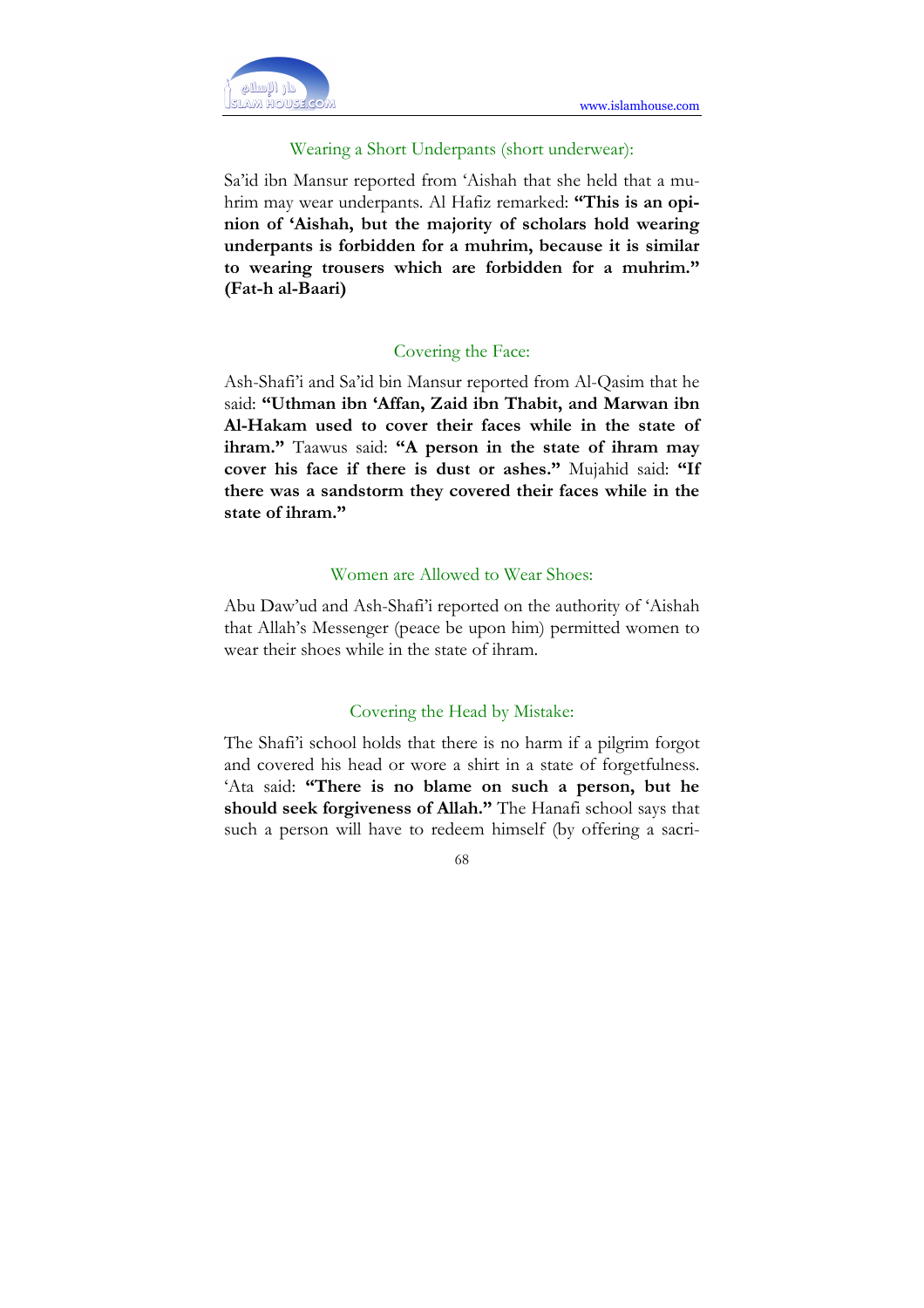### Wearing a Short Underpants (short underwear):

Sa'id ibn Mansur reported from 'Aishah that she held that a muhrim may wear underpants. Al Hafiz remarked: **"This is an opinion of 'Aishah, but the majority of scholars hold wearing underpants is forbidden for a muhrim, because it is similar to wearing trousers which are forbidden for a muhrim." (Fat-h al-Baari)**

### Covering the Face:

Ash-Shafi'i and Sa'id bin Mansur reported from Al-Qasim that he said: **"Uthman ibn 'Affan, Zaid ibn Thabit, and Marwan ibn Al-Hakam used to cover their faces while in the state of ihram."** Taawus said: **"A person in the state of ihram may cover his face if there is dust or ashes."** Mujahid said: **"If there was a sandstorm they covered their faces while in the state of ihram."**

### Women are Allowed to Wear Shoes:

Abu Daw'ud and Ash-Shafi'i reported on the authority of 'Aishah that Allah's Messenger (peace be upon him) permitted women to wear their shoes while in the state of ihram.

### Covering the Head by Mistake:

The Shafi'i school holds that there is no harm if a pilgrim forgot and covered his head or wore a shirt in a state of forgetfulness. 'Ata said: **"There is no blame on such a person, but he should seek forgiveness of Allah."** The Hanafi school says that such a person will have to redeem himself (by offering a sacri-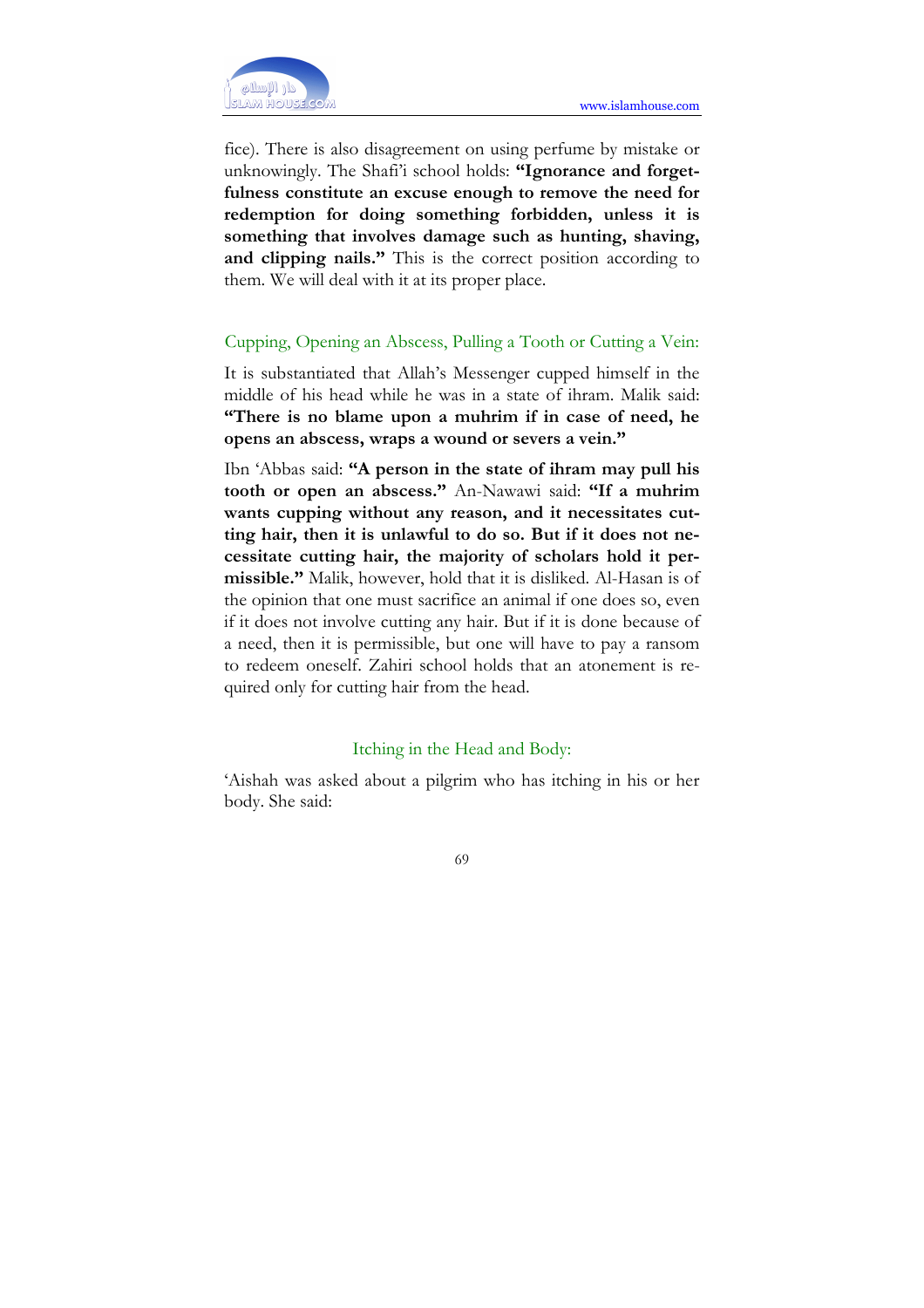fice). There is also disagreement on using perfume by mistake or unknowingly. The Shafi'i school holds: **"Ignorance and forgetfulness constitute an excuse enough to remove the need for redemption for doing something forbidden, unless it is something that involves damage such as hunting, shaving, and clipping nails."** This is the correct position according to them. We will deal with it at its proper place.

## Cupping, Opening an Abscess, Pulling a Tooth or Cutting a Vein:

It is substantiated that Allah's Messenger cupped himself in the middle of his head while he was in a state of ihram. Malik said: **"There is no blame upon a muhrim if in case of need, he opens an abscess, wraps a wound or severs a vein."**

Ibn 'Abbas said: **"A person in the state of ihram may pull his tooth or open an abscess."** An-Nawawi said: **"If a muhrim wants cupping without any reason, and it necessitates cutting hair, then it is unlawful to do so. But if it does not necessitate cutting hair, the majority of scholars hold it permissible."** Malik, however, hold that it is disliked. Al-Hasan is of the opinion that one must sacrifice an animal if one does so, even if it does not involve cutting any hair. But if it is done because of a need, then it is permissible, but one will have to pay a ransom to redeem oneself. Zahiri school holds that an atonement is required only for cutting hair from the head.

## Itching in the Head and Body:

'Aishah was asked about a pilgrim who has itching in his or her body. She said: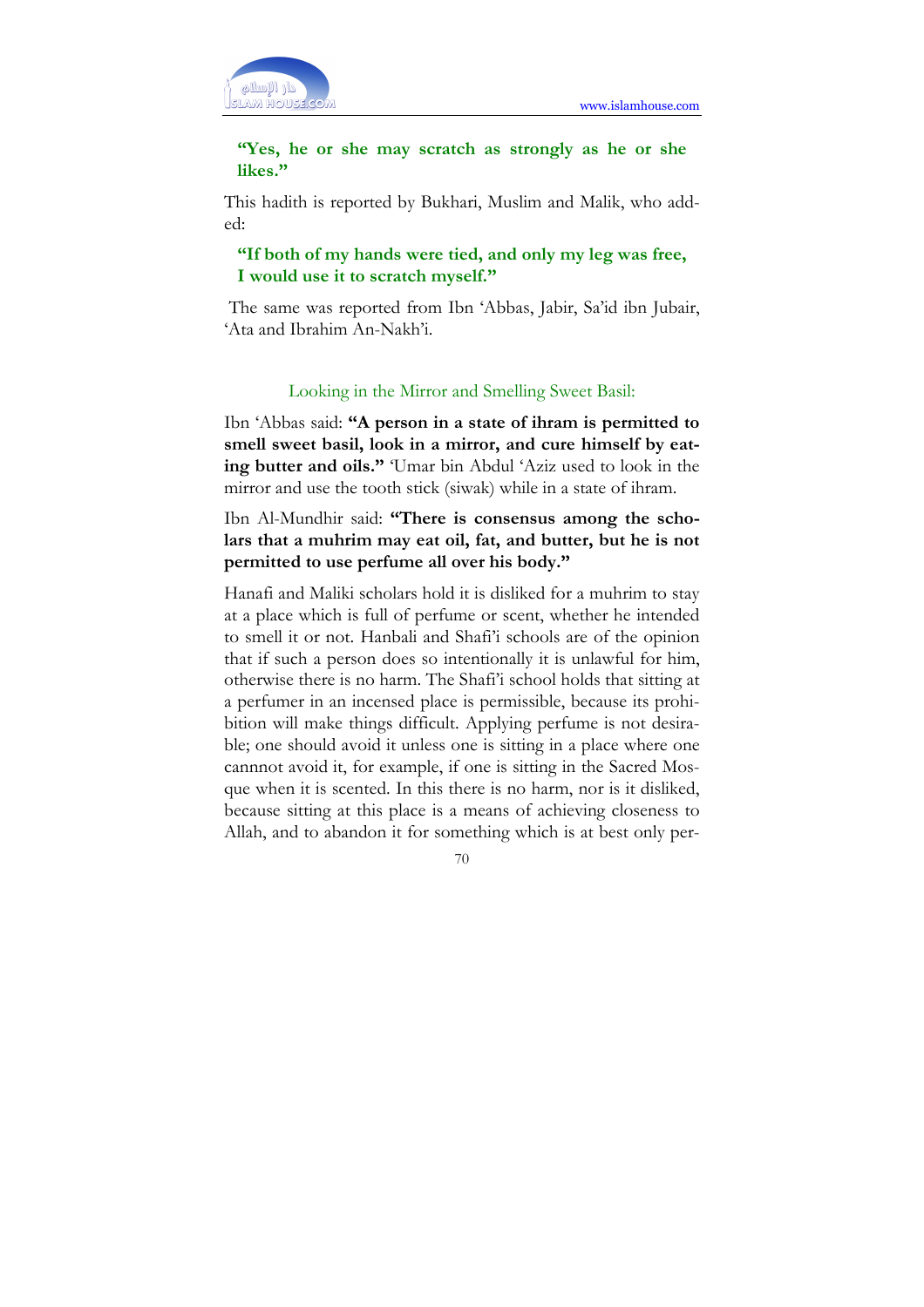**"Yes, he or she may scratch as strongly as he or she likes."**

This hadith is reported by Bukhari, Muslim and Malik, who added:

**"If both of my hands were tied, and only my leg was free, I would use it to scratch myself."**

The same was reported from Ibn 'Abbas, Jabir, Sa'id ibn Jubair, 'Ata and Ibrahim An-Nakh'i.

### Looking in the Mirror and Smelling Sweet Basil:

Ibn 'Abbas said: **"A person in a state of ihram is permitted to smell sweet basil, look in a mirror, and cure himself by eating butter and oils."** 'Umar bin Abdul 'Aziz used to look in the mirror and use the tooth stick (siwak) while in a state of ihram.

Ibn Al-Mundhir said: **"There is consensus among the scholars that a muhrim may eat oil, fat, and butter, but he is not permitted to use perfume all over his body."**

Hanafi and Maliki scholars hold it is disliked for a muhrim to stay at a place which is full of perfume or scent, whether he intended to smell it or not. Hanbali and Shafi'i schools are of the opinion that if such a person does so intentionally it is unlawful for him, otherwise there is no harm. The Shafi'i school holds that sitting at a perfumer in an incensed place is permissible, because its prohibition will make things difficult. Applying perfume is not desirable; one should avoid it unless one is sitting in a place where one cannnot avoid it, for example, if one is sitting in the Sacred Mosque when it is scented. In this there is no harm, nor is it disliked, because sitting at this place is a means of achieving closeness to Allah, and to abandon it for something which is at best only per-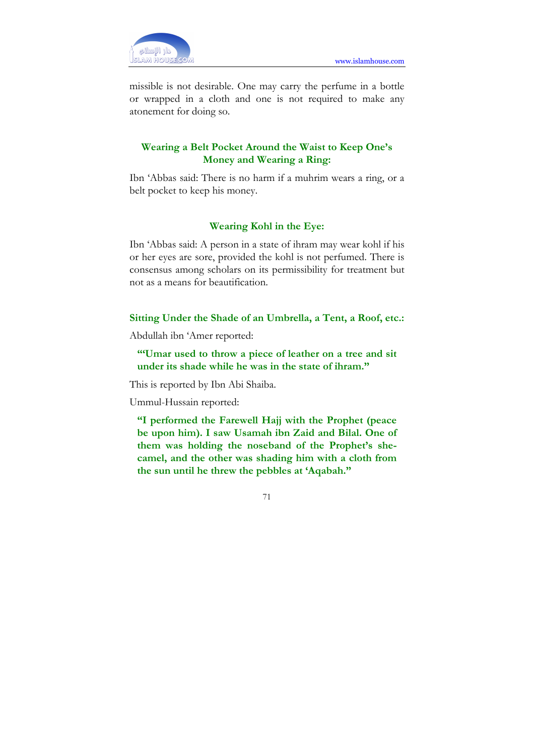missible is not desirable. One may carry the perfume in a bottle or wrapped in a cloth and one is not required to make any atonement for doing so.

### Wearing a Belt Pocket Around the Waist to Keep One's Money and Wearing a Ring:

Ibn 'Abbas said: There is no harm if a muhrim wears a ring, or a belt pocket to keep his money.

### Wearing Kohl in the Eye:

Ibn 'Abbas said: A person in a state of ihram may wear kohl if his or her eyes are sore, provided the kohl is not perfumed. There is consensus among scholars on its permissibility for treatment but not as a means for beautification.

### Sitting Under the Shade of an Umbrella, a Tent, a Roof, etc.:

Abdullah ibn 'Amer reported:

> **"'Umar used to throw a piece of leather on a tree and sit under its shade while he was in the state of ihram."**

This is reported by Ibn Abi Shaiba.

Ummul-Hussain reported:

> **"I performed the Farewell Hajj with the Prophet (peace be upon him). I saw Usamah ibn Zaid and Bilal. One of them was holding the noseband of the Prophet's she-camel, and the other was shading him with a cloth from the sun until he threw the pebbles at 'Aqabah."**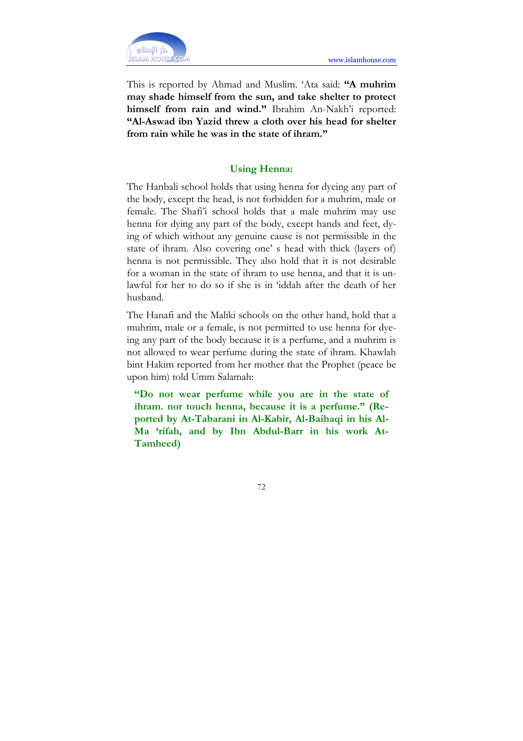This is reported by Ahmad and Muslim. 'Ata said: **"A muhrim may shade himself from the sun, and take shelter to protect himself from rain and wind."** Ibrahim An-Nakh'i reported: **"Al-Aswad ibn Yazid threw a cloth over his head for shelter from rain while he was in the state of ihram."**

### Using Henna:

The Hanbali school holds that using henna for dyeing any part of the body, except the head, is not forbidden for a muhrim, male or female. The Shafi'i school holds that a male muhrim may use henna for dying any part of the body, except hands and feet, dying of which without any genuine cause is not permissible in the state of ihram. Also covering one' s head with thick (layers of) henna is not permissible. They also hold that it is not desirable for a woman in the state of ihram to use henna, and that it is unlawful for her to do so if she is in 'iddah after the death of her husband.

The Hanafi and the Maliki schools on the other hand, hold that a muhrim, male or a female, is not permitted to use henna for dyeing any part of the body because it is a perfume, and a muhrim is not allowed to wear perfume during the state of ihram. Khawlah bint Hakim reported from her mother that the Prophet (peace be upon him) told Umm Salamah:

> **"Do not wear perfume while you are in the state of ihram. nor touch henna, because it is a perfume." (Reported by At-Tabarani in Al-Kabir, Al-Baihaqi in his Al-Ma 'rifah, and by Ibn Abdul-Barr in his work At-Tamheed)**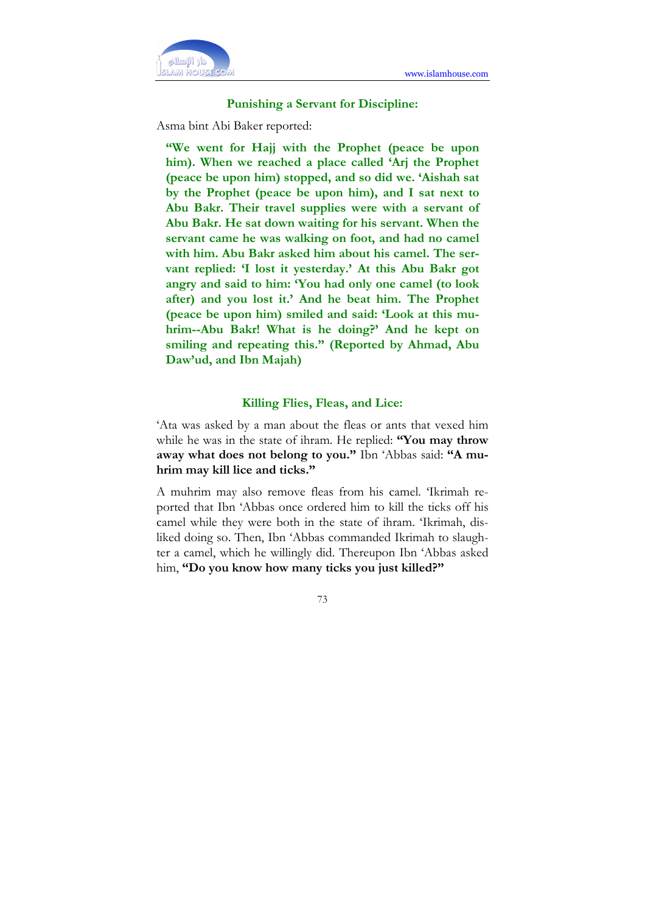### Punishing a Servant for Discipline:

Asma bint Abi Baker reported:

> **"We went for Hajj with the Prophet (peace be upon him). When we reached a place called 'Arj the Prophet (peace be upon him) stopped, and so did we. 'Aishah sat by the Prophet (peace be upon him), and I sat next to Abu Bakr. Their travel supplies were with a servant of Abu Bakr. He sat down waiting for his servant. When the servant came he was walking on foot, and had no camel with him. Abu Bakr asked him about his camel. The servant replied: 'I lost it yesterday.' At this Abu Bakr got angry and said to him: 'You had only one camel (to look after) and you lost it.' And he beat him. The Prophet (peace be upon him) smiled and said: 'Look at this muhrim--Abu Bakr! What is he doing?' And he kept on smiling and repeating this." (Reported by Ahmad, Abu Daw'ud, and Ibn Majah)**

### Killing Flies, Fleas, and Lice:

'Ata was asked by a man about the fleas or ants that vexed him while he was in the state of ihram. He replied: **"You may throw away what does not belong to you."** Ibn 'Abbas said: **"A muhrim may kill lice and ticks."**

A muhrim may also remove fleas from his camel. 'Ikrimah reported that Ibn 'Abbas once ordered him to kill the ticks off his camel while they were both in the state of ihram. 'Ikrimah, disliked doing so. Then, Ibn 'Abbas commanded Ikrimah to slaughter a camel, which he willingly did. Thereupon Ibn 'Abbas asked him, **"Do you know how many ticks you just killed?"**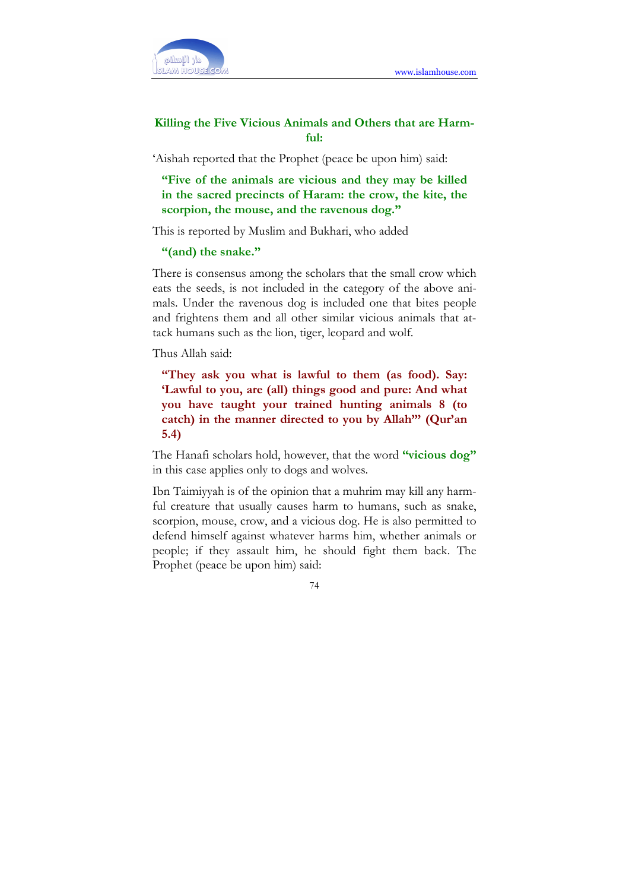### Killing the Five Vicious Animals and Others that are Harmful:

'Aishah reported that the Prophet (peace be upon him) said:

> **"Five of the animals are vicious and they may be killed in the sacred precincts of Haram: the crow, the kite, the scorpion, the mouse, and the ravenous dog."**

This is reported by Muslim and Bukhari, who added

> **"(and) the snake."**

There is consensus among the scholars that the small crow which eats the seeds, is not included in the category of the above animals. Under the ravenous dog is included one that bites people and frightens them and all other similar vicious animals that attack humans such as the lion, tiger, leopard and wolf.

Thus Allah said:

> **"They ask you what is lawful to them (as food). Say: 'Lawful to you, are (all) things good and pure: And what you have taught your trained hunting animals 8 (to catch) in the manner directed to you by Allah'" (Qur'an 5.4)**

The Hanafi scholars hold, however, that the word **"vicious dog"** in this case applies only to dogs and wolves.

Ibn Taimiyyah is of the opinion that a muhrim may kill any harmful creature that usually causes harm to humans, such as snake, scorpion, mouse, crow, and a vicious dog. He is also permitted to defend himself against whatever harms him, whether animals or people; if they assault him, he should fight them back. The Prophet (peace be upon him) said: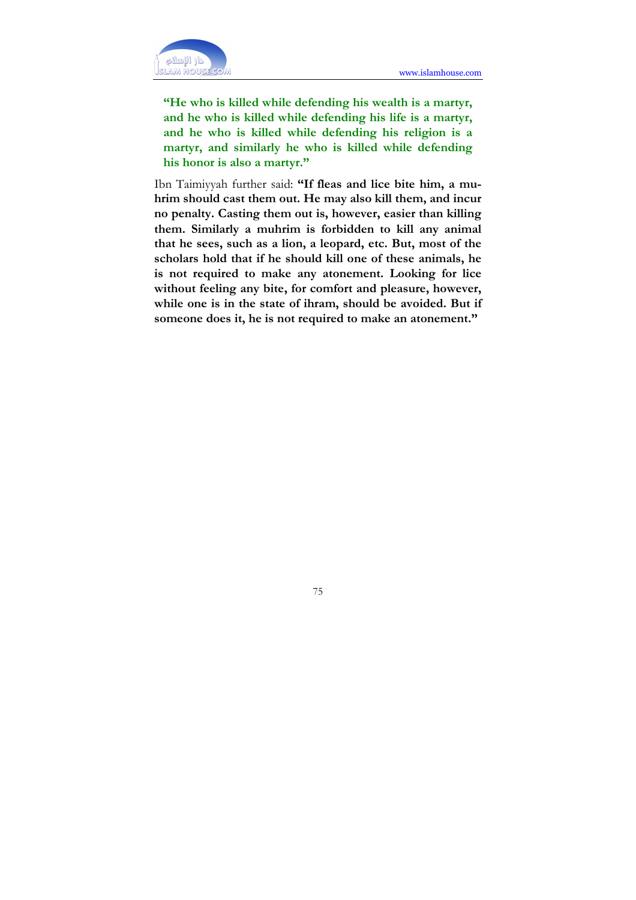**"He who is killed while defending his wealth is a martyr, and he who is killed while defending his life is a martyr, and he who is killed while defending his religion is a martyr, and similarly he who is killed while defending his honor is also a martyr."**

Ibn Taimiyyah further said: **"If fleas and lice bite him, a muhrim should cast them out. He may also kill them, and incur no penalty. Casting them out is, however, easier than killing them. Similarly a muhrim is forbidden to kill any animal that he sees, such as a lion, a leopard, etc. But, most of the scholars hold that if he should kill one of these animals, he is not required to make any atonement. Looking for lice without feeling any bite, for comfort and pleasure, however, while one is in the state of ihram, should be avoided. But if someone does it, he is not required to make an atonement."**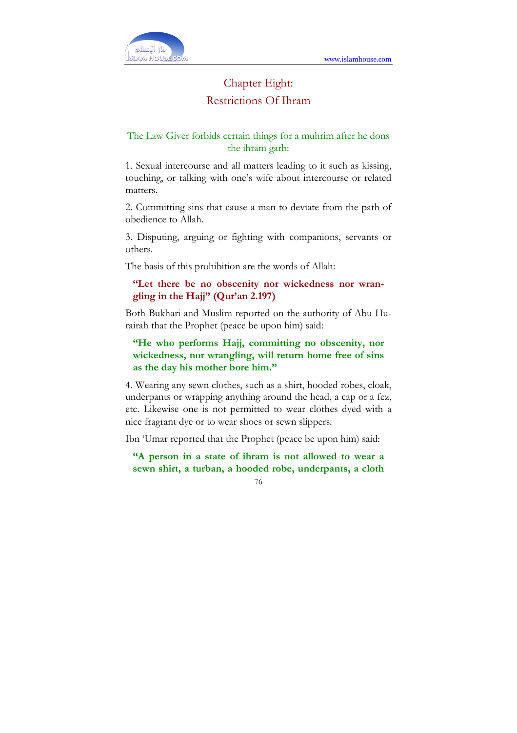# Chapter Eight: Restrictions Of Ihram

### The Law Giver forbids certain things for a muhrim after he dons the ihram garb:

1. Sexual intercourse and all matters leading to it such as kissing, touching, or talking with one's wife about intercourse or related matters.

2. Committing sins that cause a man to deviate from the path of obedience to Allah.

3. Disputing, arguing or fighting with companions, servants or others.

The basis of this prohibition are the words of Allah:

> **"Let there be no obscenity nor wickedness nor wrangling in the Hajj" (Qur'an 2.197)**

Both Bukhari and Muslim reported on the authority of Abu Hurairah that the Prophet (peace be upon him) said:

> **"He who performs Hajj, committing no obscenity, nor wickedness, nor wrangling, will return home free of sins as the day his mother bore him."**

4. Wearing any sewn clothes, such as a shirt, hooded robes, cloak, underpants or wrapping anything around the head, a cap or a fez, etc. Likewise one is not permitted to wear clothes dyed with a nice fragrant dye or to wear shoes or sewn slippers.

Ibn 'Umar reported that the Prophet (peace be upon him) said:

> **"A person in a state of ihram is not allowed to wear a sewn shirt, a turban, a hooded robe, underpants, a cloth**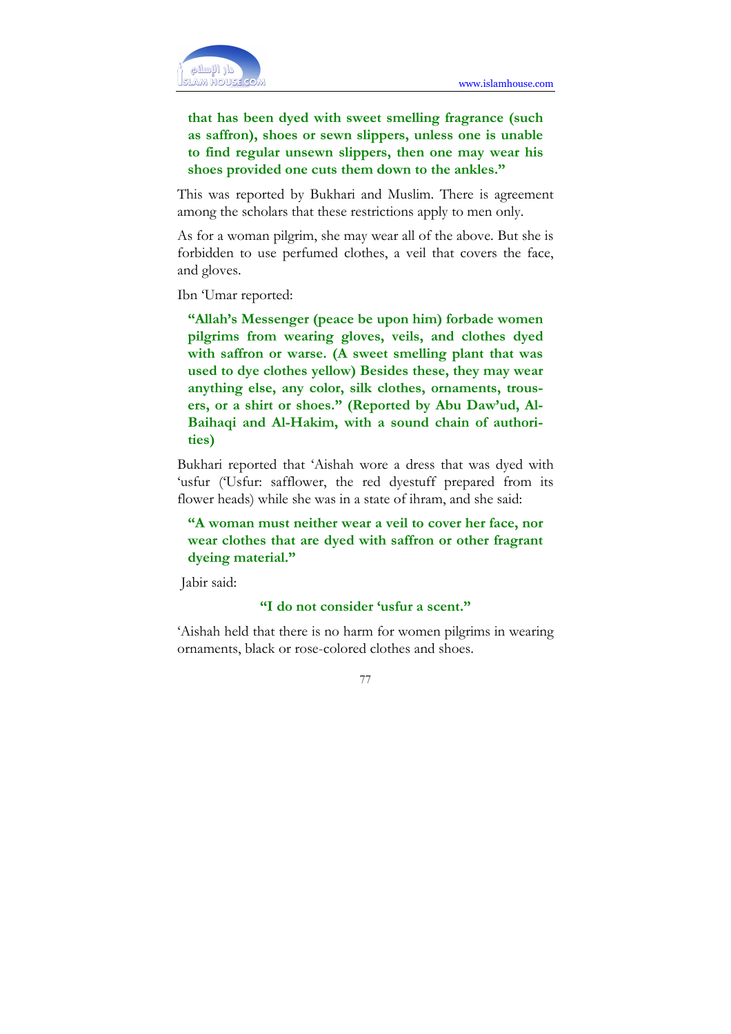**that has been dyed with sweet smelling fragrance (such as saffron), shoes or sewn slippers, unless one is unable to find regular unsewn slippers, then one may wear his shoes provided one cuts them down to the ankles."**

This was reported by Bukhari and Muslim. There is agreement among the scholars that these restrictions apply to men only.

As for a woman pilgrim, she may wear all of the above. But she is forbidden to use perfumed clothes, a veil that covers the face, and gloves.

Ibn 'Umar reported:

> **"Allah's Messenger (peace be upon him) forbade women pilgrims from wearing gloves, veils, and clothes dyed with saffron or warse. (A sweet smelling plant that was used to dye clothes yellow) Besides these, they may wear anything else, any color, silk clothes, ornaments, trousers, or a shirt or shoes." (Reported by Abu Daw'ud, Al-Baihaqi and Al-Hakim, with a sound chain of authorities)**

Bukhari reported that 'Aishah wore a dress that was dyed with 'usfur ('Usfur: safflower, the red dyestuff prepared from its flower heads) while she was in a state of ihram, and she said:

> **"A woman must neither wear a veil to cover her face, nor wear clothes that are dyed with saffron or other fragrant dyeing material."**

Jabir said:

> **"I do not consider 'usfur a scent."**

'Aishah held that there is no harm for women pilgrims in wearing ornaments, black or rose-colored clothes and shoes.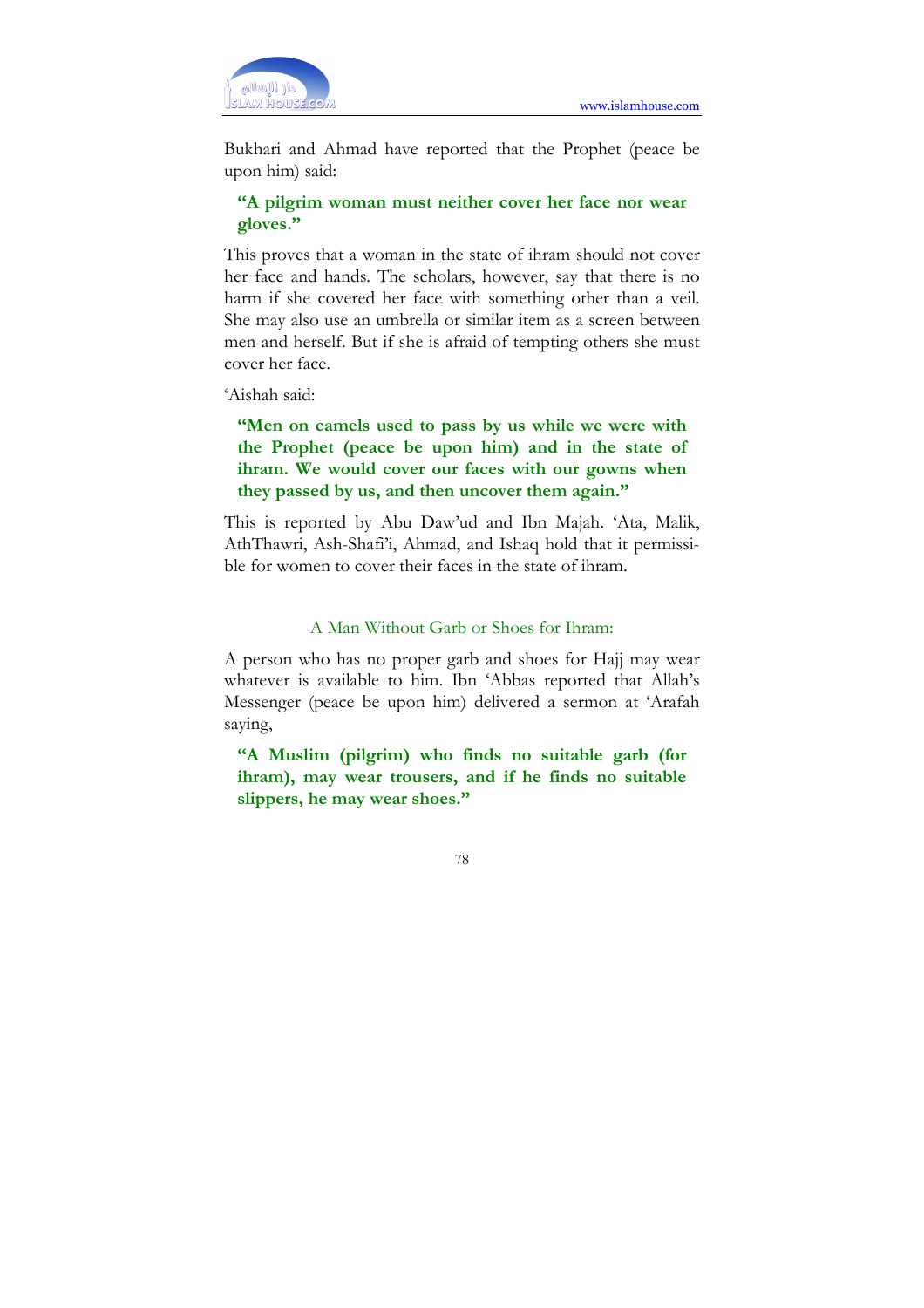Bukhari and Ahmad have reported that the Prophet (peace be upon him) said:

> **"A pilgrim woman must neither cover her face nor wear gloves."**

This proves that a woman in the state of ihram should not cover her face and hands. The scholars, however, say that there is no harm if she covered her face with something other than a veil. She may also use an umbrella or similar item as a screen between men and herself. But if she is afraid of tempting others she must cover her face.

'Aishah said:

> **"Men on camels used to pass by us while we were with the Prophet (peace be upon him) and in the state of ihram. We would cover our faces with our gowns when they passed by us, and then uncover them again."**

This is reported by Abu Daw'ud and Ibn Majah. 'Ata, Malik, AthThawri, Ash-Shafi'i, Ahmad, and Ishaq hold that it permissible for women to cover their faces in the state of ihram.

### A Man Without Garb or Shoes for Ihram:

A person who has no proper garb and shoes for Hajj may wear whatever is available to him. Ibn 'Abbas reported that Allah's Messenger (peace be upon him) delivered a sermon at 'Arafah saying,

> **"A Muslim (pilgrim) who finds no suitable garb (for ihram), may wear trousers, and if he finds no suitable slippers, he may wear shoes."**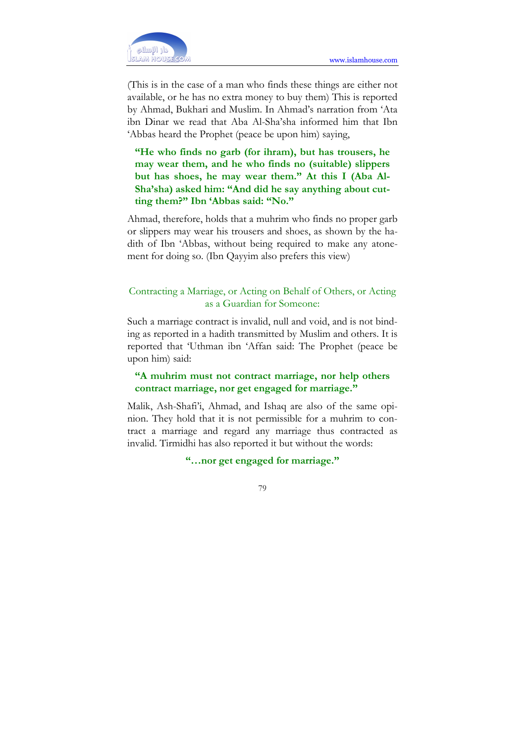(This is in the case of a man who finds these things are either not available, or he has no extra money to buy them) This is reported by Ahmad, Bukhari and Muslim. In Ahmad's narration from 'Ata ibn Dinar we read that Aba Al-Sha'sha informed him that Ibn 'Abbas heard the Prophet (peace be upon him) saying,

> **"He who finds no garb (for ihram), but has trousers, he may wear them, and he who finds no (suitable) slippers but has shoes, he may wear them." At this I (Aba Al-Sha'sha) asked him: "And did he say anything about cutting them?" Ibn 'Abbas said: "No."**

Ahmad, therefore, holds that a muhrim who finds no proper garb or slippers may wear his trousers and shoes, as shown by the hadith of Ibn 'Abbas, without being required to make any atonement for doing so. (Ibn Qayyim also prefers this view)

## Contracting a Marriage, or Acting on Behalf of Others, or Acting as a Guardian for Someone:

Such a marriage contract is invalid, null and void, and is not binding as reported in a hadith transmitted by Muslim and others. It is reported that 'Uthman ibn 'Affan said: The Prophet (peace be upon him) said:

> **"A muhrim must not contract marriage, nor help others contract marriage, nor get engaged for marriage."**

Malik, Ash-Shafi'i, Ahmad, and Ishaq are also of the same opinion. They hold that it is not permissible for a muhrim to contract a marriage and regard any marriage thus contracted as invalid. Tirmidhi has also reported it but without the words:

> **"...nor get engaged for marriage."**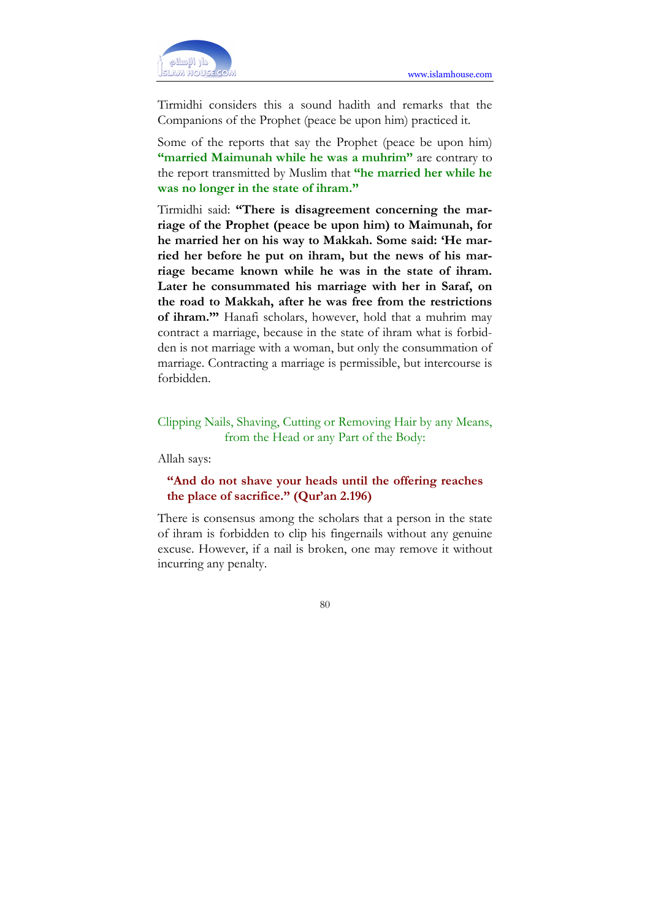Tirmidhi considers this a sound hadith and remarks that the Companions of the Prophet (peace be upon him) practiced it.

Some of the reports that say the Prophet (peace be upon him) **"married Maimunah while he was a muhrim"** are contrary to the report transmitted by Muslim that **"he married her while he was no longer in the state of ihram."**

Tirmidhi said: **"There is disagreement concerning the marriage of the Prophet (peace be upon him) to Maimunah, for he married her on his way to Makkah. Some said: 'He married her before he put on ihram, but the news of his marriage became known while he was in the state of ihram. Later he consummated his marriage with her in Saraf, on the road to Makkah, after he was free from the restrictions of ihram.'"** Hanafi scholars, however, hold that a muhrim may contract a marriage, because in the state of ihram what is forbidden is not marriage with a woman, but only the consummation of marriage. Contracting a marriage is permissible, but intercourse is forbidden.

### Clipping Nails, Shaving, Cutting or Removing Hair by any Means, from the Head or any Part of the Body:

Allah says:

> **"And do not shave your heads until the offering reaches the place of sacrifice." (Qur'an 2.196)**

There is consensus among the scholars that a person in the state of ihram is forbidden to clip his fingernails without any genuine excuse. However, if a nail is broken, one may remove it without incurring any penalty.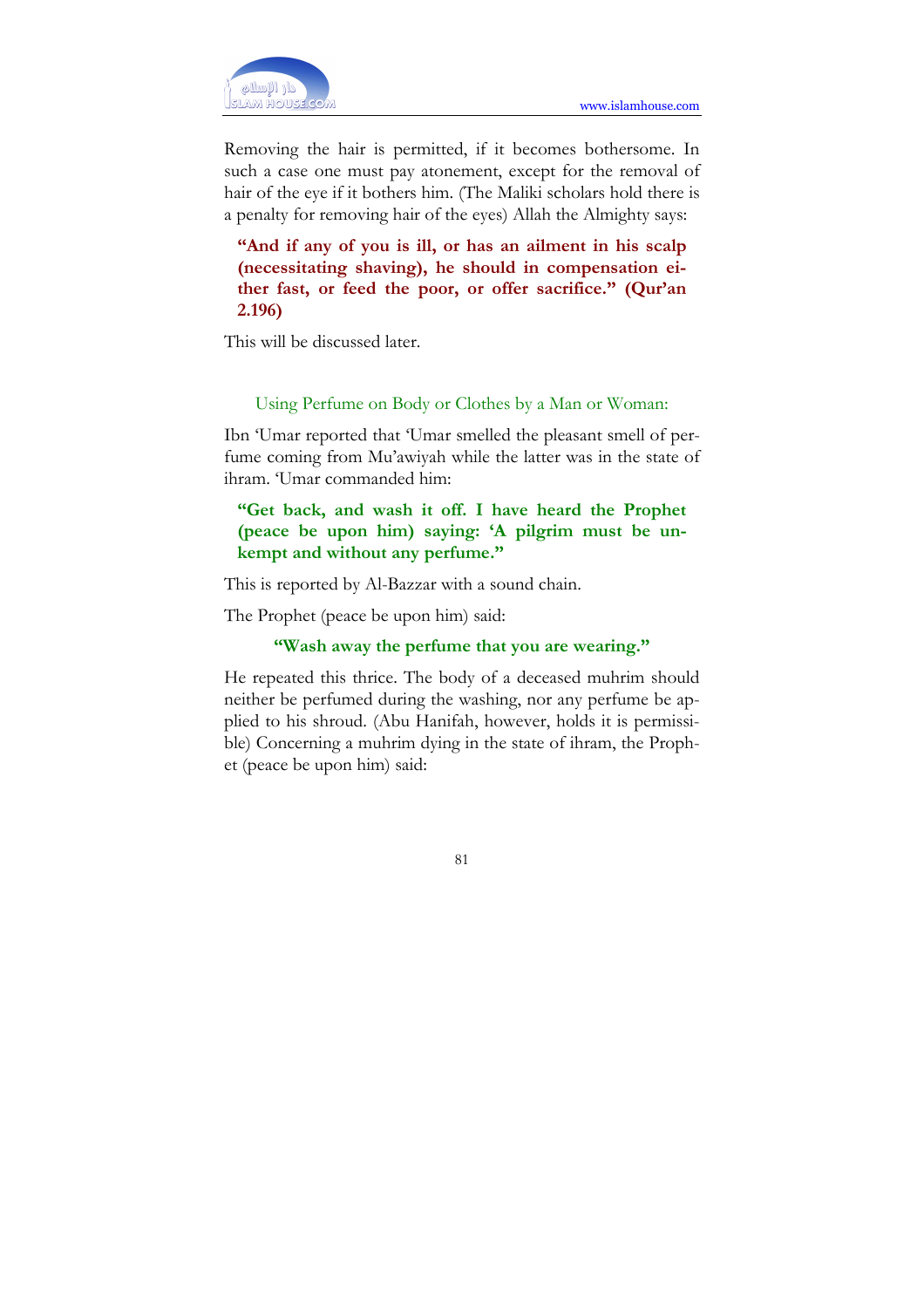Removing the hair is permitted, if it becomes bothersome. In such a case one must pay atonement, except for the removal of hair of the eye if it bothers him. (The Maliki scholars hold there is a penalty for removing hair of the eyes) Allah the Almighty says:

> **"And if any of you is ill, or has an ailment in his scalp (necessitating shaving), he should in compensation either fast, or feed the poor, or offer sacrifice." (Qur'an 2.196)**

This will be discussed later.

### Using Perfume on Body or Clothes by a Man or Woman:

Ibn 'Umar reported that 'Umar smelled the pleasant smell of perfume coming from Mu'awiyah while the latter was in the state of ihram. 'Umar commanded him:

> **"Get back, and wash it off. I have heard the Prophet (peace be upon him) saying: 'A pilgrim must be unkempt and without any perfume."**

This is reported by Al-Bazzar with a sound chain.

The Prophet (peace be upon him) said:

> **"Wash away the perfume that you are wearing."**

He repeated this thrice. The body of a deceased muhrim should neither be perfumed during the washing, nor any perfume be applied to his shroud. (Abu Hanifah, however, holds it is permissible) Concerning a muhrim dying in the state of ihram, the Prophet (peace be upon him) said: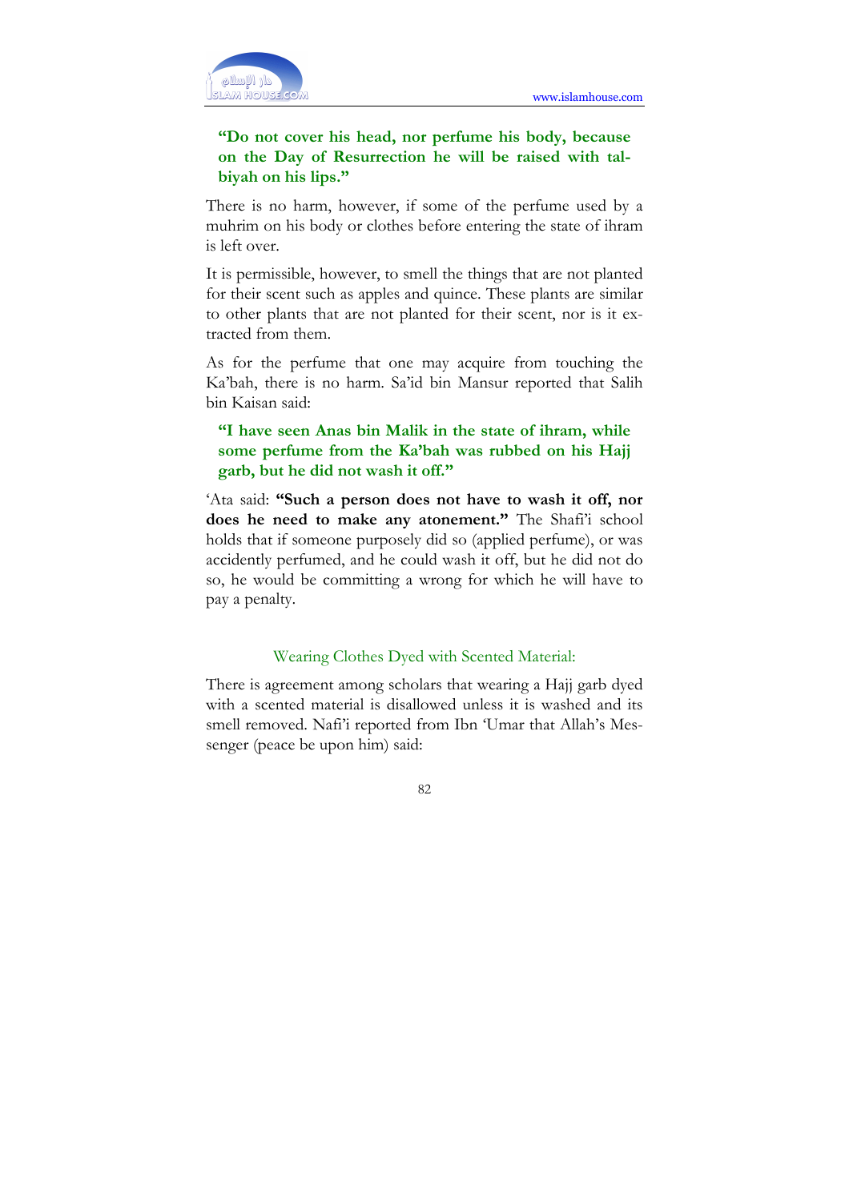> **"Do not cover his head, nor perfume his body, because on the Day of Resurrection he will be raised with tal-biyah on his lips."**

There is no harm, however, if some of the perfume used by a muhrim on his body or clothes before entering the state of ihram is left over.

It is permissible, however, to smell the things that are not planted for their scent such as apples and quince. These plants are similar to other plants that are not planted for their scent, nor is it extracted from them.

As for the perfume that one may acquire from touching the Ka'bah, there is no harm. Sa'id bin Mansur reported that Salih bin Kaisan said:

> **"I have seen Anas bin Malik in the state of ihram, while some perfume from the Ka'bah was rubbed on his Hajj garb, but he did not wash it off."**

'Ata said: **"Such a person does not have to wash it off, nor does he need to make any atonement."** The Shafi'i school holds that if someone purposely did so (applied perfume), or was accidently perfumed, and he could wash it off, but he did not do so, he would be committing a wrong for which he will have to pay a penalty.

### Wearing Clothes Dyed with Scented Material:

There is agreement among scholars that wearing a Hajj garb dyed with a scented material is disallowed unless it is washed and its smell removed. Nafi'i reported from Ibn 'Umar that Allah's Messenger (peace be upon him) said: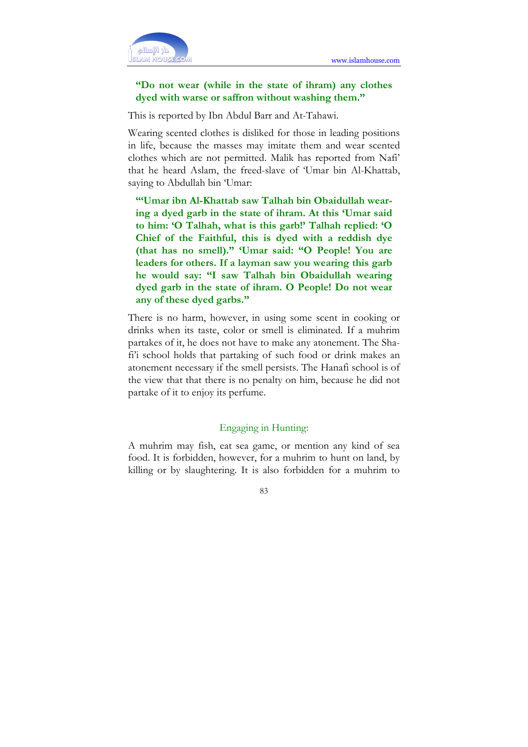> **"Do not wear (while in the state of ihram) any clothes dyed with warse or saffron without washing them."**

This is reported by Ibn Abdul Barr and At-Tahawi.

Wearing scented clothes is disliked for those in leading positions in life, because the masses may imitate them and wear scented clothes which are not permitted. Malik has reported from Nafi' that he heard Aslam, the freed-slave of 'Umar bin Al-Khattab, saying to Abdullah bin 'Umar:

> **"'Umar ibn Al-Khattab saw Talhah bin Obaidullah wearing a dyed garb in the state of ihram. At this 'Umar said to him: 'O Talhah, what is this garb!' Talhah replied: 'O Chief of the Faithful, this is dyed with a reddish dye (that has no smell).'' 'Umar said: "O People! You are leaders for others. If a layman saw you wearing this garb he would say: "I saw Talhah bin Obaidullah wearing dyed garb in the state of ihram. O People! Do not wear any of these dyed garbs."**

There is no harm, however, in using some scent in cooking or drinks when its taste, color or smell is eliminated. If a muhrim partakes of it, he does not have to make any atonement. The Shafi'i school holds that partaking of such food or drink makes an atonement necessary if the smell persists. The Hanafi school is of the view that that there is no penalty on him, because he did not partake of it to enjoy its perfume.

## Engaging in Hunting:

A muhrim may fish, eat sea game, or mention any kind of sea food. It is forbidden, however, for a muhrim to hunt on land, by killing or by slaughtering. It is also forbidden for a muhrim to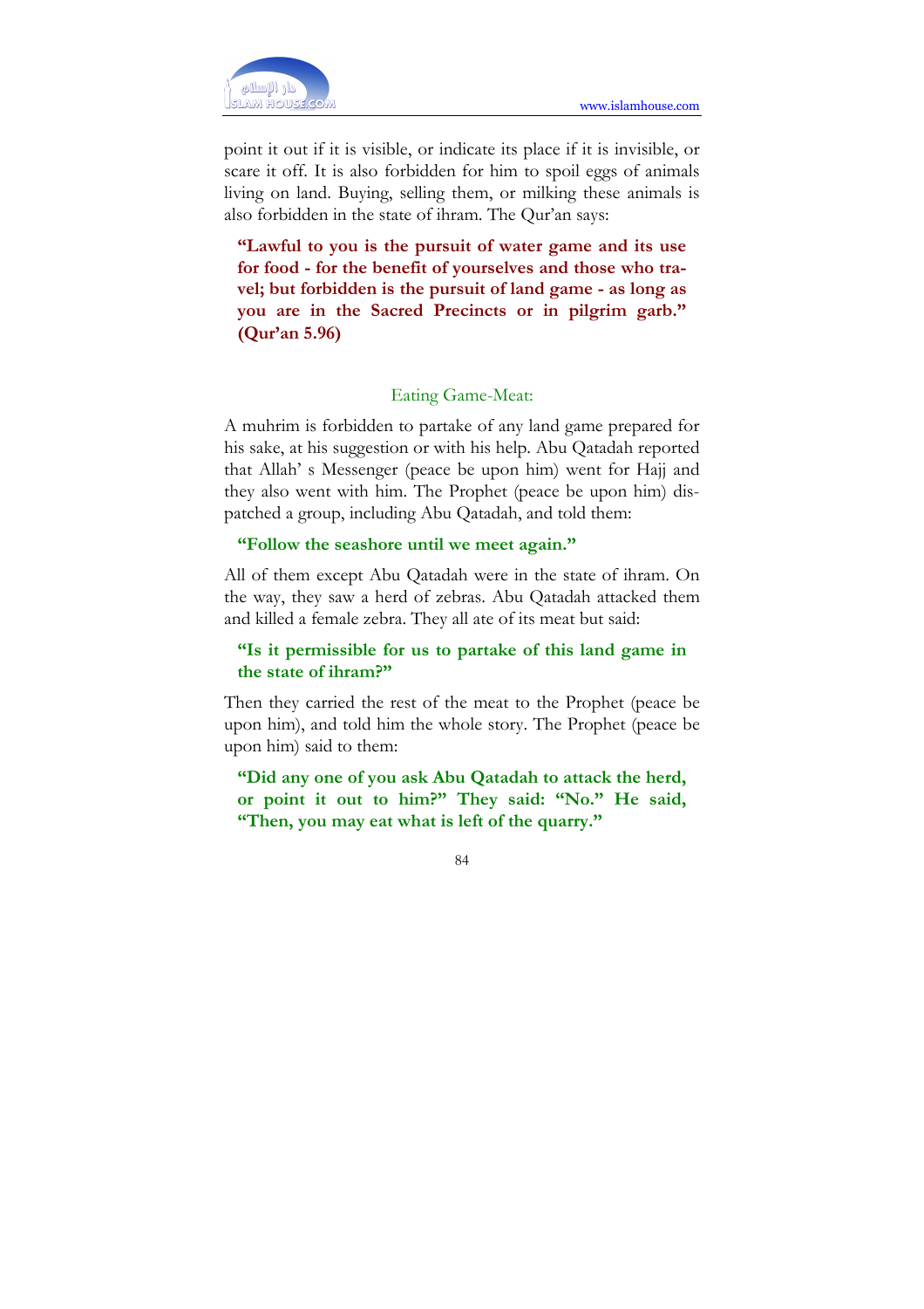point it out if it is visible, or indicate its place if it is invisible, or scare it off. It is also forbidden for him to spoil eggs of animals living on land. Buying, selling them, or milking these animals is also forbidden in the state of ihram. The Qur'an says:

> **"Lawful to you is the pursuit of water game and its use for food - for the benefit of yourselves and those who travel; but forbidden is the pursuit of land game - as long as you are in the Sacred Precincts or in pilgrim garb." (Qur'an 5.96)**

### Eating Game-Meat:

A muhrim is forbidden to partake of any land game prepared for his sake, at his suggestion or with his help. Abu Qatadah reported that Allah' s Messenger (peace be upon him) went for Hajj and they also went with him. The Prophet (peace be upon him) dispatched a group, including Abu Qatadah, and told them:

> **"Follow the seashore until we meet again."**

All of them except Abu Qatadah were in the state of ihram. On the way, they saw a herd of zebras. Abu Qatadah attacked them and killed a female zebra. They all ate of its meat but said:

> **"Is it permissible for us to partake of this land game in the state of ihram?"**

Then they carried the rest of the meat to the Prophet (peace be upon him), and told him the whole story. The Prophet (peace be upon him) said to them:

> **"Did any one of you ask Abu Qatadah to attack the herd, or point it out to him?" They said: "No." He said, "Then, you may eat what is left of the quarry."**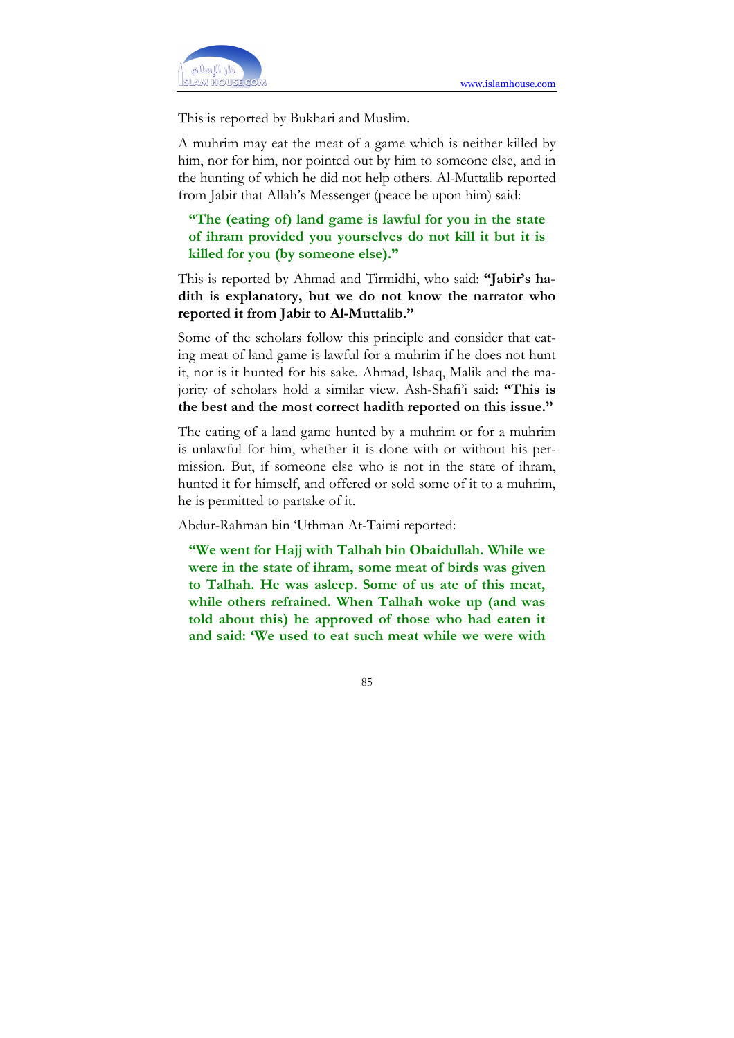This is reported by Bukhari and Muslim.

A muhrim may eat the meat of a game which is neither killed by him, nor for him, nor pointed out by him to someone else, and in the hunting of which he did not help others. Al-Muttalib reported from Jabir that Allah's Messenger (peace be upon him) said:

> **"The (eating of) land game is lawful for you in the state of ihram provided you yourselves do not kill it but it is killed for you (by someone else)."**

This is reported by Ahmad and Tirmidhi, who said: **"Jabir's hadith is explanatory, but we do not know the narrator who reported it from Jabir to Al-Muttalib."**

Some of the scholars follow this principle and consider that eating meat of land game is lawful for a muhrim if he does not hunt it, nor is it hunted for his sake. Ahmad, lshaq, Malik and the majority of scholars hold a similar view. Ash-Shafi'i said: **"This is the best and the most correct hadith reported on this issue."**

The eating of a land game hunted by a muhrim or for a muhrim is unlawful for him, whether it is done with or without his permission. But, if someone else who is not in the state of ihram, hunted it for himself, and offered or sold some of it to a muhrim, he is permitted to partake of it.

Abdur-Rahman bin 'Uthman At-Taimi reported:

> **"We went for Hajj with Talhah bin Obaidullah. While we were in the state of ihram, some meat of birds was given to Talhah. He was asleep. Some of us ate of this meat, while others refrained. When Talhah woke up (and was told about this) he approved of those who had eaten it and said: 'We used to eat such meat while we were with**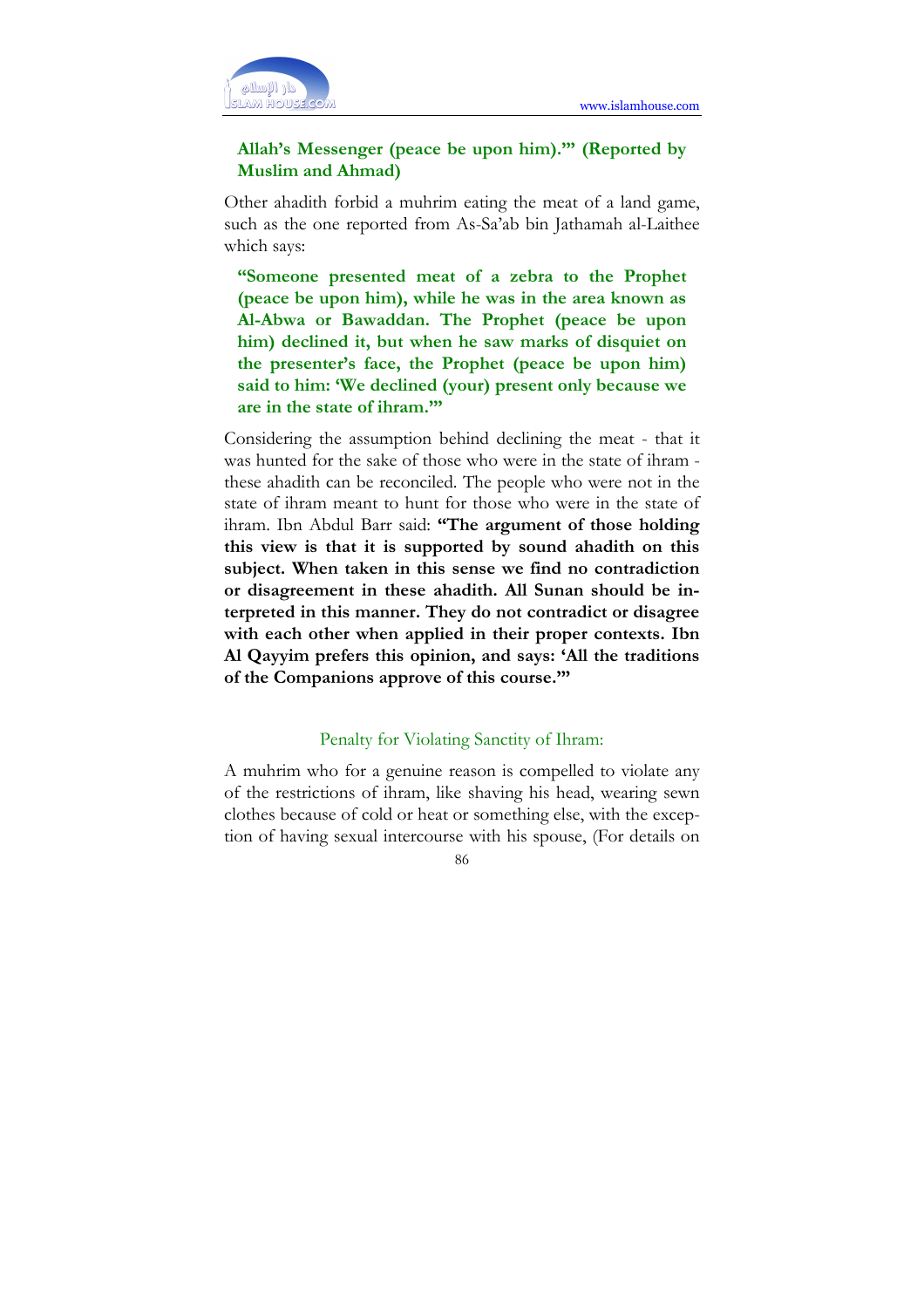**Allah's Messenger (peace be upon him).'" (Reported by Muslim and Ahmad)**

Other ahadith forbid a muhrim eating the meat of a land game, such as the one reported from As-Sa'ab bin Jathamah al-Laithee which says:

**"Someone presented meat of a zebra to the Prophet (peace be upon him), while he was in the area known as Al-Abwa or Bawaddan. The Prophet (peace be upon him) declined it, but when he saw marks of disquiet on the presenter's face, the Prophet (peace be upon him) said to him: 'We declined (your) present only because we are in the state of ihram.'"**

Considering the assumption behind declining the meat - that it was hunted for the sake of those who were in the state of ihram - these ahadith can be reconciled. The people who were not in the state of ihram meant to hunt for those who were in the state of ihram. Ibn Abdul Barr said: **"The argument of those holding this view is that it is supported by sound ahadith on this subject. When taken in this sense we find no contradiction or disagreement in these ahadith. All Sunan should be interpreted in this manner. They do not contradict or disagree with each other when applied in their proper contexts. Ibn Al Qayyim prefers this opinion, and says: 'All the traditions of the Companions approve of this course.'"**

## Penalty for Violating Sanctity of Ihram:

A muhrim who for a genuine reason is compelled to violate any of the restrictions of ihram, like shaving his head, wearing sewn clothes because of cold or heat or something else, with the exception of having sexual intercourse with his spouse, (For details on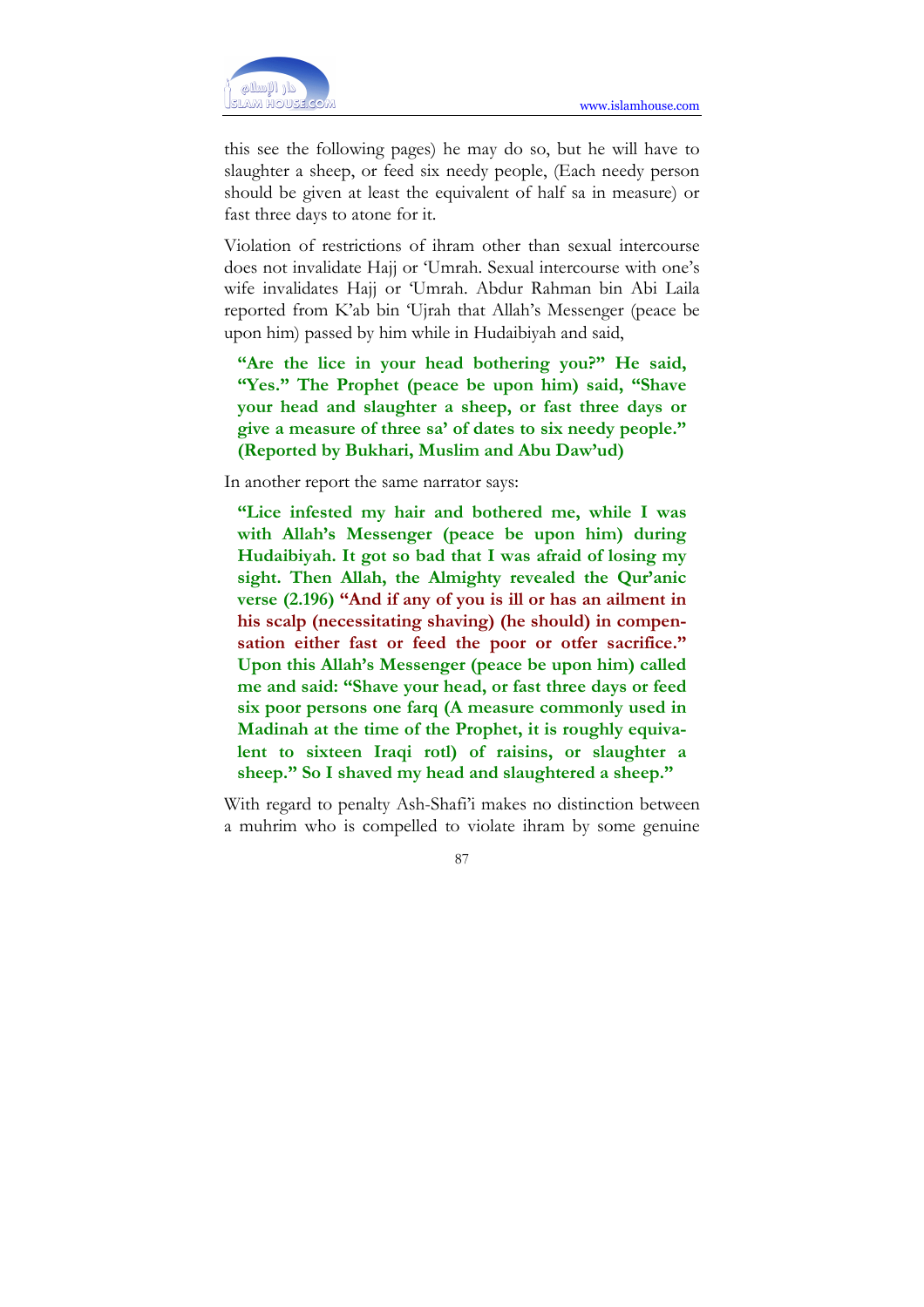this see the following pages) he may do so, but he will have to slaughter a sheep, or feed six needy people, (Each needy person should be given at least the equivalent of half sa in measure) or fast three days to atone for it.

Violation of restrictions of ihram other than sexual intercourse does not invalidate Hajj or 'Umrah. Sexual intercourse with one's wife invalidates Hajj or 'Umrah. Abdur Rahman bin Abi Laila reported from K'ab bin 'Ujrah that Allah's Messenger (peace be upon him) passed by him while in Hudaibiyah and said,

> **"Are the lice in your head bothering you?" He said, "Yes." The Prophet (peace be upon him) said, "Shave your head and slaughter a sheep, or fast three days or give a measure of three sa' of dates to six needy people." (Reported by Bukhari, Muslim and Abu Daw'ud)**

In another report the same narrator says:

> **"Lice infested my hair and bothered me, while I was with Allah's Messenger (peace be upon him) during Hudaibiyah. It got so bad that I was afraid of losing my sight. Then Allah, the Almighty revealed the Qur'anic verse (2.196) "And if any of you is ill or has an ailment in his scalp (necessitating shaving) (he should) in compensation either fast or feed the poor or otfer sacrifice." Upon this Allah's Messenger (peace be upon him) called me and said: "Shave your head, or fast three days or feed six poor persons one farq (A measure commonly used in Madinah at the time of the Prophet, it is roughly equivalent to sixteen Iraqi rotl) of raisins, or slaughter a sheep." So I shaved my head and slaughtered a sheep."**

With regard to penalty Ash-Shafi'i makes no distinction between a muhrim who is compelled to violate ihram by some genuine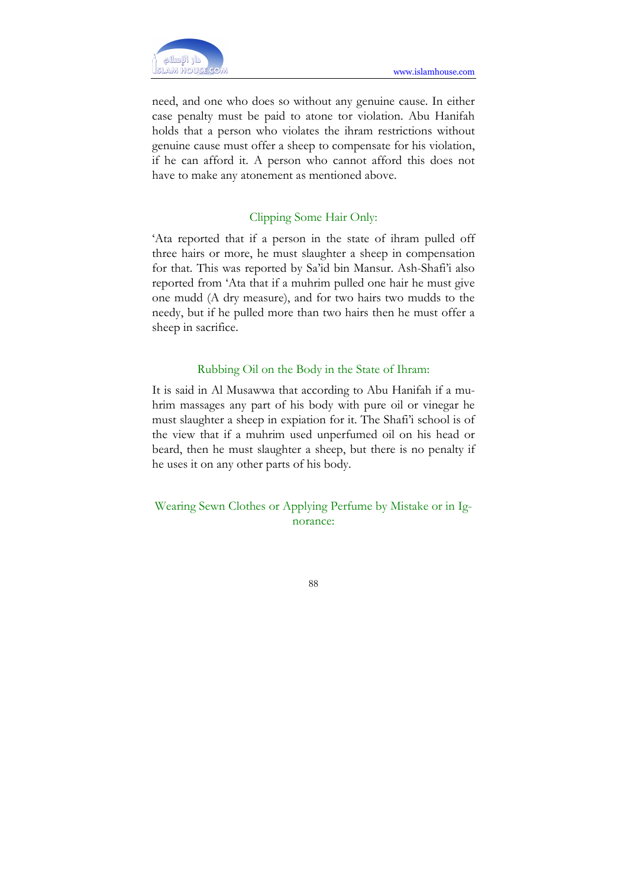need, and one who does so without any genuine cause. In either case penalty must be paid to atone tor violation. Abu Hanifah holds that a person who violates the ihram restrictions without genuine cause must offer a sheep to compensate for his violation, if he can afford it. A person who cannot afford this does not have to make any atonement as mentioned above.

### Clipping Some Hair Only:

'Ata reported that if a person in the state of ihram pulled off three hairs or more, he must slaughter a sheep in compensation for that. This was reported by Sa'id bin Mansur. Ash-Shafi'i also reported from 'Ata that if a muhrim pulled one hair he must give one mudd (A dry measure), and for two hairs two mudds to the needy, but if he pulled more than two hairs then he must offer a sheep in sacrifice.

### Rubbing Oil on the Body in the State of Ihram:

It is said in Al Musawwa that according to Abu Hanifah if a muhrim massages any part of his body with pure oil or vinegar he must slaughter a sheep in expiation for it. The Shafi'i school is of the view that if a muhrim used unperfumed oil on his head or beard, then he must slaughter a sheep, but there is no penalty if he uses it on any other parts of his body.

### Wearing Sewn Clothes or Applying Perfume by Mistake or in Ignorance: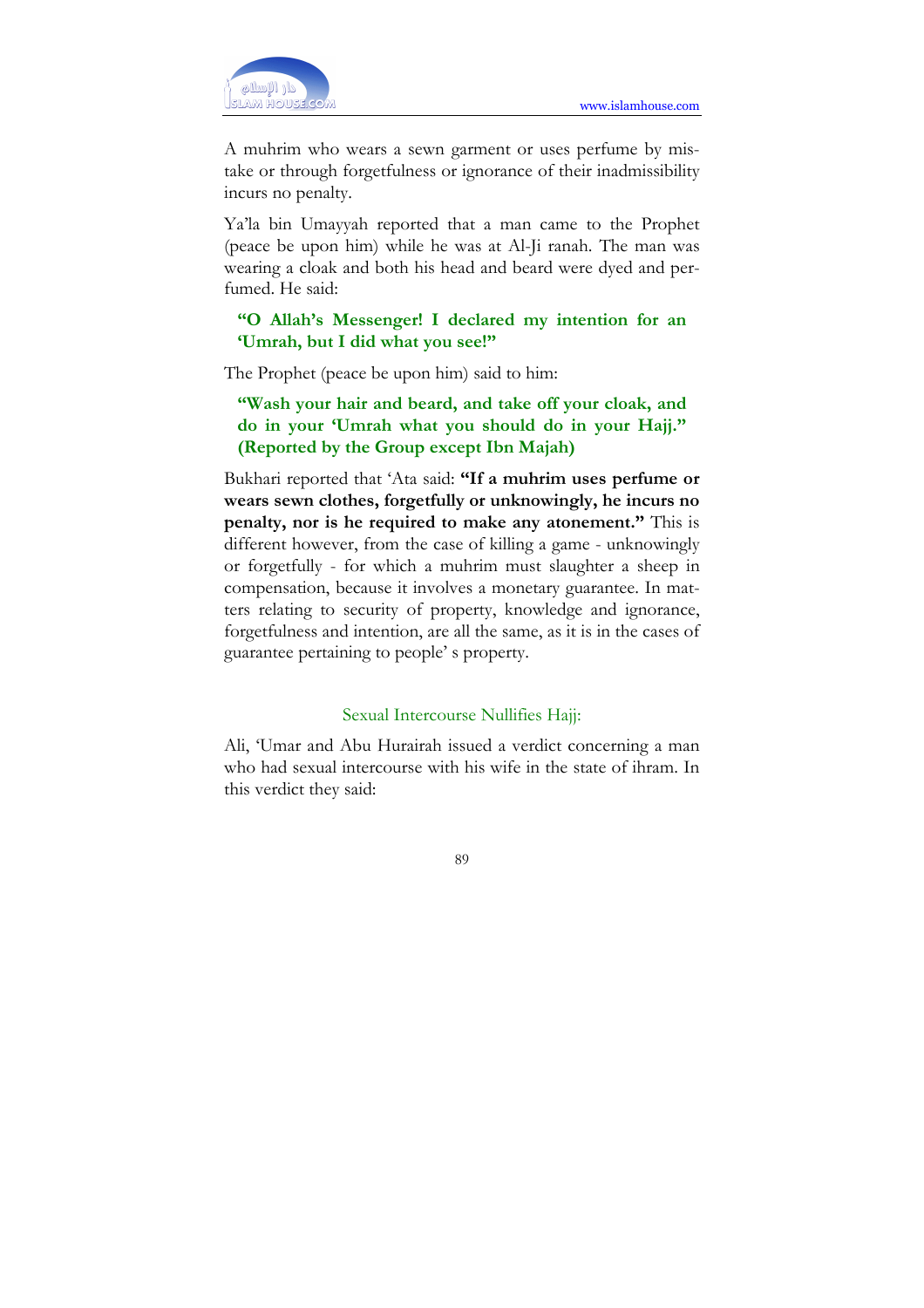A muhrim who wears a sewn garment or uses perfume by mistake or through forgetfulness or ignorance of their inadmissibility incurs no penalty.

Ya'la bin Umayyah reported that a man came to the Prophet (peace be upon him) while he was at Al-Ji ranah. The man was wearing a cloak and both his head and beard were dyed and perfumed. He said:

> **"O Allah's Messenger! I declared my intention for an 'Umrah, but I did what you see!"**

The Prophet (peace be upon him) said to him:

> **"Wash your hair and beard, and take off your cloak, and do in your 'Umrah what you should do in your Hajj." (Reported by the Group except Ibn Majah)**

Bukhari reported that 'Ata said: **"If a muhrim uses perfume or wears sewn clothes, forgetfully or unknowingly, he incurs no penalty, nor is he required to make any atonement."** This is different however, from the case of killing a game - unknowingly or forgetfully - for which a muhrim must slaughter a sheep in compensation, because it involves a monetary guarantee. In matters relating to security of property, knowledge and ignorance, forgetfulness and intention, are all the same, as it is in the cases of guarantee pertaining to people' s property.

### Sexual Intercourse Nullifies Hajj:

Ali, 'Umar and Abu Hurairah issued a verdict concerning a man who had sexual intercourse with his wife in the state of ihram. In this verdict they said: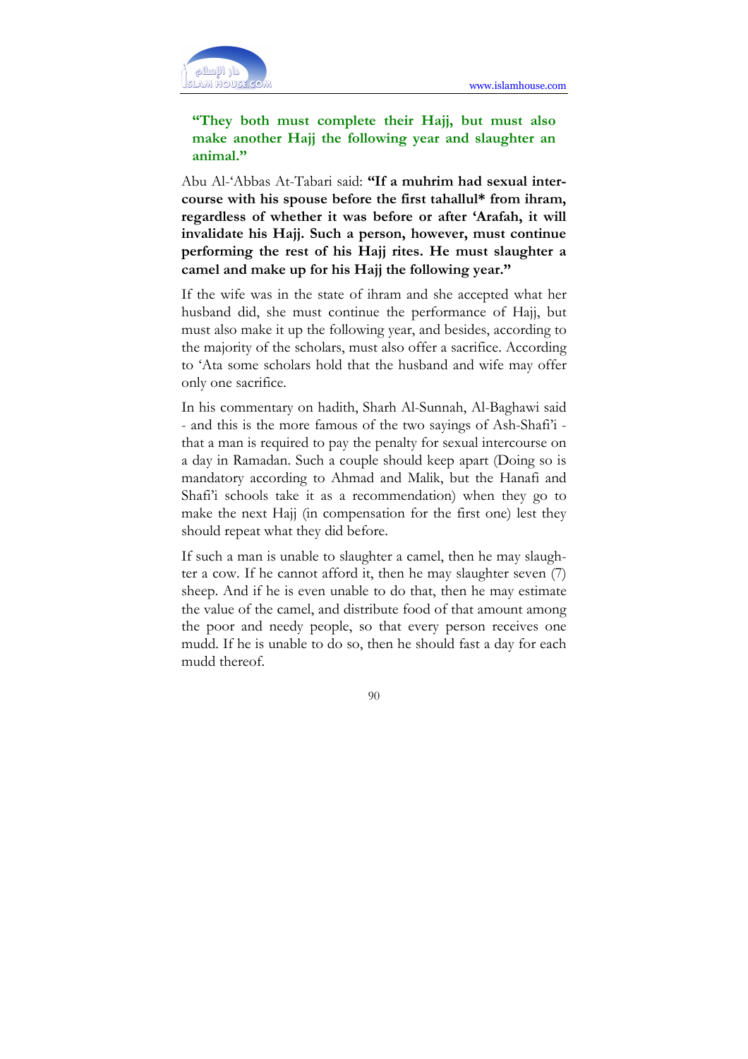**"They both must complete their Hajj, but must also make another Hajj the following year and slaughter an animal."**

Abu Al-'Abbas At-Tabari said: **"If a muhrim had sexual intercourse with his spouse before the first tahallul* from ihram, regardless of whether it was before or after 'Arafah, it will invalidate his Hajj. Such a person, however, must continue performing the rest of his Hajj rites. He must slaughter a camel and make up for his Hajj the following year."**

If the wife was in the state of ihram and she accepted what her husband did, she must continue the performance of Hajj, but must also make it up the following year, and besides, according to the majority of the scholars, must also offer a sacrifice. According to 'Ata some scholars hold that the husband and wife may offer only one sacrifice.

In his commentary on hadith, Sharh Al-Sunnah, Al-Baghawi said - and this is the more famous of the two sayings of Ash-Shafi'i - that a man is required to pay the penalty for sexual intercourse on a day in Ramadan. Such a couple should keep apart (Doing so is mandatory according to Ahmad and Malik, but the Hanafi and Shafi'i schools take it as a recommendation) when they go to make the next Hajj (in compensation for the first one) lest they should repeat what they did before.

If such a man is unable to slaughter a camel, then he may slaughter a cow. If he cannot afford it, then he may slaughter seven (7) sheep. And if he is even unable to do that, then he may estimate the value of the camel, and distribute food of that amount among the poor and needy people, so that every person receives one mudd. If he is unable to do so, then he should fast a day for each mudd thereof.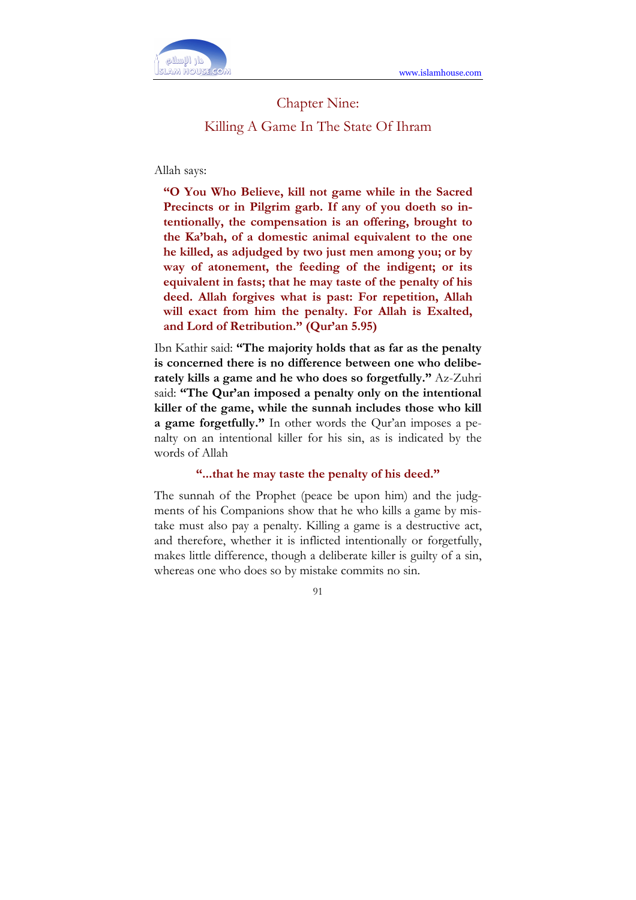## Chapter Nine:
## Killing A Game In The State Of Ihram

Allah says:

> **"O You Who Believe, kill not game while in the Sacred Precincts or in Pilgrim garb. If any of you doeth so intentionally, the compensation is an offering, brought to the Ka'bah, of a domestic animal equivalent to the one he killed, as adjudged by two just men among you; or by way of atonement, the feeding of the indigent; or its equivalent in fasts; that he may taste of the penalty of his deed. Allah forgives what is past: For repetition, Allah will exact from him the penalty. For Allah is Exalted, and Lord of Retribution." (Qur'an 5.95)**

Ibn Kathir said: **"The majority holds that as far as the penalty is concerned there is no difference between one who deliberately kills a game and he who does so forgetfully."** Az-Zuhri said: **"The Qur'an imposed a penalty only on the intentional killer of the game, while the sunnah includes those who kill a game forgetfully."** In other words the Qur'an imposes a penalty on an intentional killer for his sin, as is indicated by the words of Allah

**"...that he may taste the penalty of his deed."**

The sunnah of the Prophet (peace be upon him) and the judgments of his Companions show that he who kills a game by mistake must also pay a penalty. Killing a game is a destructive act, and therefore, whether it is inflicted intentionally or forgetfully, makes little difference, though a deliberate killer is guilty of a sin, whereas one who does so by mistake commits no sin.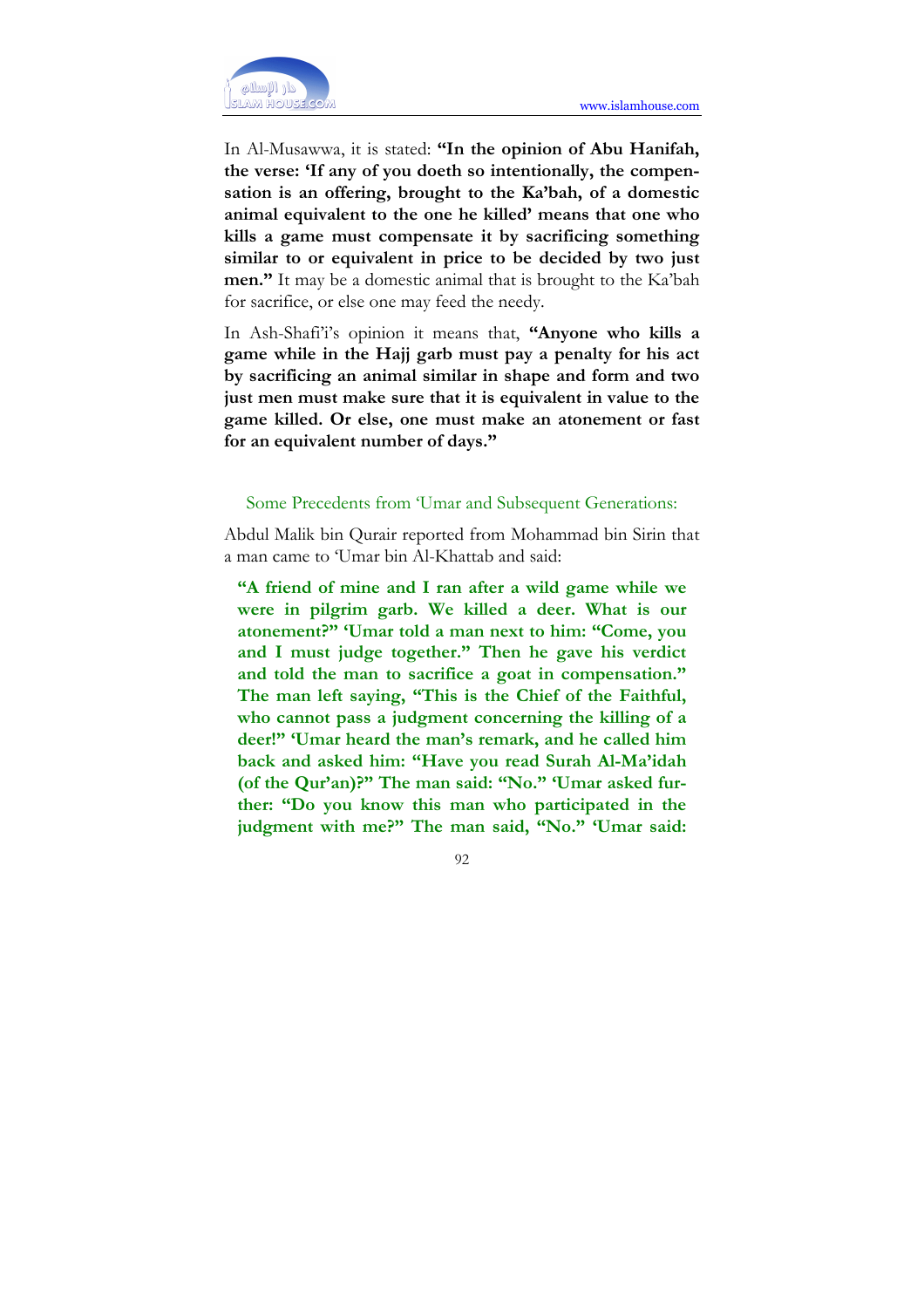In Al-Musawwa, it is stated: **"In the opinion of Abu Hanifah, the verse: 'If any of you doeth so intentionally, the compensation is an offering, brought to the Ka'bah, of a domestic animal equivalent to the one he killed' means that one who kills a game must compensate it by sacrificing something similar to or equivalent in price to be decided by two just men."** It may be a domestic animal that is brought to the Ka'bah for sacrifice, or else one may feed the needy.

In Ash-Shafi'i's opinion it means that, **"Anyone who kills a game while in the Hajj garb must pay a penalty for his act by sacrificing an animal similar in shape and form and two just men must make sure that it is equivalent in value to the game killed. Or else, one must make an atonement or fast for an equivalent number of days."**

## Some Precedents from 'Umar and Subsequent Generations:

Abdul Malik bin Qurair reported from Mohammad bin Sirin that a man came to 'Umar bin Al-Khattab and said:

> **"A friend of mine and I ran after a wild game while we were in pilgrim garb. We killed a deer. What is our atonement?" 'Umar told a man next to him: "Come, you and I must judge together." Then he gave his verdict and told the man to sacrifice a goat in compensation." The man left saying, "This is the Chief of the Faithful, who cannot pass a judgment concerning the killing of a deer!" 'Umar heard the man's remark, and he called him back and asked him: "Have you read Surah Al-Ma'idah (of the Qur'an)?" The man said: "No." 'Umar asked further: "Do you know this man who participated in the judgment with me?" The man said, "No." 'Umar said:**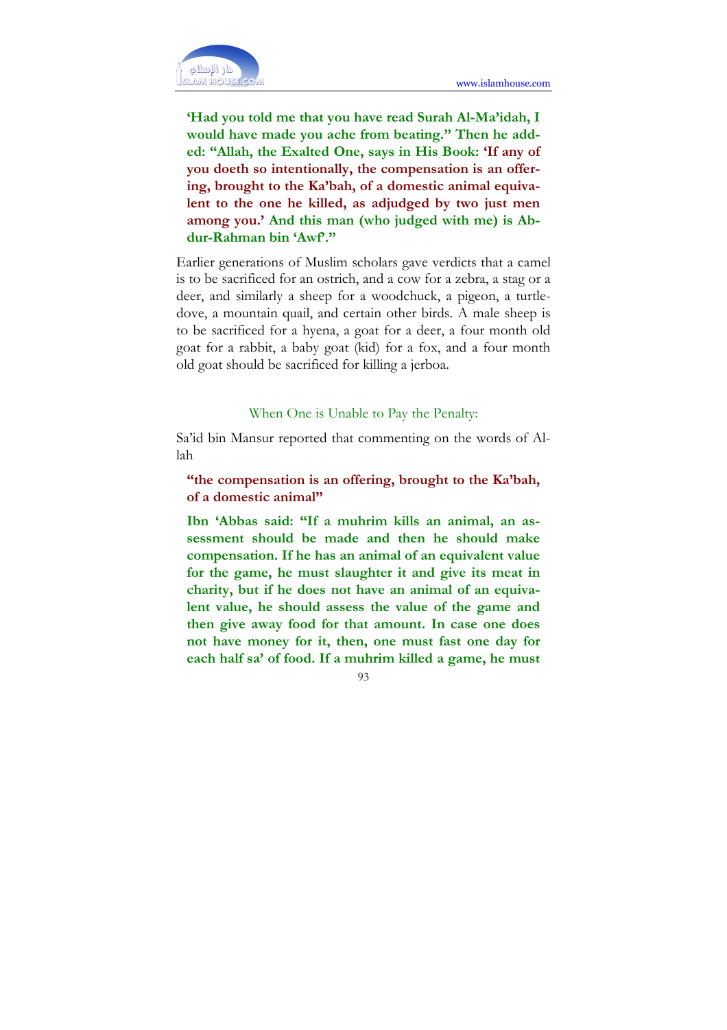**'Had you told me that you have read Surah Al-Ma'idah, I would have made you ache from beating." Then he added: "Allah, the Exalted One, says in His Book: 'If any of you doeth so intentionally, the compensation is an offering, brought to the Ka'bah, of a domestic animal equivalent to the one he killed, as adjudged by two just men among you.' And this man (who judged with me) is Abdur-Rahman bin 'Awf'."**

Earlier generations of Muslim scholars gave verdicts that a camel is to be sacrificed for an ostrich, and a cow for a zebra, a stag or a deer, and similarly a sheep for a woodchuck, a pigeon, a turtle-dove, a mountain quail, and certain other birds. A male sheep is to be sacrificed for a hyena, a goat for a deer, a four month old goat for a rabbit, a baby goat (kid) for a fox, and a four month old goat should be sacrificed for killing a jerboa.

## When One is Unable to Pay the Penalty:

Sa'id bin Mansur reported that commenting on the words of Allah

**"the compensation is an offering, brought to the Ka'bah, of a domestic animal"**

**Ibn 'Abbas said: "If a muhrim kills an animal, an assessment should be made and then he should make compensation. If he has an animal of an equivalent value for the game, he must slaughter it and give its meat in charity, but if he does not have an animal of an equivalent value, he should assess the value of the game and then give away food for that amount. In case one does not have money for it, then, one must fast one day for each half sa' of food. If a muhrim killed a game, he must**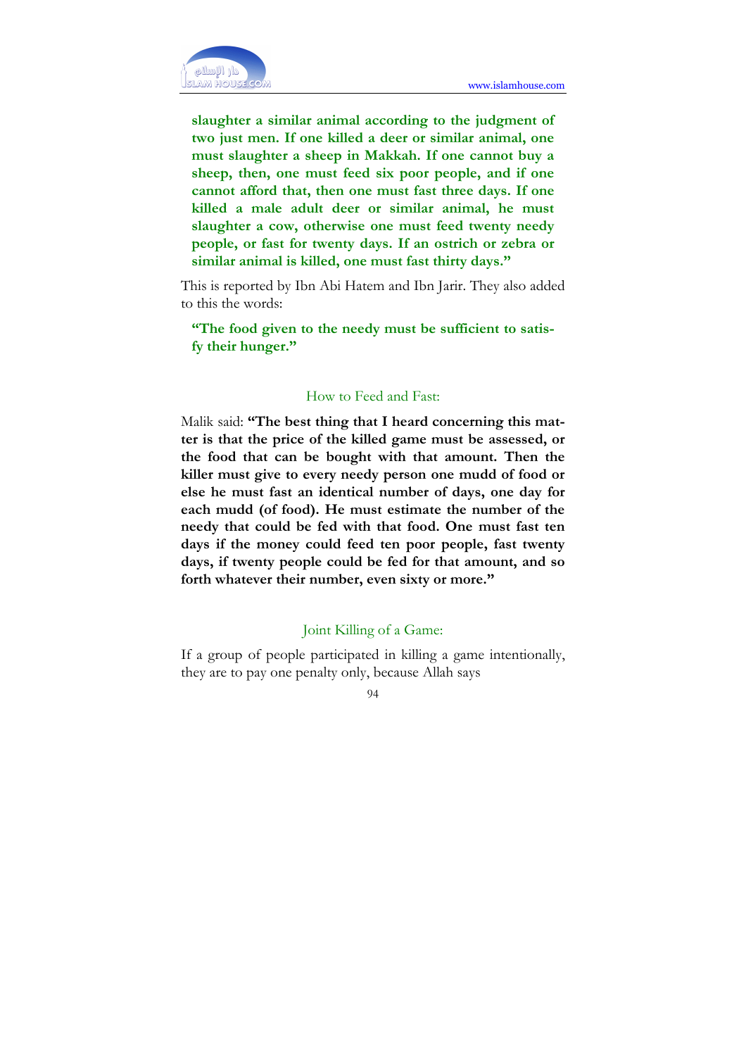**slaughter a similar animal according to the judgment of two just men. If one killed a deer or similar animal, one must slaughter a sheep in Makkah. If one cannot buy a sheep, then, one must feed six poor people, and if one cannot afford that, then one must fast three days. If one killed a male adult deer or similar animal, he must slaughter a cow, otherwise one must feed twenty needy people, or fast for twenty days. If an ostrich or zebra or similar animal is killed, one must fast thirty days."**

This is reported by Ibn Abi Hatem and Ibn Jarir. They also added to this the words:

**"The food given to the needy must be sufficient to satisfy their hunger."**

## How to Feed and Fast:

Malik said: **"The best thing that I heard concerning this matter is that the price of the killed game must be assessed, or the food that can be bought with that amount. Then the killer must give to every needy person one mudd of food or else he must fast an identical number of days, one day for each mudd (of food). He must estimate the number of the needy that could be fed with that food. One must fast ten days if the money could feed ten poor people, fast twenty days, if twenty people could be fed for that amount, and so forth whatever their number, even sixty or more."**

## Joint Killing of a Game:

If a group of people participated in killing a game intentionally, they are to pay one penalty only, because Allah says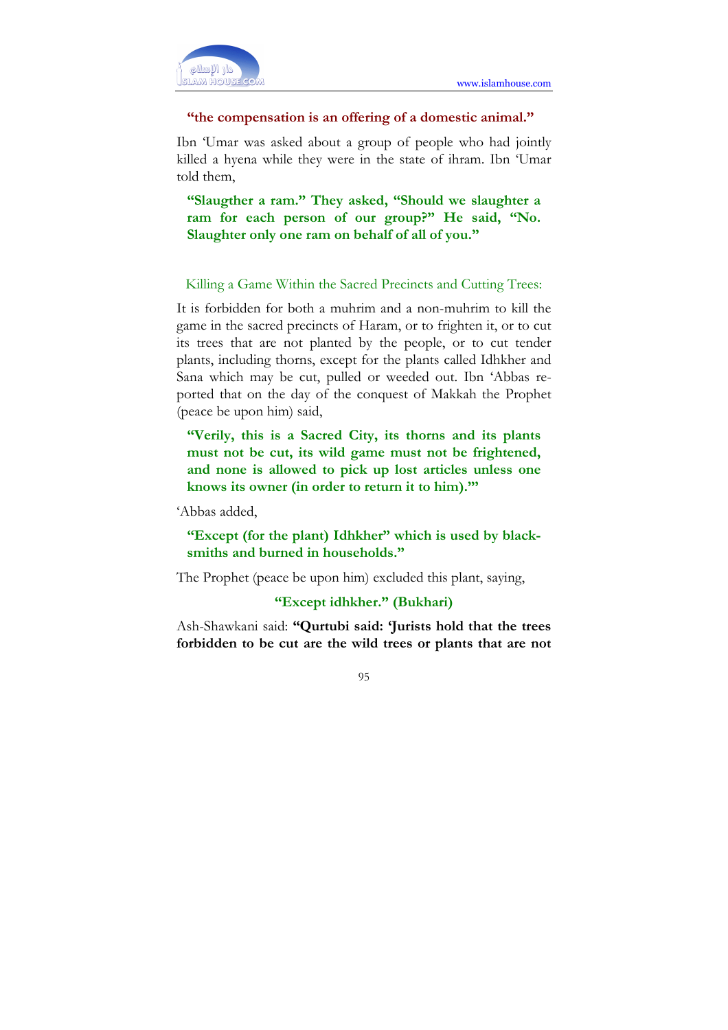**"the compensation is an offering of a domestic animal."**

Ibn 'Umar was asked about a group of people who had jointly killed a hyena while they were in the state of ihram. Ibn 'Umar told them,

> **"Slaugther a ram." They asked, "Should we slaughter a ram for each person of our group?" He said, "No. Slaughter only one ram on behalf of all of you."**

### Killing a Game Within the Sacred Precincts and Cutting Trees:

It is forbidden for both a muhrim and a non-muhrim to kill the game in the sacred precincts of Haram, or to frighten it, or to cut its trees that are not planted by the people, or to cut tender plants, including thorns, except for the plants called Idhkher and Sana which may be cut, pulled or weeded out. Ibn 'Abbas reported that on the day of the conquest of Makkah the Prophet (peace be upon him) said,

> **"Verily, this is a Sacred City, its thorns and its plants must not be cut, its wild game must not be frightened, and none is allowed to pick up lost articles unless one knows its owner (in order to return it to him).'"**

'Abbas added,

> **"Except (for the plant) Idhkher" which is used by black-smiths and burned in households."**

The Prophet (peace be upon him) excluded this plant, saying,

> **"Except idhkher." (Bukhari)**

Ash-Shawkani said: **"Qurtubi said: 'Jurists hold that the trees forbidden to be cut are the wild trees or plants that are not**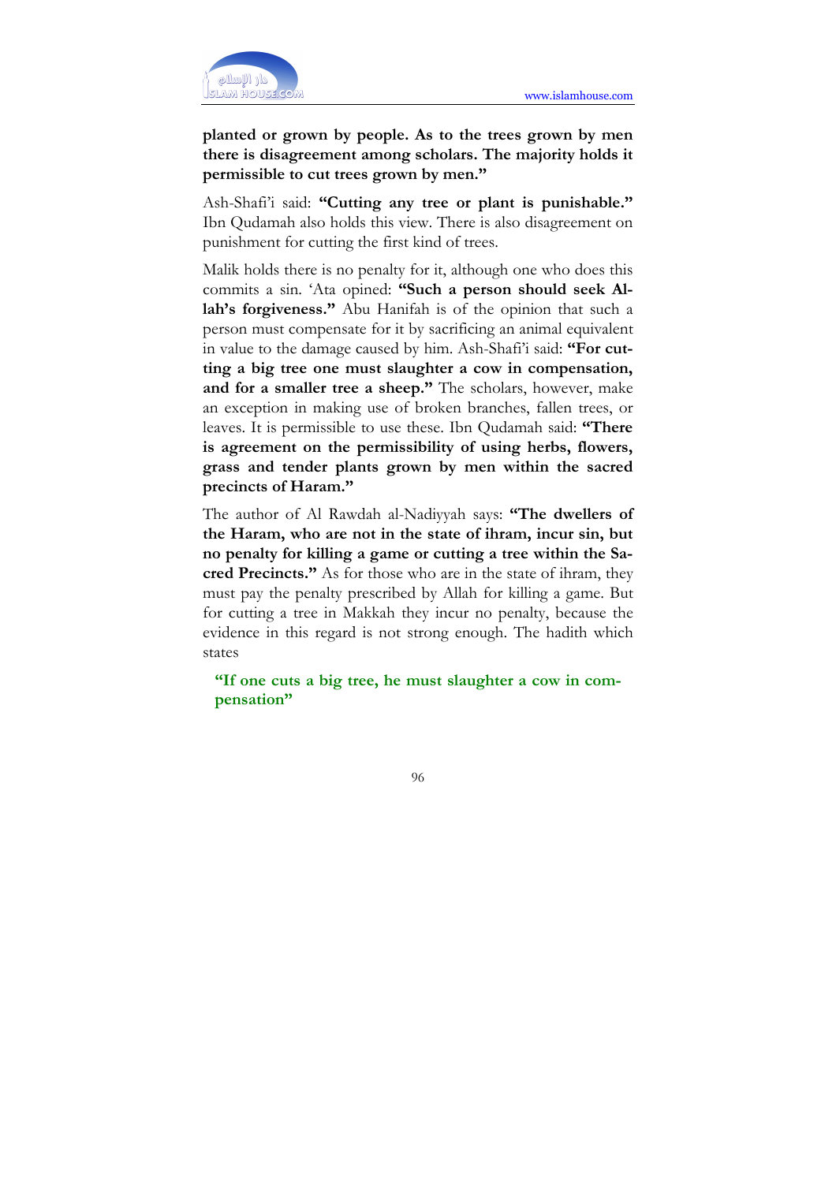**planted or grown by people. As to the trees grown by men there is disagreement among scholars. The majority holds it permissible to cut trees grown by men."**

Ash-Shafi'i said: **"Cutting any tree or plant is punishable."** Ibn Qudamah also holds this view. There is also disagreement on punishment for cutting the first kind of trees.

Malik holds there is no penalty for it, although one who does this commits a sin. 'Ata opined: **"Such a person should seek Allah's forgiveness."** Abu Hanifah is of the opinion that such a person must compensate for it by sacrificing an animal equivalent in value to the damage caused by him. Ash-Shafi'i said: **"For cutting a big tree one must slaughter a cow in compensation, and for a smaller tree a sheep."** The scholars, however, make an exception in making use of broken branches, fallen trees, or leaves. It is permissible to use these. Ibn Qudamah said: **"There is agreement on the permissibility of using herbs, flowers, grass and tender plants grown by men within the sacred precincts of Haram."**

The author of Al Rawdah al-Nadiyyah says: **"The dwellers of the Haram, who are not in the state of ihram, incur sin, but no penalty for killing a game or cutting a tree within the Sacred Precincts."** As for those who are in the state of ihram, they must pay the penalty prescribed by Allah for killing a game. But for cutting a tree in Makkah they incur no penalty, because the evidence in this regard is not strong enough. The hadith which states

> **"If one cuts a big tree, he must slaughter a cow in compensation"**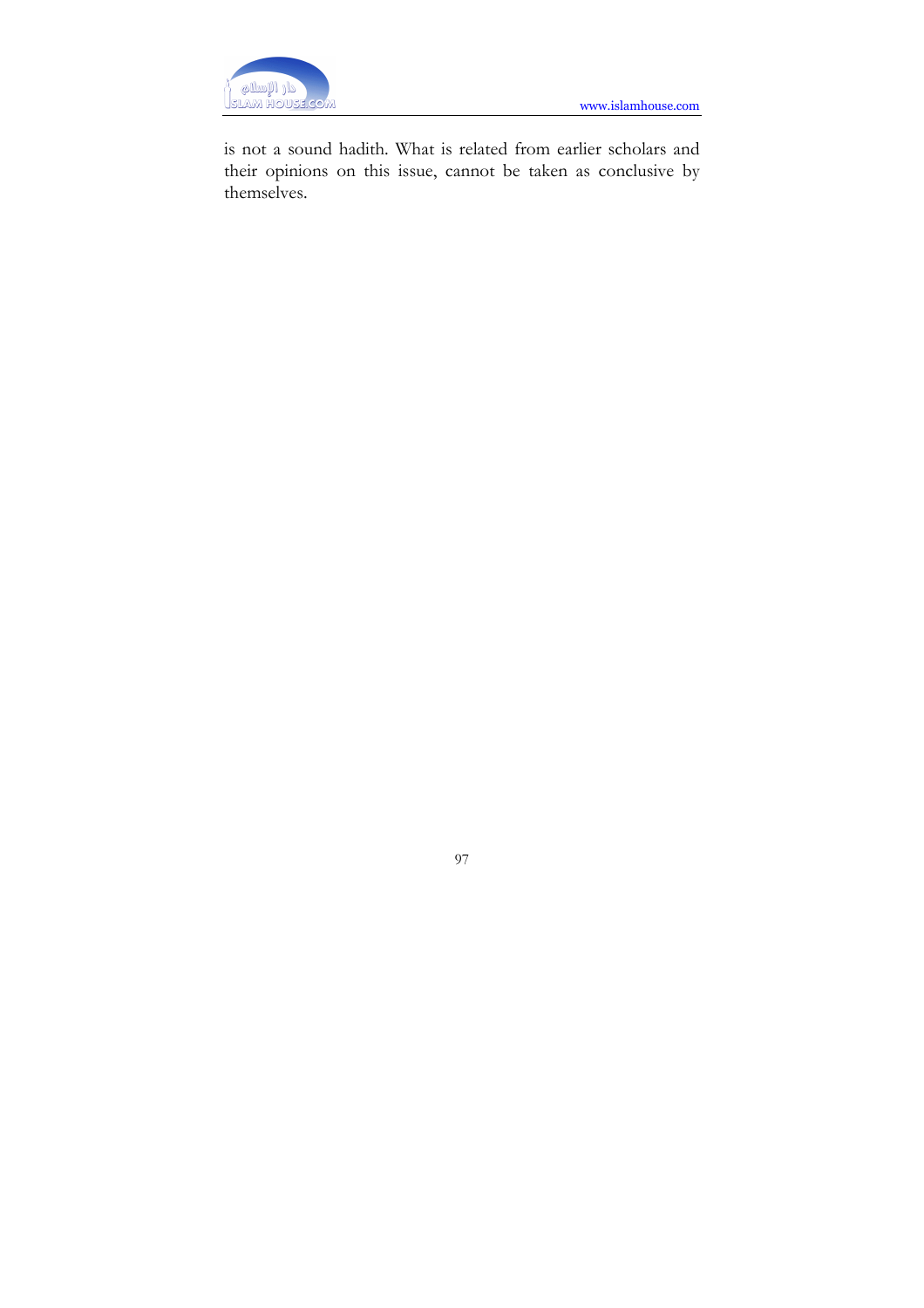is not a sound hadith. What is related from earlier scholars and their opinions on this issue, cannot be taken as conclusive by themselves.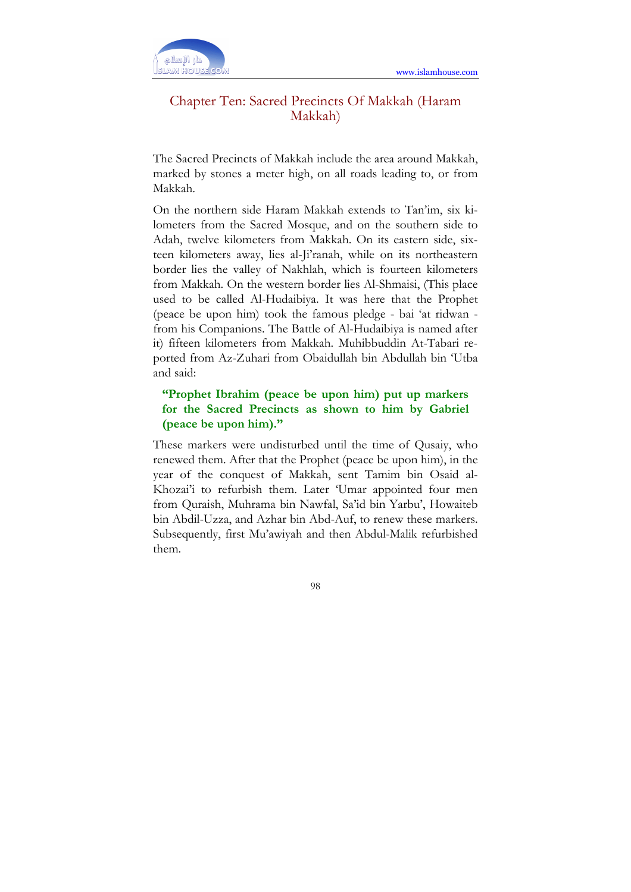## Chapter Ten: Sacred Precincts Of Makkah (Haram Makkah)

The Sacred Precincts of Makkah include the area around Makkah, marked by stones a meter high, on all roads leading to, or from Makkah.

On the northern side Haram Makkah extends to Tan'im, six kilometers from the Sacred Mosque, and on the southern side to Adah, twelve kilometers from Makkah. On its eastern side, sixteen kilometers away, lies al-Ji'ranah, while on its northeastern border lies the valley of Nakhlah, which is fourteen kilometers from Makkah. On the western border lies Al-Shmaisi, (This place used to be called Al-Hudaibiya. It was here that the Prophet (peace be upon him) took the famous pledge - bai 'at ridwan - from his Companions. The Battle of Al-Hudaibiya is named after it) fifteen kilometers from Makkah. Muhibbuddin At-Tabari reported from Az-Zuhari from Obaidullah bin Abdullah bin 'Utba and said:

> **"Prophet Ibrahim (peace be upon him) put up markers for the Sacred Precincts as shown to him by Gabriel (peace be upon him)."**

These markers were undisturbed until the time of Qusaiy, who renewed them. After that the Prophet (peace be upon him), in the year of the conquest of Makkah, sent Tamim bin Osaid al-Khozai'i to refurbish them. Later 'Umar appointed four men from Quraish, Muhrama bin Nawfal, Sa'id bin Yarbu', Howaiteb bin Abdil-Uzza, and Azhar bin Abd-Auf, to renew these markers. Subsequently, first Mu'awiyah and then Abdul-Malik refurbished them.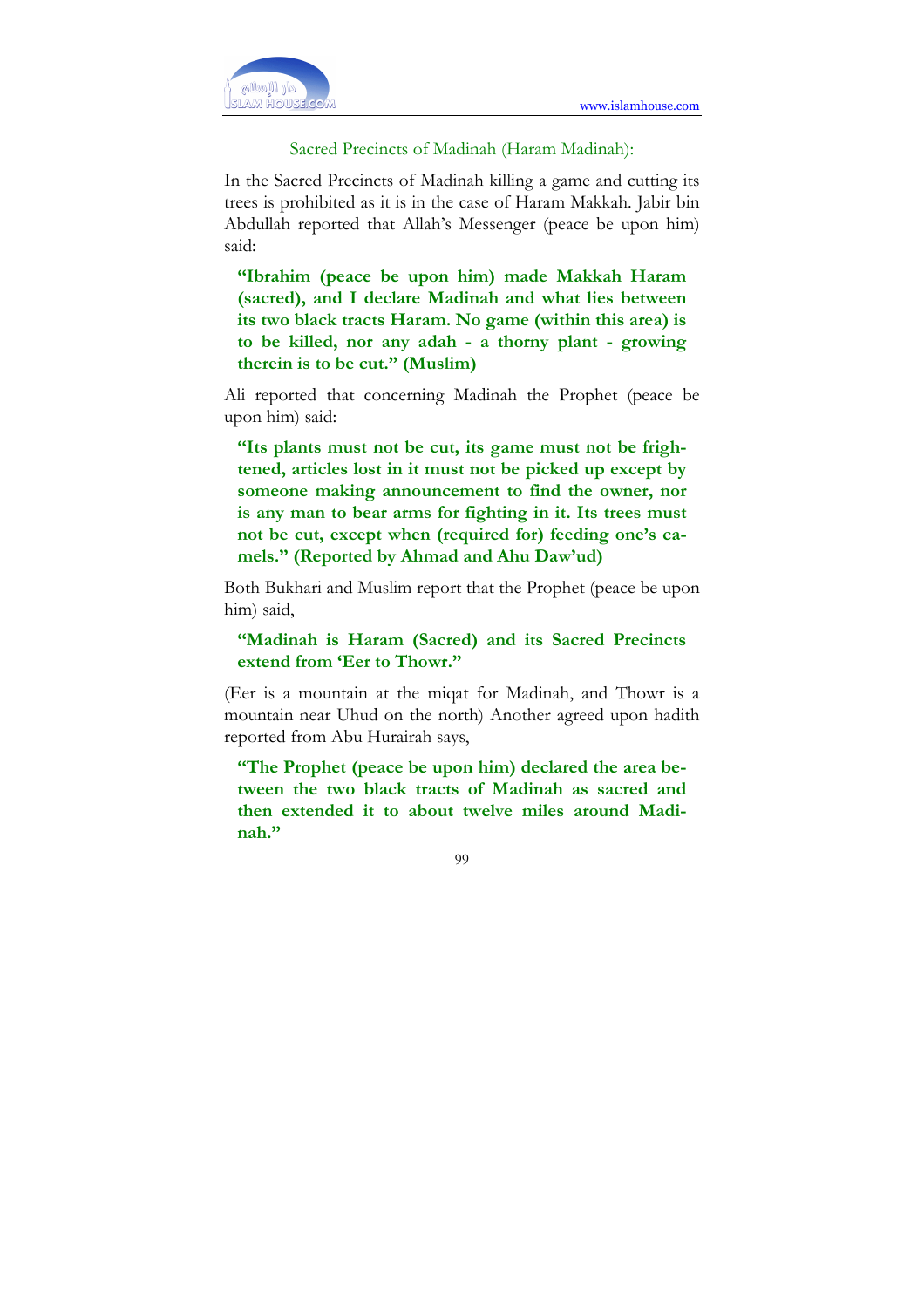## Sacred Precincts of Madinah (Haram Madinah):

In the Sacred Precincts of Madinah killing a game and cutting its trees is prohibited as it is in the case of Haram Makkah. Jabir bin Abdullah reported that Allah's Messenger (peace be upon him) said:

> **"Ibrahim (peace be upon him) made Makkah Haram (sacred), and I declare Madinah and what lies between its two black tracts Haram. No game (within this area) is to be killed, nor any adah - a thorny plant - growing therein is to be cut." (Muslim)**

Ali reported that concerning Madinah the Prophet (peace be upon him) said:

> **"Its plants must not be cut, its game must not be frightened, articles lost in it must not be picked up except by someone making announcement to find the owner, nor is any man to bear arms for fighting in it. Its trees must not be cut, except when (required for) feeding one's camels." (Reported by Ahmad and Ahu Daw'ud)**

Both Bukhari and Muslim report that the Prophet (peace be upon him) said,

> **"Madinah is Haram (Sacred) and its Sacred Precincts extend from 'Eer to Thowr."**

(Eer is a mountain at the miqat for Madinah, and Thowr is a mountain near Uhud on the north) Another agreed upon hadith reported from Abu Hurairah says,

> **"The Prophet (peace be upon him) declared the area between the two black tracts of Madinah as sacred and then extended it to about twelve miles around Madinah."**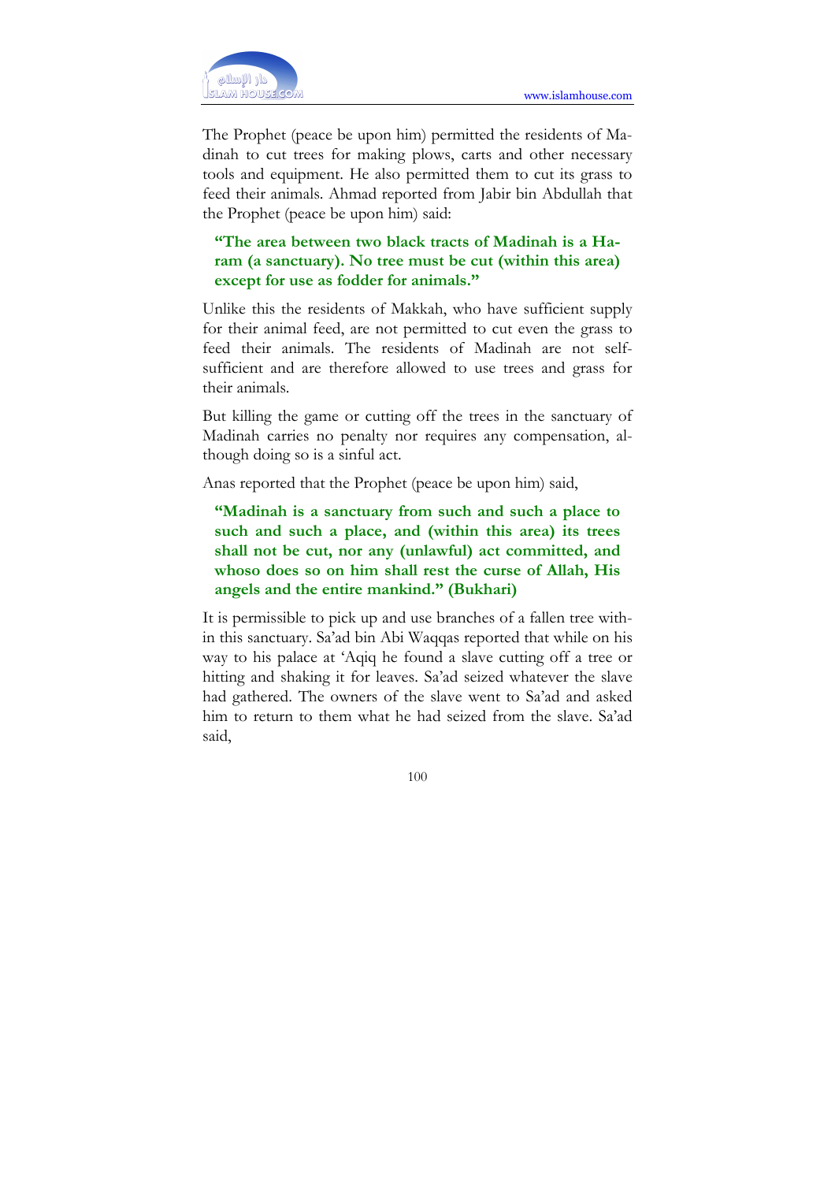The Prophet (peace be upon him) permitted the residents of Madinah to cut trees for making plows, carts and other necessary tools and equipment. He also permitted them to cut its grass to feed their animals. Ahmad reported from Jabir bin Abdullah that the Prophet (peace be upon him) said:

> **"The area between two black tracts of Madinah is a Haram (a sanctuary). No tree must be cut (within this area) except for use as fodder for animals."**

Unlike this the residents of Makkah, who have sufficient supply for their animal feed, are not permitted to cut even the grass to feed their animals. The residents of Madinah are not self-sufficient and are therefore allowed to use trees and grass for their animals.

But killing the game or cutting off the trees in the sanctuary of Madinah carries no penalty nor requires any compensation, although doing so is a sinful act.

Anas reported that the Prophet (peace be upon him) said,

> **"Madinah is a sanctuary from such and such a place to such and such a place, and (within this area) its trees shall not be cut, nor any (unlawful) act committed, and whoso does so on him shall rest the curse of Allah, His angels and the entire mankind." (Bukhari)**

It is permissible to pick up and use branches of a fallen tree within this sanctuary. Sa'ad bin Abi Waqqas reported that while on his way to his palace at 'Aqiq he found a slave cutting off a tree or hitting and shaking it for leaves. Sa'ad seized whatever the slave had gathered. The owners of the slave went to Sa'ad and asked him to return to them what he had seized from the slave. Sa'ad said,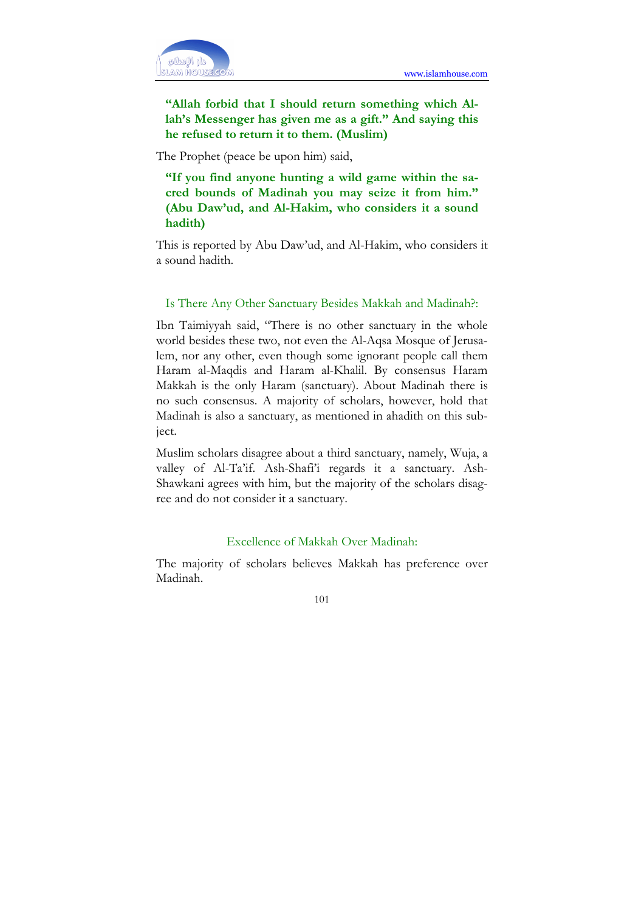**"Allah forbid that I should return something which Allah's Messenger has given me as a gift." And saying this he refused to return it to them. (Muslim)**

The Prophet (peace be upon him) said,

**"If you find anyone hunting a wild game within the sacred bounds of Madinah you may seize it from him." (Abu Daw'ud, and Al-Hakim, who considers it a sound hadith)**

This is reported by Abu Daw'ud, and Al-Hakim, who considers it a sound hadith.

### Is There Any Other Sanctuary Besides Makkah and Madinah?:

Ibn Taimiyyah said, "There is no other sanctuary in the whole world besides these two, not even the Al-Aqsa Mosque of Jerusalem, nor any other, even though some ignorant people call them Haram al-Maqdis and Haram al-Khalil. By consensus Haram Makkah is the only Haram (sanctuary). About Madinah there is no such consensus. A majority of scholars, however, hold that Madinah is also a sanctuary, as mentioned in ahadith on this subject.

Muslim scholars disagree about a third sanctuary, namely, Wuja, a valley of Al-Ta'if. Ash-Shafi'i regards it a sanctuary. Ash-Shawkani agrees with him, but the majority of the scholars disagree and do not consider it a sanctuary.

### Excellence of Makkah Over Madinah:

The majority of scholars believes Makkah has preference over Madinah.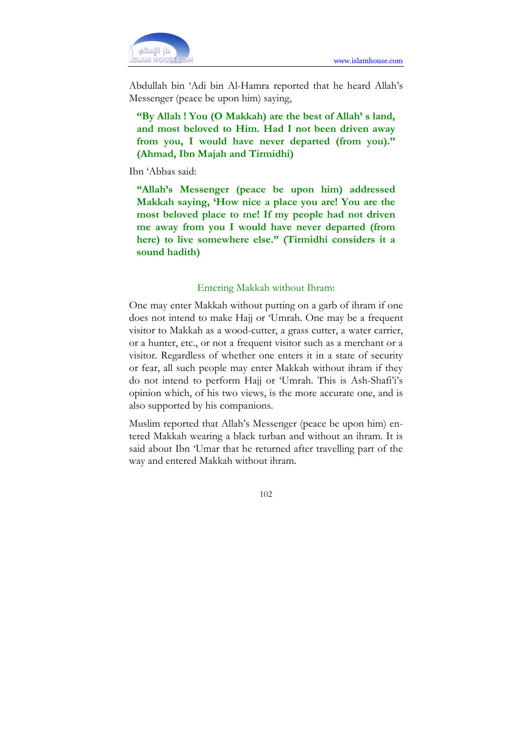Abdullah bin 'Adi bin Al-Hamra reported that he heard Allah's Messenger (peace be upon him) saying,

> **"By Allah ! You (O Makkah) are the best of Allah' s land, and most beloved to Him. Had I not been driven away from you, I would have never departed (from you)." (Ahmad, Ibn Majah and Tirmidhi)**

Ibn 'Abbas said:

> **"Allah's Messenger (peace be upon him) addressed Makkah saying, 'How nice a place you are! You are the most beloved place to me! If my people had not driven me away from you I would have never departed (from here) to live somewhere else." (Tirmidhi considers it a sound hadith)**

### Entering Makkah without Ihram:

One may enter Makkah without putting on a garb of ihram if one does not intend to make Hajj or 'Umrah. One may be a frequent visitor to Makkah as a wood-cutter, a grass cutter, a water carrier, or a hunter, etc., or not a frequent visitor such as a merchant or a visitor. Regardless of whether one enters it in a state of security or fear, all such people may enter Makkah without ihram if they do not intend to perform Hajj or 'Umrah. This is Ash-Shafi'i's opinion which, of his two views, is the more accurate one, and is also supported by his companions.

Muslim reported that Allah's Messenger (peace be upon him) entered Makkah wearing a black turban and without an ihram. It is said about Ibn 'Umar that he returned after travelling part of the way and entered Makkah without ihram.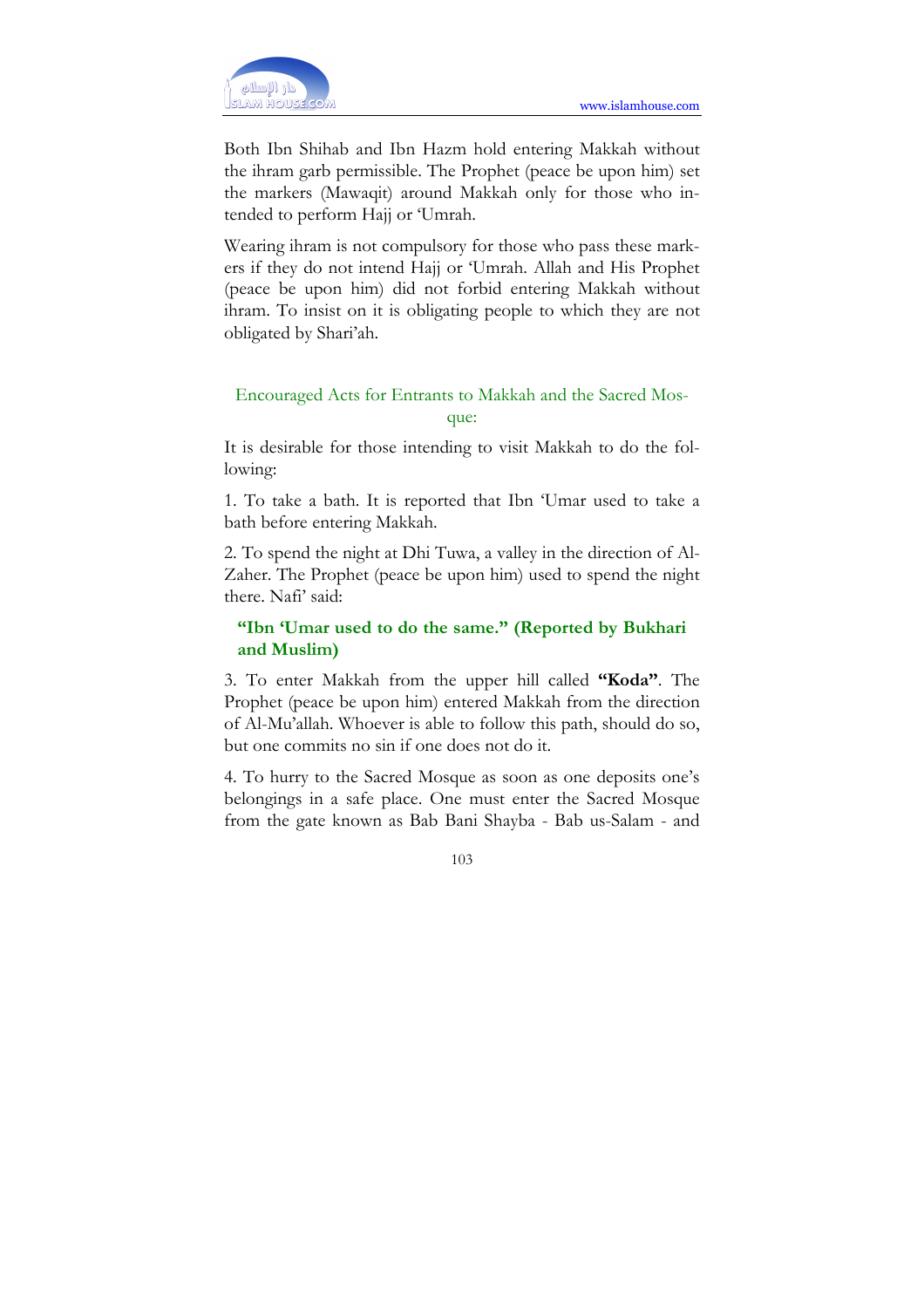Both Ibn Shihab and Ibn Hazm hold entering Makkah without the ihram garb permissible. The Prophet (peace be upon him) set the markers (Mawaqit) around Makkah only for those who intended to perform Hajj or 'Umrah.

Wearing ihram is not compulsory for those who pass these markers if they do not intend Hajj or 'Umrah. Allah and His Prophet (peace be upon him) did not forbid entering Makkah without ihram. To insist on it is obligating people to which they are not obligated by Shari'ah.

### Encouraged Acts for Entrants to Makkah and the Sacred Mosque:

It is desirable for those intending to visit Makkah to do the following:

1. To take a bath. It is reported that Ibn 'Umar used to take a bath before entering Makkah.

2. To spend the night at Dhi Tuwa, a valley in the direction of Al-Zaher. The Prophet (peace be upon him) used to spend the night there. Nafi' said:

> **"Ibn 'Umar used to do the same." (Reported by Bukhari and Muslim)**

3. To enter Makkah from the upper hill called **"Koda"**. The Prophet (peace be upon him) entered Makkah from the direction of Al-Mu'allah. Whoever is able to follow this path, should do so, but one commits no sin if one does not do it.

4. To hurry to the Sacred Mosque as soon as one deposits one's belongings in a safe place. One must enter the Sacred Mosque from the gate known as Bab Bani Shayba - Bab us-Salam - and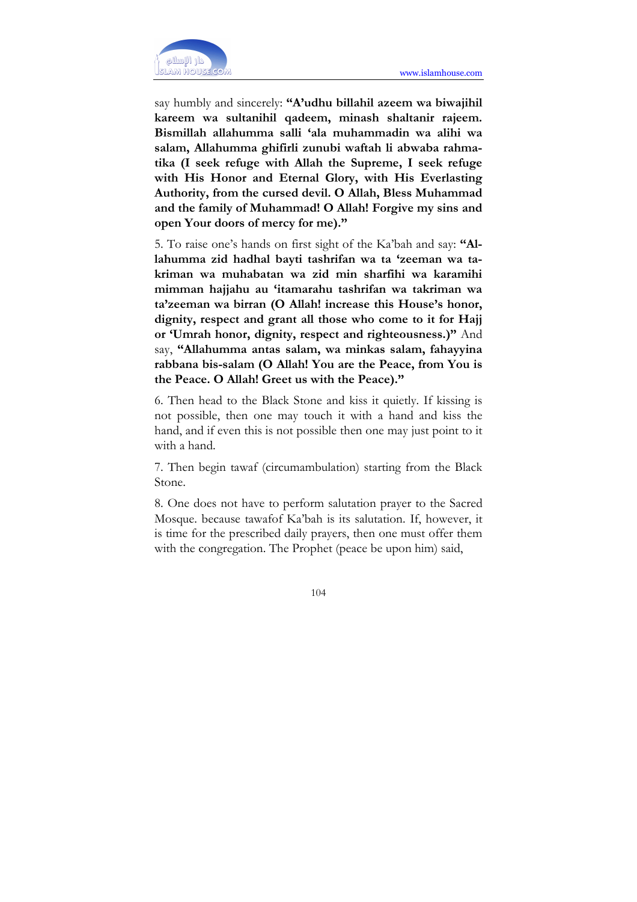say humbly and sincerely: **"A'udhu billahil azeem wa biwajihil kareem wa sultanihil qadeem, minash shaltanir rajeem. Bismillah allahumma salli 'ala muhammadin wa alihi wa salam, Allahumma ghifirli zunubi waftah li abwaba rahmatika (I seek refuge with Allah the Supreme, I seek refuge with His Honor and Eternal Glory, with His Everlasting Authority, from the cursed devil. O Allah, Bless Muhammad and the family of Muhammad! O Allah! Forgive my sins and open Your doors of mercy for me)."**

5. To raise one's hands on first sight of the Ka'bah and say: **"Allahumma zid hadhal bayti tashrifan wa ta 'zeeman wa takriman wa muhabatan wa zid min sharfihi wa karamihi mimman hajjahu au 'itamarahu tashrifan wa takriman wa ta'zeeman wa birran (O Allah! increase this House's honor, dignity, respect and grant all those who come to it for Hajj or 'Umrah honor, dignity, respect and righteousness.)"** And say, **"Allahumma antas salam, wa minkas salam, fahayyina rabbana bis-salam (O Allah! You are the Peace, from You is the Peace. O Allah! Greet us with the Peace)."**

6. Then head to the Black Stone and kiss it quietly. If kissing is not possible, then one may touch it with a hand and kiss the hand, and if even this is not possible then one may just point to it with a hand.

7. Then begin tawaf (circumambulation) starting from the Black Stone.

8. One does not have to perform salutation prayer to the Sacred Mosque. because tawafof Ka'bah is its salutation. If, however, it is time for the prescribed daily prayers, then one must offer them with the congregation. The Prophet (peace be upon him) said,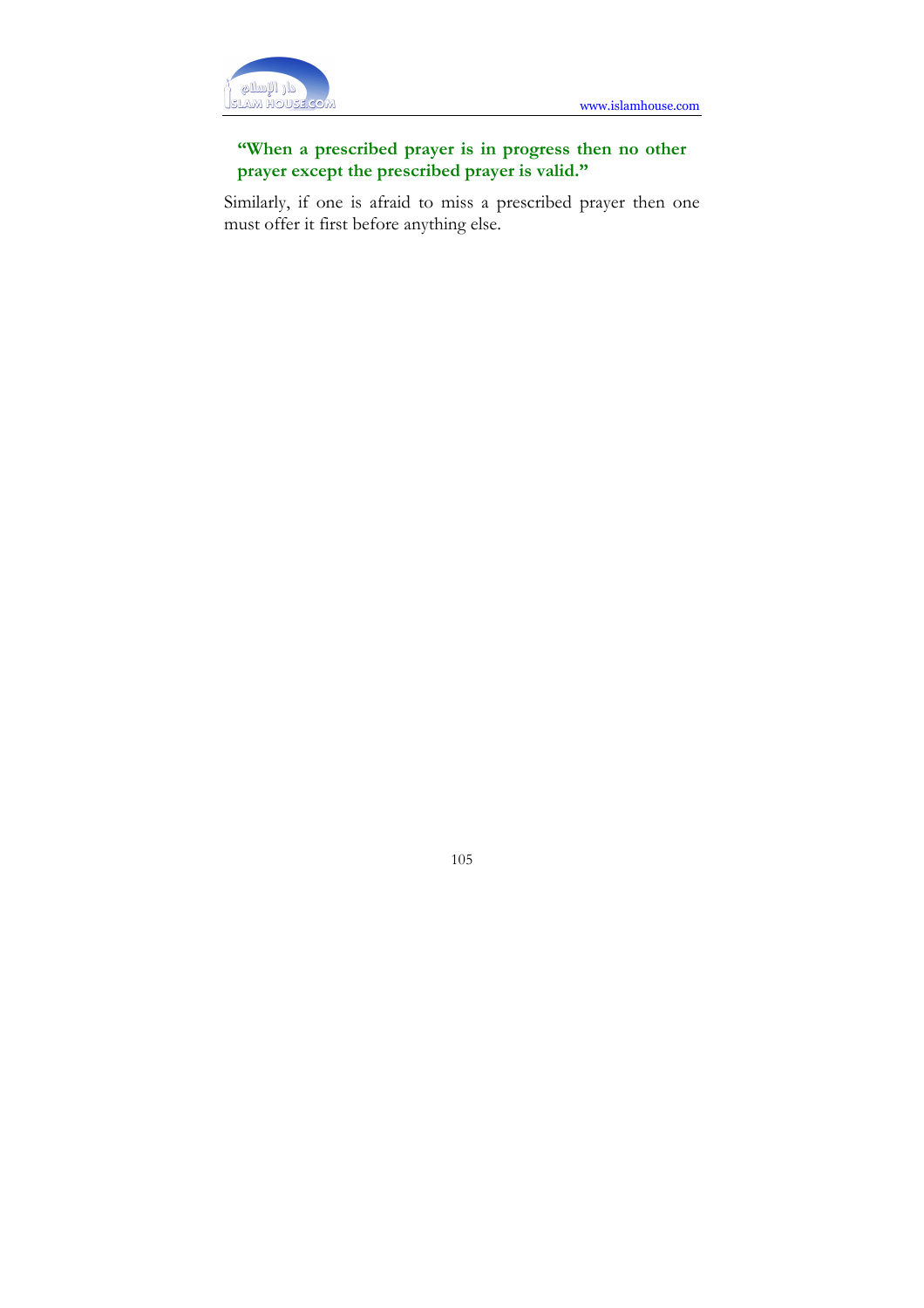**"When a prescribed prayer is in progress then no other prayer except the prescribed prayer is valid."**

Similarly, if one is afraid to miss a prescribed prayer then one must offer it first before anything else.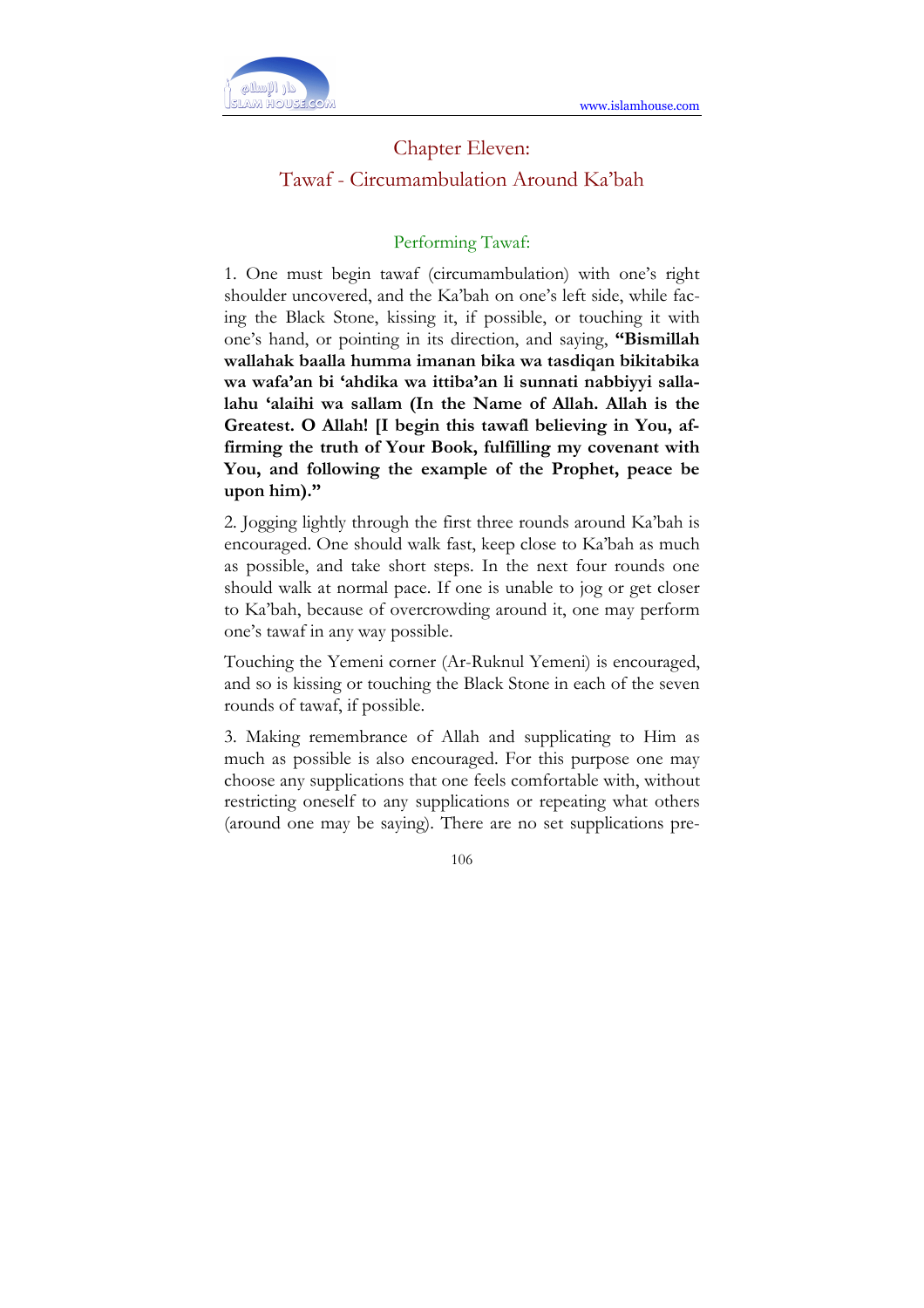## Chapter Eleven:
## Tawaf - Circumambulation Around Ka'bah

### Performing Tawaf:

1. One must begin tawaf (circumambulation) with one's right shoulder uncovered, and the Ka'bah on one's left side, while facing the Black Stone, kissing it, if possible, or touching it with one's hand, or pointing in its direction, and saying, **"Bismillah wallahak baalla humma imanan bika wa tasdiqan bikitabika wa wafa'an bi 'ahdika wa ittiba'an li sunnati nabbiyyi sallalahu 'alaihi wa sallam (In the Name of Allah. Allah is the Greatest. O Allah! [I begin this tawafl believing in You, affirming the truth of Your Book, fulfilling my covenant with You, and following the example of the Prophet, peace be upon him)."**

2. Jogging lightly through the first three rounds around Ka'bah is encouraged. One should walk fast, keep close to Ka'bah as much as possible, and take short steps. In the next four rounds one should walk at normal pace. If one is unable to jog or get closer to Ka'bah, because of overcrowding around it, one may perform one's tawaf in any way possible.

Touching the Yemeni corner (Ar-Ruknul Yemeni) is encouraged, and so is kissing or touching the Black Stone in each of the seven rounds of tawaf, if possible.

3. Making remembrance of Allah and supplicating to Him as much as possible is also encouraged. For this purpose one may choose any supplications that one feels comfortable with, without restricting oneself to any supplications or repeating what others (around one may be saying). There are no set supplications pre-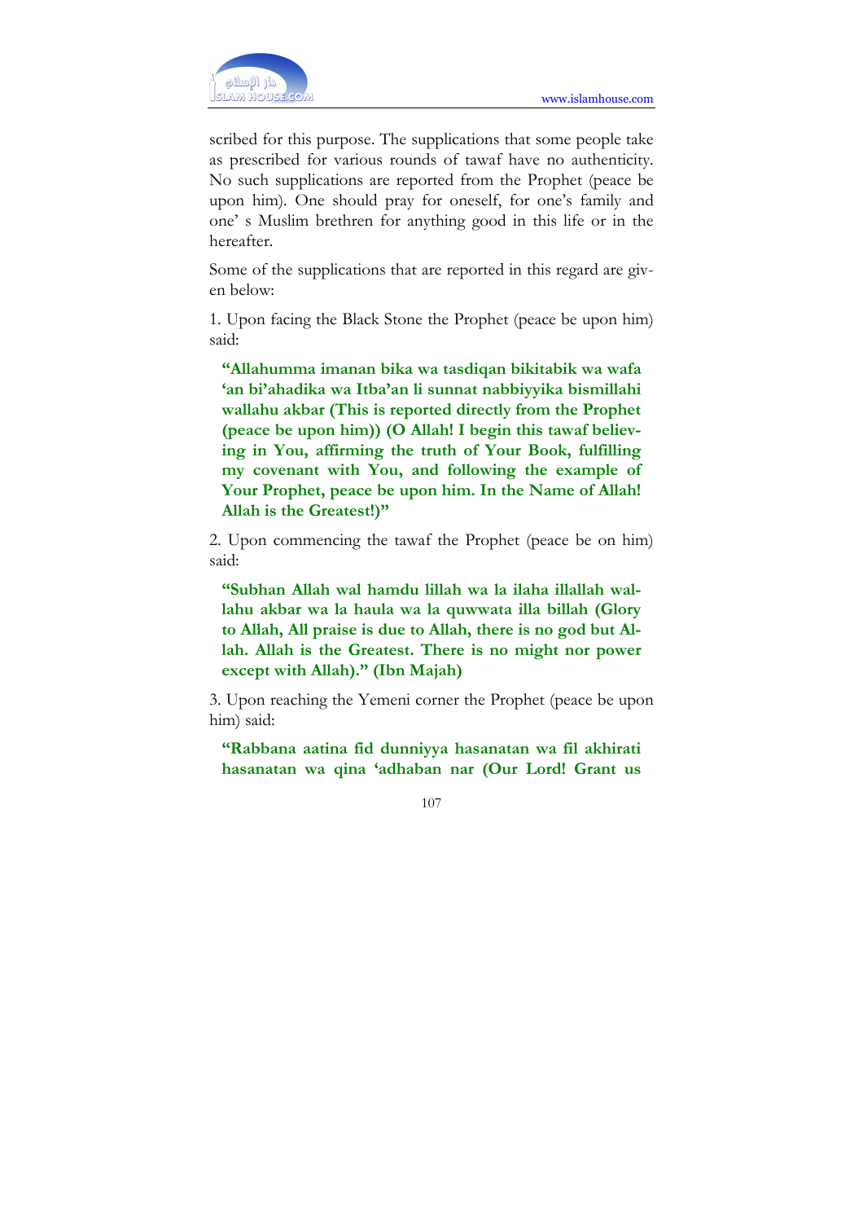scribed for this purpose. The supplications that some people take as prescribed for various rounds of tawaf have no authenticity. No such supplications are reported from the Prophet (peace be upon him). One should pray for oneself, for one's family and one' s Muslim brethren for anything good in this life or in the hereafter.

Some of the supplications that are reported in this regard are given below:

1. Upon facing the Black Stone the Prophet (peace be upon him) said:

> **"Allahumma imanan bika wa tasdiqan bikitabik wa wafa 'an bi'ahadika wa Itba'an li sunnat nabbiyyika bismillahi wallahu akbar (This is reported directly from the Prophet (peace be upon him)) (O Allah! I begin this tawaf believing in You, affirming the truth of Your Book, fulfilling my covenant with You, and following the example of Your Prophet, peace be upon him. In the Name of Allah! Allah is the Greatest!)"**

2. Upon commencing the tawaf the Prophet (peace be on him) said:

> **"Subhan Allah wal hamdu lillah wa la ilaha illallah wallahu akbar wa la haula wa la quwwata illa billah (Glory to Allah, All praise is due to Allah, there is no god but Allah. Allah is the Greatest. There is no might nor power except with Allah)." (Ibn Majah)**

3. Upon reaching the Yemeni corner the Prophet (peace be upon him) said:

> **"Rabbana aatina fid dunniyya hasanatan wa fil akhirati hasanatan wa qina 'adhaban nar (Our Lord! Grant us**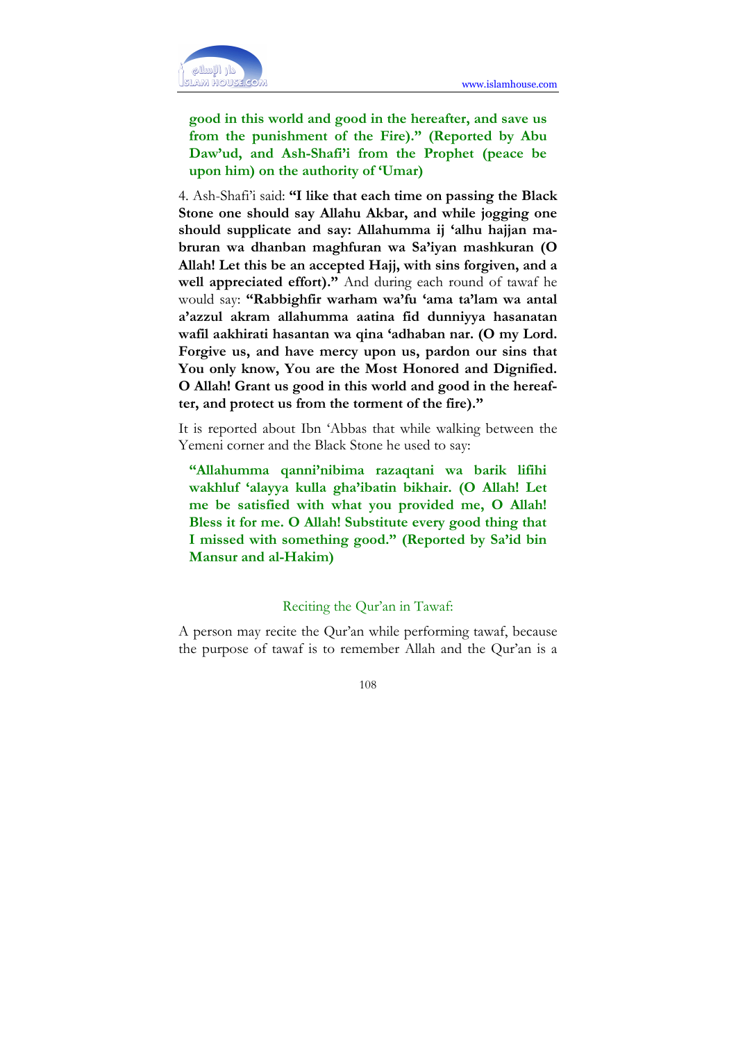**good in this world and good in the hereafter, and save us from the punishment of the Fire)." (Reported by Abu Daw'ud, and Ash-Shafi'i from the Prophet (peace be upon him) on the authority of 'Umar)**

4. Ash-Shafi'i said: **"I like that each time on passing the Black Stone one should say Allahu Akbar, and while jogging one should supplicate and say: Allahumma ij 'alhu hajjan mabruran wa dhanban maghfuran wa Sa'iyan mashkuran (O Allah! Let this be an accepted Hajj, with sins forgiven, and a well appreciated effort)."** And during each round of tawaf he would say: **"Rabbighfir warham wa'fu 'ama ta'lam wa antal a'azzul akram allahumma aatina fid dunniyya hasanatan wafil aakhirati hasantan wa qina 'adhaban nar. (O my Lord. Forgive us, and have mercy upon us, pardon our sins that You only know, You are the Most Honored and Dignified. O Allah! Grant us good in this world and good in the hereafter, and protect us from the torment of the fire)."**

It is reported about Ibn 'Abbas that while walking between the Yemeni corner and the Black Stone he used to say:

**"Allahumma qanni'nibima razaqtani wa barik lifihi wakhluf 'alayya kulla gha'ibatin bikhair. (O Allah! Let me be satisfied with what you provided me, O Allah! Bless it for me. O Allah! Substitute every good thing that I missed with something good." (Reported by Sa'id bin Mansur and al-Hakim)**

### Reciting the Qur'an in Tawaf:

A person may recite the Qur'an while performing tawaf, because the purpose of tawaf is to remember Allah and the Qur'an is a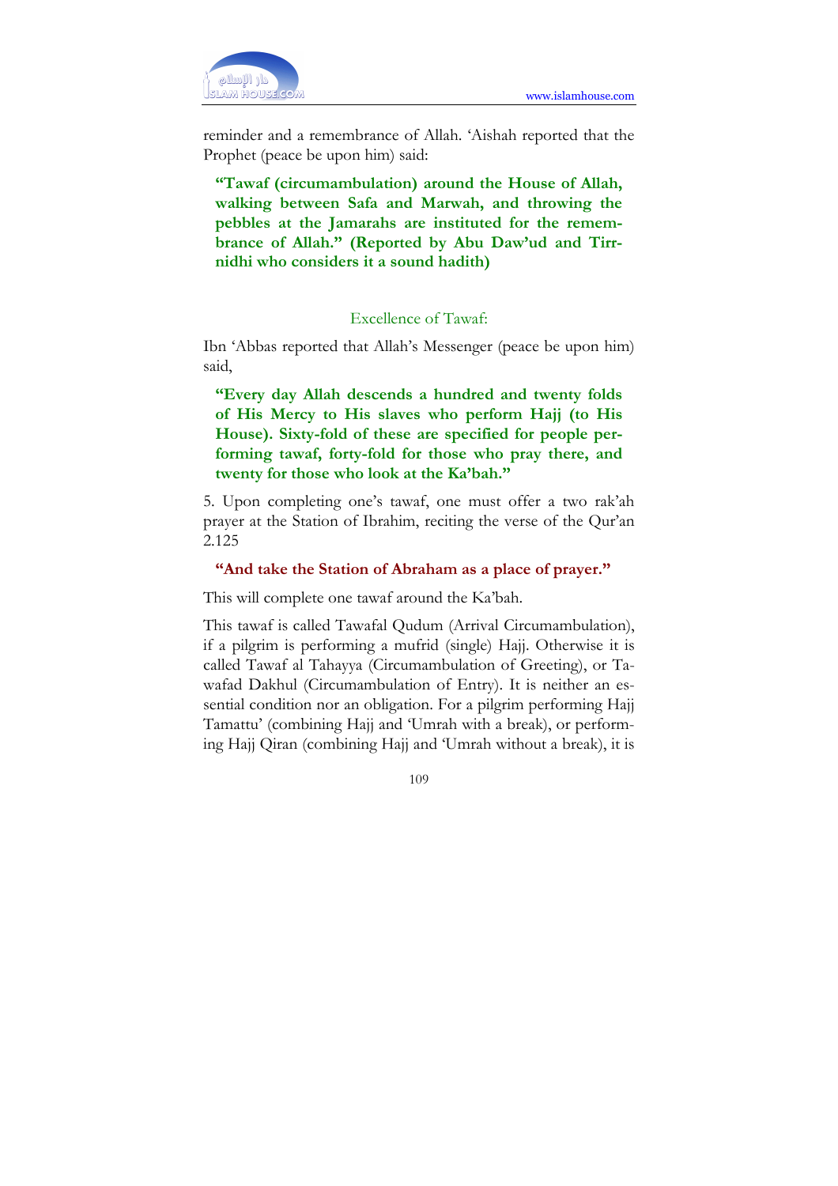reminder and a remembrance of Allah. 'Aishah reported that the Prophet (peace be upon him) said:

> **"Tawaf (circumambulation) around the House of Allah, walking between Safa and Marwah, and throwing the pebbles at the Jamarahs are instituted for the remembrance of Allah." (Reported by Abu Daw'ud and Tirrnidhi who considers it a sound hadith)**

### Excellence of Tawaf:

Ibn 'Abbas reported that Allah's Messenger (peace be upon him) said,

> **"Every day Allah descends a hundred and twenty folds of His Mercy to His slaves who perform Hajj (to His House). Sixty-fold of these are specified for people performing tawaf, forty-fold for those who pray there, and twenty for those who look at the Ka'bah."**

5. Upon completing one's tawaf, one must offer a two rak'ah prayer at the Station of Ibrahim, reciting the verse of the Qur'an 2.125

> **"And take the Station of Abraham as a place of prayer."**

This will complete one tawaf around the Ka'bah.

This tawaf is called Tawafal Qudum (Arrival Circumambulation), if a pilgrim is performing a mufrid (single) Hajj. Otherwise it is called Tawaf al Tahayya (Circumambulation of Greeting), or Tawafad Dakhul (Circumambulation of Entry). It is neither an essential condition nor an obligation. For a pilgrim performing Hajj Tamattu' (combining Hajj and 'Umrah with a break), or performing Hajj Qiran (combining Hajj and 'Umrah without a break), it is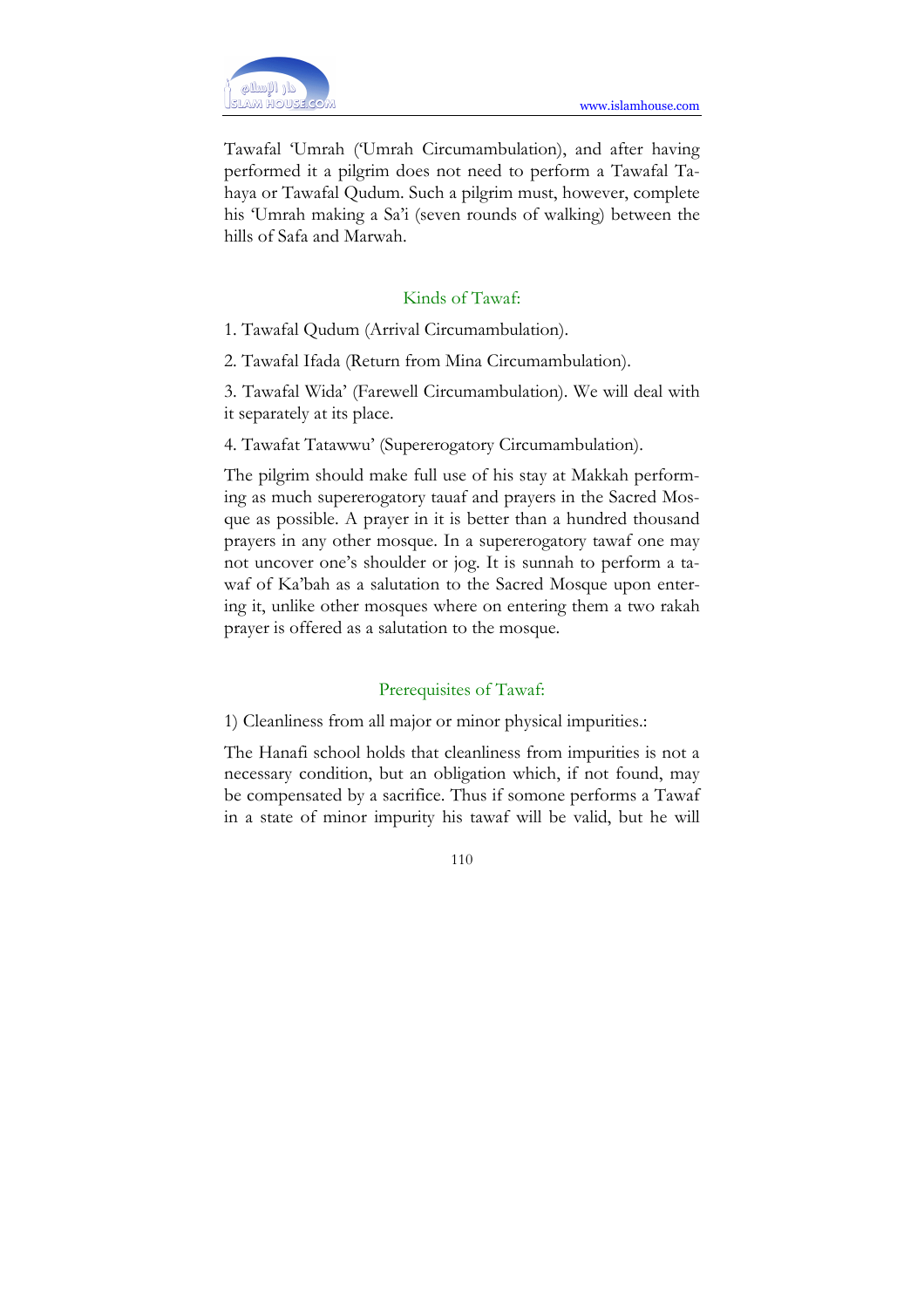Tawafal 'Umrah ('Umrah Circumambulation), and after having performed it a pilgrim does not need to perform a Tawafal Tahaya or Tawafal Qudum. Such a pilgrim must, however, complete his 'Umrah making a Sa'i (seven rounds of walking) between the hills of Safa and Marwah.

## Kinds of Tawaf:

1. Tawafal Qudum (Arrival Circumambulation).

2. Tawafal Ifada (Return from Mina Circumambulation).

3. Tawafal Wida' (Farewell Circumambulation). We will deal with it separately at its place.

4. Tawafat Tatawwu' (Supererogatory Circumambulation).

The pilgrim should make full use of his stay at Makkah performing as much supererogatory tauaf and prayers in the Sacred Mosque as possible. A prayer in it is better than a hundred thousand prayers in any other mosque. In a supererogatory tawaf one may not uncover one's shoulder or jog. It is sunnah to perform a tawaf of Ka'bah as a salutation to the Sacred Mosque upon entering it, unlike other mosques where on entering them a two rakah prayer is offered as a salutation to the mosque.

## Prerequisites of Tawaf:

1) Cleanliness from all major or minor physical impurities.:

The Hanafi school holds that cleanliness from impurities is not a necessary condition, but an obligation which, if not found, may be compensated by a sacrifice. Thus if somone performs a Tawaf in a state of minor impurity his tawaf will be valid, but he will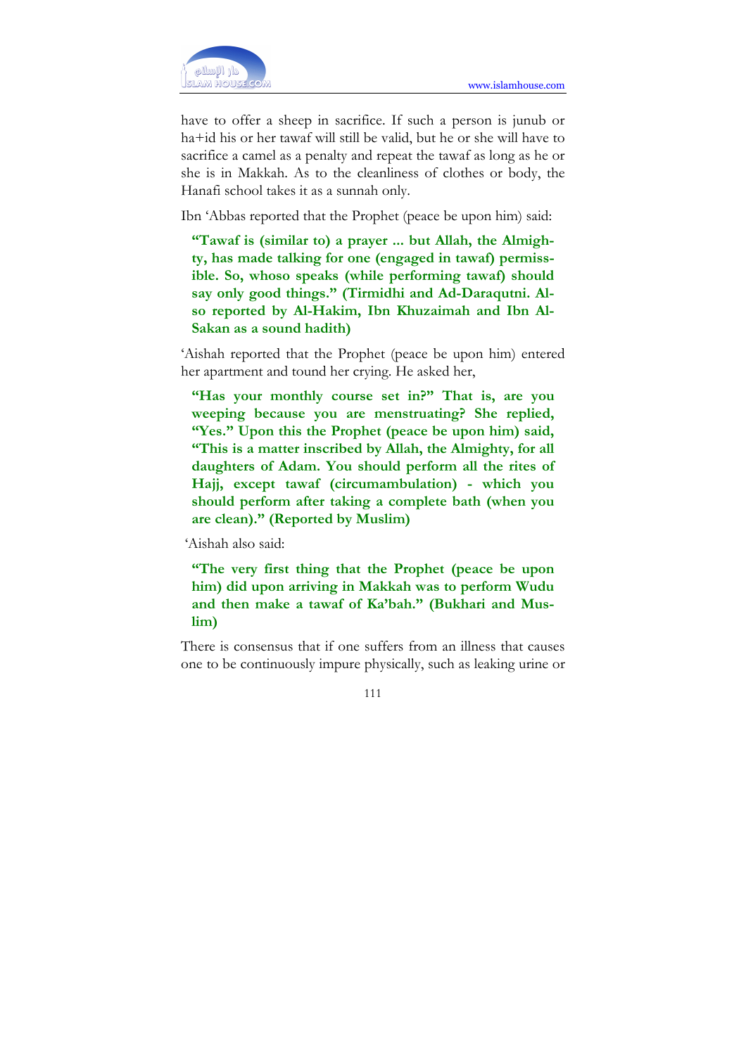have to offer a sheep in sacrifice. If such a person is junub or ha+id his or her tawaf will still be valid, but he or she will have to sacrifice a camel as a penalty and repeat the tawaf as long as he or she is in Makkah. As to the cleanliness of clothes or body, the Hanafi school takes it as a sunnah only.

Ibn 'Abbas reported that the Prophet (peace be upon him) said:

> **"Tawaf is (similar to) a prayer ... but Allah, the Almighty, has made talking for one (engaged in tawaf) permissible. So, whoso speaks (while performing tawaf) should say only good things." (Tirmidhi and Ad-Daraqutni. Also reported by Al-Hakim, Ibn Khuzaimah and Ibn Al-Sakan as a sound hadith)**

'Aishah reported that the Prophet (peace be upon him) entered her apartment and tound her crying. He asked her,

> **"Has your monthly course set in?" That is, are you weeping because you are menstruating? She replied, "Yes." Upon this the Prophet (peace be upon him) said, "This is a matter inscribed by Allah, the Almighty, for all daughters of Adam. You should perform all the rites of Hajj, except tawaf (circumambulation) - which you should perform after taking a complete bath (when you are clean)." (Reported by Muslim)**

'Aishah also said:

> **"The very first thing that the Prophet (peace be upon him) did upon arriving in Makkah was to perform Wudu and then make a tawaf of Ka'bah." (Bukhari and Muslim)**

There is consensus that if one suffers from an illness that causes one to be continuously impure physically, such as leaking urine or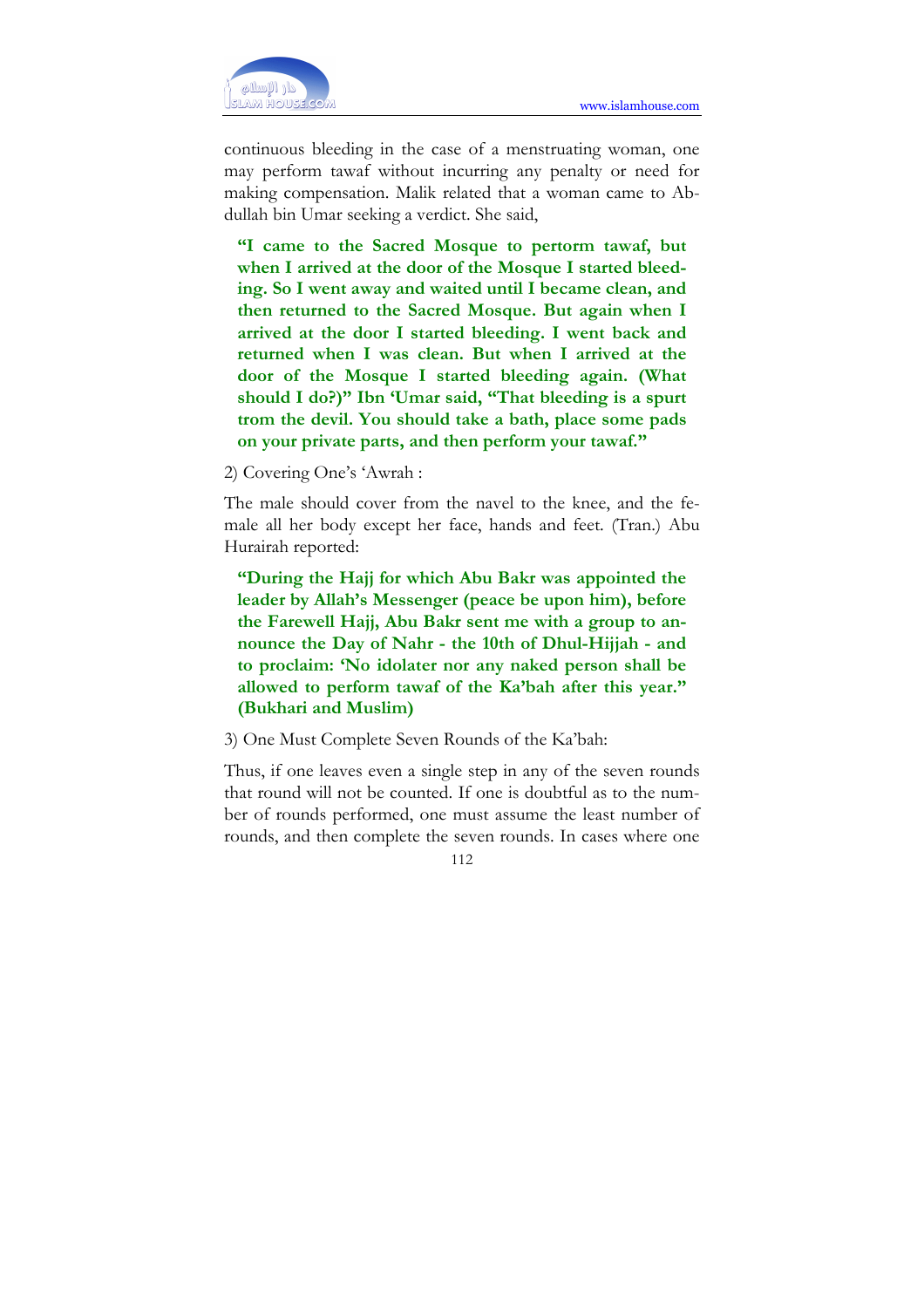continuous bleeding in the case of a menstruating woman, one may perform tawaf without incurring any penalty or need for making compensation. Malik related that a woman came to Abdullah bin Umar seeking a verdict. She said,

> **"I came to the Sacred Mosque to pertorm tawaf, but when I arrived at the door of the Mosque I started bleeding. So I went away and waited until I became clean, and then returned to the Sacred Mosque. But again when I arrived at the door I started bleeding. I went back and returned when I was clean. But when I arrived at the door of the Mosque I started bleeding again. (What should I do?)" Ibn 'Umar said, "That bleeding is a spurt trom the devil. You should take a bath, place some pads on your private parts, and then perform your tawaf."**

2) Covering One's 'Awrah :

The male should cover from the navel to the knee, and the female all her body except her face, hands and feet. (Tran.) Abu Hurairah reported:

> **"During the Hajj for which Abu Bakr was appointed the leader by Allah's Messenger (peace be upon him), before the Farewell Hajj, Abu Bakr sent me with a group to announce the Day of Nahr - the 10th of Dhul-Hijjah - and to proclaim: 'No idolater nor any naked person shall be allowed to perform tawaf of the Ka'bah after this year." (Bukhari and Muslim)**

3) One Must Complete Seven Rounds of the Ka'bah:

Thus, if one leaves even a single step in any of the seven rounds that round will not be counted. If one is doubtful as to the number of rounds performed, one must assume the least number of rounds, and then complete the seven rounds. In cases where one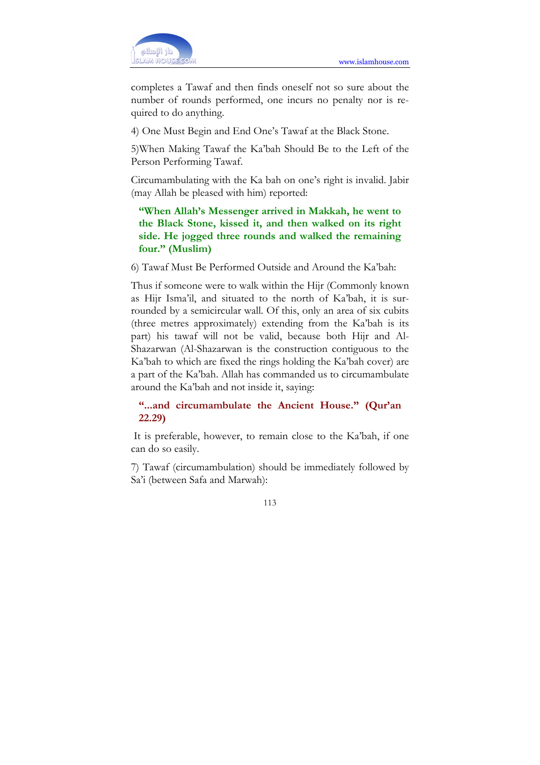completes a Tawaf and then finds oneself not so sure about the number of rounds performed, one incurs no penalty nor is required to do anything.

4) One Must Begin and End One's Tawaf at the Black Stone.

5)When Making Tawaf the Ka'bah Should Be to the Left of the Person Performing Tawaf.

Circumambulating with the Ka bah on one's right is invalid. Jabir (may Allah be pleased with him) reported:

> **"When Allah's Messenger arrived in Makkah, he went to the Black Stone, kissed it, and then walked on its right side. He jogged three rounds and walked the remaining four." (Muslim)**

6) Tawaf Must Be Performed Outside and Around the Ka'bah:

Thus if someone were to walk within the Hijr (Commonly known as Hijr Isma'il, and situated to the north of Ka'bah, it is surrounded by a semicircular wall. Of this, only an area of six cubits (three metres approximately) extending from the Ka'bah is its part) his tawaf will not be valid, because both Hijr and Al-Shazarwan (Al-Shazarwan is the construction contiguous to the Ka'bah to which are fixed the rings holding the Ka'bah cover) are a part of the Ka'bah. Allah has commanded us to circumambulate around the Ka'bah and not inside it, saying:

> **"...and circumambulate the Ancient House." (Qur'an 22.29)**

It is preferable, however, to remain close to the Ka'bah, if one can do so easily.

7) Tawaf (circumambulation) should be immediately followed by Sa'i (between Safa and Marwah):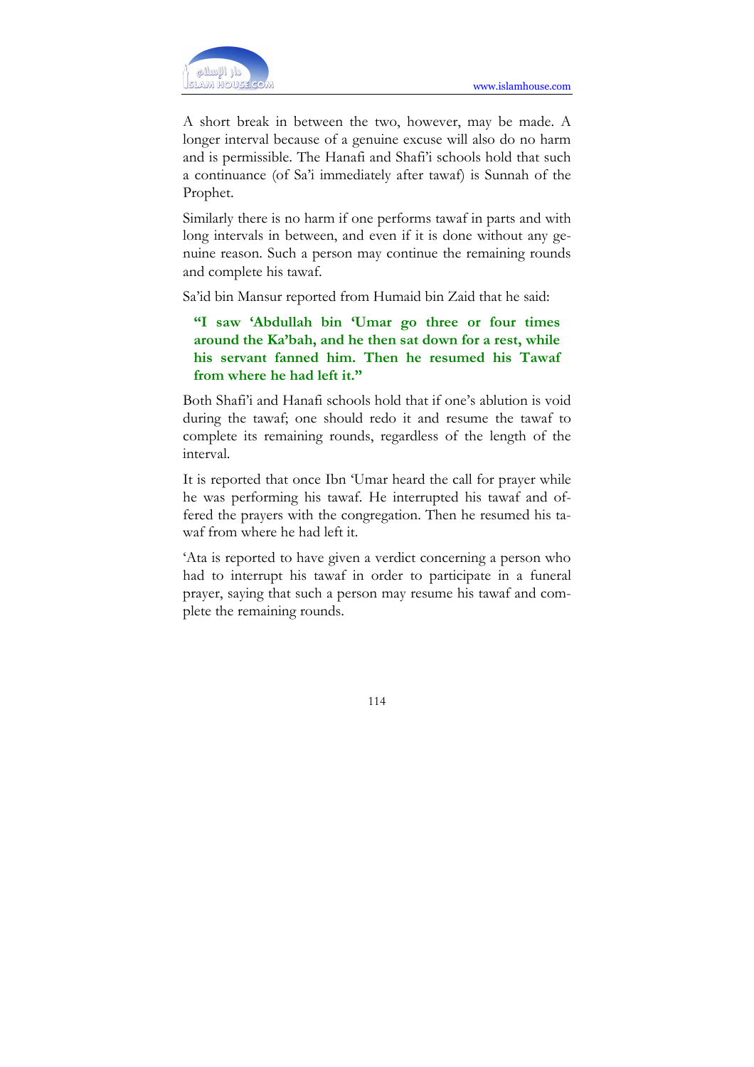A short break in between the two, however, may be made. A longer interval because of a genuine excuse will also do no harm and is permissible. The Hanafi and Shafi'i schools hold that such a continuance (of Sa'i immediately after tawaf) is Sunnah of the Prophet.

Similarly there is no harm if one performs tawaf in parts and with long intervals in between, and even if it is done without any genuine reason. Such a person may continue the remaining rounds and complete his tawaf.

Sa'id bin Mansur reported from Humaid bin Zaid that he said:

> **"I saw 'Abdullah bin 'Umar go three or four times around the Ka'bah, and he then sat down for a rest, while his servant fanned him. Then he resumed his Tawaf from where he had left it."**

Both Shafi'i and Hanafi schools hold that if one's ablution is void during the tawaf; one should redo it and resume the tawaf to complete its remaining rounds, regardless of the length of the interval.

It is reported that once Ibn 'Umar heard the call for prayer while he was performing his tawaf. He interrupted his tawaf and offered the prayers with the congregation. Then he resumed his tawaf from where he had left it.

'Ata is reported to have given a verdict concerning a person who had to interrupt his tawaf in order to participate in a funeral prayer, saying that such a person may resume his tawaf and complete the remaining rounds.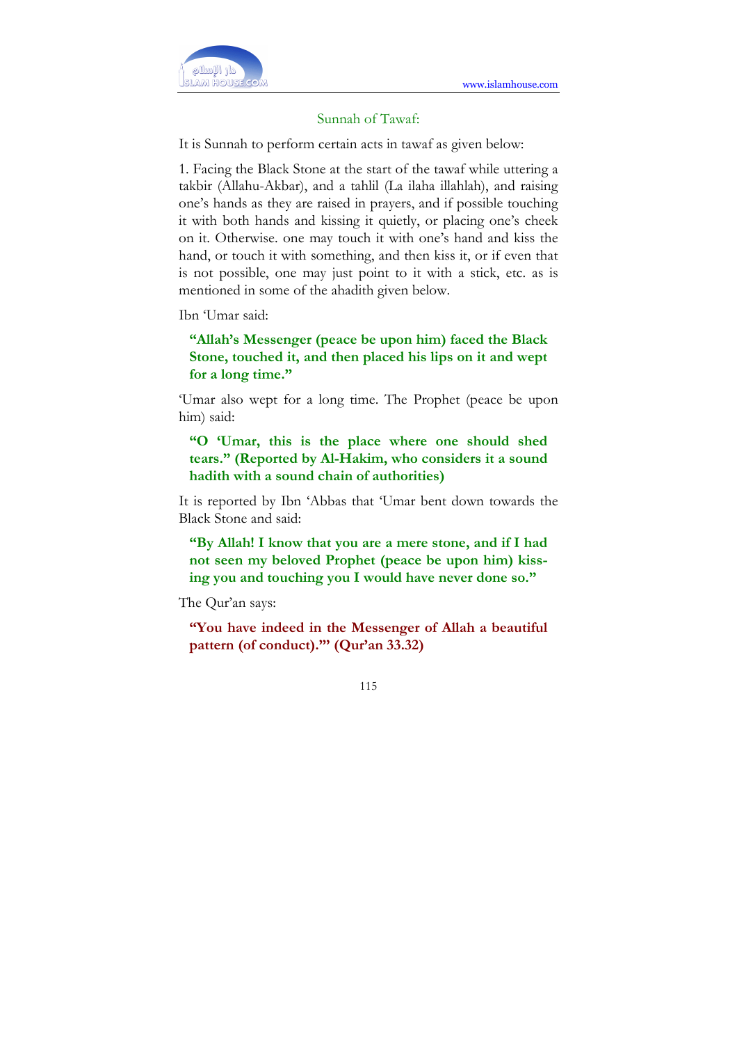## Sunnah of Tawaf:

It is Sunnah to perform certain acts in tawaf as given below:

1. Facing the Black Stone at the start of the tawaf while uttering a takbir (Allahu-Akbar), and a tahlil (La ilaha illahlah), and raising one's hands as they are raised in prayers, and if possible touching it with both hands and kissing it quietly, or placing one's cheek on it. Otherwise. one may touch it with one's hand and kiss the hand, or touch it with something, and then kiss it, or if even that is not possible, one may just point to it with a stick, etc. as is mentioned in some of the ahadith given below.

Ibn 'Umar said:

> **"Allah's Messenger (peace be upon him) faced the Black Stone, touched it, and then placed his lips on it and wept for a long time."**

'Umar also wept for a long time. The Prophet (peace be upon him) said:

> **"O 'Umar, this is the place where one should shed tears." (Reported by Al-Hakim, who considers it a sound hadith with a sound chain of authorities)**

It is reported by Ibn 'Abbas that 'Umar bent down towards the Black Stone and said:

> **"By Allah! I know that you are a mere stone, and if I had not seen my beloved Prophet (peace be upon him) kissing you and touching you I would have never done so."**

The Qur'an says:

> **"You have indeed in the Messenger of Allah a beautiful pattern (of conduct).'" (Qur'an 33.32)**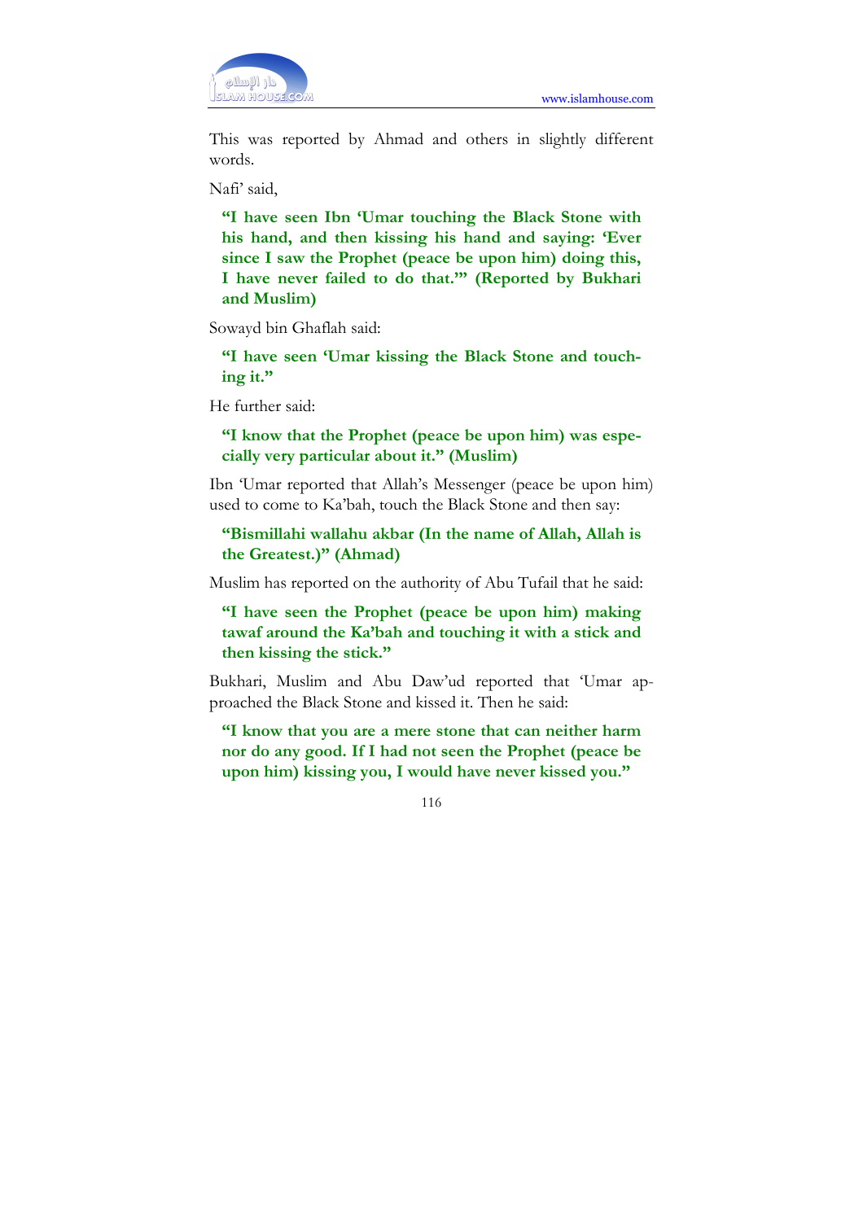This was reported by Ahmad and others in slightly different words.

Nafi' said,

> **"I have seen Ibn 'Umar touching the Black Stone with his hand, and then kissing his hand and saying: 'Ever since I saw the Prophet (peace be upon him) doing this, I have never failed to do that.'" (Reported by Bukhari and Muslim)**

Sowayd bin Ghaflah said:

> **"I have seen 'Umar kissing the Black Stone and touching it."**

He further said:

> **"I know that the Prophet (peace be upon him) was especially very particular about it." (Muslim)**

Ibn 'Umar reported that Allah's Messenger (peace be upon him) used to come to Ka'bah, touch the Black Stone and then say:

> **"Bismillahi wallahu akbar (In the name of Allah, Allah is the Greatest.)" (Ahmad)**

Muslim has reported on the authority of Abu Tufail that he said:

> **"I have seen the Prophet (peace be upon him) making tawaf around the Ka'bah and touching it with a stick and then kissing the stick."**

Bukhari, Muslim and Abu Daw'ud reported that 'Umar approached the Black Stone and kissed it. Then he said:

> **"I know that you are a mere stone that can neither harm nor do any good. If I had not seen the Prophet (peace be upon him) kissing you, I would have never kissed you."**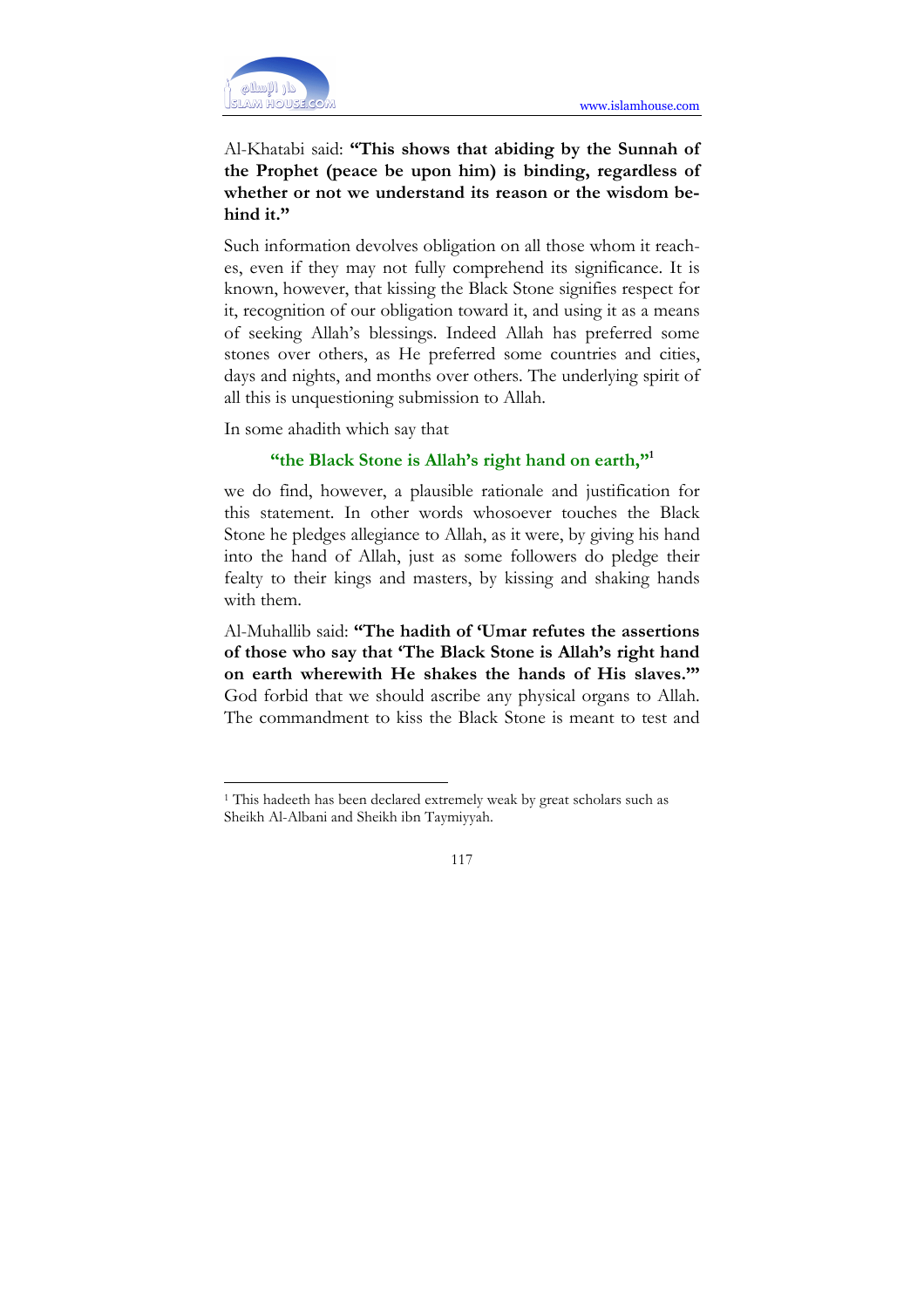Al-Khatabi said: **"This shows that abiding by the Sunnah of the Prophet (peace be upon him) is binding, regardless of whether or not we understand its reason or the wisdom behind it."**

Such information devolves obligation on all those whom it reaches, even if they may not fully comprehend its significance. It is known, however, that kissing the Black Stone signifies respect for it, recognition of our obligation toward it, and using it as a means of seeking Allah's blessings. Indeed Allah has preferred some stones over others, as He preferred some countries and cities, days and nights, and months over others. The underlying spirit of all this is unquestioning submission to Allah.

In some ahadith which say that

> **"the Black Stone is Allah's right hand on earth,"**[1]

we do find, however, a plausible rationale and justification for this statement. In other words whosoever touches the Black Stone he pledges allegiance to Allah, as it were, by giving his hand into the hand of Allah, just as some followers do pledge their fealty to their kings and masters, by kissing and shaking hands with them.

Al-Muhallib said: **"The hadith of 'Umar refutes the assertions of those who say that 'The Black Stone is Allah's right hand on earth wherewith He shakes the hands of His slaves.'"** God forbid that we should ascribe any physical organs to Allah. The commandment to kiss the Black Stone is meant to test and

---

[1] This hadeeth has been declared extremely weak by great scholars such as Sheikh Al-Albani and Sheikh ibn Taymiyyah.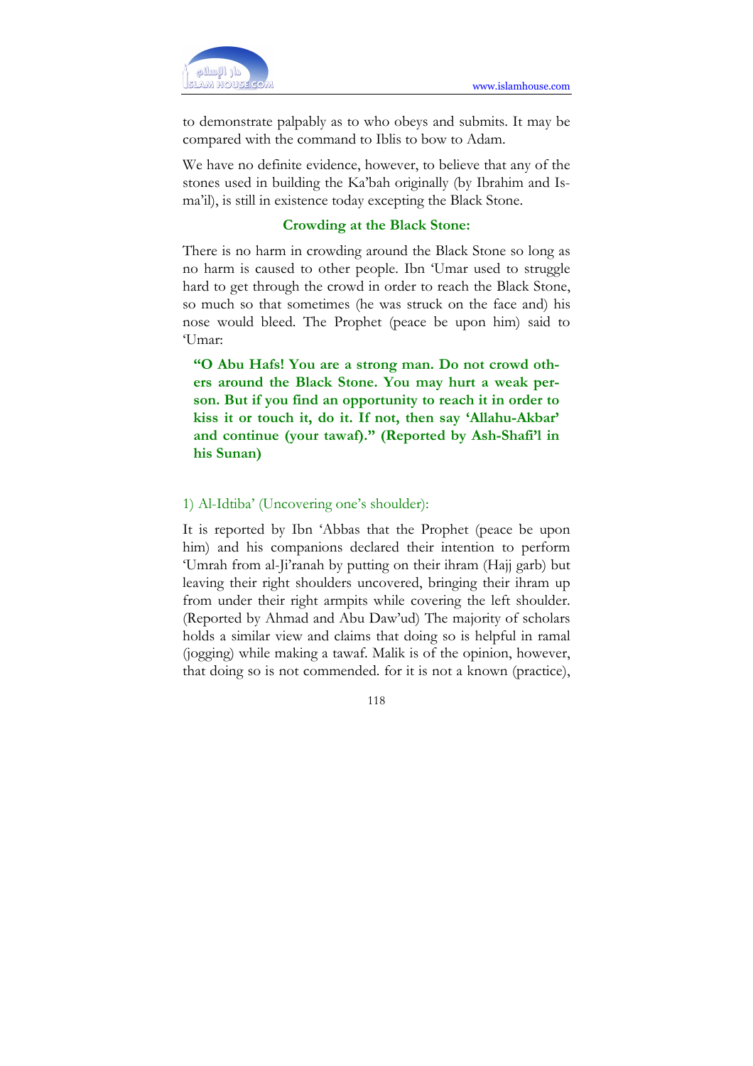to demonstrate palpably as to who obeys and submits. It may be compared with the command to Iblis to bow to Adam.

We have no definite evidence, however, to believe that any of the stones used in building the Ka'bah originally (by Ibrahim and Isma'il), is still in existence today excepting the Black Stone.

### Crowding at the Black Stone:

There is no harm in crowding around the Black Stone so long as no harm is caused to other people. Ibn 'Umar used to struggle hard to get through the crowd in order to reach the Black Stone, so much so that sometimes (he was struck on the face and) his nose would bleed. The Prophet (peace be upon him) said to 'Umar:

> **"O Abu Hafs! You are a strong man. Do not crowd others around the Black Stone. You may hurt a weak person. But if you find an opportunity to reach it in order to kiss it or touch it, do it. If not, then say 'Allahu-Akbar' and continue (your tawaf)." (Reported by Ash-Shafi'l in his Sunan)**

#### 1) Al-Idtiba' (Uncovering one's shoulder):

It is reported by Ibn 'Abbas that the Prophet (peace be upon him) and his companions declared their intention to perform 'Umrah from al-Ji'ranah by putting on their ihram (Hajj garb) but leaving their right shoulders uncovered, bringing their ihram up from under their right armpits while covering the left shoulder. (Reported by Ahmad and Abu Daw'ud) The majority of scholars holds a similar view and claims that doing so is helpful in ramal (jogging) while making a tawaf. Malik is of the opinion, however, that doing so is not commended. for it is not a known (practice),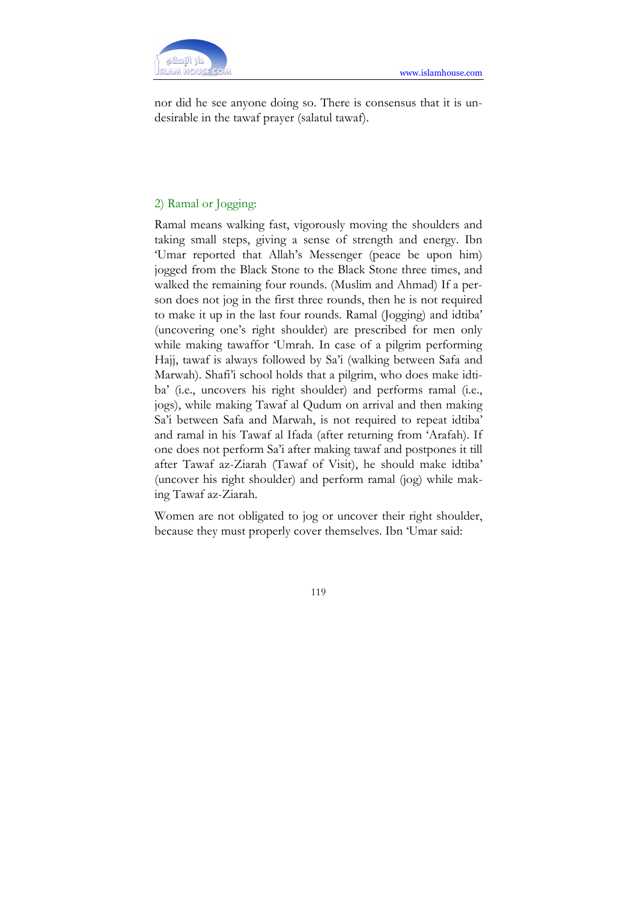nor did he see anyone doing so. There is consensus that it is undesirable in the tawaf prayer (salatul tawaf).

### 2) Ramal or Jogging:

Ramal means walking fast, vigorously moving the shoulders and taking small steps, giving a sense of strength and energy. Ibn 'Umar reported that Allah's Messenger (peace be upon him) jogged from the Black Stone to the Black Stone three times, and walked the remaining four rounds. (Muslim and Ahmad) If a person does not jog in the first three rounds, then he is not required to make it up in the last four rounds. Ramal (Jogging) and idtiba' (uncovering one's right shoulder) are prescribed for men only while making tawaffor 'Umrah. In case of a pilgrim performing Hajj, tawaf is always followed by Sa'i (walking between Safa and Marwah). Shafi'i school holds that a pilgrim, who does make idtiba' (i.e., uncovers his right shoulder) and performs ramal (i.e., jogs), while making Tawaf al Qudum on arrival and then making Sa'i between Safa and Marwah, is not required to repeat idtiba' and ramal in his Tawaf al Ifada (after returning from 'Arafah). If one does not perform Sa'i after making tawaf and postpones it till after Tawaf az-Ziarah (Tawaf of Visit), he should make idtiba' (uncover his right shoulder) and perform ramal (jog) while making Tawaf az-Ziarah.

Women are not obligated to jog or uncover their right shoulder, because they must properly cover themselves. Ibn 'Umar said: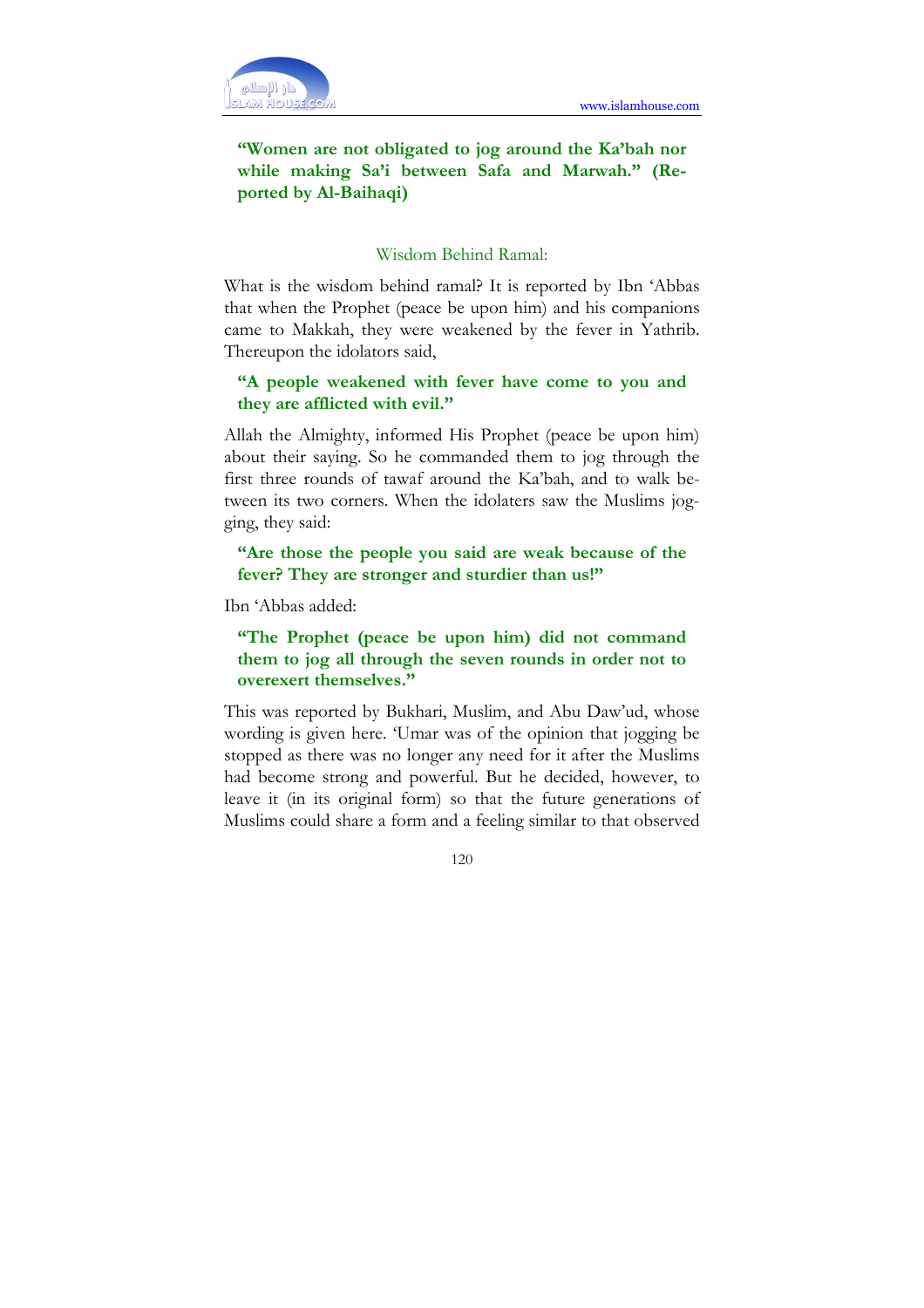**"Women are not obligated to jog around the Ka'bah nor while making Sa'i between Safa and Marwah." (Reported by Al-Baihaqi)**

### Wisdom Behind Ramal:

What is the wisdom behind ramal? It is reported by Ibn 'Abbas that when the Prophet (peace be upon him) and his companions came to Makkah, they were weakened by the fever in Yathrib. Thereupon the idolators said,

**"A people weakened with fever have come to you and they are afflicted with evil."**

Allah the Almighty, informed His Prophet (peace be upon him) about their saying. So he commanded them to jog through the first three rounds of tawaf around the Ka'bah, and to walk between its two corners. When the idolaters saw the Muslims jogging, they said:

**"Are those the people you said are weak because of the fever? They are stronger and sturdier than us!"**

Ibn 'Abbas added:

**"The Prophet (peace be upon him) did not command them to jog all through the seven rounds in order not to overexert themselves."**

This was reported by Bukhari, Muslim, and Abu Daw'ud, whose wording is given here. 'Umar was of the opinion that jogging be stopped as there was no longer any need for it after the Muslims had become strong and powerful. But he decided, however, to leave it (in its original form) so that the future generations of Muslims could share a form and a feeling similar to that observed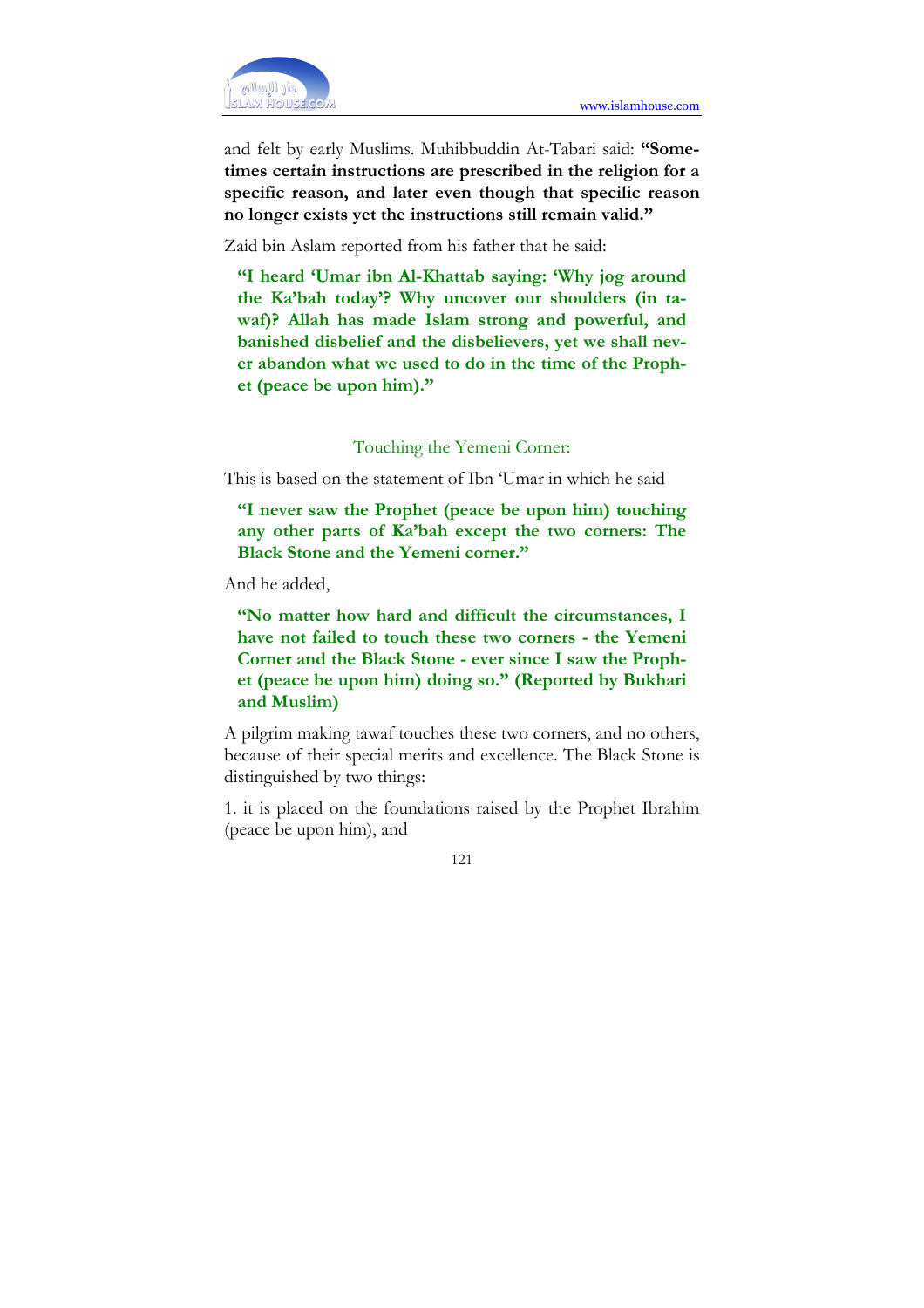and felt by early Muslims. Muhibbuddin At-Tabari said: **"Sometimes certain instructions are prescribed in the religion for a specific reason, and later even though that specilic reason no longer exists yet the instructions still remain valid."**

Zaid bin Aslam reported from his father that he said:

> **"I heard 'Umar ibn Al-Khattab saying: 'Why jog around the Ka'bah today'? Why uncover our shoulders (in tawaf)? Allah has made Islam strong and powerful, and banished disbelief and the disbelievers, yet we shall never abandon what we used to do in the time of the Prophet (peace be upon him)."**

### Touching the Yemeni Corner:

This is based on the statement of Ibn 'Umar in which he said

> **"I never saw the Prophet (peace be upon him) touching any other parts of Ka'bah except the two corners: The Black Stone and the Yemeni corner."**

And he added,

> **"No matter how hard and difficult the circumstances, I have not failed to touch these two corners - the Yemeni Corner and the Black Stone - ever since I saw the Prophet (peace be upon him) doing so." (Reported by Bukhari and Muslim)**

A pilgrim making tawaf touches these two corners, and no others, because of their special merits and excellence. The Black Stone is distinguished by two things:

1. it is placed on the foundations raised by the Prophet Ibrahim (peace be upon him), and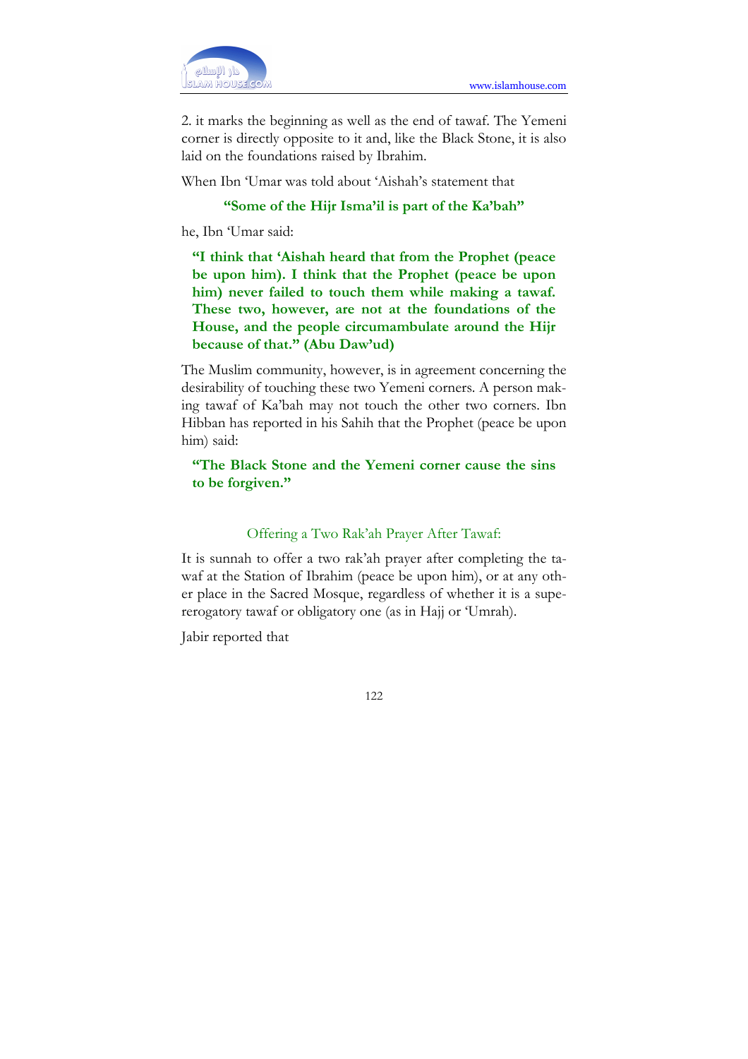2. it marks the beginning as well as the end of tawaf. The Yemeni corner is directly opposite to it and, like the Black Stone, it is also laid on the foundations raised by Ibrahim.

When Ibn 'Umar was told about 'Aishah's statement that

**"Some of the Hijr Isma'il is part of the Ka'bah"**

he, Ibn 'Umar said:

> **"I think that 'Aishah heard that from the Prophet (peace be upon him). I think that the Prophet (peace be upon him) never failed to touch them while making a tawaf. These two, however, are not at the foundations of the House, and the people circumambulate around the Hijr because of that." (Abu Daw'ud)**

The Muslim community, however, is in agreement concerning the desirability of touching these two Yemeni corners. A person making tawaf of Ka'bah may not touch the other two corners. Ibn Hibban has reported in his Sahih that the Prophet (peace be upon him) said:

> **"The Black Stone and the Yemeni corner cause the sins to be forgiven."**

### Offering a Two Rak'ah Prayer After Tawaf:

It is sunnah to offer a two rak'ah prayer after completing the tawaf at the Station of Ibrahim (peace be upon him), or at any other place in the Sacred Mosque, regardless of whether it is a supererogatory tawaf or obligatory one (as in Hajj or 'Umrah).

Jabir reported that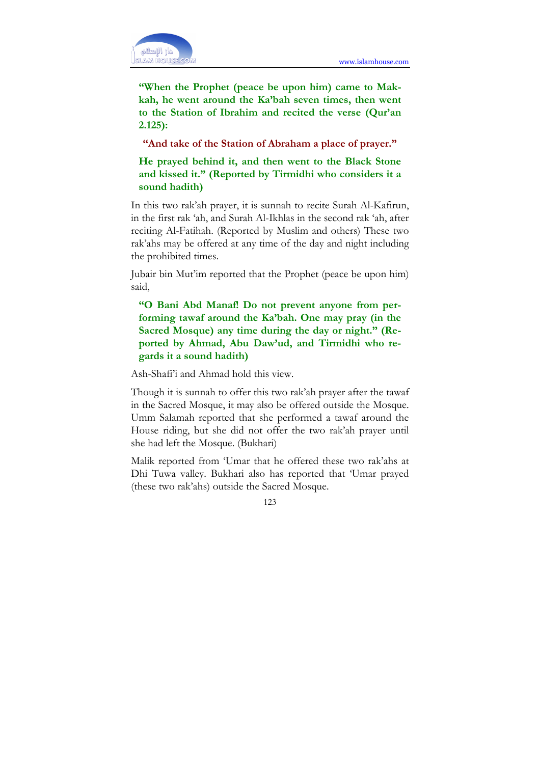**"When the Prophet (peace be upon him) came to Makkah, he went around the Ka'bah seven times, then went to the Station of Ibrahim and recited the verse (Qur'an 2.125):**

**"And take of the Station of Abraham a place of prayer."**

**He prayed behind it, and then went to the Black Stone and kissed it." (Reported by Tirmidhi who considers it a sound hadith)**

In this two rak'ah prayer, it is sunnah to recite Surah Al-Kafirun, in the first rak 'ah, and Surah Al-Ikhlas in the second rak 'ah, after reciting Al-Fatihah. (Reported by Muslim and others) These two rak'ahs may be offered at any time of the day and night including the prohibited times.

Jubair bin Mut'im reported that the Prophet (peace be upon him) said,

**"O Bani Abd Manaf! Do not prevent anyone from performing tawaf around the Ka'bah. One may pray (in the Sacred Mosque) any time during the day or night." (Reported by Ahmad, Abu Daw'ud, and Tirmidhi who regards it a sound hadith)**

Ash-Shafi'i and Ahmad hold this view.

Though it is sunnah to offer this two rak'ah prayer after the tawaf in the Sacred Mosque, it may also be offered outside the Mosque. Umm Salamah reported that she performed a tawaf around the House riding, but she did not offer the two rak'ah prayer until she had left the Mosque. (Bukhari)

Malik reported from 'Umar that he offered these two rak'ahs at Dhi Tuwa valley. Bukhari also has reported that 'Umar prayed (these two rak'ahs) outside the Sacred Mosque.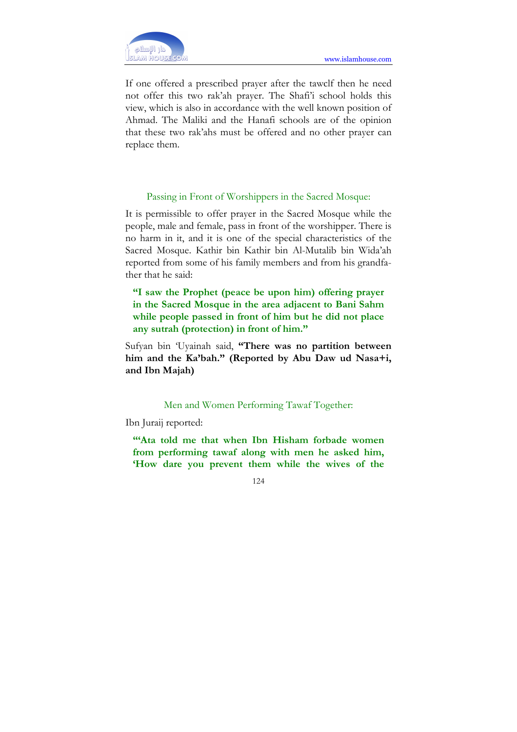If one offered a prescribed prayer after the tawclf then he need not offer this two rak'ah prayer. The Shafi'i school holds this view, which is also in accordance with the well known position of Ahmad. The Maliki and the Hanafi schools are of the opinion that these two rak'ahs must be offered and no other prayer can replace them.

### Passing in Front of Worshippers in the Sacred Mosque:

It is permissible to offer prayer in the Sacred Mosque while the people, male and female, pass in front of the worshipper. There is no harm in it, and it is one of the special characteristics of the Sacred Mosque. Kathir bin Kathir bin Al-Mutalib bin Wida'ah reported from some of his family members and from his grandfather that he said:

> **"I saw the Prophet (peace be upon him) offering prayer in the Sacred Mosque in the area adjacent to Bani Sahm while people passed in front of him but he did not place any sutrah (protection) in front of him."**

Sufyan bin 'Uyainah said, **"There was no partition between him and the Ka'bah." (Reported by Abu Daw ud Nasa+i, and Ibn Majah)**

### Men and Women Performing Tawaf Together:

Ibn Juraij reported:

> **"'Ata told me that when Ibn Hisham forbade women from performing tawaf along with men he asked him, 'How dare you prevent them while the wives of the**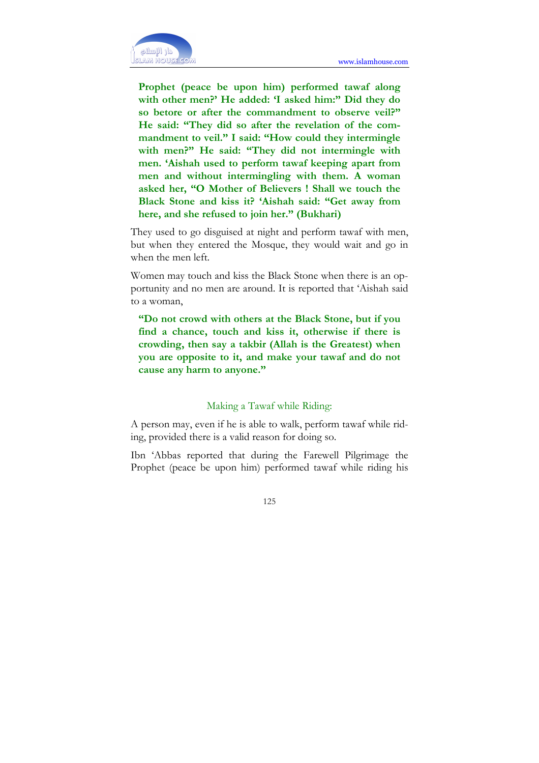**Prophet (peace be upon him) performed tawaf along with other men?' He added: 'I asked him:" Did they do so betore or after the commandment to observe veil?" He said: "They did so after the revelation of the commandment to veil." I said: "How could they intermingle with men?" He said: "They did not intermingle with men. 'Aishah used to perform tawaf keeping apart from men and without intermingling with them. A woman asked her, "O Mother of Believers ! Shall we touch the Black Stone and kiss it? 'Aishah said: "Get away from here, and she refused to join her." (Bukhari)**

They used to go disguised at night and perform tawaf with men, but when they entered the Mosque, they would wait and go in when the men left.

Women may touch and kiss the Black Stone when there is an opportunity and no men are around. It is reported that 'Aishah said to a woman,

**"Do not crowd with others at the Black Stone, but if you find a chance, touch and kiss it, otherwise if there is crowding, then say a takbir (Allah is the Greatest) when you are opposite to it, and make your tawaf and do not cause any harm to anyone."**

### Making a Tawaf while Riding:

A person may, even if he is able to walk, perform tawaf while riding, provided there is a valid reason for doing so.

Ibn 'Abbas reported that during the Farewell Pilgrimage the Prophet (peace be upon him) performed tawaf while riding his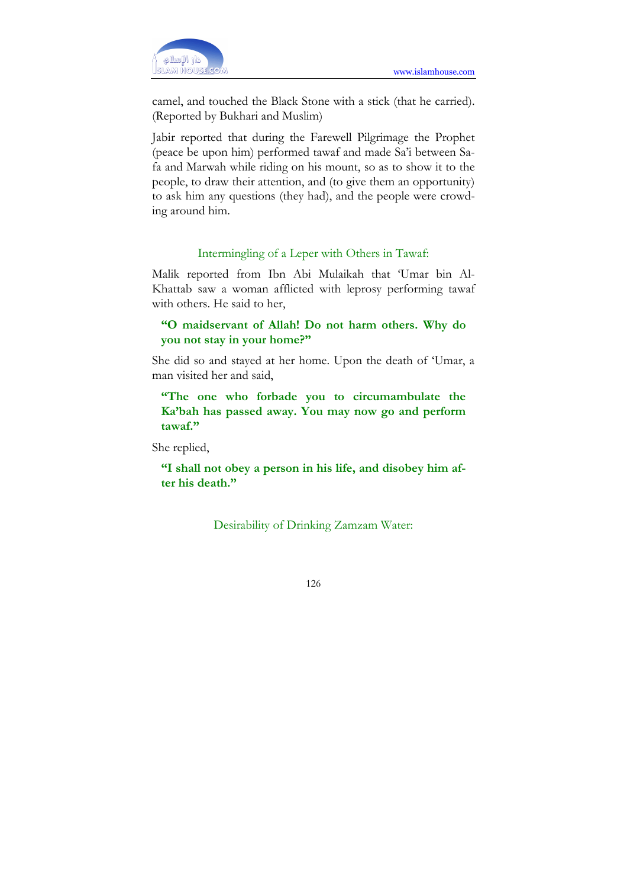camel, and touched the Black Stone with a stick (that he carried). (Reported by Bukhari and Muslim)

Jabir reported that during the Farewell Pilgrimage the Prophet (peace be upon him) performed tawaf and made Sa'i between Safa and Marwah while riding on his mount, so as to show it to the people, to draw their attention, and (to give them an opportunity) to ask him any questions (they had), and the people were crowding around him.

### Intermingling of a Leper with Others in Tawaf:

Malik reported from Ibn Abi Mulaikah that 'Umar bin Al-Khattab saw a woman afflicted with leprosy performing tawaf with others. He said to her,

> **"O maidservant of Allah! Do not harm others. Why do you not stay in your home?"**

She did so and stayed at her home. Upon the death of 'Umar, a man visited her and said,

> **"The one who forbade you to circumambulate the Ka'bah has passed away. You may now go and perform tawaf."**

She replied,

> **"I shall not obey a person in his life, and disobey him after his death."**

### Desirability of Drinking Zamzam Water: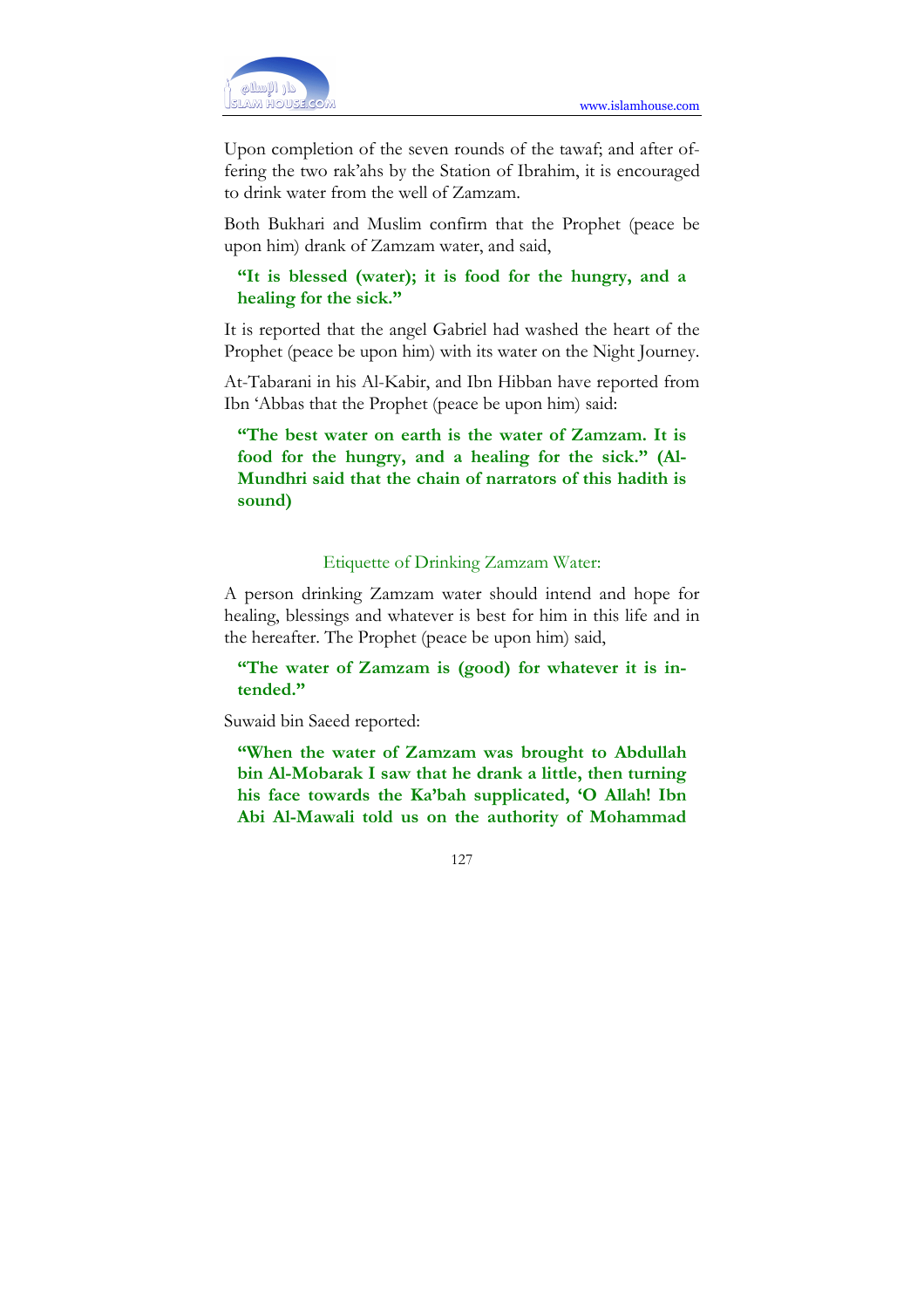Upon completion of the seven rounds of the tawaf; and after offering the two rak'ahs by the Station of Ibrahim, it is encouraged to drink water from the well of Zamzam.

Both Bukhari and Muslim confirm that the Prophet (peace be upon him) drank of Zamzam water, and said,

> **"It is blessed (water); it is food for the hungry, and a healing for the sick."**

It is reported that the angel Gabriel had washed the heart of the Prophet (peace be upon him) with its water on the Night Journey.

At-Tabarani in his Al-Kabir, and Ibn Hibban have reported from Ibn 'Abbas that the Prophet (peace be upon him) said:

> **"The best water on earth is the water of Zamzam. It is food for the hungry, and a healing for the sick." (Al-Mundhri said that the chain of narrators of this hadith is sound)**

### Etiquette of Drinking Zamzam Water:

A person drinking Zamzam water should intend and hope for healing, blessings and whatever is best for him in this life and in the hereafter. The Prophet (peace be upon him) said,

> **"The water of Zamzam is (good) for whatever it is intended."**

Suwaid bin Saeed reported:

> **"When the water of Zamzam was brought to Abdullah bin Al-Mobarak I saw that he drank a little, then turning his face towards the Ka'bah supplicated, 'O Allah! Ibn Abi Al-Mawali told us on the authority of Mohammad**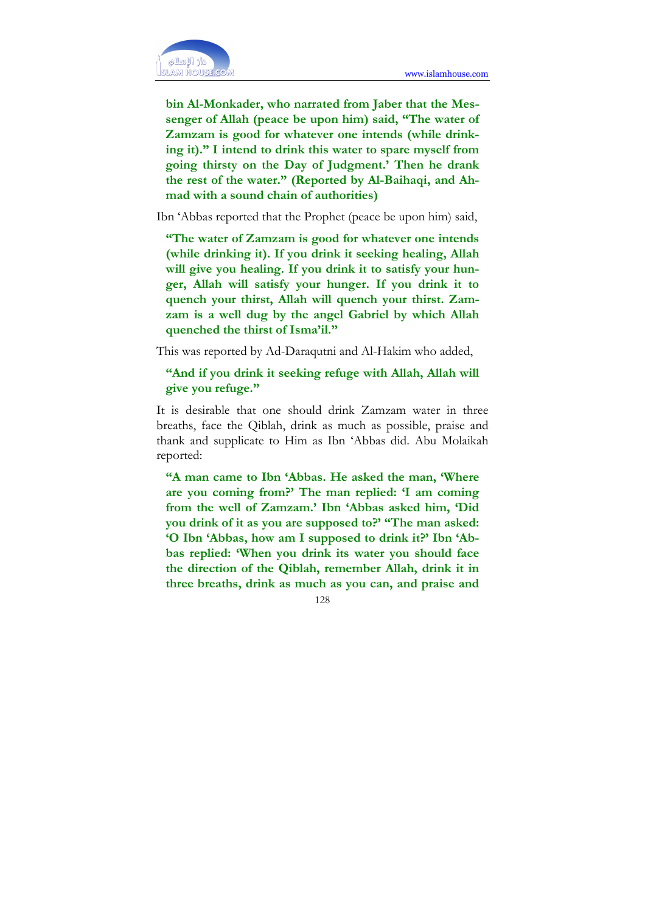**bin Al-Monkader, who narrated from Jaber that the Messenger of Allah (peace be upon him) said, "The water of Zamzam is good for whatever one intends (while drinking it)." I intend to drink this water to spare myself from going thirsty on the Day of Judgment.' Then he drank the rest of the water." (Reported by Al-Baihaqi, and Ahmad with a sound chain of authorities)**

Ibn 'Abbas reported that the Prophet (peace be upon him) said,

> **"The water of Zamzam is good for whatever one intends (while drinking it). If you drink it seeking healing, Allah will give you healing. If you drink it to satisfy your hunger, Allah will satisfy your hunger. If you drink it to quench your thirst, Allah will quench your thirst. Zamzam is a well dug by the angel Gabriel by which Allah quenched the thirst of Isma'il."**

This was reported by Ad-Daraqutni and Al-Hakim who added,

> **"And if you drink it seeking refuge with Allah, Allah will give you refuge."**

It is desirable that one should drink Zamzam water in three breaths, face the Qiblah, drink as much as possible, praise and thank and supplicate to Him as Ibn 'Abbas did. Abu Molaikah reported:

> **"A man came to Ibn 'Abbas. He asked the man, 'Where are you coming from?' The man replied: 'I am coming from the well of Zamzam.' Ibn 'Abbas asked him, 'Did you drink of it as you are supposed to?' "The man asked: 'O Ibn 'Abbas, how am I supposed to drink it?' Ibn 'Abbas replied: 'When you drink its water you should face the direction of the Qiblah, remember Allah, drink it in three breaths, drink as much as you can, and praise and**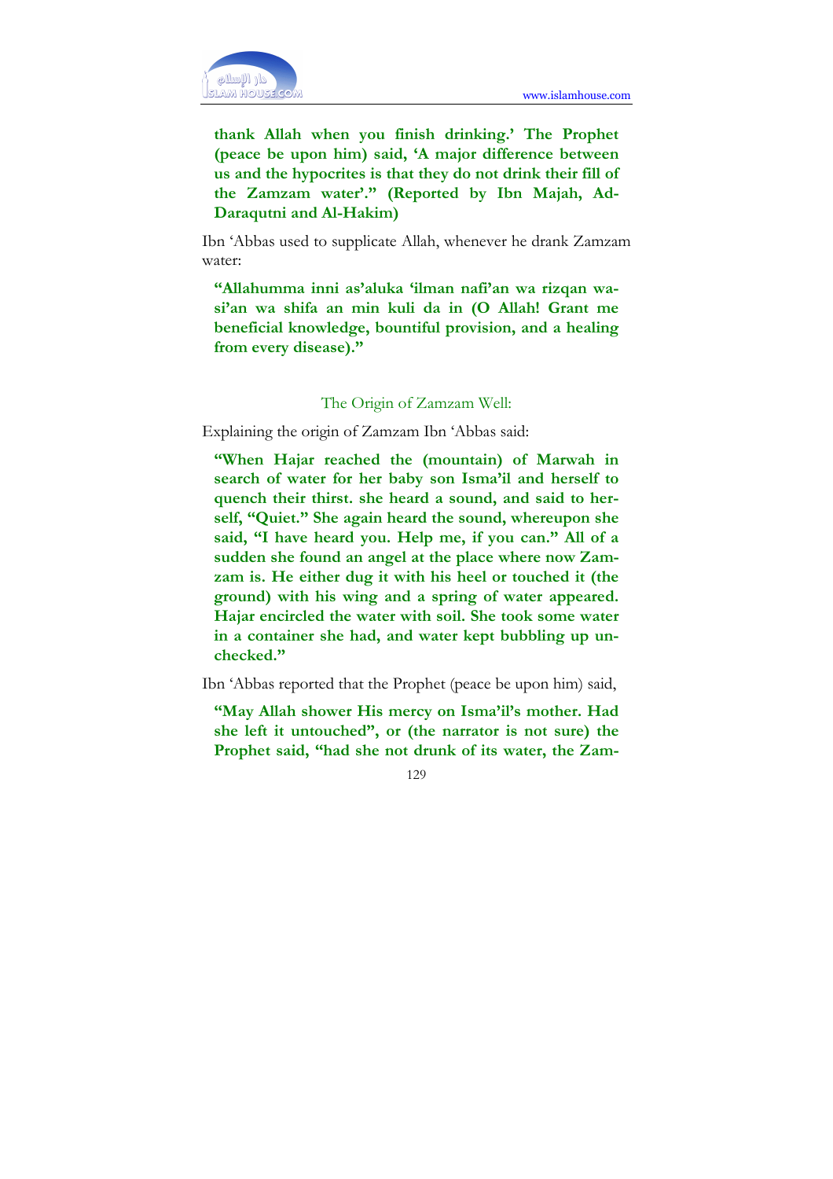**thank Allah when you finish drinking.' The Prophet (peace be upon him) said, 'A major difference between us and the hypocrites is that they do not drink their fill of the Zamzam water'." (Reported by Ibn Majah, Ad-Daraqutni and Al-Hakim)**

Ibn 'Abbas used to supplicate Allah, whenever he drank Zamzam water:

> **"Allahumma inni as'aluka 'ilman nafi'an wa rizqan wasi'an wa shifa an min kuli da in (O Allah! Grant me beneficial knowledge, bountiful provision, and a healing from every disease)."**

## The Origin of Zamzam Well:

Explaining the origin of Zamzam Ibn 'Abbas said:

> **"When Hajar reached the (mountain) of Marwah in search of water for her baby son Isma'il and herself to quench their thirst. she heard a sound, and said to herself, "Quiet." She again heard the sound, whereupon she said, "I have heard you. Help me, if you can." All of a sudden she found an angel at the place where now Zamzam is. He either dug it with his heel or touched it (the ground) with his wing and a spring of water appeared. Hajar encircled the water with soil. She took some water in a container she had, and water kept bubbling up unchecked."**

Ibn 'Abbas reported that the Prophet (peace be upon him) said,

> **"May Allah shower His mercy on Isma'il's mother. Had she left it untouched", or (the narrator is not sure) the Prophet said, "had she not drunk of its water, the Zam-**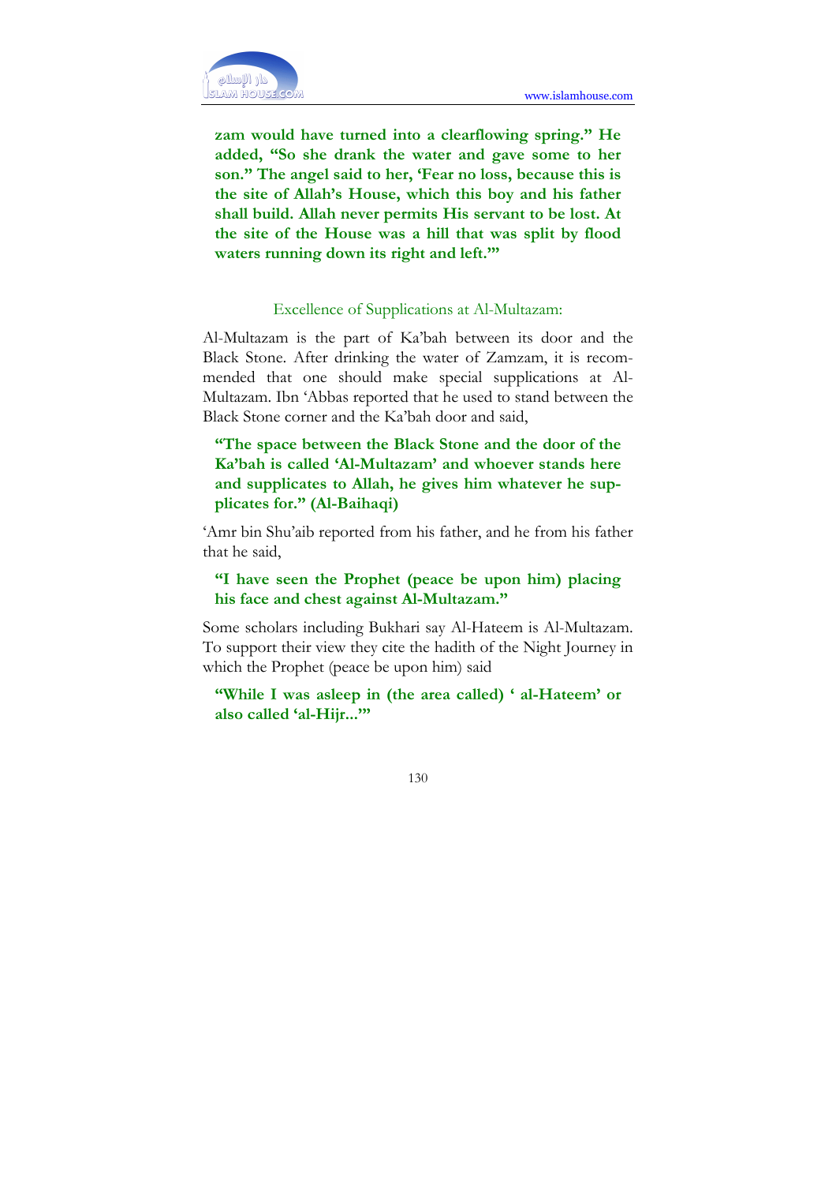**zam would have turned into a clearflowing spring." He added, "So she drank the water and gave some to her son." The angel said to her, 'Fear no loss, because this is the site of Allah's House, which this boy and his father shall build. Allah never permits His servant to be lost. At the site of the House was a hill that was split by flood waters running down its right and left.'"**

### Excellence of Supplications at Al-Multazam:

Al-Multazam is the part of Ka'bah between its door and the Black Stone. After drinking the water of Zamzam, it is recommended that one should make special supplications at Al-Multazam. Ibn 'Abbas reported that he used to stand between the Black Stone corner and the Ka'bah door and said,

> **"The space between the Black Stone and the door of the Ka'bah is called 'Al-Multazam' and whoever stands here and supplicates to Allah, he gives him whatever he supplicates for." (Al-Baihaqi)**

'Amr bin Shu'aib reported from his father, and he from his father that he said,

> **"I have seen the Prophet (peace be upon him) placing his face and chest against Al-Multazam."**

Some scholars including Bukhari say Al-Hateem is Al-Multazam. To support their view they cite the hadith of the Night Journey in which the Prophet (peace be upon him) said

> **"While I was asleep in (the area called) ' al-Hateem' or also called 'al-Hijr...'"**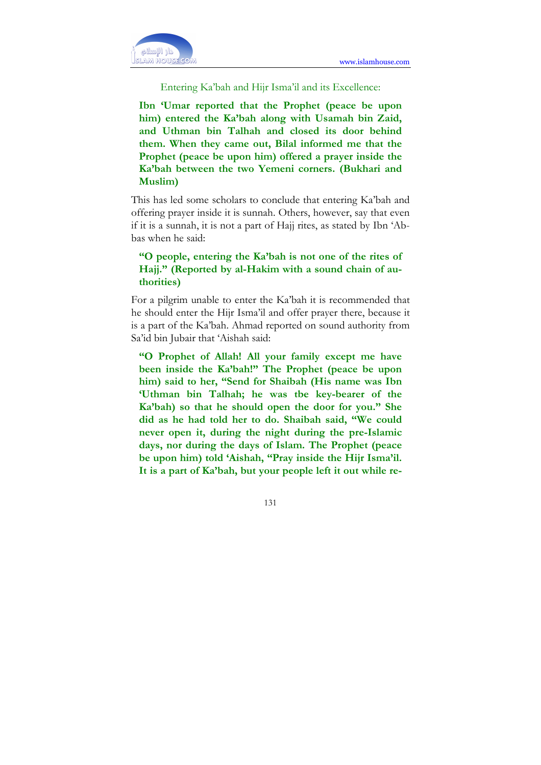## Entering Ka'bah and Hijr Isma'il and its Excellence:

> **Ibn 'Umar reported that the Prophet (peace be upon him) entered the Ka'bah along with Usamah bin Zaid, and Uthman bin Talhah and closed its door behind them. When they came out, Bilal informed me that the Prophet (peace be upon him) offered a prayer inside the Ka'bah between the two Yemeni corners. (Bukhari and Muslim)**

This has led some scholars to conclude that entering Ka'bah and offering prayer inside it is sunnah. Others, however, say that even if it is a sunnah, it is not a part of Hajj rites, as stated by Ibn 'Abbas when he said:

> **"O people, entering the Ka'bah is not one of the rites of Hajj." (Reported by al-Hakim with a sound chain of authorities)**

For a pilgrim unable to enter the Ka'bah it is recommended that he should enter the Hijr Isma'il and offer prayer there, because it is a part of the Ka'bah. Ahmad reported on sound authority from Sa'id bin Jubair that 'Aishah said:

> **"O Prophet of Allah! All your family except me have been inside the Ka'bah!" The Prophet (peace be upon him) said to her, "Send for Shaibah (His name was Ibn 'Uthman bin Talhah; he was tbe key-bearer of the Ka'bah) so that he should open the door for you." She did as he had told her to do. Shaibah said, "We could never open it, during the night during the pre-Islamic days, nor during the days of Islam. The Prophet (peace be upon him) told 'Aishah, "Pray inside the Hijr Isma'il. It is a part of Ka'bah, but your people left it out while re-**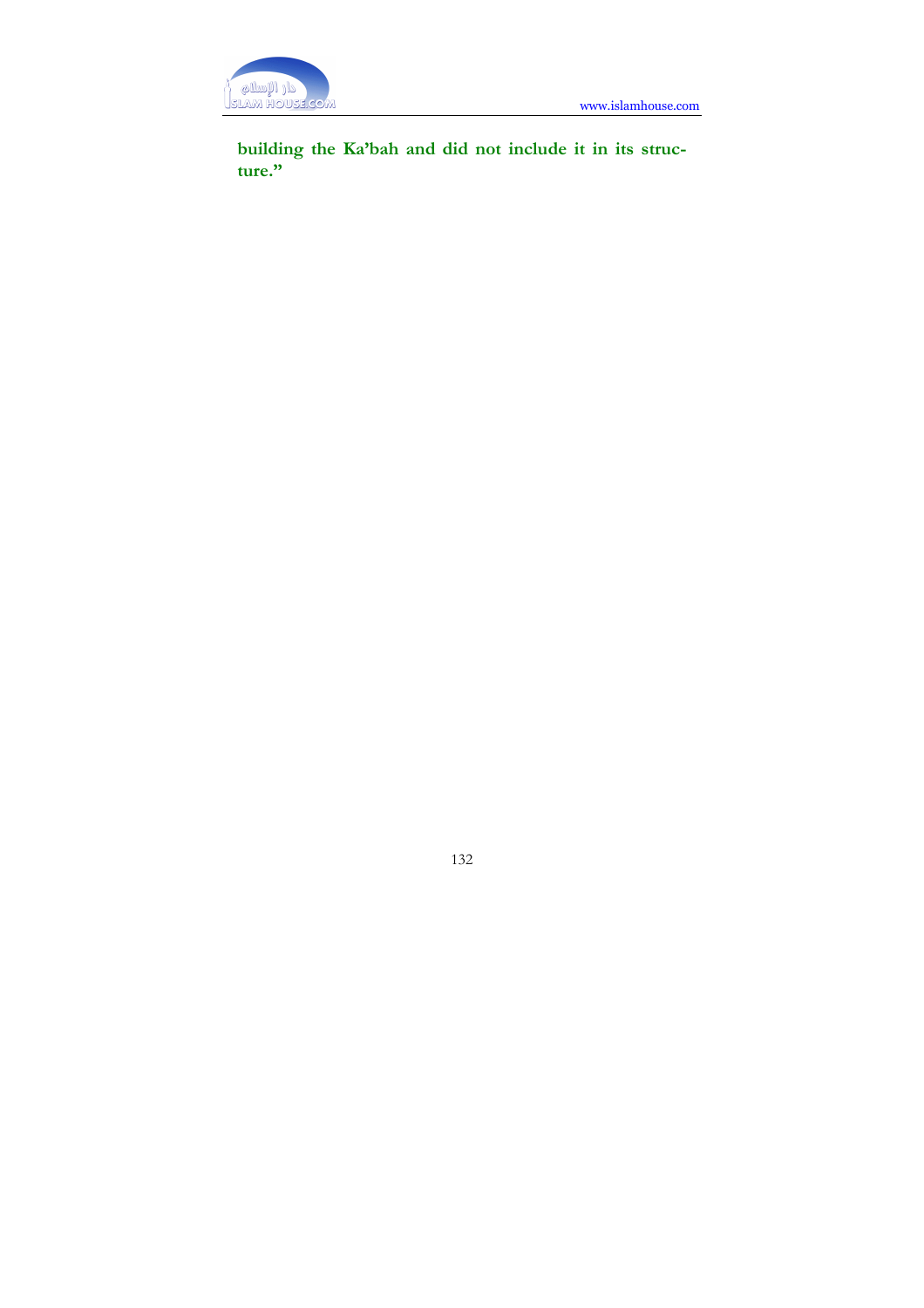**building the Ka'bah and did not include it in its structure."**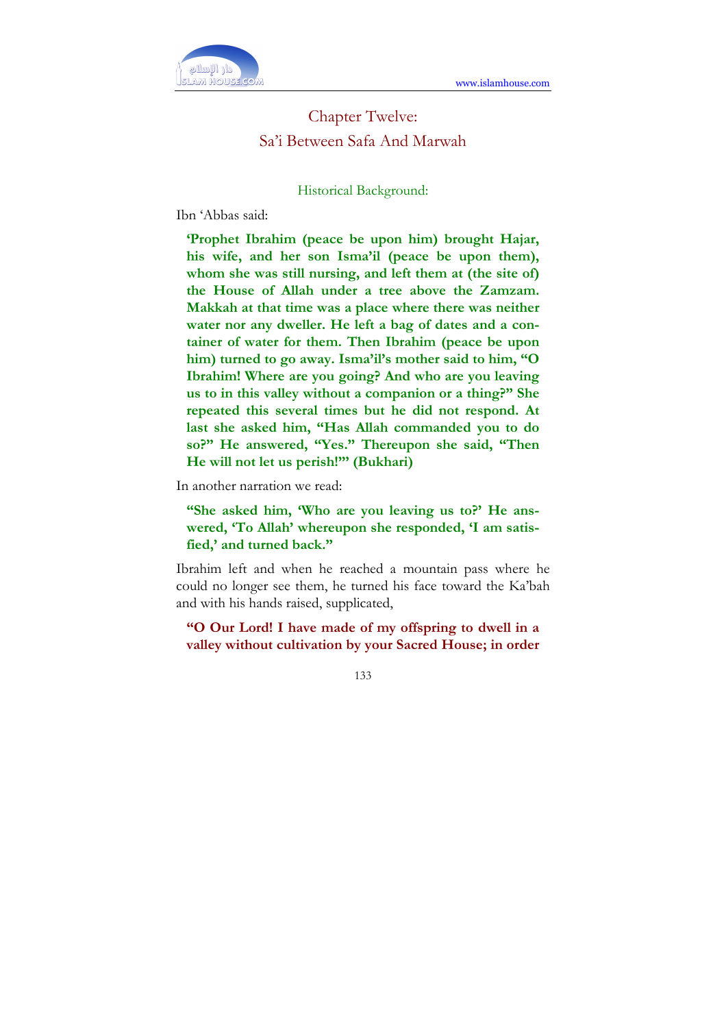# Chapter Twelve:
# Sa'i Between Safa And Marwah

### Historical Background:

Ibn 'Abbas said:

> **'Prophet Ibrahim (peace be upon him) brought Hajar, his wife, and her son Isma'il (peace be upon them), whom she was still nursing, and left them at (the site of) the House of Allah under a tree above the Zamzam. Makkah at that time was a place where there was neither water nor any dweller. He left a bag of dates and a container of water for them. Then Ibrahim (peace be upon him) turned to go away. Isma'il's mother said to him, "O Ibrahim! Where are you going? And who are you leaving us to in this valley without a companion or a thing?" She repeated this several times but he did not respond. At last she asked him, "Has Allah commanded you to do so?" He answered, "Yes." Thereupon she said, "Then He will not let us perish!"' (Bukhari)**

In another narration we read:

> **"She asked him, 'Who are you leaving us to?' He answered, 'To Allah' whereupon she responded, 'I am satisfied,' and turned back."**

Ibrahim left and when he reached a mountain pass where he could no longer see them, he turned his face toward the Ka'bah and with his hands raised, supplicated,

> **"O Our Lord! I have made of my offspring to dwell in a valley without cultivation by your Sacred House; in order**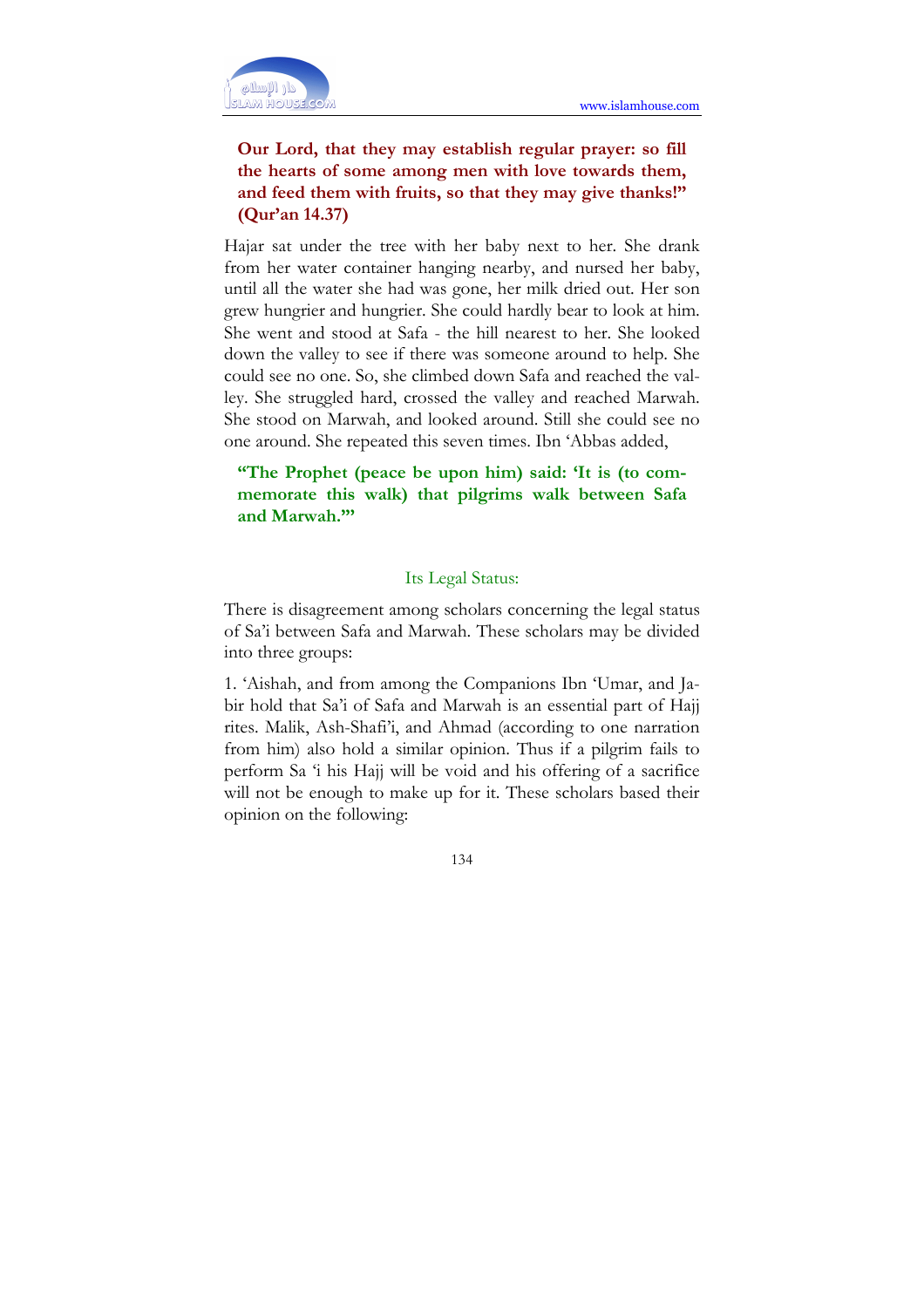**Our Lord, that they may establish regular prayer: so fill the hearts of some among men with love towards them, and feed them with fruits, so that they may give thanks!" (Qur'an 14.37)**

Hajar sat under the tree with her baby next to her. She drank from her water container hanging nearby, and nursed her baby, until all the water she had was gone, her milk dried out. Her son grew hungrier and hungrier. She could hardly bear to look at him. She went and stood at Safa - the hill nearest to her. She looked down the valley to see if there was someone around to help. She could see no one. So, she climbed down Safa and reached the valley. She struggled hard, crossed the valley and reached Marwah. She stood on Marwah, and looked around. Still she could see no one around. She repeated this seven times. Ibn 'Abbas added,

**"The Prophet (peace be upon him) said: 'It is (to commemorate this walk) that pilgrims walk between Safa and Marwah.'"**

## Its Legal Status:

There is disagreement among scholars concerning the legal status of Sa'i between Safa and Marwah. These scholars may be divided into three groups:

1. 'Aishah, and from among the Companions Ibn 'Umar, and Jabir hold that Sa'i of Safa and Marwah is an essential part of Hajj rites. Malik, Ash-Shafi'i, and Ahmad (according to one narration from him) also hold a similar opinion. Thus if a pilgrim fails to perform Sa 'i his Hajj will be void and his offering of a sacrifice will not be enough to make up for it. These scholars based their opinion on the following: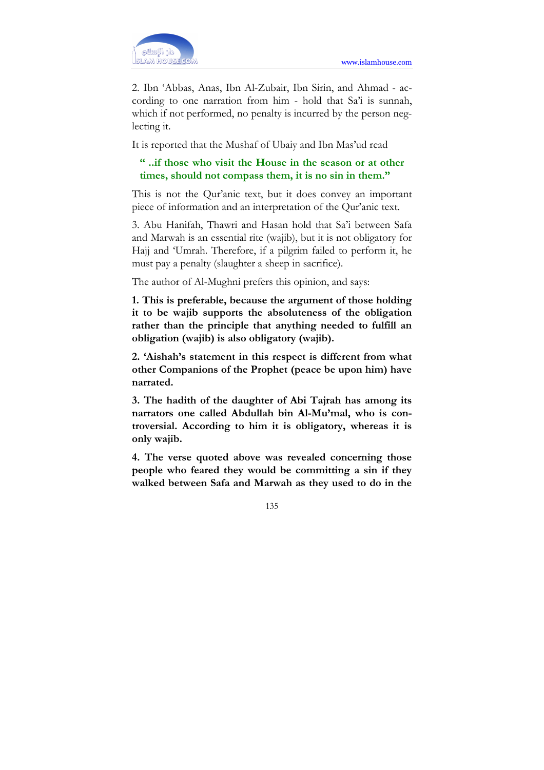2. Ibn 'Abbas, Anas, Ibn Al-Zubair, Ibn Sirin, and Ahmad - according to one narration from him - hold that Sa'i is sunnah, which if not performed, no penalty is incurred by the person neglecting it.

It is reported that the Mushaf of Ubaiy and Ibn Mas'ud read

> **" ..if those who visit the House in the season or at other times, should not compass them, it is no sin in them."**

This is not the Qur'anic text, but it does convey an important piece of information and an interpretation of the Qur'anic text.

3. Abu Hanifah, Thawri and Hasan hold that Sa'i between Safa and Marwah is an essential rite (wajib), but it is not obligatory for Hajj and 'Umrah. Therefore, if a pilgrim failed to perform it, he must pay a penalty (slaughter a sheep in sacrifice).

The author of Al-Mughni prefers this opinion, and says:

**1. This is preferable, because the argument of those holding it to be wajib supports the absoluteness of the obligation rather than the principle that anything needed to fulfill an obligation (wajib) is also obligatory (wajib).**

**2. 'Aishah's statement in this respect is different from what other Companions of the Prophet (peace be upon him) have narrated.**

**3. The hadith of the daughter of Abi Tajrah has among its narrators one called Abdullah bin Al-Mu'mal, who is controversial. According to him it is obligatory, whereas it is only wajib.**

**4. The verse quoted above was revealed concerning those people who feared they would be committing a sin if they walked between Safa and Marwah as they used to do in the**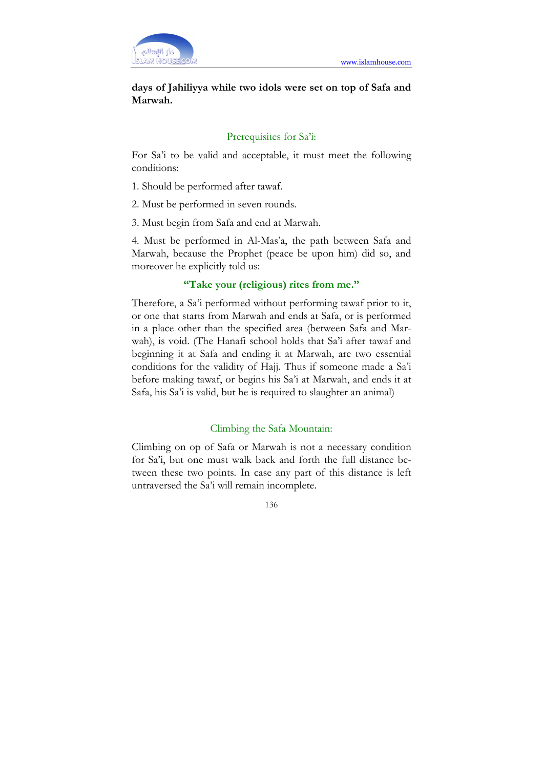**days of Jahiliyya while two idols were set on top of Safa and Marwah.**

## Prerequisites for Sa'i:

For Sa'i to be valid and acceptable, it must meet the following conditions:

1. Should be performed after tawaf.

2. Must be performed in seven rounds.

3. Must begin from Safa and end at Marwah.

4. Must be performed in Al-Mas'a, the path between Safa and Marwah, because the Prophet (peace be upon him) did so, and moreover he explicitly told us:

**"Take your (religious) rites from me."**

Therefore, a Sa'i performed without performing tawaf prior to it, or one that starts from Marwah and ends at Safa, or is performed in a place other than the specified area (between Safa and Marwah), is void. (The Hanafi school holds that Sa'i after tawaf and beginning it at Safa and ending it at Marwah, are two essential conditions for the validity of Hajj. Thus if someone made a Sa'i before making tawaf, or begins his Sa'i at Marwah, and ends it at Safa, his Sa'i is valid, but he is required to slaughter an animal)

## Climbing the Safa Mountain:

Climbing on op of Safa or Marwah is not a necessary condition for Sa'i, but one must walk back and forth the full distance between these two points. In case any part of this distance is left untraversed the Sa'i will remain incomplete.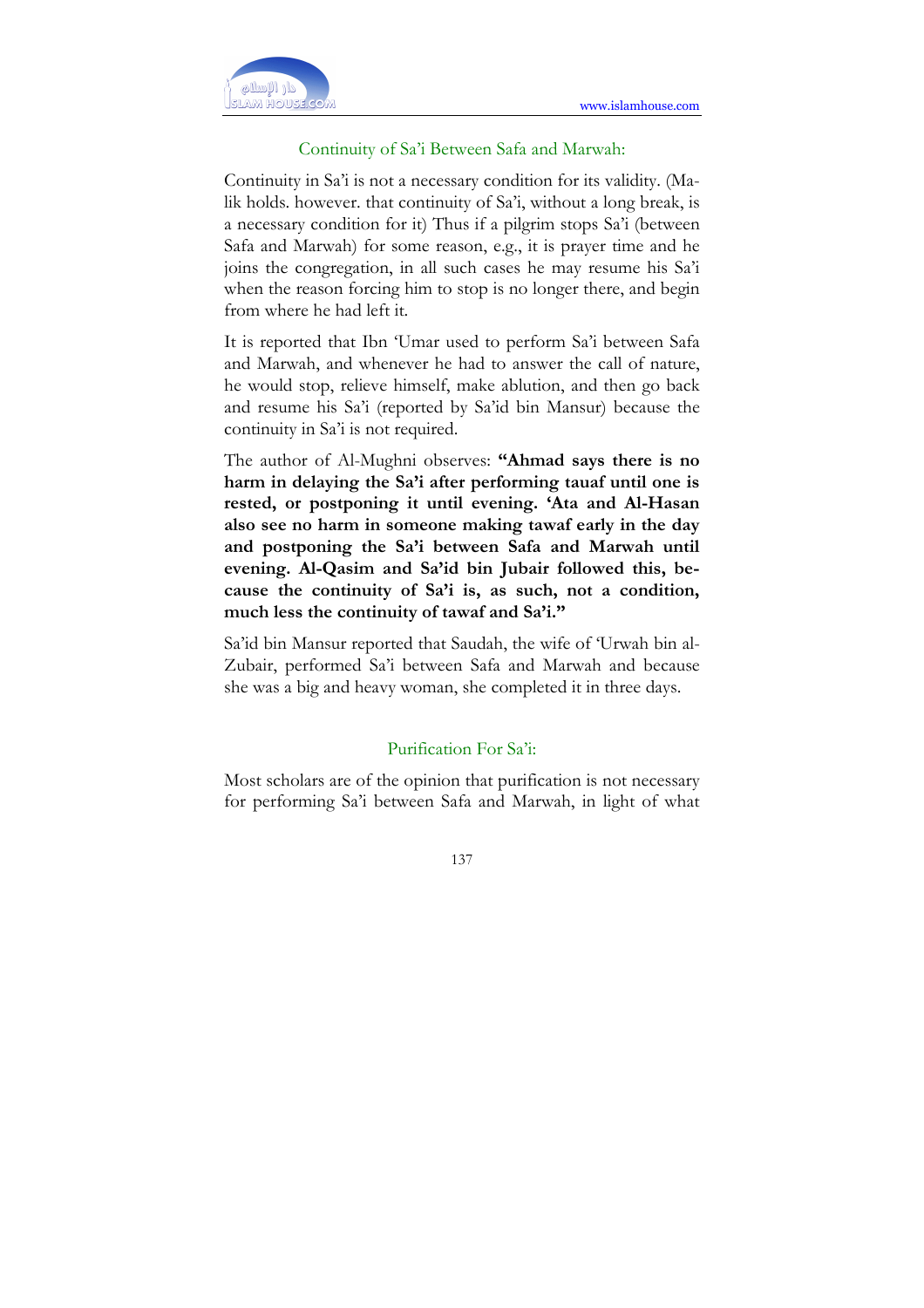## Continuity of Sa'i Between Safa and Marwah:

Continuity in Sa'i is not a necessary condition for its validity. (Malik holds. however. that continuity of Sa'i, without a long break, is a necessary condition for it) Thus if a pilgrim stops Sa'i (between Safa and Marwah) for some reason, e.g., it is prayer time and he joins the congregation, in all such cases he may resume his Sa'i when the reason forcing him to stop is no longer there, and begin from where he had left it.

It is reported that Ibn 'Umar used to perform Sa'i between Safa and Marwah, and whenever he had to answer the call of nature, he would stop, relieve himself, make ablution, and then go back and resume his Sa'i (reported by Sa'id bin Mansur) because the continuity in Sa'i is not required.

The author of Al-Mughni observes: **"Ahmad says there is no harm in delaying the Sa'i after performing tauaf until one is rested, or postponing it until evening. 'Ata and Al-Hasan also see no harm in someone making tawaf early in the day and postponing the Sa'i between Safa and Marwah until evening. Al-Qasim and Sa'id bin Jubair followed this, because the continuity of Sa'i is, as such, not a condition, much less the continuity of tawaf and Sa'i."**

Sa'id bin Mansur reported that Saudah, the wife of 'Urwah bin al-Zubair, performed Sa'i between Safa and Marwah and because she was a big and heavy woman, she completed it in three days.

## Purification For Sa'i:

Most scholars are of the opinion that purification is not necessary for performing Sa'i between Safa and Marwah, in light of what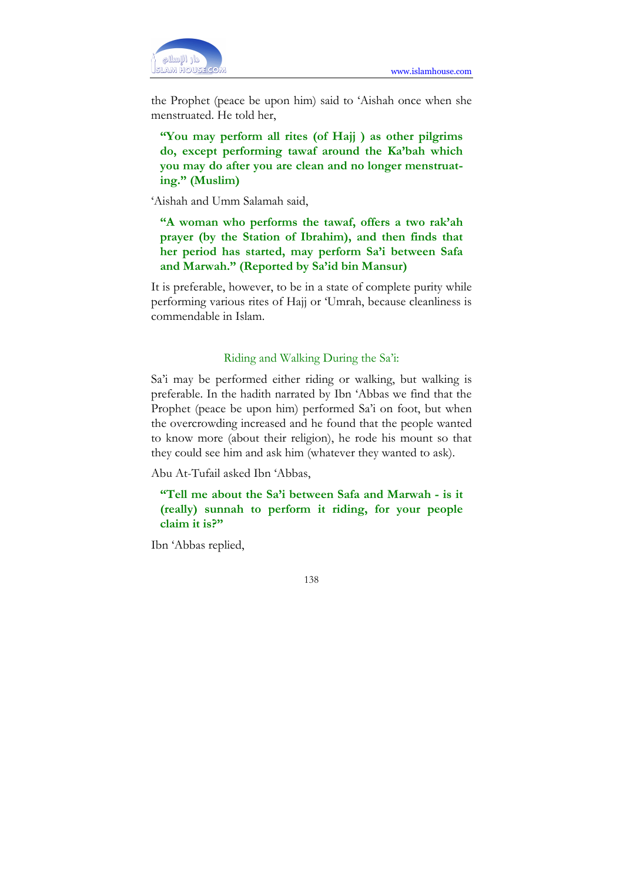the Prophet (peace be upon him) said to 'Aishah once when she menstruated. He told her,

> **"You may perform all rites (of Hajj ) as other pilgrims do, except performing tawaf around the Ka'bah which you may do after you are clean and no longer menstruating." (Muslim)**

'Aishah and Umm Salamah said,

> **"A woman who performs the tawaf, offers a two rak'ah prayer (by the Station of Ibrahim), and then finds that her period has started, may perform Sa'i between Safa and Marwah." (Reported by Sa'id bin Mansur)**

It is preferable, however, to be in a state of complete purity while performing various rites of Hajj or 'Umrah, because cleanliness is commendable in Islam.

### Riding and Walking During the Sa'i:

Sa'i may be performed either riding or walking, but walking is preferable. In the hadith narrated by Ibn 'Abbas we find that the Prophet (peace be upon him) performed Sa'i on foot, but when the overcrowding increased and he found that the people wanted to know more (about their religion), he rode his mount so that they could see him and ask him (whatever they wanted to ask).

Abu At-Tufail asked Ibn 'Abbas,

> **"Tell me about the Sa'i between Safa and Marwah - is it (really) sunnah to perform it riding, for your people claim it is?"**

Ibn 'Abbas replied,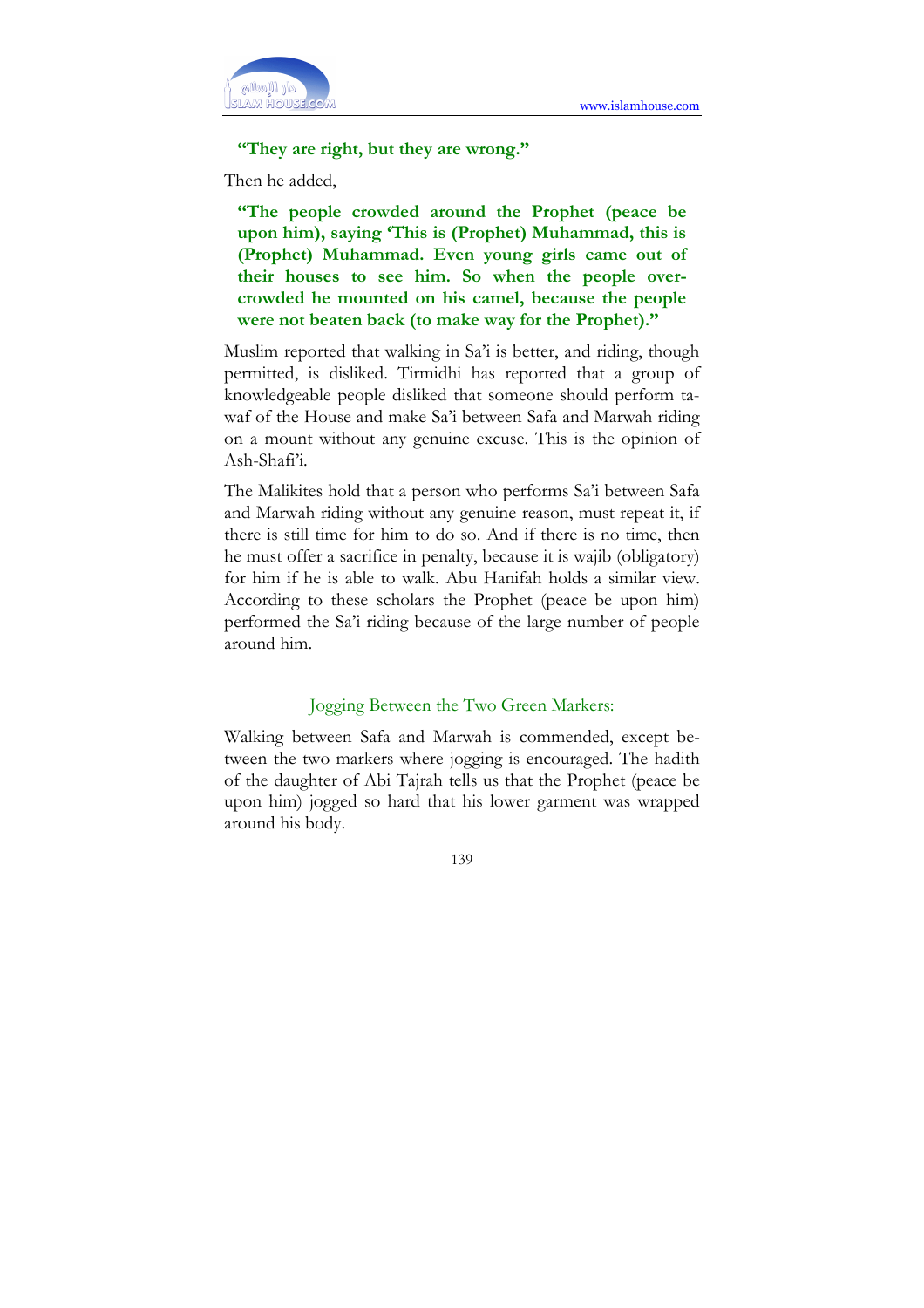**"They are right, but they are wrong."**

Then he added,

> **"The people crowded around the Prophet (peace be upon him), saying 'This is (Prophet) Muhammad, this is (Prophet) Muhammad. Even young girls came out of their houses to see him. So when the people over-crowded he mounted on his camel, because the people were not beaten back (to make way for the Prophet)."**

Muslim reported that walking in Sa'i is better, and riding, though permitted, is disliked. Tirmidhi has reported that a group of knowledgeable people disliked that someone should perform tawaf of the House and make Sa'i between Safa and Marwah riding on a mount without any genuine excuse. This is the opinion of Ash-Shafi'i.

The Malikites hold that a person who performs Sa'i between Safa and Marwah riding without any genuine reason, must repeat it, if there is still time for him to do so. And if there is no time, then he must offer a sacrifice in penalty, because it is wajib (obligatory) for him if he is able to walk. Abu Hanifah holds a similar view. According to these scholars the Prophet (peace be upon him) performed the Sa'i riding because of the large number of people around him.

## Jogging Between the Two Green Markers:

Walking between Safa and Marwah is commended, except between the two markers where jogging is encouraged. The hadith of the daughter of Abi Tajrah tells us that the Prophet (peace be upon him) jogged so hard that his lower garment was wrapped around his body.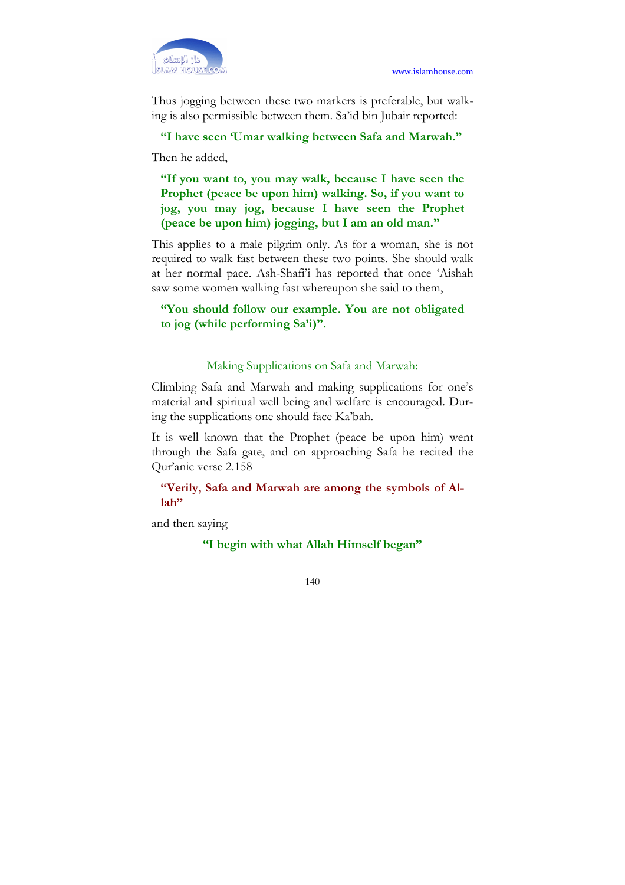Thus jogging between these two markers is preferable, but walking is also permissible between them. Sa'id bin Jubair reported:

> **"I have seen 'Umar walking between Safa and Marwah."**

Then he added,

> **"If you want to, you may walk, because I have seen the Prophet (peace be upon him) walking. So, if you want to jog, you may jog, because I have seen the Prophet (peace be upon him) jogging, but I am an old man."**

This applies to a male pilgrim only. As for a woman, she is not required to walk fast between these two points. She should walk at her normal pace. Ash-Shafi'i has reported that once 'Aishah saw some women walking fast whereupon she said to them,

> **"You should follow our example. You are not obligated to jog (while performing Sa'i)".**

### Making Supplications on Safa and Marwah:

Climbing Safa and Marwah and making supplications for one's material and spiritual well being and welfare is encouraged. During the supplications one should face Ka'bah.

It is well known that the Prophet (peace be upon him) went through the Safa gate, and on approaching Safa he recited the Qur'anic verse 2.158

> **"Verily, Safa and Marwah are among the symbols of Allah"**

and then saying

> **"I begin with what Allah Himself began"**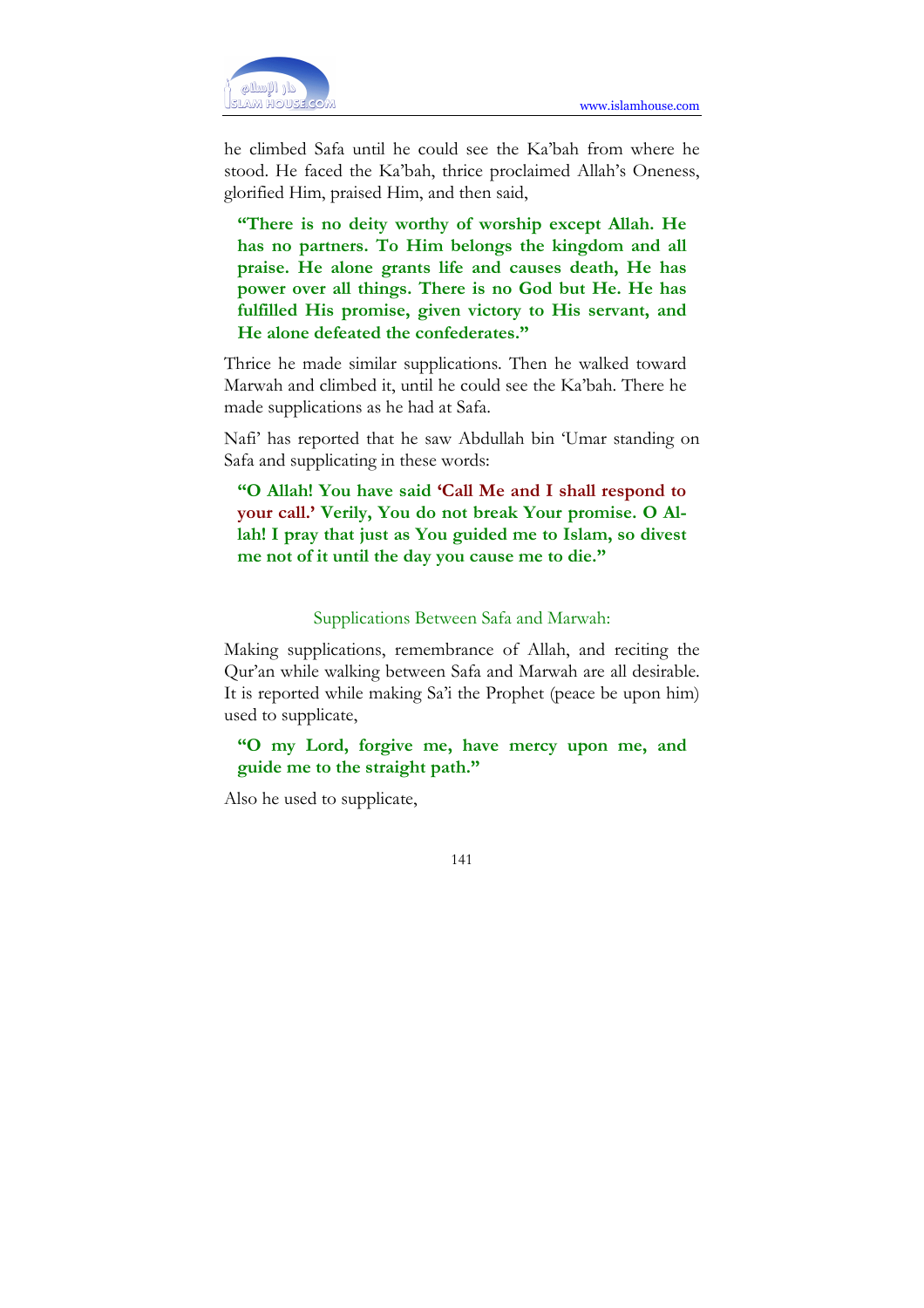he climbed Safa until he could see the Ka'bah from where he stood. He faced the Ka'bah, thrice proclaimed Allah's Oneness, glorified Him, praised Him, and then said,

> **"There is no deity worthy of worship except Allah. He has no partners. To Him belongs the kingdom and all praise. He alone grants life and causes death, He has power over all things. There is no God but He. He has fulfilled His promise, given victory to His servant, and He alone defeated the confederates."**

Thrice he made similar supplications. Then he walked toward Marwah and climbed it, until he could see the Ka'bah. There he made supplications as he had at Safa.

Nafi' has reported that he saw Abdullah bin 'Umar standing on Safa and supplicating in these words:

> **"O Allah! You have said 'Call Me and I shall respond to your call.' Verily, You do not break Your promise. O Allah! I pray that just as You guided me to Islam, so divest me not of it until the day you cause me to die."**

## Supplications Between Safa and Marwah:

Making supplications, remembrance of Allah, and reciting the Qur'an while walking between Safa and Marwah are all desirable. It is reported while making Sa'i the Prophet (peace be upon him) used to supplicate,

> **"O my Lord, forgive me, have mercy upon me, and guide me to the straight path."**

Also he used to supplicate,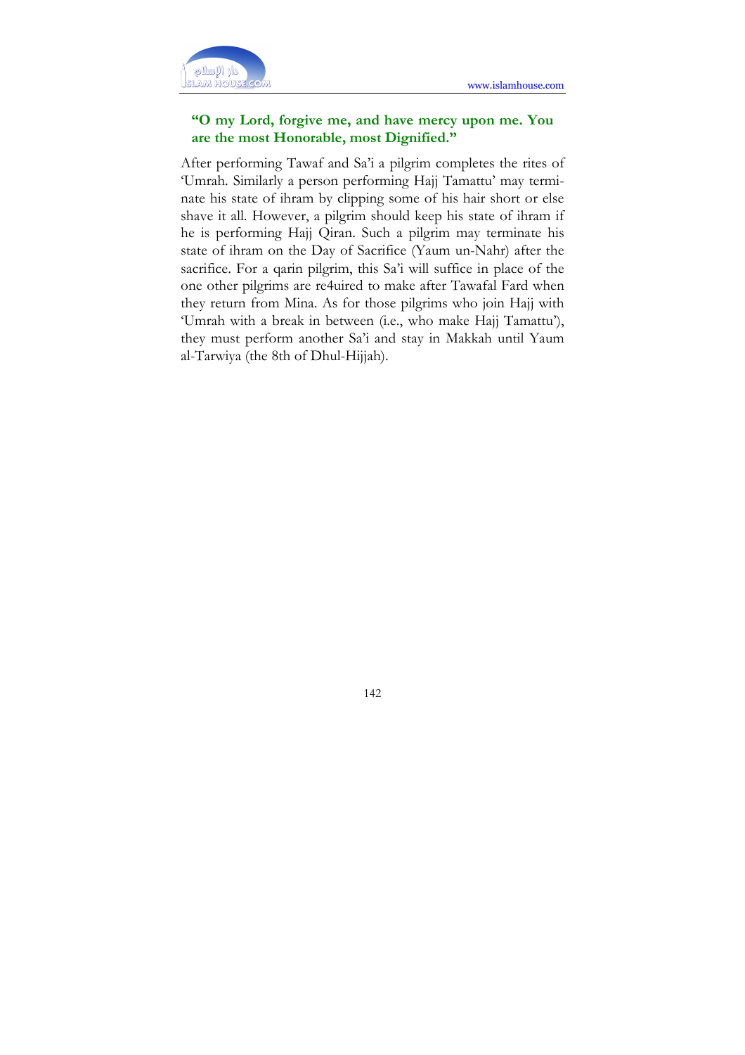**"O my Lord, forgive me, and have mercy upon me. You are the most Honorable, most Dignified."**

After performing Tawaf and Sa'i a pilgrim completes the rites of 'Umrah. Similarly a person performing Hajj Tamattu' may terminate his state of ihram by clipping some of his hair short or else shave it all. However, a pilgrim should keep his state of ihram if he is performing Hajj Qiran. Such a pilgrim may terminate his state of ihram on the Day of Sacrifice (Yaum un-Nahr) after the sacrifice. For a qarin pilgrim, this Sa'i will suffice in place of the one other pilgrims are re4uired to make after Tawafal Fard when they return from Mina. As for those pilgrims who join Hajj with 'Umrah with a break in between (i.e., who make Hajj Tamattu'), they must perform another Sa'i and stay in Makkah until Yaum al-Tarwiya (the 8th of Dhul-Hijjah).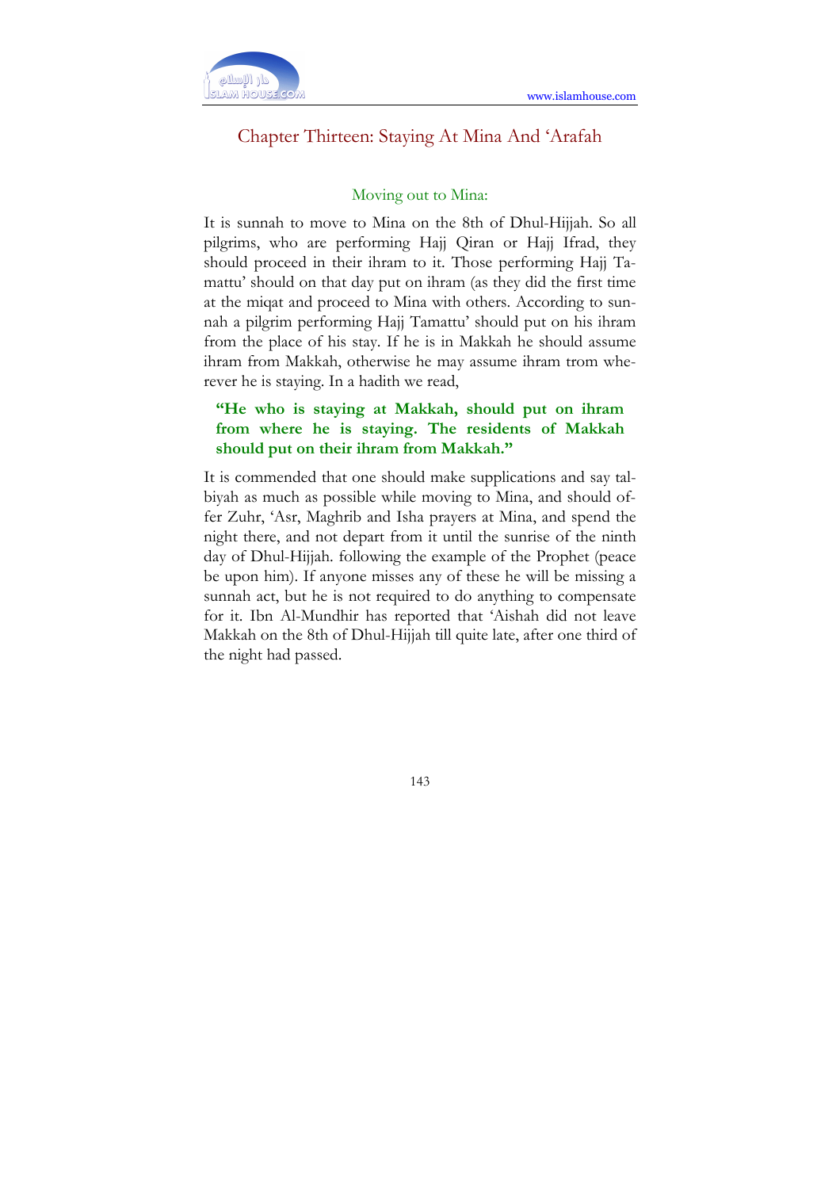## Chapter Thirteen: Staying At Mina And 'Arafah

### Moving out to Mina:

It is sunnah to move to Mina on the 8th of Dhul-Hijjah. So all pilgrims, who are performing Hajj Qiran or Hajj Ifrad, they should proceed in their ihram to it. Those performing Hajj Tamattu' should on that day put on ihram (as they did the first time at the miqat and proceed to Mina with others. According to sunnah a pilgrim performing Hajj Tamattu' should put on his ihram from the place of his stay. If he is in Makkah he should assume ihram from Makkah, otherwise he may assume ihram trom wherever he is staying. In a hadith we read,

> **"He who is staying at Makkah, should put on ihram from where he is staying. The residents of Makkah should put on their ihram from Makkah."**

It is commended that one should make supplications and say talbiyah as much as possible while moving to Mina, and should offer Zuhr, 'Asr, Maghrib and Isha prayers at Mina, and spend the night there, and not depart from it until the sunrise of the ninth day of Dhul-Hijjah. following the example of the Prophet (peace be upon him). If anyone misses any of these he will be missing a sunnah act, but he is not required to do anything to compensate for it. Ibn Al-Mundhir has reported that 'Aishah did not leave Makkah on the 8th of Dhul-Hijjah till quite late, after one third of the night had passed.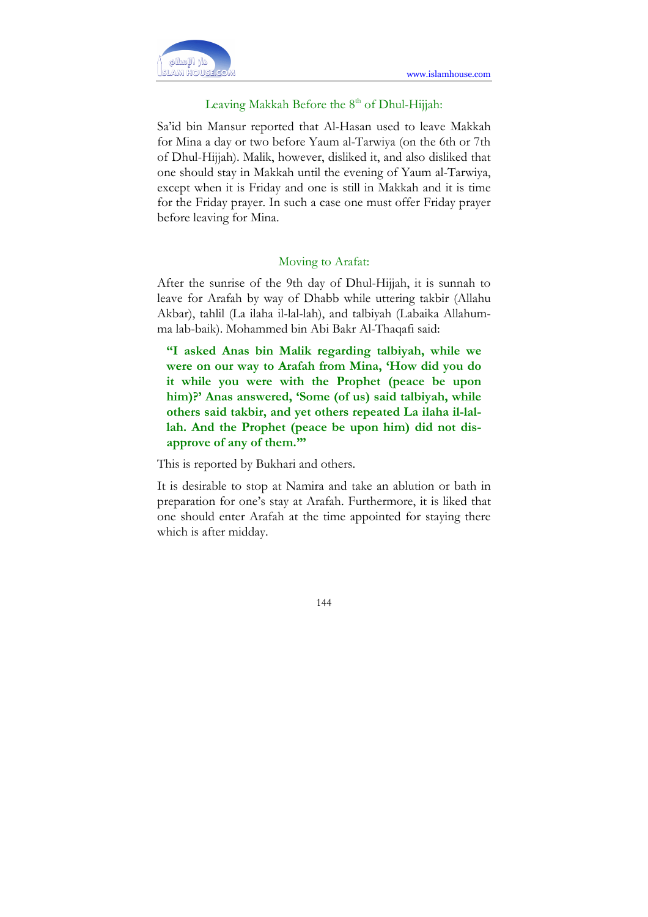### Leaving Makkah Before the 8th of Dhul-Hijjah:

Sa'id bin Mansur reported that Al-Hasan used to leave Makkah for Mina a day or two before Yaum al-Tarwiya (on the 6th or 7th of Dhul-Hijjah). Malik, however, disliked it, and also disliked that one should stay in Makkah until the evening of Yaum al-Tarwiya, except when it is Friday and one is still in Makkah and it is time for the Friday prayer. In such a case one must offer Friday prayer before leaving for Mina.

### Moving to Arafat:

After the sunrise of the 9th day of Dhul-Hijjah, it is sunnah to leave for Arafah by way of Dhabb while uttering takbir (Allahu Akbar), tahlil (La ilaha il-lal-lah), and talbiyah (Labaika Allahum-ma lab-baik). Mohammed bin Abi Bakr Al-Thaqafi said:

> **"I asked Anas bin Malik regarding talbiyah, while we were on our way to Arafah from Mina, 'How did you do it while you were with the Prophet (peace be upon him)?' Anas answered, 'Some (of us) said talbiyah, while others said takbir, and yet others repeated La ilaha il-lal-lah. And the Prophet (peace be upon him) did not disapprove of any of them.'"**

This is reported by Bukhari and others.

It is desirable to stop at Namira and take an ablution or bath in preparation for one's stay at Arafah. Furthermore, it is liked that one should enter Arafah at the time appointed for staying there which is after midday.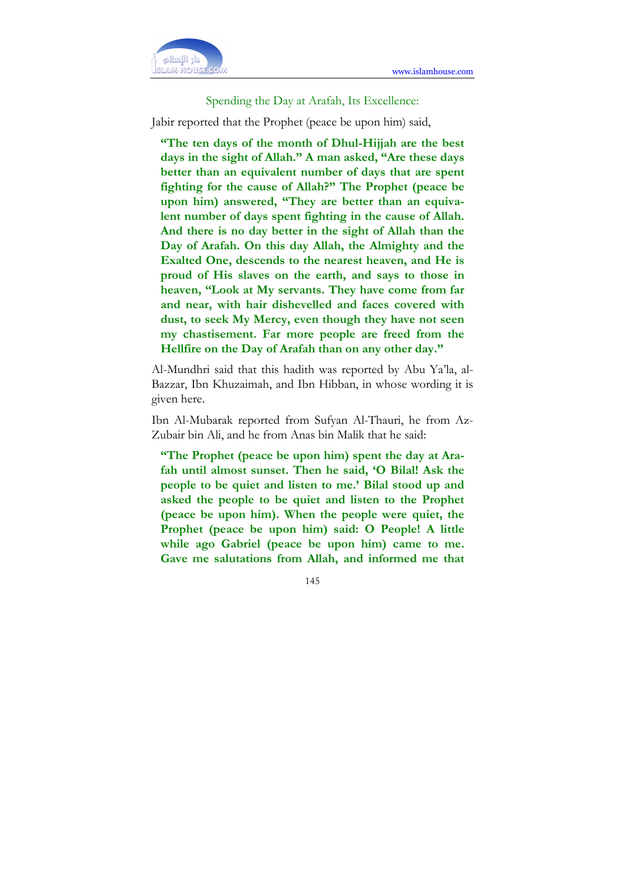## Spending the Day at Arafah, Its Excellence:

Jabir reported that the Prophet (peace be upon him) said,

> **"The ten days of the month of Dhul-Hijjah are the best days in the sight of Allah." A man asked, "Are these days better than an equivalent number of days that are spent fighting for the cause of Allah?" The Prophet (peace be upon him) answered, "They are better than an equivalent number of days spent fighting in the cause of Allah. And there is no day better in the sight of Allah than the Day of Arafah. On this day Allah, the Almighty and the Exalted One, descends to the nearest heaven, and He is proud of His slaves on the earth, and says to those in heaven, "Look at My servants. They have come from far and near, with hair dishevelled and faces covered with dust, to seek My Mercy, even though they have not seen my chastisement. Far more people are freed from the Hellfire on the Day of Arafah than on any other day."**

Al-Mundhri said that this hadith was reported by Abu Ya'la, al-Bazzar, Ibn Khuzaimah, and Ibn Hibban, in whose wording it is given here.

Ibn Al-Mubarak reported from Sufyan Al-Thauri, he from Az-Zubair bin Ali, and he from Anas bin Malik that he said:

> **"The Prophet (peace be upon him) spent the day at Arafah until almost sunset. Then he said, 'O Bilal! Ask the people to be quiet and listen to me.' Bilal stood up and asked the people to be quiet and listen to the Prophet (peace be upon him). When the people were quiet, the Prophet (peace be upon him) said: O People! A little while ago Gabriel (peace be upon him) came to me. Gave me salutations from Allah, and informed me that**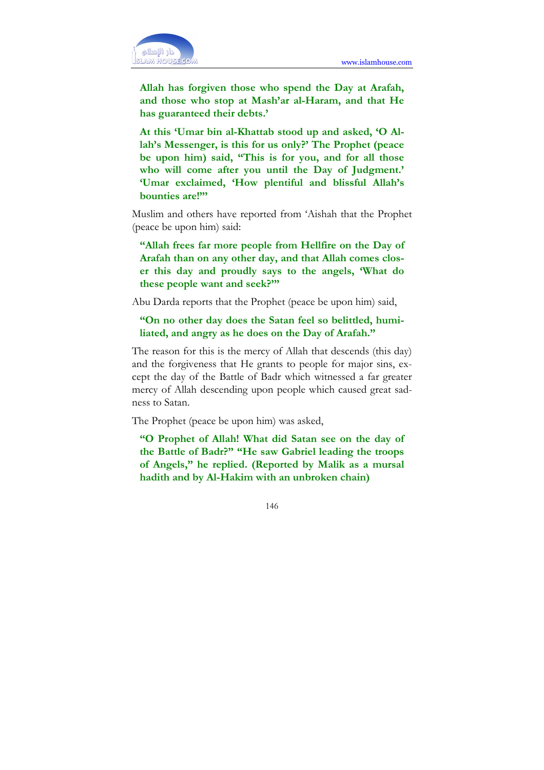**Allah has forgiven those who spend the Day at Arafah, and those who stop at Mash'ar al-Haram, and that He has guaranteed their debts.'**

**At this 'Umar bin al-Khattab stood up and asked, 'O Allah's Messenger, is this for us only?' The Prophet (peace be upon him) said, "This is for you, and for all those who will come after you until the Day of Judgment.' 'Umar exclaimed, 'How plentiful and blissful Allah's bounties are!'"**

Muslim and others have reported from 'Aishah that the Prophet (peace be upon him) said:

**"Allah frees far more people from Hellfire on the Day of Arafah than on any other day, and that Allah comes closer this day and proudly says to the angels, 'What do these people want and seek?'"**

Abu Darda reports that the Prophet (peace be upon him) said,

**"On no other day does the Satan feel so belittled, humiliated, and angry as he does on the Day of Arafah."**

The reason for this is the mercy of Allah that descends (this day) and the forgiveness that He grants to people for major sins, except the day of the Battle of Badr which witnessed a far greater mercy of Allah descending upon people which caused great sadness to Satan.

The Prophet (peace be upon him) was asked,

**"O Prophet of Allah! What did Satan see on the day of the Battle of Badr?" "He saw Gabriel leading the troops of Angels," he replied. (Reported by Malik as a mursal hadith and by Al-Hakim with an unbroken chain)**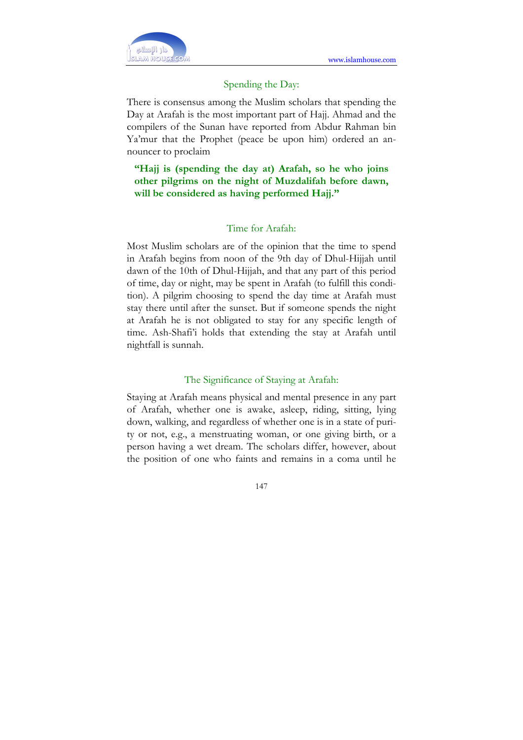### Spending the Day:

There is consensus among the Muslim scholars that spending the Day at Arafah is the most important part of Hajj. Ahmad and the compilers of the Sunan have reported from Abdur Rahman bin Ya'mur that the Prophet (peace be upon him) ordered an announcer to proclaim

> **"Hajj is (spending the day at) Arafah, so he who joins other pilgrims on the night of Muzdalifah before dawn, will be considered as having performed Hajj."**

### Time for Arafah:

Most Muslim scholars are of the opinion that the time to spend in Arafah begins from noon of the 9th day of Dhul-Hijjah until dawn of the 10th of Dhul-Hijjah, and that any part of this period of time, day or night, may be spent in Arafah (to fulfill this condition). A pilgrim choosing to spend the day time at Arafah must stay there until after the sunset. But if someone spends the night at Arafah he is not obligated to stay for any specific length of time. Ash-Shafi'i holds that extending the stay at Arafah until nightfall is sunnah.

### The Significance of Staying at Arafah:

Staying at Arafah means physical and mental presence in any part of Arafah, whether one is awake, asleep, riding, sitting, lying down, walking, and regardless of whether one is in a state of purity or not, e.g., a menstruating woman, or one giving birth, or a person having a wet dream. The scholars differ, however, about the position of one who faints and remains in a coma until he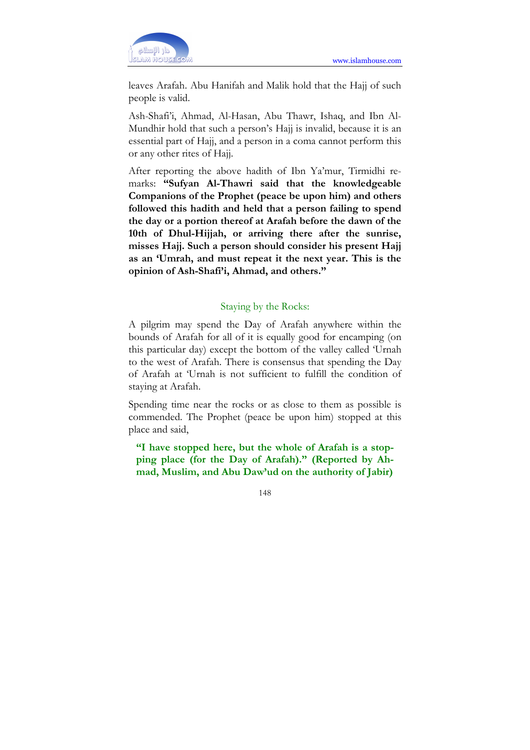leaves Arafah. Abu Hanifah and Malik hold that the Hajj of such people is valid.

Ash-Shafi'i, Ahmad, Al-Hasan, Abu Thawr, Ishaq, and Ibn Al-Mundhir hold that such a person's Hajj is invalid, because it is an essential part of Hajj, and a person in a coma cannot perform this or any other rites of Hajj.

After reporting the above hadith of Ibn Ya'mur, Tirmidhi remarks: **"Sufyan Al-Thawri said that the knowledgeable Companions of the Prophet (peace be upon him) and others followed this hadith and held that a person failing to spend the day or a portion thereof at Arafah before the dawn of the 10th of Dhul-Hijjah, or arriving there after the sunrise, misses Hajj. Such a person should consider his present Hajj as an 'Umrah, and must repeat it the next year. This is the opinion of Ash-Shafi'i, Ahmad, and others."**

## Staying by the Rocks:

A pilgrim may spend the Day of Arafah anywhere within the bounds of Arafah for all of it is equally good for encamping (on this particular day) except the bottom of the valley called 'Urnah to the west of Arafah. There is consensus that spending the Day of Arafah at 'Urnah is not sufficient to fulfill the condition of staying at Arafah.

Spending time near the rocks or as close to them as possible is commended. The Prophet (peace be upon him) stopped at this place and said,

> **"I have stopped here, but the whole of Arafah is a stopping place (for the Day of Arafah)." (Reported by Ahmad, Muslim, and Abu Daw'ud on the authority of Jabir)**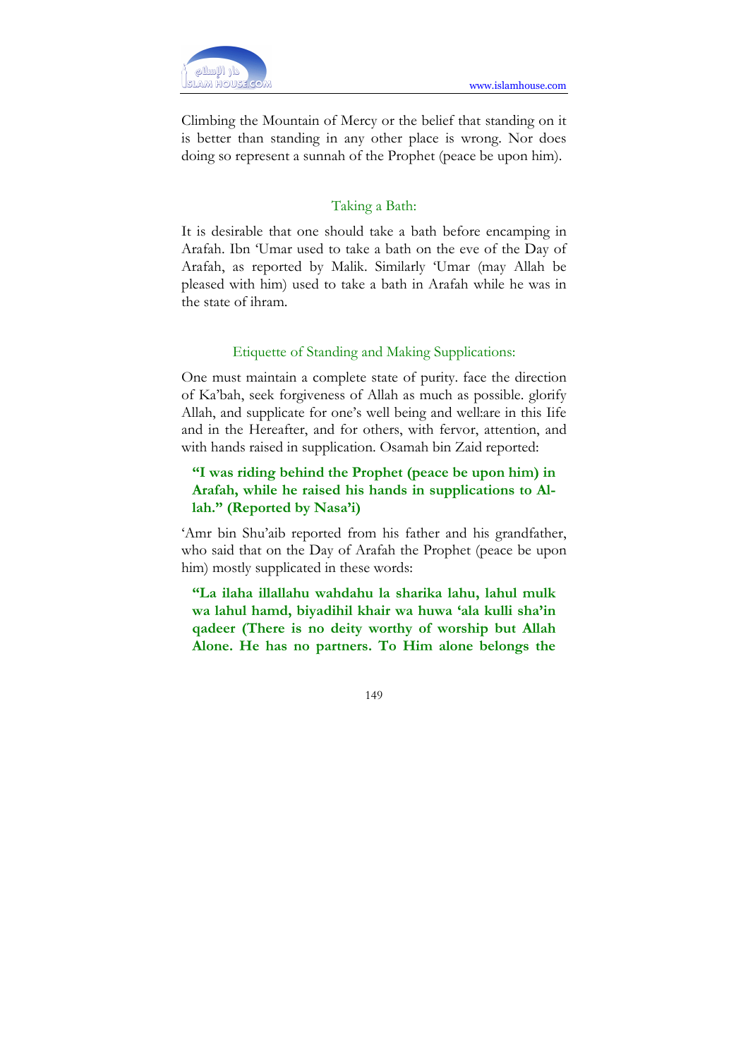Climbing the Mountain of Mercy or the belief that standing on it is better than standing in any other place is wrong. Nor does doing so represent a sunnah of the Prophet (peace be upon him).

### Taking a Bath:

It is desirable that one should take a bath before encamping in Arafah. Ibn 'Umar used to take a bath on the eve of the Day of Arafah, as reported by Malik. Similarly 'Umar (may Allah be pleased with him) used to take a bath in Arafah while he was in the state of ihram.

### Etiquette of Standing and Making Supplications:

One must maintain a complete state of purity. face the direction of Ka'bah, seek forgiveness of Allah as much as possible. glorify Allah, and supplicate for one's well being and well:are in this Iife and in the Hereafter, and for others, with fervor, attention, and with hands raised in supplication. Osamah bin Zaid reported:

> **"I was riding behind the Prophet (peace be upon him) in Arafah, while he raised his hands in supplications to Allah." (Reported by Nasa'i)**

'Amr bin Shu'aib reported from his father and his grandfather, who said that on the Day of Arafah the Prophet (peace be upon him) mostly supplicated in these words:

> **"La ilaha illallahu wahdahu la sharika lahu, lahul mulk wa lahul hamd, biyadihil khair wa huwa 'ala kulli sha'in qadeer (There is no deity worthy of worship but Allah Alone. He has no partners. To Him alone belongs the**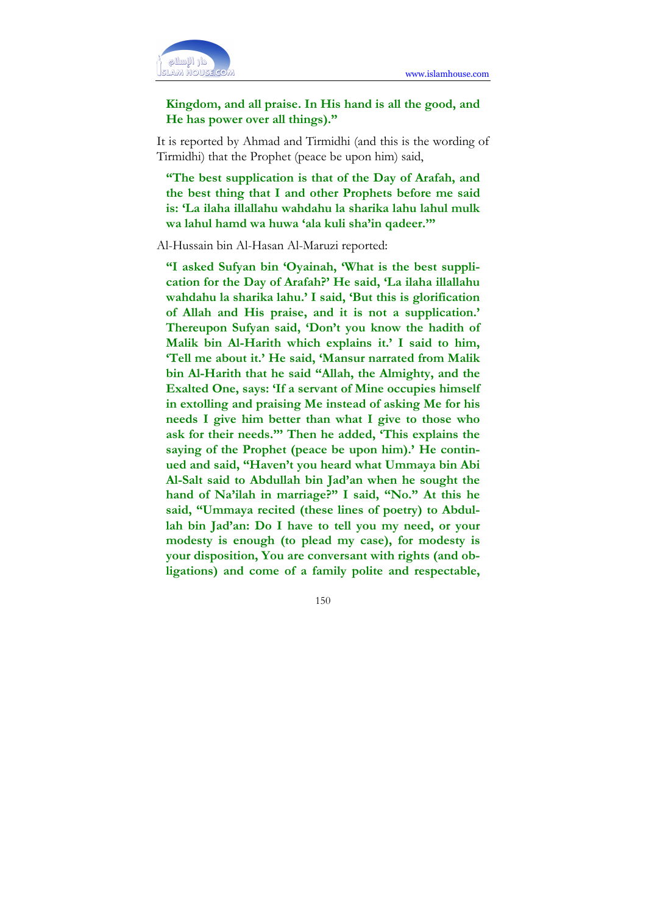**Kingdom, and all praise. In His hand is all the good, and He has power over all things)."**

It is reported by Ahmad and Tirmidhi (and this is the wording of Tirmidhi) that the Prophet (peace be upon him) said,

> **"The best supplication is that of the Day of Arafah, and the best thing that I and other Prophets before me said is: 'La ilaha illallahu wahdahu la sharika lahu lahul mulk wa lahul hamd wa huwa 'ala kuli sha'in qadeer.'"**

Al-Hussain bin Al-Hasan Al-Maruzi reported:

> **"I asked Sufyan bin 'Oyainah, 'What is the best supplication for the Day of Arafah?' He said, 'La ilaha illallahu wahdahu la sharika lahu.' I said, 'But this is glorification of Allah and His praise, and it is not a supplication.' Thereupon Sufyan said, 'Don't you know the hadith of Malik bin Al-Harith which explains it.' I said to him, 'Tell me about it.' He said, 'Mansur narrated from Malik bin Al-Harith that he said "Allah, the Almighty, and the Exalted One, says: 'If a servant of Mine occupies himself in extolling and praising Me instead of asking Me for his needs I give him better than what I give to those who ask for their needs.'" Then he added, 'This explains the saying of the Prophet (peace be upon him).' He continued and said, "Haven't you heard what Ummaya bin Abi Al-Salt said to Abdullah bin Jad'an when he sought the hand of Na'ilah in marriage?" I said, "No." At this he said, "Ummaya recited (these lines of poetry) to Abdullah bin Jad'an: Do I have to tell you my need, or your modesty is enough (to plead my case), for modesty is your disposition, You are conversant with rights (and obligations) and come of a family polite and respectable,**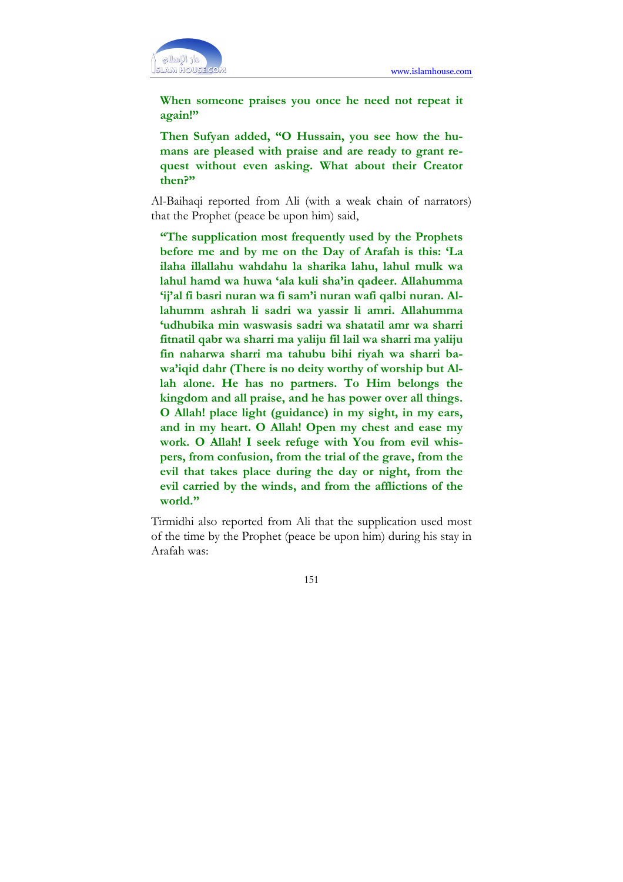**When someone praises you once he need not repeat it again!"**

**Then Sufyan added, "O Hussain, you see how the humans are pleased with praise and are ready to grant request without even asking. What about their Creator then?"**

Al-Baihaqi reported from Ali (with a weak chain of narrators) that the Prophet (peace be upon him) said,

**"The supplication most frequently used by the Prophets before me and by me on the Day of Arafah is this: 'La ilaha illallahu wahdahu la sharika lahu, lahul mulk wa lahul hamd wa huwa 'ala kuli sha'in qadeer. Allahumma 'ij'al fi basri nuran wa fi sam'i nuran wafi qalbi nuran. Allahumm ashrah li sadri wa yassir li amri. Allahumma 'udhubika min waswasis sadri wa shatatil amr wa sharri fitnatil qabr wa sharri ma yaliju fil lail wa sharri ma yaliju fin naharwa sharri ma tahubu bihi riyah wa sharri ba-wa'iqid dahr (There is no deity worthy of worship but Allah alone. He has no partners. To Him belongs the kingdom and all praise, and he has power over all things. O Allah! place light (guidance) in my sight, in my ears, and in my heart. O Allah! Open my chest and ease my work. O Allah! I seek refuge with You from evil whispers, from confusion, from the trial of the grave, from the evil that takes place during the day or night, from the evil carried by the winds, and from the afflictions of the world."**

Tirmidhi also reported from Ali that the supplication used most of the time by the Prophet (peace be upon him) during his stay in Arafah was: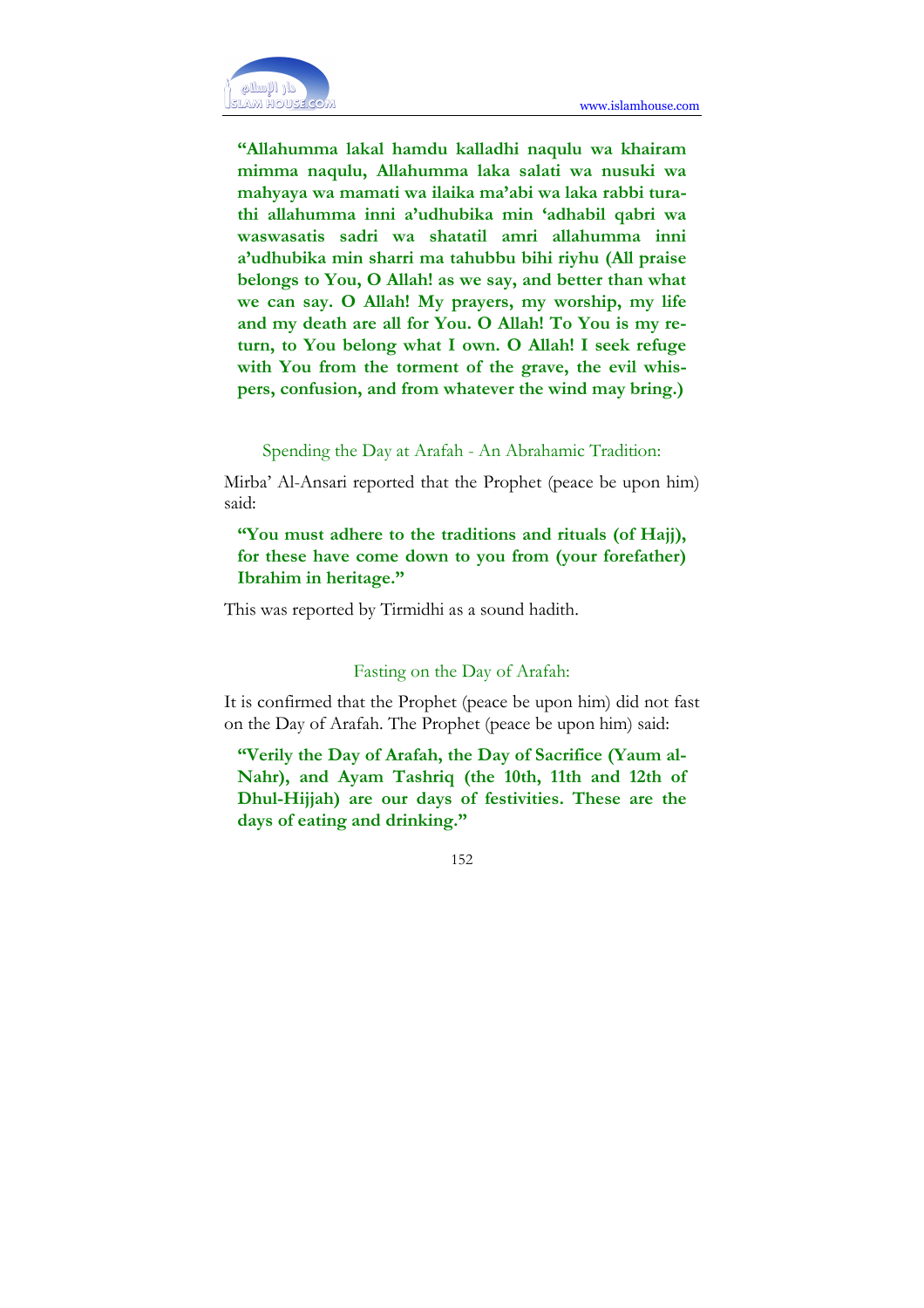**"Allahumma lakal hamdu kalladhi naqulu wa khairam mimma naqulu, Allahumma laka salati wa nusuki wa mahyaya wa mamati wa ilaika ma'abi wa laka rabbi turathi allahumma inni a'udhubika min 'adhabil qabri wa waswasatis sadri wa shatatil amri allahumma inni a'udhubika min sharri ma tahubbu bihi riyhu (All praise belongs to You, O Allah! as we say, and better than what we can say. O Allah! My prayers, my worship, my life and my death are all for You. O Allah! To You is my return, to You belong what I own. O Allah! I seek refuge with You from the torment of the grave, the evil whispers, confusion, and from whatever the wind may bring.)**

### Spending the Day at Arafah - An Abrahamic Tradition:

Mirba' Al-Ansari reported that the Prophet (peace be upon him) said:

**"You must adhere to the traditions and rituals (of Hajj), for these have come down to you from (your forefather) Ibrahim in heritage."**

This was reported by Tirmidhi as a sound hadith.

### Fasting on the Day of Arafah:

It is confirmed that the Prophet (peace be upon him) did not fast on the Day of Arafah. The Prophet (peace be upon him) said:

**"Verily the Day of Arafah, the Day of Sacrifice (Yaum al-Nahr), and Ayam Tashriq (the 10th, 11th and 12th of Dhul-Hijjah) are our days of festivities. These are the days of eating and drinking."**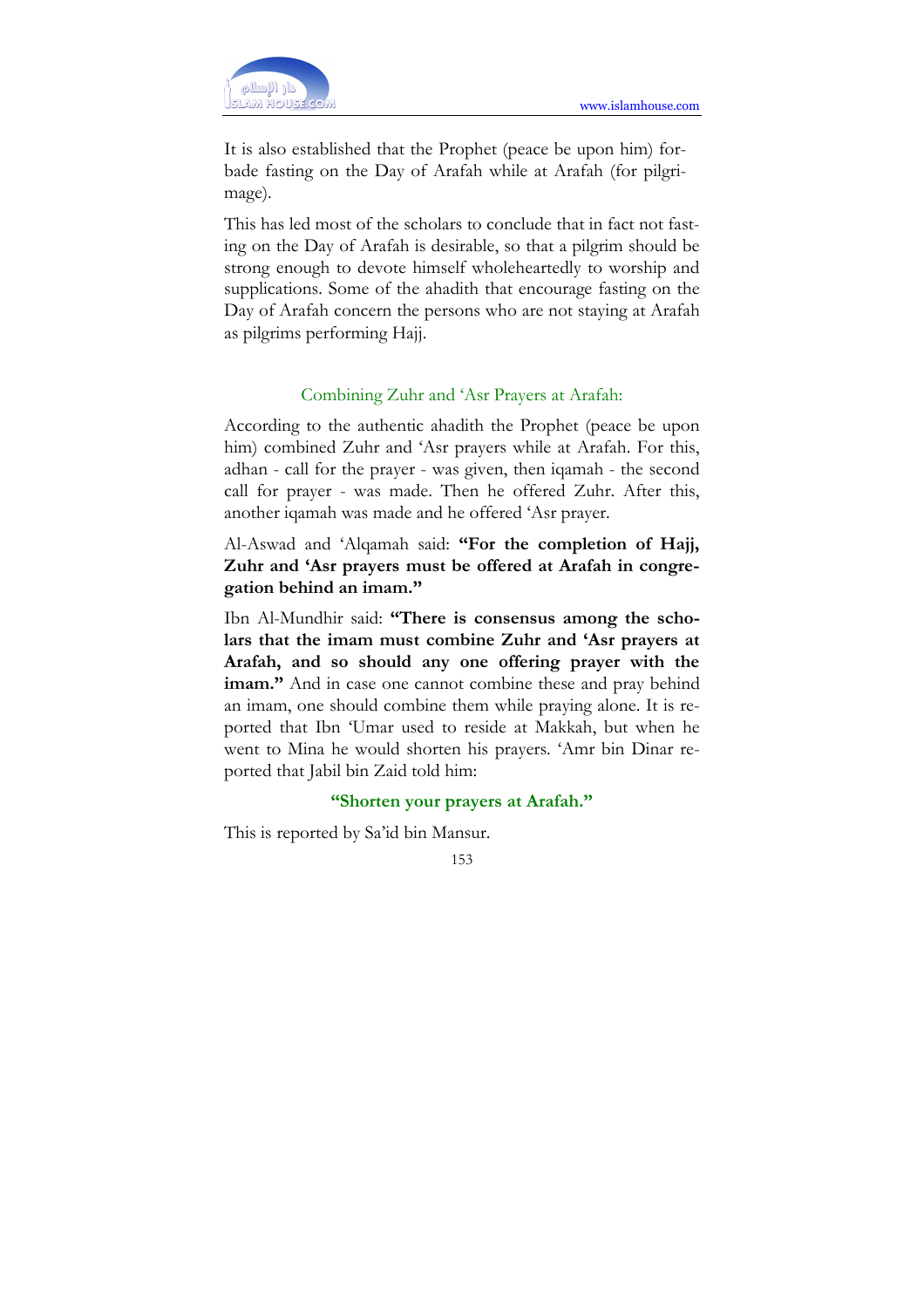It is also established that the Prophet (peace be upon him) forbade fasting on the Day of Arafah while at Arafah (for pilgrimage).

This has led most of the scholars to conclude that in fact not fasting on the Day of Arafah is desirable, so that a pilgrim should be strong enough to devote himself wholeheartedly to worship and supplications. Some of the ahadith that encourage fasting on the Day of Arafah concern the persons who are not staying at Arafah as pilgrims performing Hajj.

### Combining Zuhr and 'Asr Prayers at Arafah:

According to the authentic ahadith the Prophet (peace be upon him) combined Zuhr and 'Asr prayers while at Arafah. For this, adhan - call for the prayer - was given, then iqamah - the second call for prayer - was made. Then he offered Zuhr. After this, another iqamah was made and he offered 'Asr prayer.

Al-Aswad and 'Alqamah said: **"For the completion of Hajj, Zuhr and 'Asr prayers must be offered at Arafah in congregation behind an imam."**

Ibn Al-Mundhir said: **"There is consensus among the scholars that the imam must combine Zuhr and 'Asr prayers at Arafah, and so should any one offering prayer with the imam."** And in case one cannot combine these and pray behind an imam, one should combine them while praying alone. It is reported that Ibn 'Umar used to reside at Makkah, but when he went to Mina he would shorten his prayers. 'Amr bin Dinar reported that Jabil bin Zaid told him:

**"Shorten your prayers at Arafah."**

This is reported by Sa'id bin Mansur.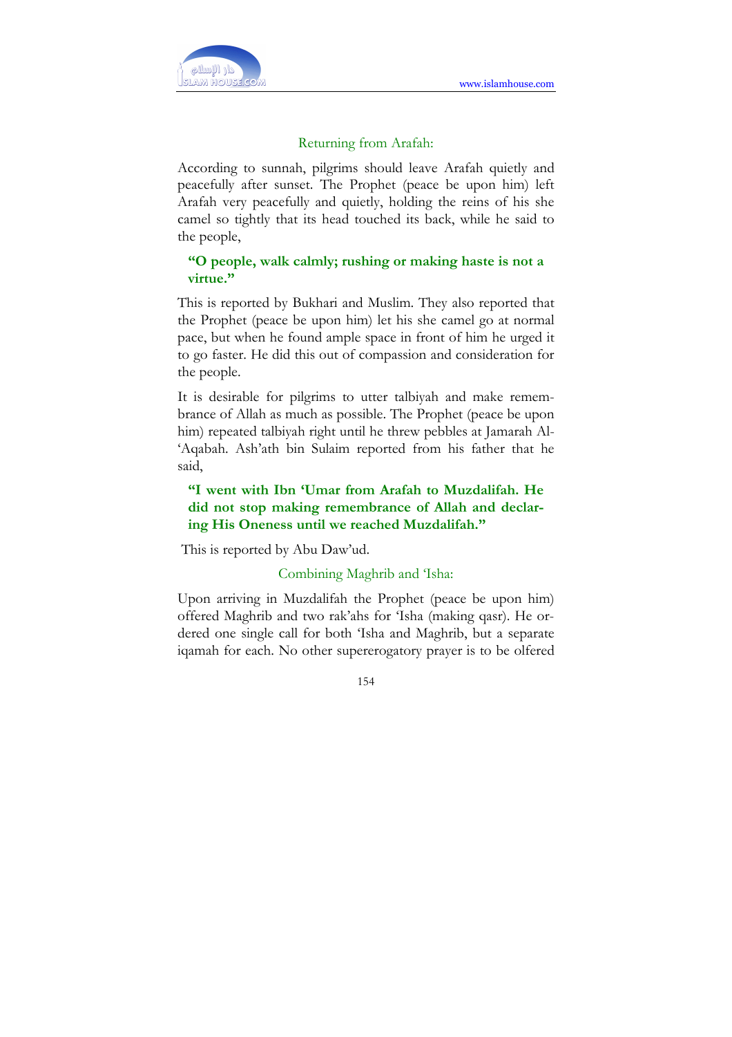### Returning from Arafah:

According to sunnah, pilgrims should leave Arafah quietly and peacefully after sunset. The Prophet (peace be upon him) left Arafah very peacefully and quietly, holding the reins of his she camel so tightly that its head touched its back, while he said to the people,

> **"O people, walk calmly; rushing or making haste is not a virtue."**

This is reported by Bukhari and Muslim. They also reported that the Prophet (peace be upon him) let his she camel go at normal pace, but when he found ample space in front of him he urged it to go faster. He did this out of compassion and consideration for the people.

It is desirable for pilgrims to utter talbiyah and make remembrance of Allah as much as possible. The Prophet (peace be upon him) repeated talbiyah right until he threw pebbles at Jamarah Al-'Aqabah. Ash'ath bin Sulaim reported from his father that he said,

> **"I went with Ibn 'Umar from Arafah to Muzdalifah. He did not stop making remembrance of Allah and declaring His Oneness until we reached Muzdalifah."**

This is reported by Abu Daw'ud.

### Combining Maghrib and 'Isha:

Upon arriving in Muzdalifah the Prophet (peace be upon him) offered Maghrib and two rak'ahs for 'Isha (making qasr). He ordered one single call for both 'Isha and Maghrib, but a separate iqamah for each. No other supererogatory prayer is to be olfered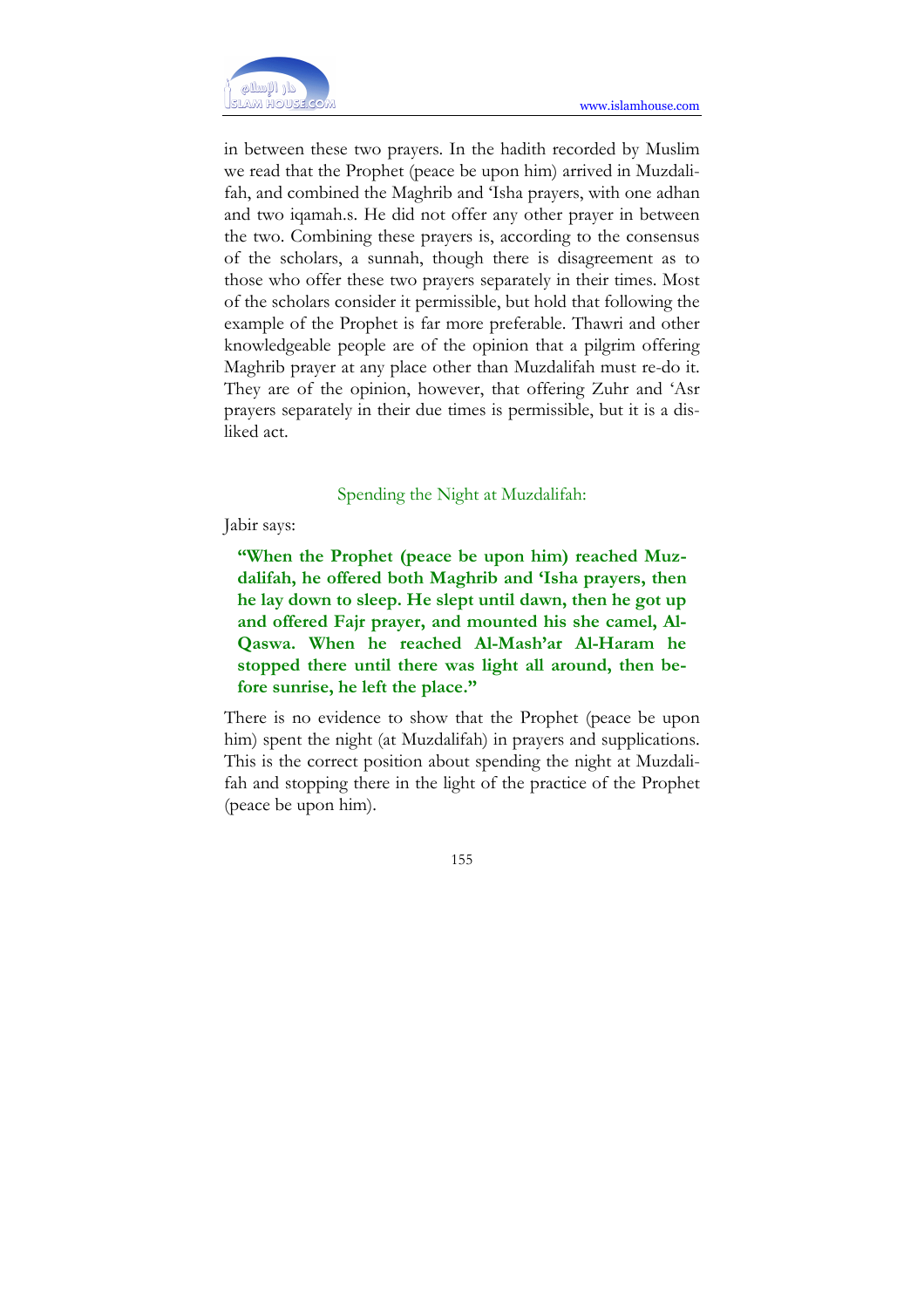in between these two prayers. In the hadith recorded by Muslim we read that the Prophet (peace be upon him) arrived in Muzdalifah, and combined the Maghrib and 'Isha prayers, with one adhan and two iqamah.s. He did not offer any other prayer in between the two. Combining these prayers is, according to the consensus of the scholars, a sunnah, though there is disagreement as to those who offer these two prayers separately in their times. Most of the scholars consider it permissible, but hold that following the example of the Prophet is far more preferable. Thawri and other knowledgeable people are of the opinion that a pilgrim offering Maghrib prayer at any place other than Muzdalifah must re-do it. They are of the opinion, however, that offering Zuhr and 'Asr prayers separately in their due times is permissible, but it is a disliked act.

### Spending the Night at Muzdalifah:

Jabir says:

> **"When the Prophet (peace be upon him) reached Muzdalifah, he offered both Maghrib and 'Isha prayers, then he lay down to sleep. He slept until dawn, then he got up and offered Fajr prayer, and mounted his she camel, Al-Qaswa. When he reached Al-Mash'ar Al-Haram he stopped there until there was light all around, then before sunrise, he left the place."**

There is no evidence to show that the Prophet (peace be upon him) spent the night (at Muzdalifah) in prayers and supplications. This is the correct position about spending the night at Muzdalifah and stopping there in the light of the practice of the Prophet (peace be upon him).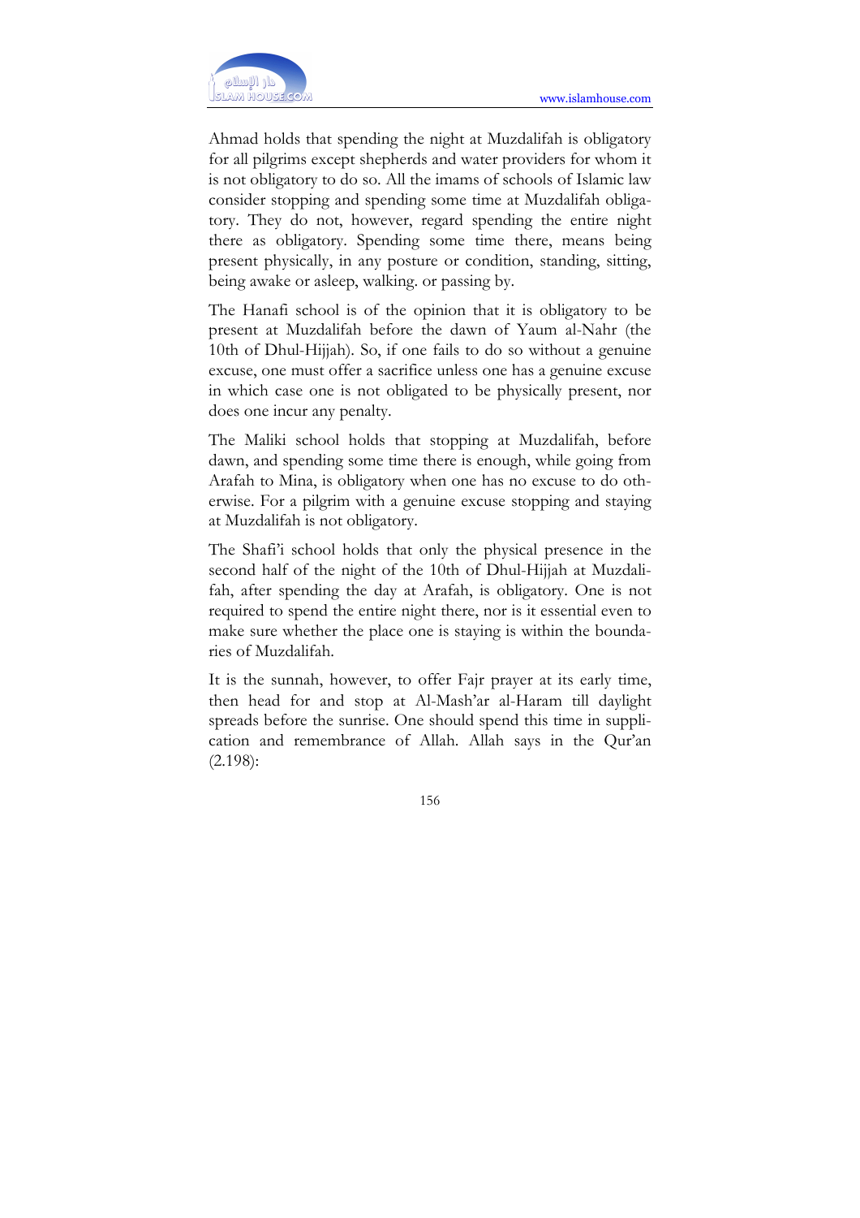Ahmad holds that spending the night at Muzdalifah is obligatory for all pilgrims except shepherds and water providers for whom it is not obligatory to do so. All the imams of schools of Islamic law consider stopping and spending some time at Muzdalifah obligatory. They do not, however, regard spending the entire night there as obligatory. Spending some time there, means being present physically, in any posture or condition, standing, sitting, being awake or asleep, walking. or passing by.

The Hanafi school is of the opinion that it is obligatory to be present at Muzdalifah before the dawn of Yaum al-Nahr (the 10th of Dhul-Hijjah). So, if one fails to do so without a genuine excuse, one must offer a sacrifice unless one has a genuine excuse in which case one is not obligated to be physically present, nor does one incur any penalty.

The Maliki school holds that stopping at Muzdalifah, before dawn, and spending some time there is enough, while going from Arafah to Mina, is obligatory when one has no excuse to do otherwise. For a pilgrim with a genuine excuse stopping and staying at Muzdalifah is not obligatory.

The Shafi'i school holds that only the physical presence in the second half of the night of the 10th of Dhul-Hijjah at Muzdalifah, after spending the day at Arafah, is obligatory. One is not required to spend the entire night there, nor is it essential even to make sure whether the place one is staying is within the boundaries of Muzdalifah.

It is the sunnah, however, to offer Fajr prayer at its early time, then head for and stop at Al-Mash'ar al-Haram till daylight spreads before the sunrise. One should spend this time in supplication and remembrance of Allah. Allah says in the Qur'an (2.198):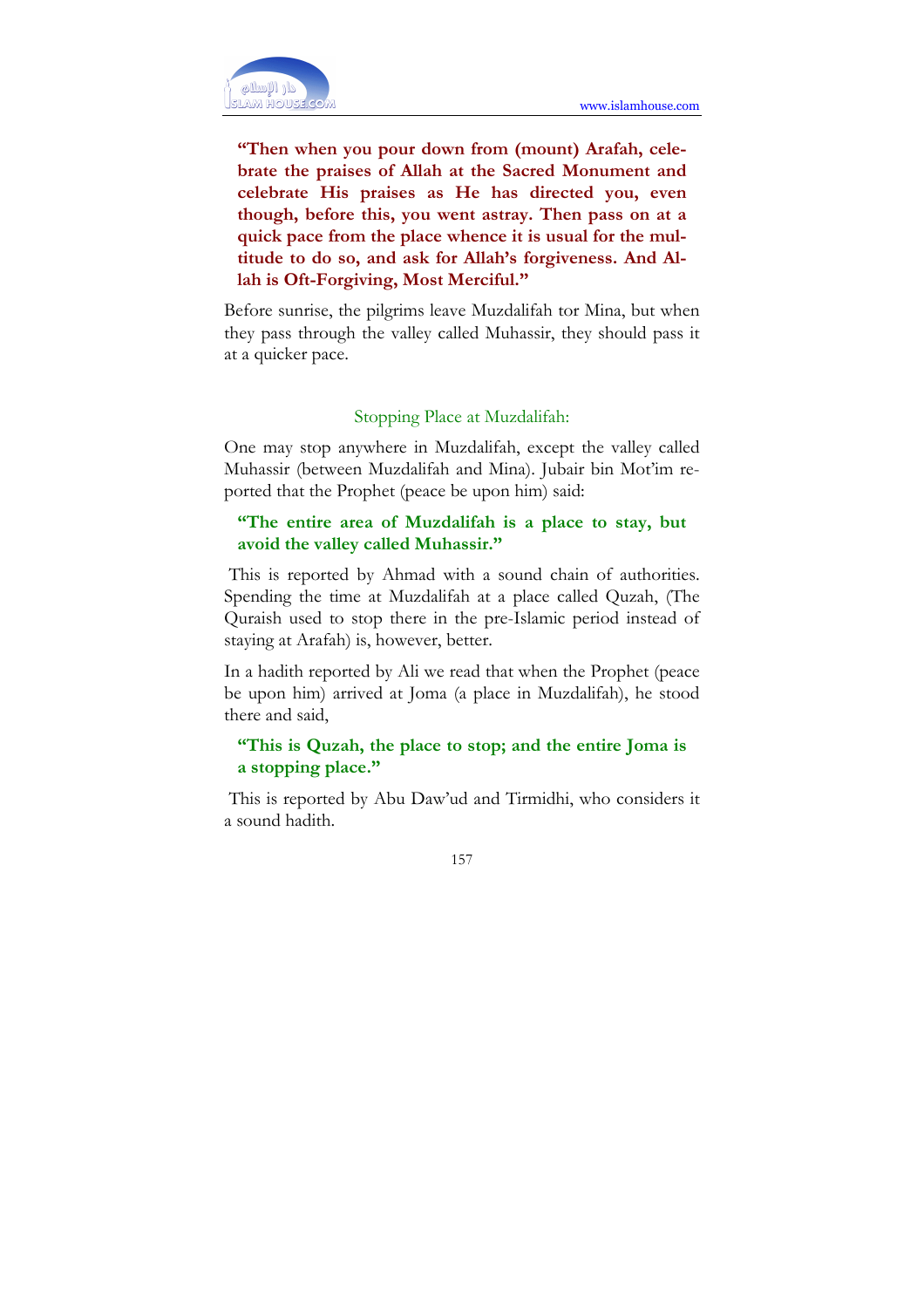> **"Then when you pour down from (mount) Arafah, celebrate the praises of Allah at the Sacred Monument and celebrate His praises as He has directed you, even though, before this, you went astray. Then pass on at a quick pace from the place whence it is usual for the multitude to do so, and ask for Allah's forgiveness. And Allah is Oft-Forgiving, Most Merciful."**

Before sunrise, the pilgrims leave Muzdalifah tor Mina, but when they pass through the valley called Muhassir, they should pass it at a quicker pace.

### Stopping Place at Muzdalifah:

One may stop anywhere in Muzdalifah, except the valley called Muhassir (between Muzdalifah and Mina). Jubair bin Mot'im reported that the Prophet (peace be upon him) said:

> **"The entire area of Muzdalifah is a place to stay, but avoid the valley called Muhassir."**

This is reported by Ahmad with a sound chain of authorities. Spending the time at Muzdalifah at a place called Quzah, (The Quraish used to stop there in the pre-Islamic period instead of staying at Arafah) is, however, better.

In a hadith reported by Ali we read that when the Prophet (peace be upon him) arrived at Joma (a place in Muzdalifah), he stood there and said,

> **"This is Quzah, the place to stop; and the entire Joma is a stopping place."**

This is reported by Abu Daw'ud and Tirmidhi, who considers it a sound hadith.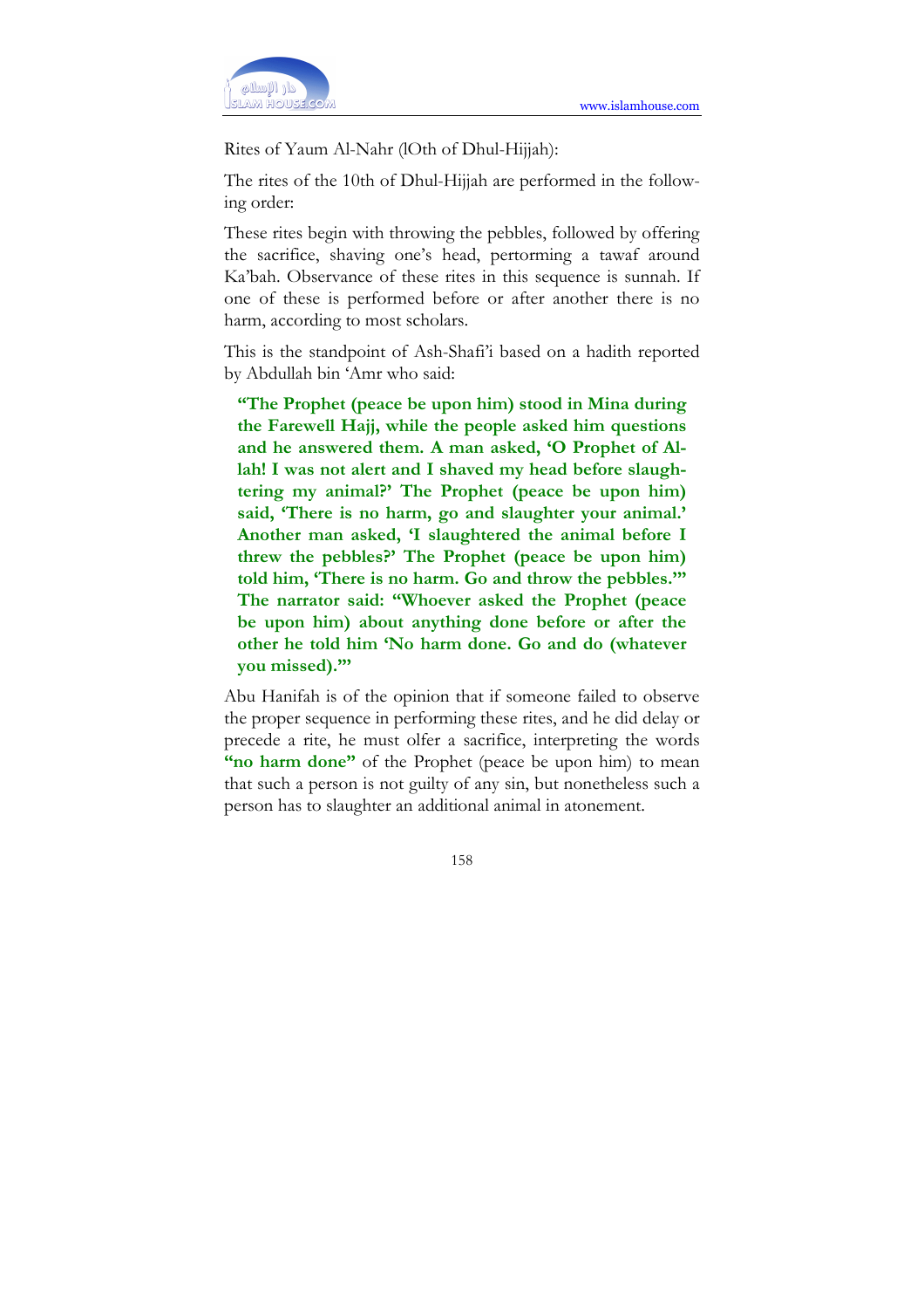Rites of Yaum Al-Nahr (lOth of Dhul-Hijjah):

The rites of the 10th of Dhul-Hijjah are performed in the following order:

These rites begin with throwing the pebbles, followed by offering the sacrifice, shaving one's head, pertorming a tawaf around Ka'bah. Observance of these rites in this sequence is sunnah. If one of these is performed before or after another there is no harm, according to most scholars.

This is the standpoint of Ash-Shafi'i based on a hadith reported by Abdullah bin 'Amr who said:

> **"The Prophet (peace be upon him) stood in Mina during the Farewell Hajj, while the people asked him questions and he answered them. A man asked, 'O Prophet of Allah! I was not alert and I shaved my head before slaughtering my animal?' The Prophet (peace be upon him) said, 'There is no harm, go and slaughter your animal.' Another man asked, 'I slaughtered the animal before I threw the pebbles?' The Prophet (peace be upon him) told him, 'There is no harm. Go and throw the pebbles.'" The narrator said: "Whoever asked the Prophet (peace be upon him) about anything done before or after the other he told him 'No harm done. Go and do (whatever you missed).'"**

Abu Hanifah is of the opinion that if someone failed to observe the proper sequence in performing these rites, and he did delay or precede a rite, he must olfer a sacrifice, interpreting the words **"no harm done"** of the Prophet (peace be upon him) to mean that such a person is not guilty of any sin, but nonetheless such a person has to slaughter an additional animal in atonement.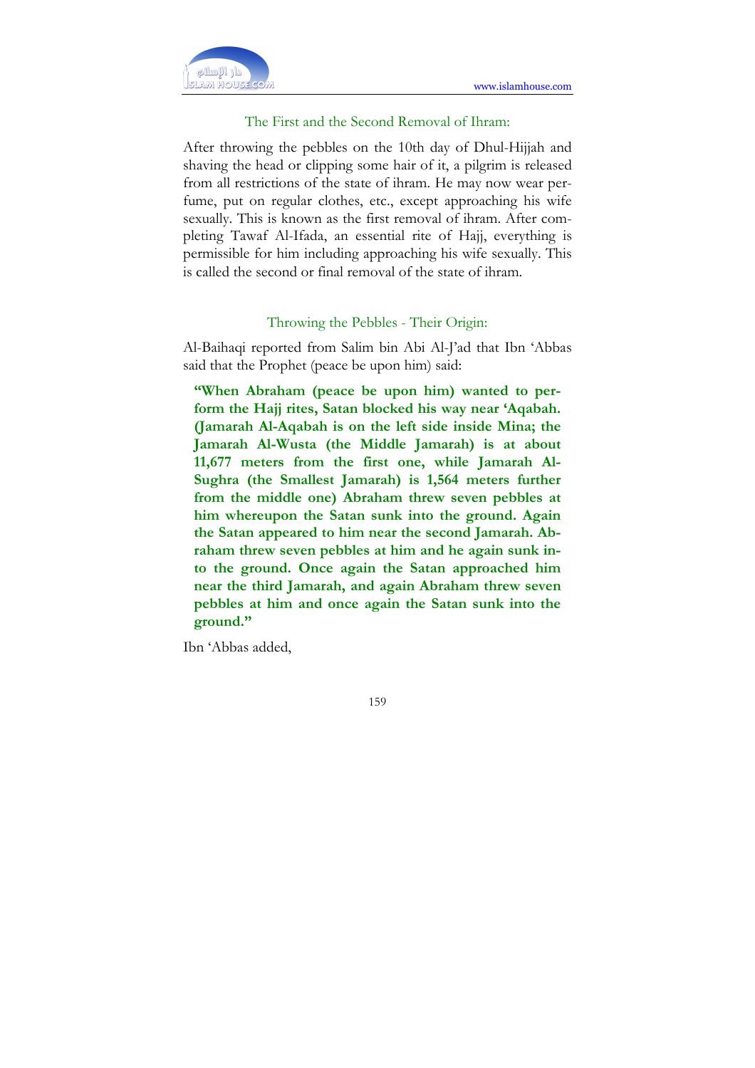### The First and the Second Removal of Ihram:

After throwing the pebbles on the 10th day of Dhul-Hijjah and shaving the head or clipping some hair of it, a pilgrim is released from all restrictions of the state of ihram. He may now wear perfume, put on regular clothes, etc., except approaching his wife sexually. This is known as the first removal of ihram. After completing Tawaf Al-Ifada, an essential rite of Hajj, everything is permissible for him including approaching his wife sexually. This is called the second or final removal of the state of ihram.

### Throwing the Pebbles - Their Origin:

Al-Baihaqi reported from Salim bin Abi Al-J'ad that Ibn 'Abbas said that the Prophet (peace be upon him) said:

> **"When Abraham (peace be upon him) wanted to perform the Hajj rites, Satan blocked his way near 'Aqabah. (Jamarah Al-Aqabah is on the left side inside Mina; the Jamarah Al-Wusta (the Middle Jamarah) is at about 11,677 meters from the first one, while Jamarah Al-Sughra (the Smallest Jamarah) is 1,564 meters further from the middle one) Abraham threw seven pebbles at him whereupon the Satan sunk into the ground. Again the Satan appeared to him near the second Jamarah. Abraham threw seven pebbles at him and he again sunk into the ground. Once again the Satan approached him near the third Jamarah, and again Abraham threw seven pebbles at him and once again the Satan sunk into the ground."**

Ibn 'Abbas added,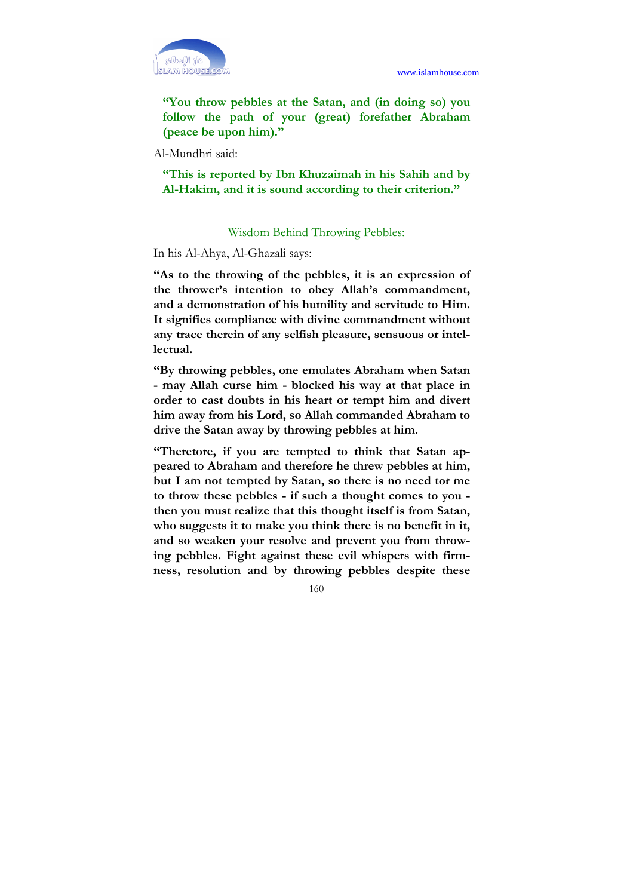**"You throw pebbles at the Satan, and (in doing so) you follow the path of your (great) forefather Abraham (peace be upon him)."**

Al-Mundhri said:

**"This is reported by Ibn Khuzaimah in his Sahih and by Al-Hakim, and it is sound according to their criterion."**

### Wisdom Behind Throwing Pebbles:

In his Al-Ahya, Al-Ghazali says:

**"As to the throwing of the pebbles, it is an expression of the thrower's intention to obey Allah's commandment, and a demonstration of his humility and servitude to Him. It signifies compliance with divine commandment without any trace therein of any selfish pleasure, sensuous or intellectual.**

**"By throwing pebbles, one emulates Abraham when Satan - may Allah curse him - blocked his way at that place in order to cast doubts in his heart or tempt him and divert him away from his Lord, so Allah commanded Abraham to drive the Satan away by throwing pebbles at him.**

**"Theretore, if you are tempted to think that Satan appeared to Abraham and therefore he threw pebbles at him, but I am not tempted by Satan, so there is no need tor me to throw these pebbles - if such a thought comes to you - then you must realize that this thought itself is from Satan, who suggests it to make you think there is no benefit in it, and so weaken your resolve and prevent you from throwing pebbles. Fight against these evil whispers with firmness, resolution and by throwing pebbles despite these**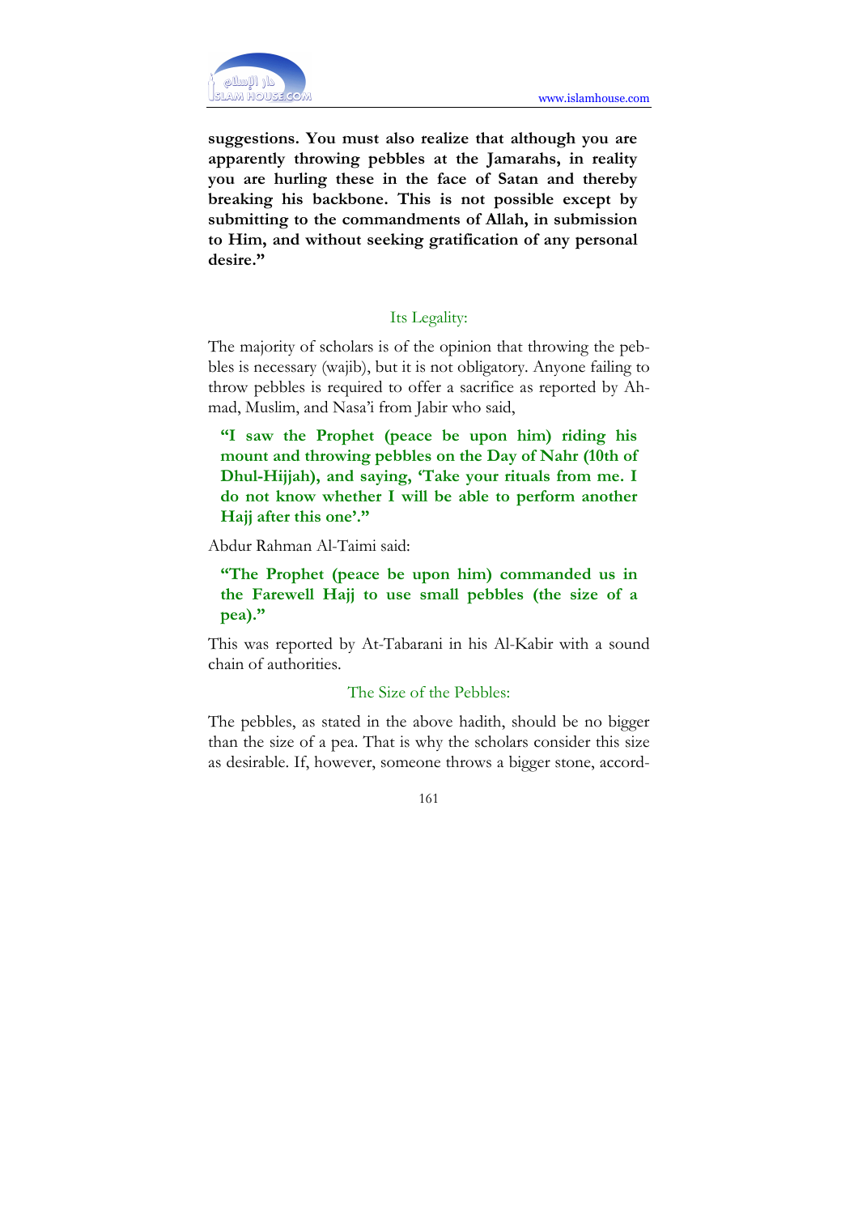**suggestions. You must also realize that although you are apparently throwing pebbles at the Jamarahs, in reality you are hurling these in the face of Satan and thereby breaking his backbone. This is not possible except by submitting to the commandments of Allah, in submission to Him, and without seeking gratification of any personal desire."**

## Its Legality:

The majority of scholars is of the opinion that throwing the pebbles is necessary (wajib), but it is not obligatory. Anyone failing to throw pebbles is required to offer a sacrifice as reported by Ahmad, Muslim, and Nasa'i from Jabir who said,

> **"I saw the Prophet (peace be upon him) riding his mount and throwing pebbles on the Day of Nahr (10th of Dhul-Hijjah), and saying, 'Take your rituals from me. I do not know whether I will be able to perform another Hajj after this one'."**

Abdur Rahman Al-Taimi said:

> **"The Prophet (peace be upon him) commanded us in the Farewell Hajj to use small pebbles (the size of a pea)."**

This was reported by At-Tabarani in his Al-Kabir with a sound chain of authorities.

## The Size of the Pebbles:

The pebbles, as stated in the above hadith, should be no bigger than the size of a pea. That is why the scholars consider this size as desirable. If, however, someone throws a bigger stone, accord-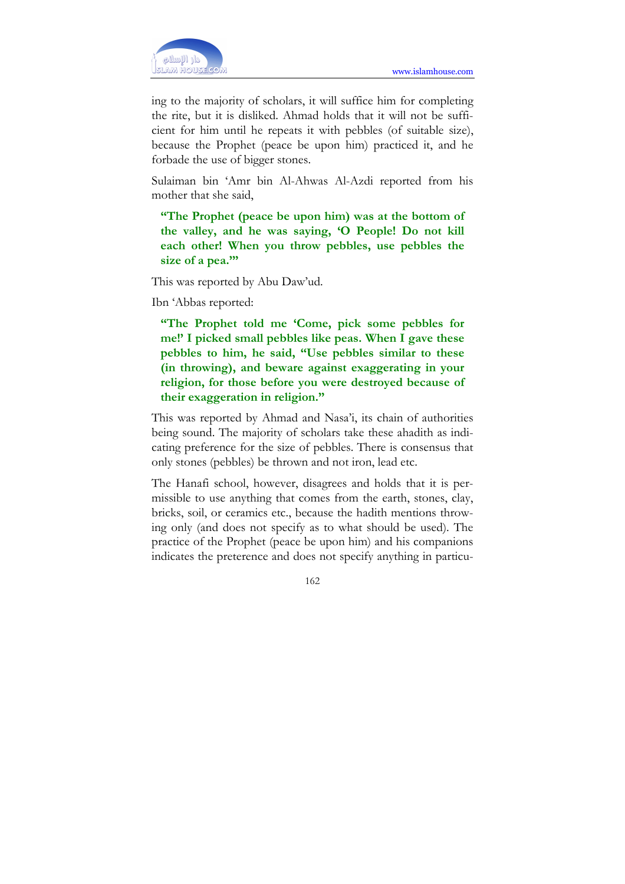ing to the majority of scholars, it will suffice him for completing the rite, but it is disliked. Ahmad holds that it will not be sufficient for him until he repeats it with pebbles (of suitable size), because the Prophet (peace be upon him) practiced it, and he forbade the use of bigger stones.

Sulaiman bin 'Amr bin Al-Ahwas Al-Azdi reported from his mother that she said,

> **"The Prophet (peace be upon him) was at the bottom of the valley, and he was saying, 'O People! Do not kill each other! When you throw pebbles, use pebbles the size of a pea.'"**

This was reported by Abu Daw'ud.

Ibn 'Abbas reported:

> **"The Prophet told me 'Come, pick some pebbles for me!' I picked small pebbles like peas. When I gave these pebbles to him, he said, "Use pebbles similar to these (in throwing), and beware against exaggerating in your religion, for those before you were destroyed because of their exaggeration in religion."**

This was reported by Ahmad and Nasa'i, its chain of authorities being sound. The majority of scholars take these ahadith as indicating preference for the size of pebbles. There is consensus that only stones (pebbles) be thrown and not iron, lead etc.

The Hanafi school, however, disagrees and holds that it is permissible to use anything that comes from the earth, stones, clay, bricks, soil, or ceramics etc., because the hadith mentions throwing only (and does not specify as to what should be used). The practice of the Prophet (peace be upon him) and his companions indicates the preterence and does not specify anything in particu-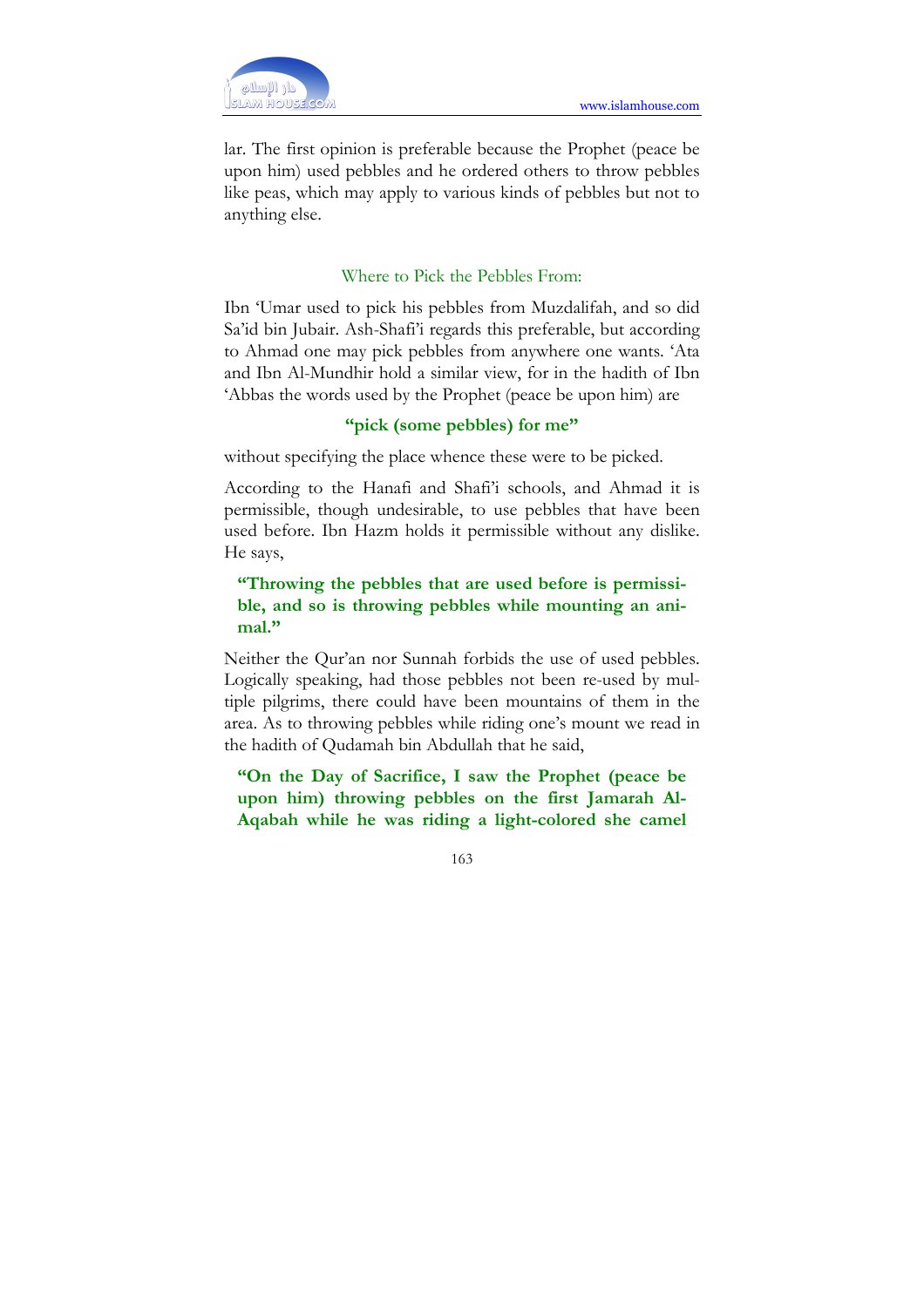lar. The first opinion is preferable because the Prophet (peace be upon him) used pebbles and he ordered others to throw pebbles like peas, which may apply to various kinds of pebbles but not to anything else.

### Where to Pick the Pebbles From:

Ibn 'Umar used to pick his pebbles from Muzdalifah, and so did Sa'id bin Jubair. Ash-Shafi'i regards this preferable, but according to Ahmad one may pick pebbles from anywhere one wants. 'Ata and Ibn Al-Mundhir hold a similar view, for in the hadith of Ibn 'Abbas the words used by the Prophet (peace be upon him) are

**"pick (some pebbles) for me"**

without specifying the place whence these were to be picked.

According to the Hanafi and Shafi'i schools, and Ahmad it is permissible, though undesirable, to use pebbles that have been used before. Ibn Hazm holds it permissible without any dislike. He says,

> **"Throwing the pebbles that are used before is permissible, and so is throwing pebbles while mounting an animal."**

Neither the Qur'an nor Sunnah forbids the use of used pebbles. Logically speaking, had those pebbles not been re-used by multiple pilgrims, there could have been mountains of them in the area. As to throwing pebbles while riding one's mount we read in the hadith of Qudamah bin Abdullah that he said,

> **"On the Day of Sacrifice, I saw the Prophet (peace be upon him) throwing pebbles on the first Jamarah Al-Aqabah while he was riding a light-colored she camel**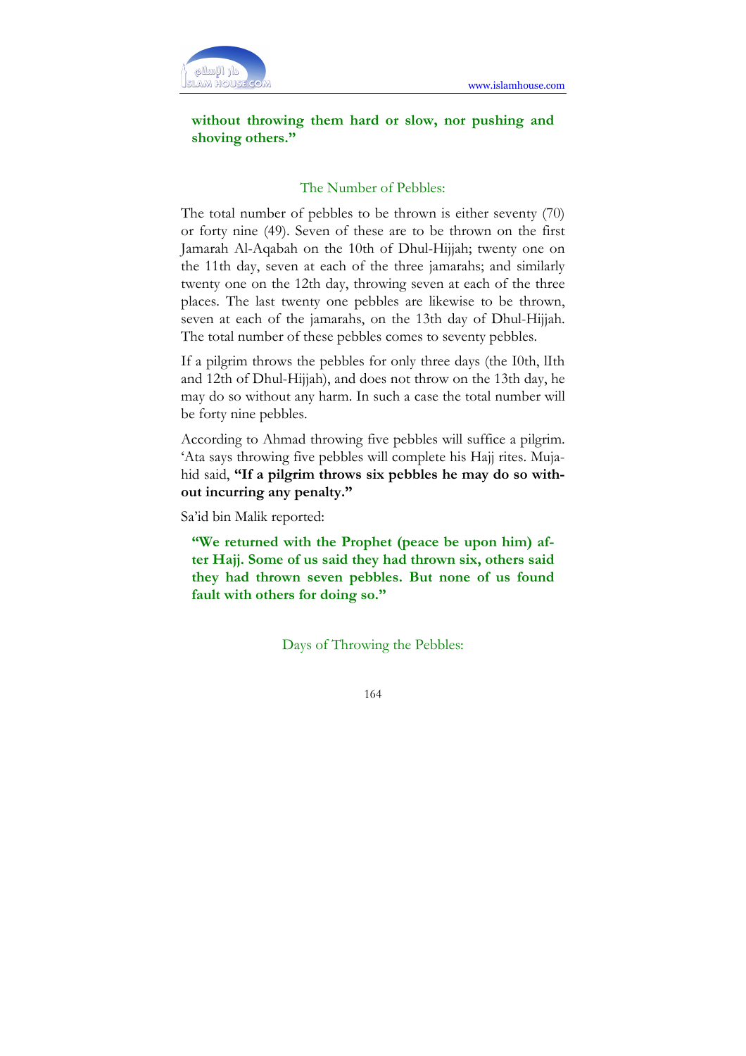**without throwing them hard or slow, nor pushing and shoving others."**

## The Number of Pebbles:

The total number of pebbles to be thrown is either seventy (70) or forty nine (49). Seven of these are to be thrown on the first Jamarah Al-Aqabah on the 10th of Dhul-Hijjah; twenty one on the 11th day, seven at each of the three jamarahs; and similarly twenty one on the 12th day, throwing seven at each of the three places. The last twenty one pebbles are likewise to be thrown, seven at each of the jamarahs, on the 13th day of Dhul-Hijjah. The total number of these pebbles comes to seventy pebbles.

If a pilgrim throws the pebbles for only three days (the I0th, lIth and 12th of Dhul-Hijjah), and does not throw on the 13th day, he may do so without any harm. In such a case the total number will be forty nine pebbles.

According to Ahmad throwing five pebbles will suffice a pilgrim. 'Ata says throwing five pebbles will complete his Hajj rites. Mujahid said, **"If a pilgrim throws six pebbles he may do so without incurring any penalty."**

Sa'id bin Malik reported:

> **"We returned with the Prophet (peace be upon him) after Hajj. Some of us said they had thrown six, others said they had thrown seven pebbles. But none of us found fault with others for doing so."**

## Days of Throwing the Pebbles: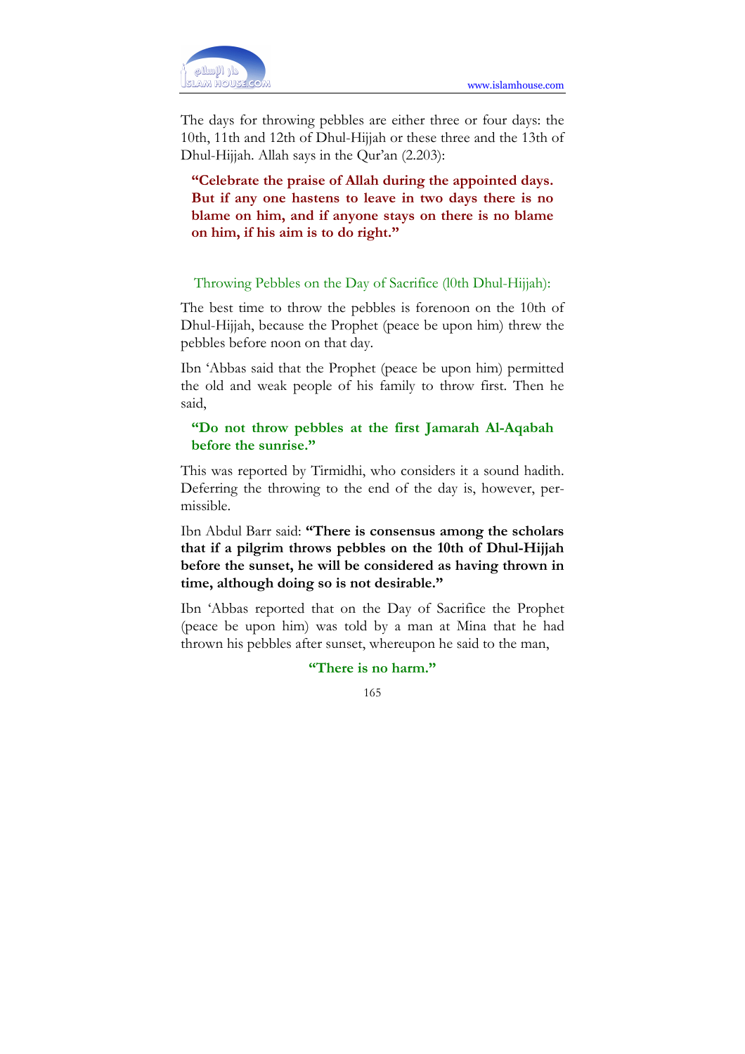The days for throwing pebbles are either three or four days: the 10th, 11th and 12th of Dhul-Hijjah or these three and the 13th of Dhul-Hijjah. Allah says in the Qur'an (2.203):

> **"Celebrate the praise of Allah during the appointed days. But if any one hastens to leave in two days there is no blame on him, and if anyone stays on there is no blame on him, if his aim is to do right."**

### Throwing Pebbles on the Day of Sacrifice (l0th Dhul-Hijjah):

The best time to throw the pebbles is forenoon on the 10th of Dhul-Hijjah, because the Prophet (peace be upon him) threw the pebbles before noon on that day.

Ibn 'Abbas said that the Prophet (peace be upon him) permitted the old and weak people of his family to throw first. Then he said,

> **"Do not throw pebbles at the first Jamarah Al-Aqabah before the sunrise."**

This was reported by Tirmidhi, who considers it a sound hadith. Deferring the throwing to the end of the day is, however, permissible.

Ibn Abdul Barr said: **"There is consensus among the scholars that if a pilgrim throws pebbles on the 10th of Dhul-Hijjah before the sunset, he will be considered as having thrown in time, although doing so is not desirable."**

Ibn 'Abbas reported that on the Day of Sacrifice the Prophet (peace be upon him) was told by a man at Mina that he had thrown his pebbles after sunset, whereupon he said to the man,

**"There is no harm."**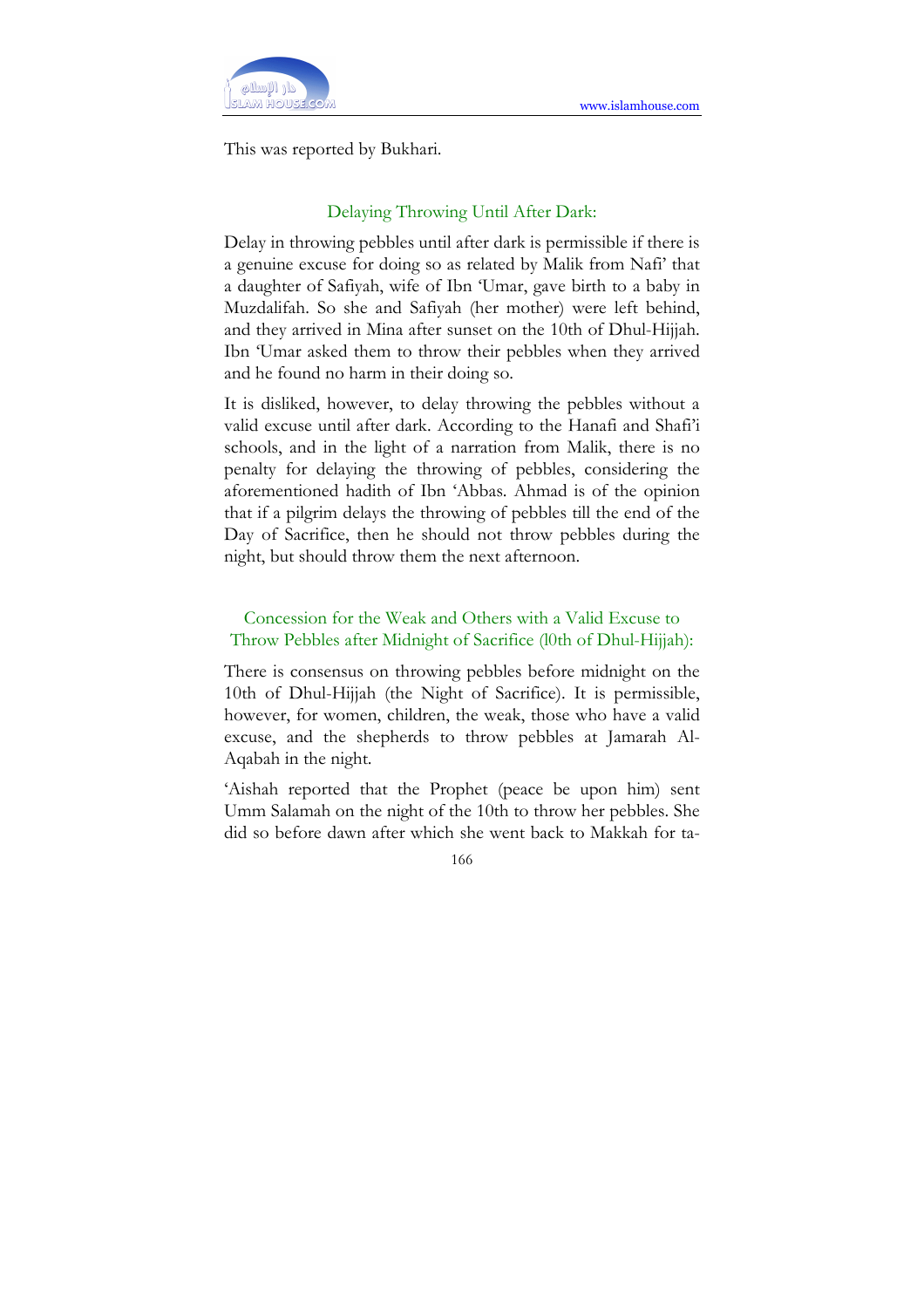This was reported by Bukhari.

### Delaying Throwing Until After Dark:

Delay in throwing pebbles until after dark is permissible if there is a genuine excuse for doing so as related by Malik from Nafi' that a daughter of Safiyah, wife of Ibn 'Umar, gave birth to a baby in Muzdalifah. So she and Safiyah (her mother) were left behind, and they arrived in Mina after sunset on the 10th of Dhul-Hijjah. Ibn 'Umar asked them to throw their pebbles when they arrived and he found no harm in their doing so.

It is disliked, however, to delay throwing the pebbles without a valid excuse until after dark. According to the Hanafi and Shafi'i schools, and in the light of a narration from Malik, there is no penalty for delaying the throwing of pebbles, considering the aforementioned hadith of Ibn 'Abbas. Ahmad is of the opinion that if a pilgrim delays the throwing of pebbles till the end of the Day of Sacrifice, then he should not throw pebbles during the night, but should throw them the next afternoon.

### Concession for the Weak and Others with a Valid Excuse to Throw Pebbles after Midnight of Sacrifice (l0th of Dhul-Hijjah):

There is consensus on throwing pebbles before midnight on the 10th of Dhul-Hijjah (the Night of Sacrifice). It is permissible, however, for women, children, the weak, those who have a valid excuse, and the shepherds to throw pebbles at Jamarah Al-Aqabah in the night.

'Aishah reported that the Prophet (peace be upon him) sent Umm Salamah on the night of the 10th to throw her pebbles. She did so before dawn after which she went back to Makkah for ta-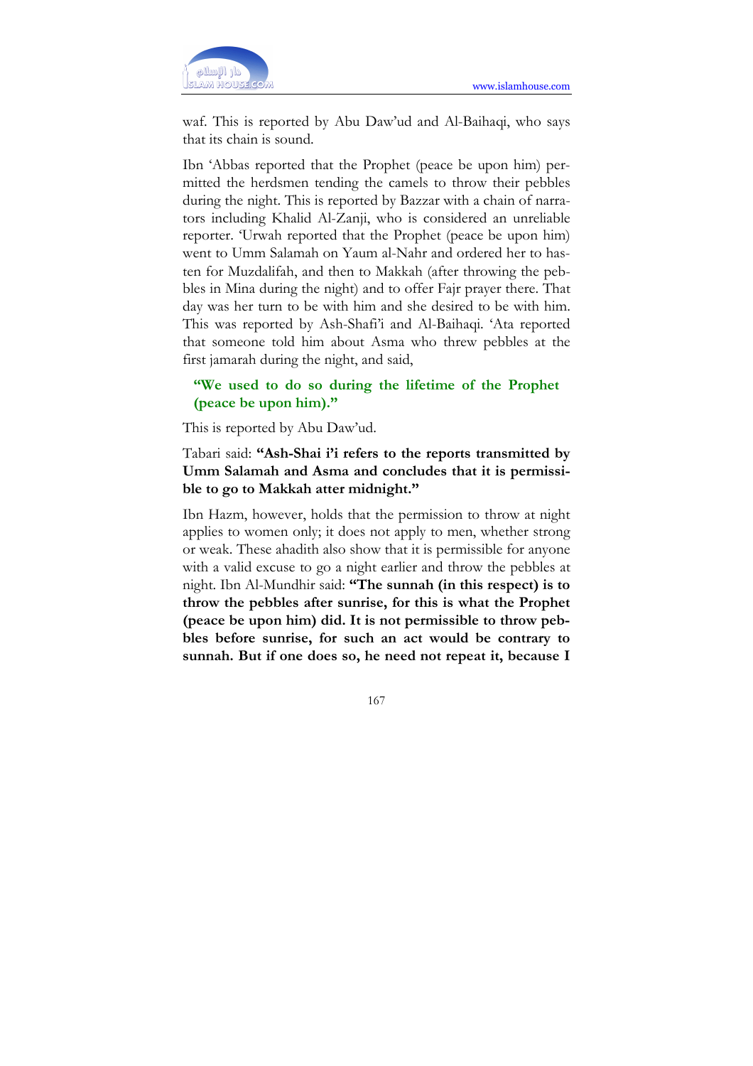waf. This is reported by Abu Daw'ud and Al-Baihaqi, who says that its chain is sound.

Ibn 'Abbas reported that the Prophet (peace be upon him) permitted the herdsmen tending the camels to throw their pebbles during the night. This is reported by Bazzar with a chain of narrators including Khalid Al-Zanji, who is considered an unreliable reporter. 'Urwah reported that the Prophet (peace be upon him) went to Umm Salamah on Yaum al-Nahr and ordered her to hasten for Muzdalifah, and then to Makkah (after throwing the pebbles in Mina during the night) and to offer Fajr prayer there. That day was her turn to be with him and she desired to be with him. This was reported by Ash-Shafi'i and Al-Baihaqi. 'Ata reported that someone told him about Asma who threw pebbles at the first jamarah during the night, and said,

> **"We used to do so during the lifetime of the Prophet (peace be upon him)."**

This is reported by Abu Daw'ud.

Tabari said: **"Ash-Shai i'i refers to the reports transmitted by Umm Salamah and Asma and concludes that it is permissible to go to Makkah atter midnight."**

Ibn Hazm, however, holds that the permission to throw at night applies to women only; it does not apply to men, whether strong or weak. These ahadith also show that it is permissible for anyone with a valid excuse to go a night earlier and throw the pebbles at night. Ibn Al-Mundhir said: **"The sunnah (in this respect) is to throw the pebbles after sunrise, for this is what the Prophet (peace be upon him) did. It is not permissible to throw pebbles before sunrise, for such an act would be contrary to sunnah. But if one does so, he need not repeat it, because I**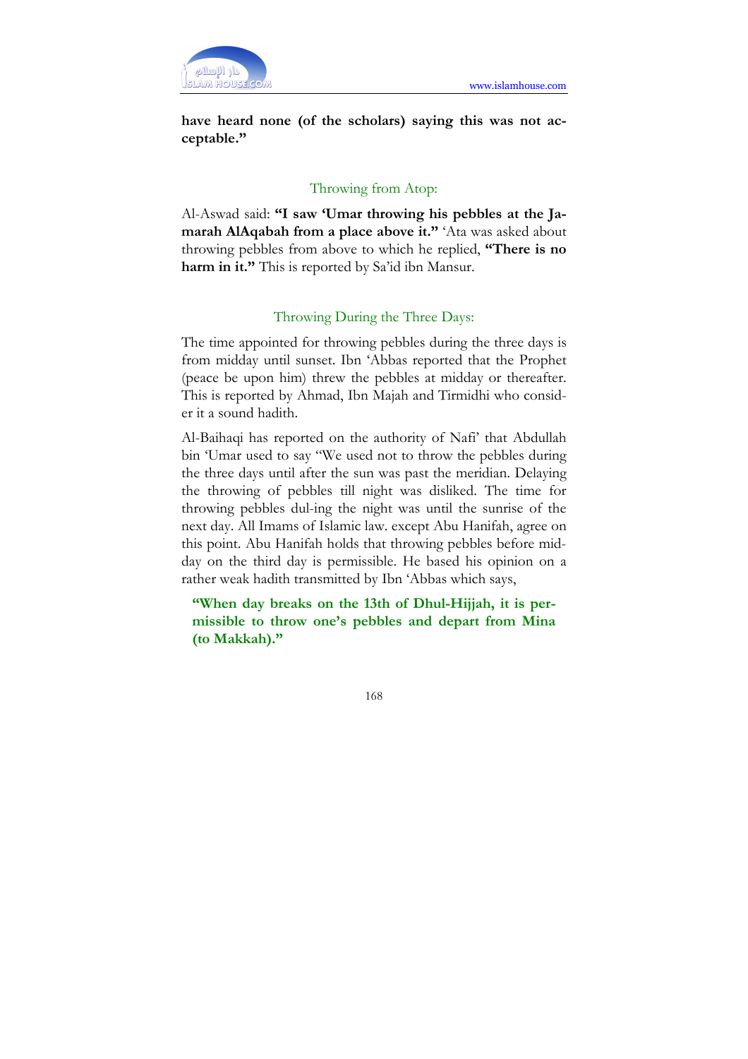**have heard none (of the scholars) saying this was not acceptable."**

### Throwing from Atop:

Al-Aswad said: **"I saw 'Umar throwing his pebbles at the Jamarah AlAqabah from a place above it."** 'Ata was asked about throwing pebbles from above to which he replied, **"There is no harm in it."** This is reported by Sa'id ibn Mansur.

### Throwing During the Three Days:

The time appointed for throwing pebbles during the three days is from midday until sunset. Ibn 'Abbas reported that the Prophet (peace be upon him) threw the pebbles at midday or thereafter. This is reported by Ahmad, Ibn Majah and Tirmidhi who consider it a sound hadith.

Al-Baihaqi has reported on the authority of Nafi' that Abdullah bin 'Umar used to say "We used not to throw the pebbles during the three days until after the sun was past the meridian. Delaying the throwing of pebbles till night was disliked. The time for throwing pebbles dul-ing the night was until the sunrise of the next day. All Imams of Islamic law. except Abu Hanifah, agree on this point. Abu Hanifah holds that throwing pebbles before midday on the third day is permissible. He based his opinion on a rather weak hadith transmitted by Ibn 'Abbas which says,

> **"When day breaks on the 13th of Dhul-Hijjah, it is permissible to throw one's pebbles and depart from Mina (to Makkah)."**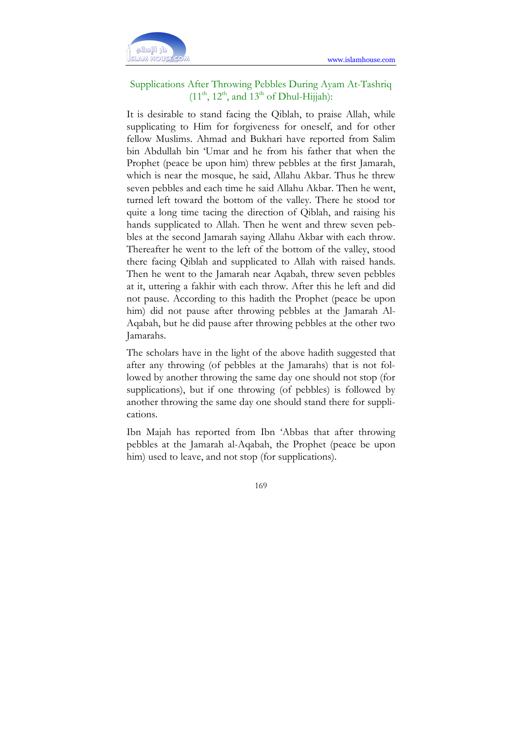## Supplications After Throwing Pebbles During Ayam At-Tashriq ($11^{th}$, $12^{th}$, and $13^{th}$ of Dhul-Hijjah):

It is desirable to stand facing the Qiblah, to praise Allah, while supplicating to Him for forgiveness for oneself, and for other fellow Muslims. Ahmad and Bukhari have reported from Salim bin Abdullah bin 'Umar and he from his father that when the Prophet (peace be upon him) threw pebbles at the first Jamarah, which is near the mosque, he said, Allahu Akbar. Thus he threw seven pebbles and each time he said Allahu Akbar. Then he went, turned left toward the bottom of the valley. There he stood tor quite a long time tacing the direction of Qiblah, and raising his hands supplicated to Allah. Then he went and threw seven pebbles at the second Jamarah saying Allahu Akbar with each throw. Thereafter he went to the left of the bottom of the valley, stood there facing Qiblah and supplicated to Allah with raised hands. Then he went to the Jamarah near Aqabah, threw seven pebbles at it, uttering a fakhir with each throw. After this he left and did not pause. According to this hadith the Prophet (peace be upon him) did not pause after throwing pebbles at the Jamarah Al-Aqabah, but he did pause after throwing pebbles at the other two Jamarahs.

The scholars have in the light of the above hadith suggested that after any throwing (of pebbles at the Jamarahs) that is not followed by another throwing the same day one should not stop (for supplications), but if one throwing (of pebbles) is followed by another throwing the same day one should stand there for supplications.

Ibn Majah has reported from Ibn 'Abbas that after throwing pebbles at the Jamarah al-Aqabah, the Prophet (peace be upon him) used to leave, and not stop (for supplications).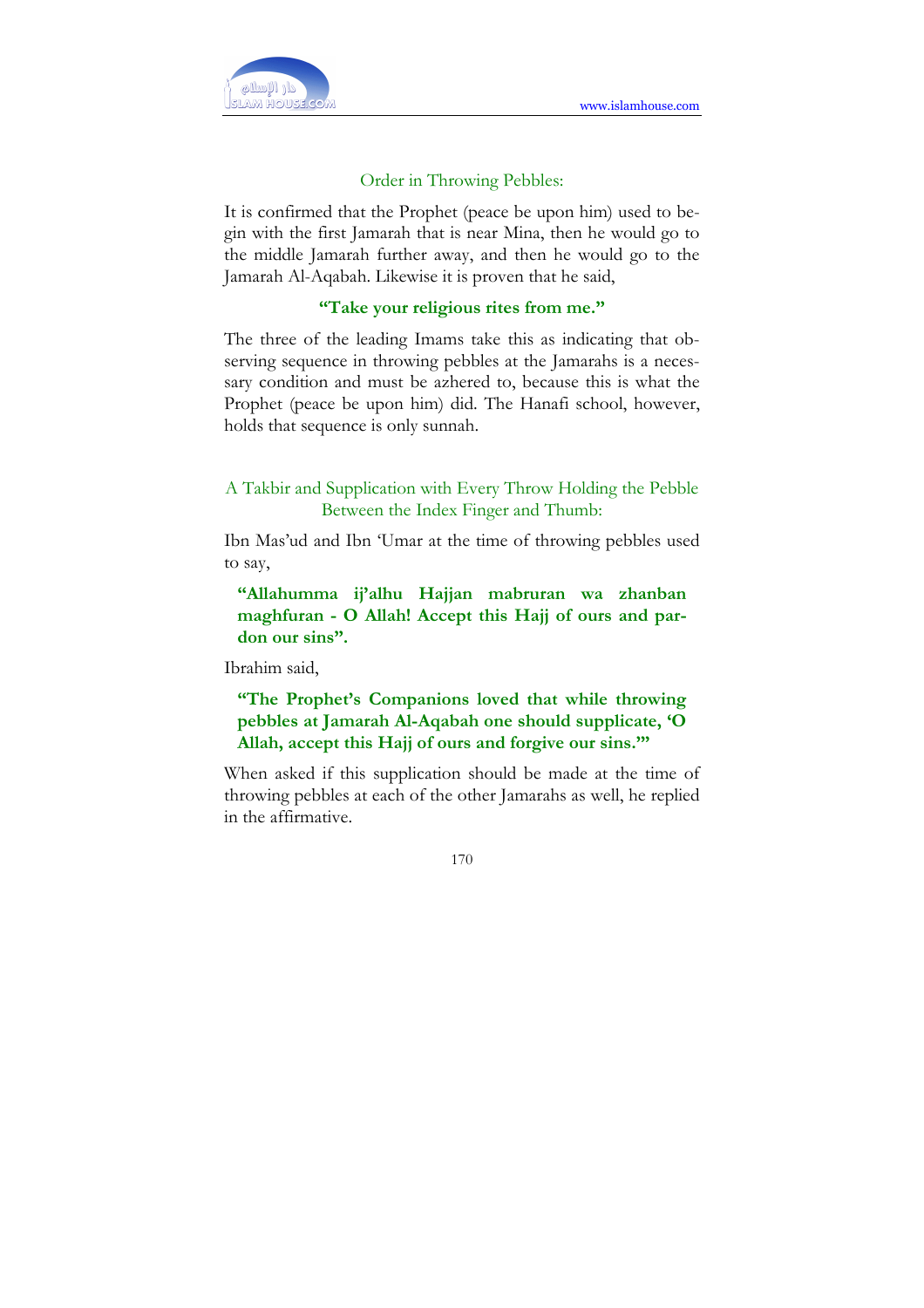### Order in Throwing Pebbles:

It is confirmed that the Prophet (peace be upon him) used to begin with the first Jamarah that is near Mina, then he would go to the middle Jamarah further away, and then he would go to the Jamarah Al-Aqabah. Likewise it is proven that he said,

**"Take your religious rites from me."**

The three of the leading Imams take this as indicating that observing sequence in throwing pebbles at the Jamarahs is a necessary condition and must be azhered to, because this is what the Prophet (peace be upon him) did. The Hanafi school, however, holds that sequence is only sunnah.

### A Takbir and Supplication with Every Throw Holding the Pebble Between the Index Finger and Thumb:

Ibn Mas'ud and Ibn 'Umar at the time of throwing pebbles used to say,

> **"Allahumma ij'alhu Hajjan mabruran wa zhanban maghfuran - O Allah! Accept this Hajj of ours and pardon our sins".**

Ibrahim said,

> **"The Prophet's Companions loved that while throwing pebbles at Jamarah Al-Aqabah one should supplicate, 'O Allah, accept this Hajj of ours and forgive our sins.'"**

When asked if this supplication should be made at the time of throwing pebbles at each of the other Jamarahs as well, he replied in the affirmative.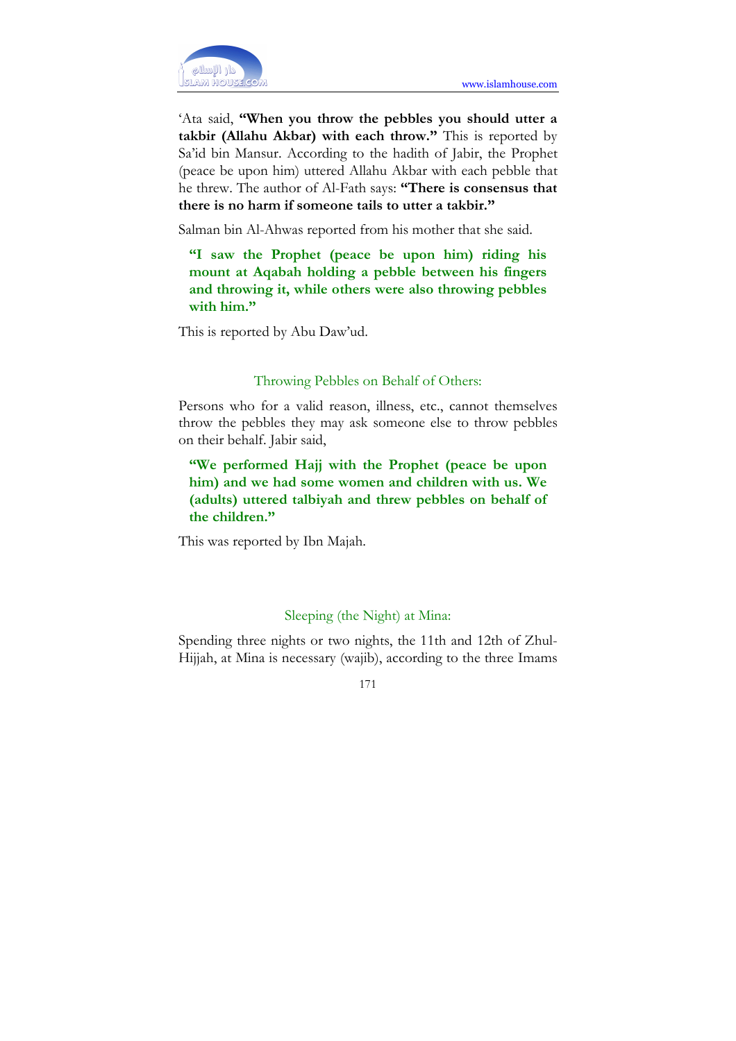'Ata said, **"When you throw the pebbles you should utter a takbir (Allahu Akbar) with each throw."** This is reported by Sa'id bin Mansur. According to the hadith of Jabir, the Prophet (peace be upon him) uttered Allahu Akbar with each pebble that he threw. The author of Al-Fath says: **"There is consensus that there is no harm if someone tails to utter a takbir."**

Salman bin Al-Ahwas reported from his mother that she said.

> **"I saw the Prophet (peace be upon him) riding his mount at Aqabah holding a pebble between his fingers and throwing it, while others were also throwing pebbles with him."**

This is reported by Abu Daw'ud.

### Throwing Pebbles on Behalf of Others:

Persons who for a valid reason, illness, etc., cannot themselves throw the pebbles they may ask someone else to throw pebbles on their behalf. Jabir said,

> **"We performed Hajj with the Prophet (peace be upon him) and we had some women and children with us. We (adults) uttered talbiyah and threw pebbles on behalf of the children."**

This was reported by Ibn Majah.

### Sleeping (the Night) at Mina:

Spending three nights or two nights, the 11th and 12th of Zhul-Hijjah, at Mina is necessary (wajib), according to the three Imams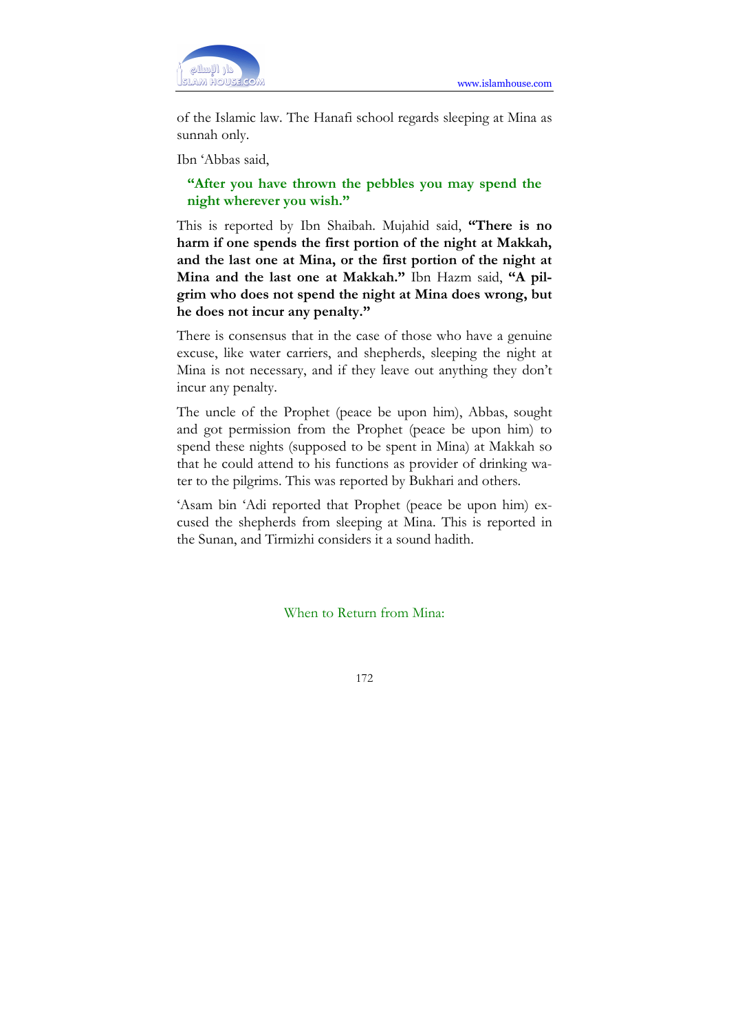of the Islamic law. The Hanafi school regards sleeping at Mina as sunnah only.

Ibn 'Abbas said,

> **"After you have thrown the pebbles you may spend the night wherever you wish."**

This is reported by Ibn Shaibah. Mujahid said, **"There is no harm if one spends the first portion of the night at Makkah, and the last one at Mina, or the first portion of the night at Mina and the last one at Makkah."** Ibn Hazm said, **"A pilgrim who does not spend the night at Mina does wrong, but he does not incur any penalty."**

There is consensus that in the case of those who have a genuine excuse, like water carriers, and shepherds, sleeping the night at Mina is not necessary, and if they leave out anything they don't incur any penalty.

The uncle of the Prophet (peace be upon him), Abbas, sought and got permission from the Prophet (peace be upon him) to spend these nights (supposed to be spent in Mina) at Makkah so that he could attend to his functions as provider of drinking water to the pilgrims. This was reported by Bukhari and others.

'Asam bin 'Adi reported that Prophet (peace be upon him) excused the shepherds from sleeping at Mina. This is reported in the Sunan, and Tirmizhi considers it a sound hadith.

## When to Return from Mina: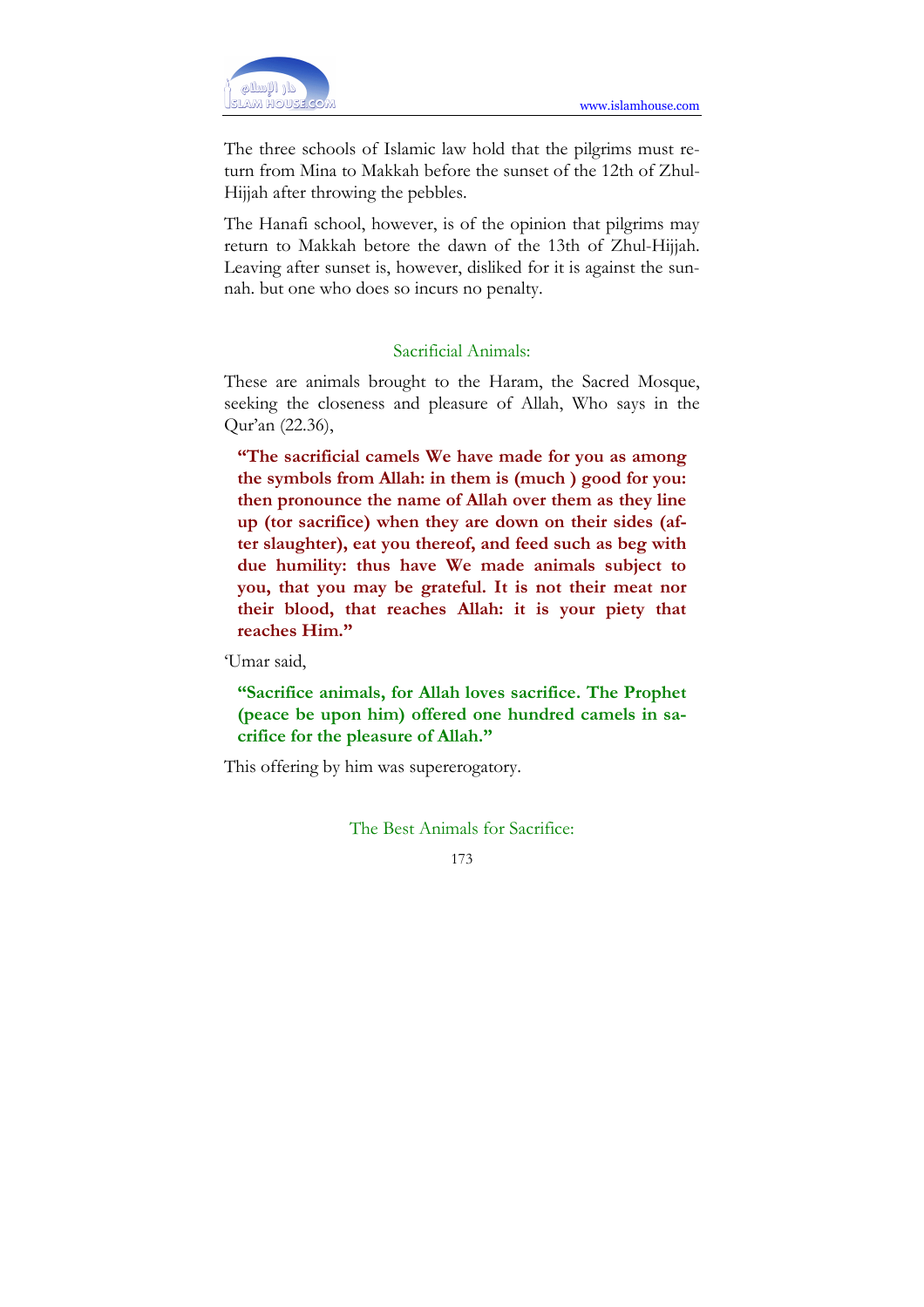The three schools of Islamic law hold that the pilgrims must return from Mina to Makkah before the sunset of the 12th of Zhul-Hijjah after throwing the pebbles.

The Hanafi school, however, is of the opinion that pilgrims may return to Makkah betore the dawn of the 13th of Zhul-Hijjah. Leaving after sunset is, however, disliked for it is against the sunnah. but one who does so incurs no penalty.

## Sacrificial Animals:

These are animals brought to the Haram, the Sacred Mosque, seeking the closeness and pleasure of Allah, Who says in the Qur'an (22.36),

> **"The sacrificial camels We have made for you as among the symbols from Allah: in them is (much ) good for you: then pronounce the name of Allah over them as they line up (tor sacrifice) when they are down on their sides (after slaughter), eat you thereof, and feed such as beg with due humility: thus have We made animals subject to you, that you may be grateful. It is not their meat nor their blood, that reaches Allah: it is your piety that reaches Him."**

'Umar said,

> **"Sacrifice animals, for Allah loves sacrifice. The Prophet (peace be upon him) offered one hundred camels in sacrifice for the pleasure of Allah."**

This offering by him was supererogatory.

## The Best Animals for Sacrifice: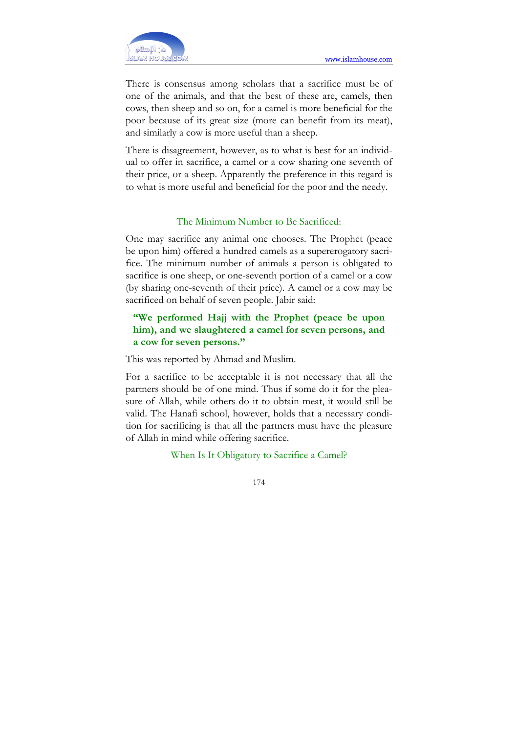There is consensus among scholars that a sacrifice must be of one of the animals, and that the best of these are, camels, then cows, then sheep and so on, for a camel is more beneficial for the poor because of its great size (more can benefit from its meat), and similarly a cow is more useful than a sheep.

There is disagreement, however, as to what is best for an individual to offer in sacrifice, a camel or a cow sharing one seventh of their price, or a sheep. Apparently the preference in this regard is to what is more useful and beneficial for the poor and the needy.

### The Minimum Number to Be Sacrificed:

One may sacrifice any animal one chooses. The Prophet (peace be upon him) offered a hundred camels as a supererogatory sacrifice. The minimum number of animals a person is obligated to sacrifice is one sheep, or one-seventh portion of a camel or a cow (by sharing one-seventh of their price). A camel or a cow may be sacrificed on behalf of seven people. Jabir said:

> **"We performed Hajj with the Prophet (peace be upon him), and we slaughtered a camel for seven persons, and a cow for seven persons."**

This was reported by Ahmad and Muslim.

For a sacrifice to be acceptable it is not necessary that all the partners should be of one mind. Thus if some do it for the pleasure of Allah, while others do it to obtain meat, it would still be valid. The Hanafi school, however, holds that a necessary condition for sacrificing is that all the partners must have the pleasure of Allah in mind while offering sacrifice.

### When Is It Obligatory to Sacrifice a Camel?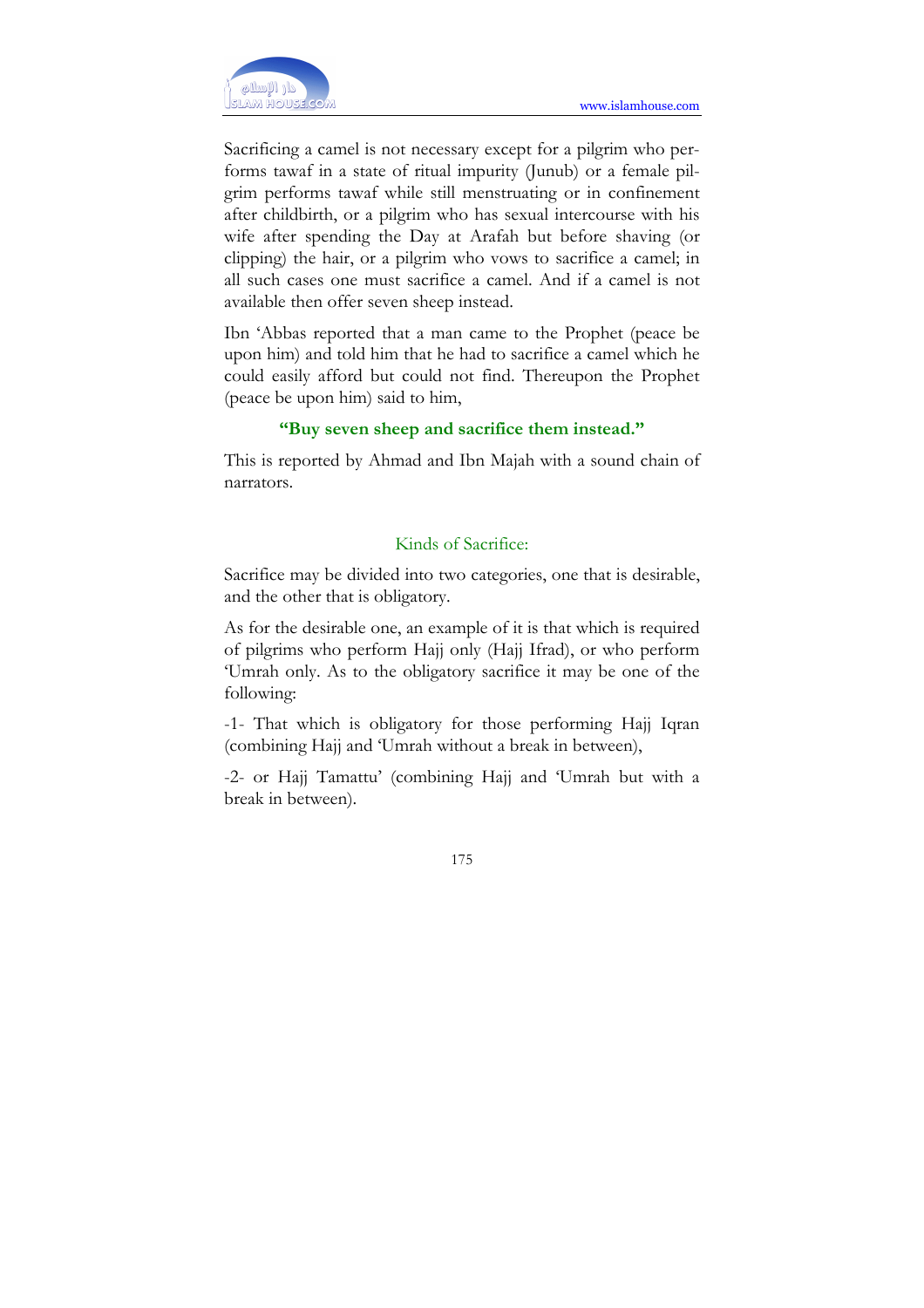Sacrificing a camel is not necessary except for a pilgrim who performs tawaf in a state of ritual impurity (Junub) or a female pilgrim performs tawaf while still menstruating or in confinement after childbirth, or a pilgrim who has sexual intercourse with his wife after spending the Day at Arafah but before shaving (or clipping) the hair, or a pilgrim who vows to sacrifice a camel; in all such cases one must sacrifice a camel. And if a camel is not available then offer seven sheep instead.

Ibn 'Abbas reported that a man came to the Prophet (peace be upon him) and told him that he had to sacrifice a camel which he could easily afford but could not find. Thereupon the Prophet (peace be upon him) said to him,

**"Buy seven sheep and sacrifice them instead."**

This is reported by Ahmad and Ibn Majah with a sound chain of narrators.

## Kinds of Sacrifice:

Sacrifice may be divided into two categories, one that is desirable, and the other that is obligatory.

As for the desirable one, an example of it is that which is required of pilgrims who perform Hajj only (Hajj Ifrad), or who perform 'Umrah only. As to the obligatory sacrifice it may be one of the following:

-1- That which is obligatory for those performing Hajj Iqran (combining Hajj and 'Umrah without a break in between),

-2- or Hajj Tamattu' (combining Hajj and 'Umrah but with a break in between).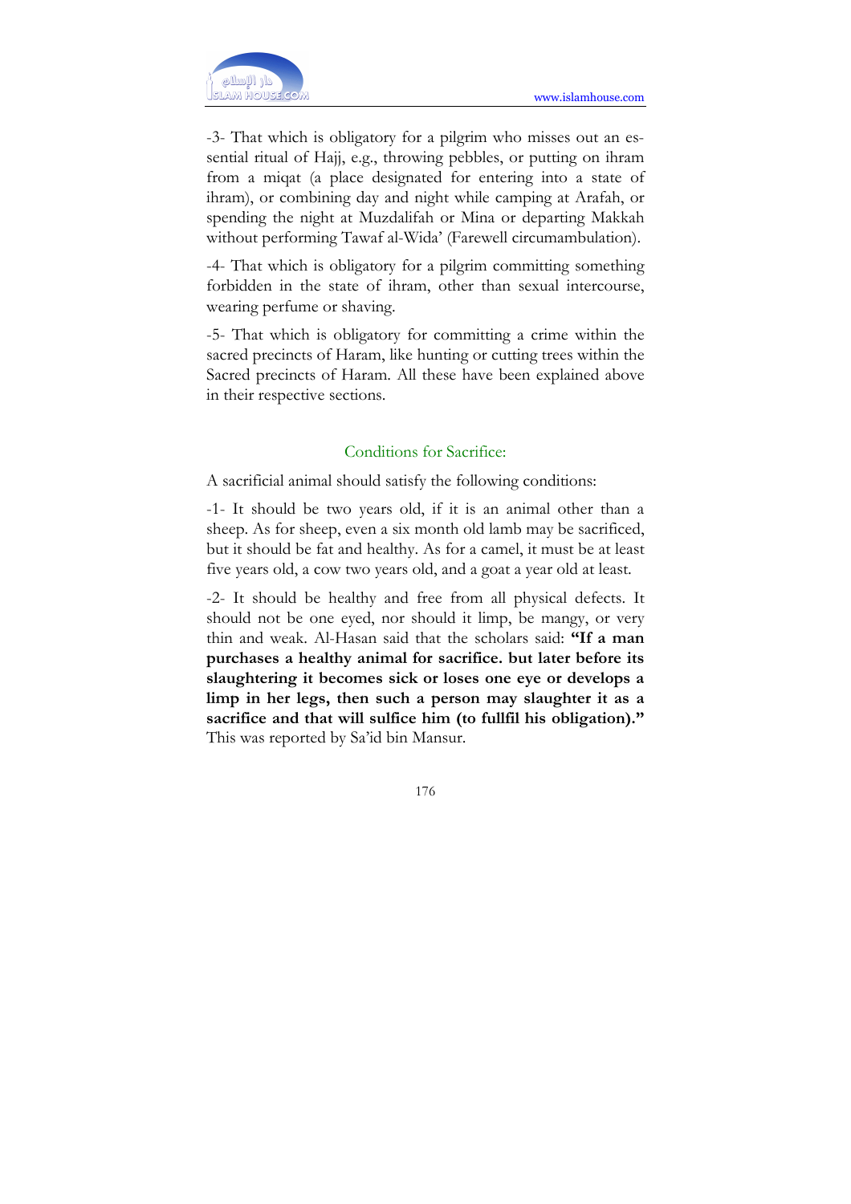-3- That which is obligatory for a pilgrim who misses out an essential ritual of Hajj, e.g., throwing pebbles, or putting on ihram from a miqat (a place designated for entering into a state of ihram), or combining day and night while camping at Arafah, or spending the night at Muzdalifah or Mina or departing Makkah without performing Tawaf al-Wida' (Farewell circumambulation).

-4- That which is obligatory for a pilgrim committing something forbidden in the state of ihram, other than sexual intercourse, wearing perfume or shaving.

-5- That which is obligatory for committing a crime within the sacred precincts of Haram, like hunting or cutting trees within the Sacred precincts of Haram. All these have been explained above in their respective sections.

## Conditions for Sacrifice:

A sacrificial animal should satisfy the following conditions:

-1- It should be two years old, if it is an animal other than a sheep. As for sheep, even a six month old lamb may be sacrificed, but it should be fat and healthy. As for a camel, it must be at least five years old, a cow two years old, and a goat a year old at least.

-2- It should be healthy and free from all physical defects. It should not be one eyed, nor should it limp, be mangy, or very thin and weak. Al-Hasan said that the scholars said: **"If a man purchases a healthy animal for sacrifice. but later before its slaughtering it becomes sick or loses one eye or develops a limp in her legs, then such a person may slaughter it as a sacrifice and that will sulfice him (to fullfil his obligation)."** This was reported by Sa'id bin Mansur.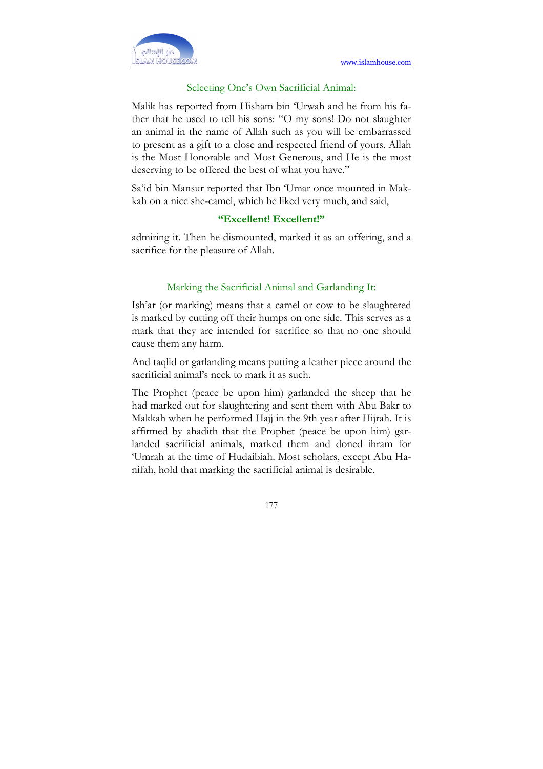## Selecting One's Own Sacrificial Animal:

Malik has reported from Hisham bin 'Urwah and he from his father that he used to tell his sons: "O my sons! Do not slaughter an animal in the name of Allah such as you will be embarrassed to present as a gift to a close and respected friend of yours. Allah is the Most Honorable and Most Generous, and He is the most deserving to be offered the best of what you have."

Sa'id bin Mansur reported that Ibn 'Umar once mounted in Makkah on a nice she-camel, which he liked very much, and said,

**"Excellent! Excellent!"**

admiring it. Then he dismounted, marked it as an offering, and a sacrifice for the pleasure of Allah.

## Marking the Sacrificial Animal and Garlanding It:

Ish'ar (or marking) means that a camel or cow to be slaughtered is marked by cutting off their humps on one side. This serves as a mark that they are intended for sacrifice so that no one should cause them any harm.

And taqlid or garlanding means putting a leather piece around the sacrificial animal's neck to mark it as such.

The Prophet (peace be upon him) garlanded the sheep that he had marked out for slaughtering and sent them with Abu Bakr to Makkah when he performed Hajj in the 9th year after Hijrah. It is affirmed by ahadith that the Prophet (peace be upon him) garlanded sacrificial animals, marked them and doned ihram for 'Umrah at the time of Hudaibiah. Most scholars, except Abu Hanifah, hold that marking the sacrificial animal is desirable.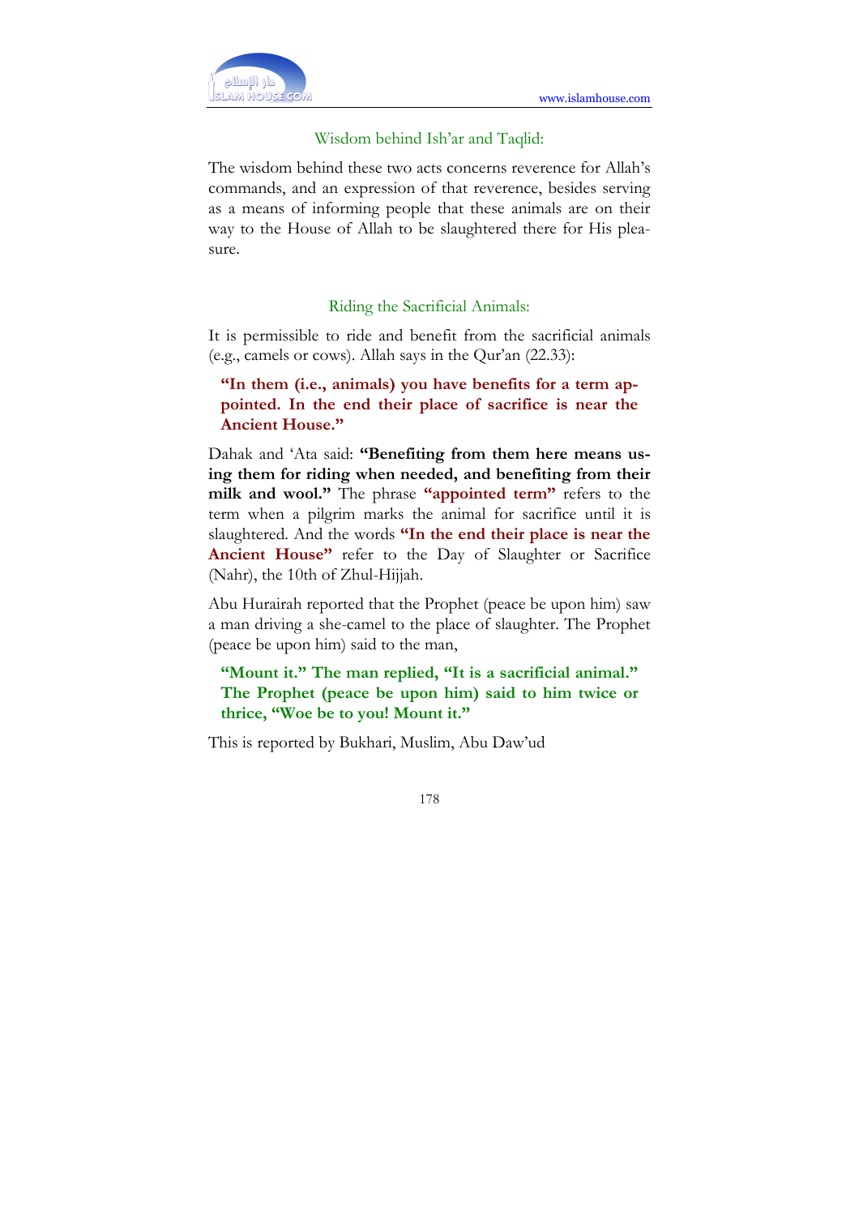### Wisdom behind Ish'ar and Taqlid:

The wisdom behind these two acts concerns reverence for Allah's commands, and an expression of that reverence, besides serving as a means of informing people that these animals are on their way to the House of Allah to be slaughtered there for His pleasure.

### Riding the Sacrificial Animals:

It is permissible to ride and benefit from the sacrificial animals (e.g., camels or cows). Allah says in the Qur'an (22.33):

> **"In them (i.e., animals) you have benefits for a term appointed. In the end their place of sacrifice is near the Ancient House."**

Dahak and 'Ata said: **"Benefiting from them here means using them for riding when needed, and benefiting from their milk and wool."** The phrase **"appointed term"** refers to the term when a pilgrim marks the animal for sacrifice until it is slaughtered. And the words **"In the end their place is near the Ancient House"** refer to the Day of Slaughter or Sacrifice (Nahr), the 10th of Zhul-Hijjah.

Abu Hurairah reported that the Prophet (peace be upon him) saw a man driving a she-camel to the place of slaughter. The Prophet (peace be upon him) said to the man,

> **"Mount it." The man replied, "It is a sacrificial animal." The Prophet (peace be upon him) said to him twice or thrice, "Woe be to you! Mount it."**

This is reported by Bukhari, Muslim, Abu Daw'ud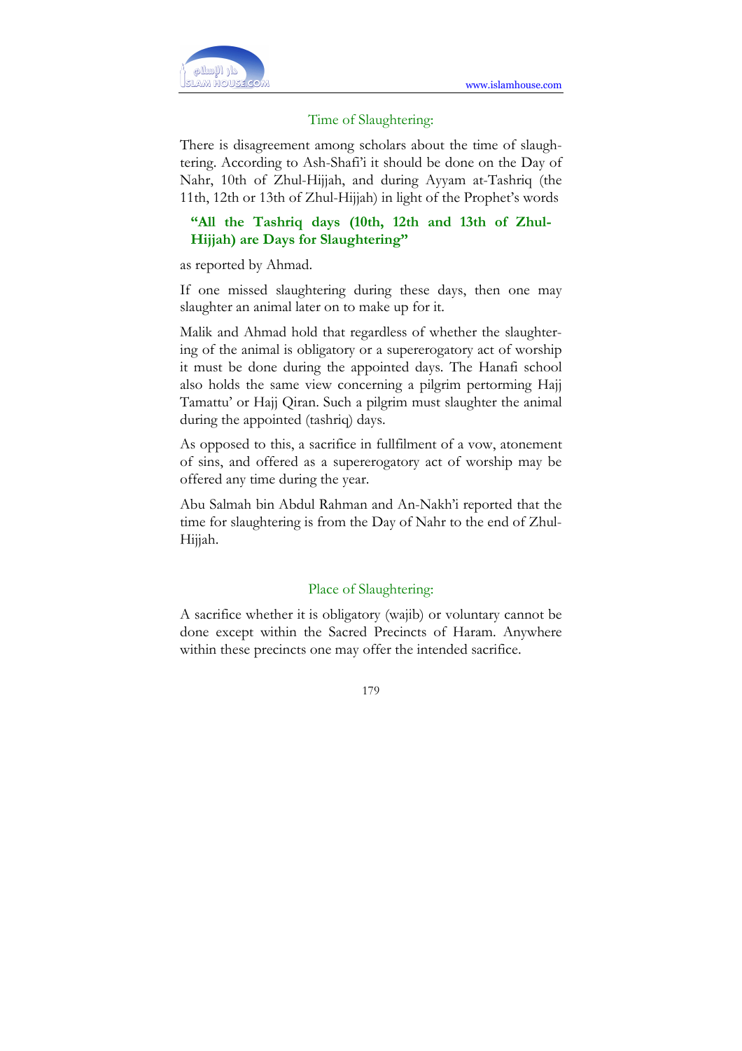## Time of Slaughtering:

There is disagreement among scholars about the time of slaughtering. According to Ash-Shafi'i it should be done on the Day of Nahr, 10th of Zhul-Hijjah, and during Ayyam at-Tashriq (the 11th, 12th or 13th of Zhul-Hijjah) in light of the Prophet's words

> **"All the Tashriq days (10th, 12th and 13th of Zhul-Hijjah) are Days for Slaughtering"**

as reported by Ahmad.

If one missed slaughtering during these days, then one may slaughter an animal later on to make up for it.

Malik and Ahmad hold that regardless of whether the slaughtering of the animal is obligatory or a supererogatory act of worship it must be done during the appointed days. The Hanafi school also holds the same view concerning a pilgrim pertorming Hajj Tamattu' or Hajj Qiran. Such a pilgrim must slaughter the animal during the appointed (tashriq) days.

As opposed to this, a sacrifice in fullfilment of a vow, atonement of sins, and offered as a supererogatory act of worship may be offered any time during the year.

Abu Salmah bin Abdul Rahman and An-Nakh'i reported that the time for slaughtering is from the Day of Nahr to the end of Zhul-Hijjah.

## Place of Slaughtering:

A sacrifice whether it is obligatory (wajib) or voluntary cannot be done except within the Sacred Precincts of Haram. Anywhere within these precincts one may offer the intended sacrifice.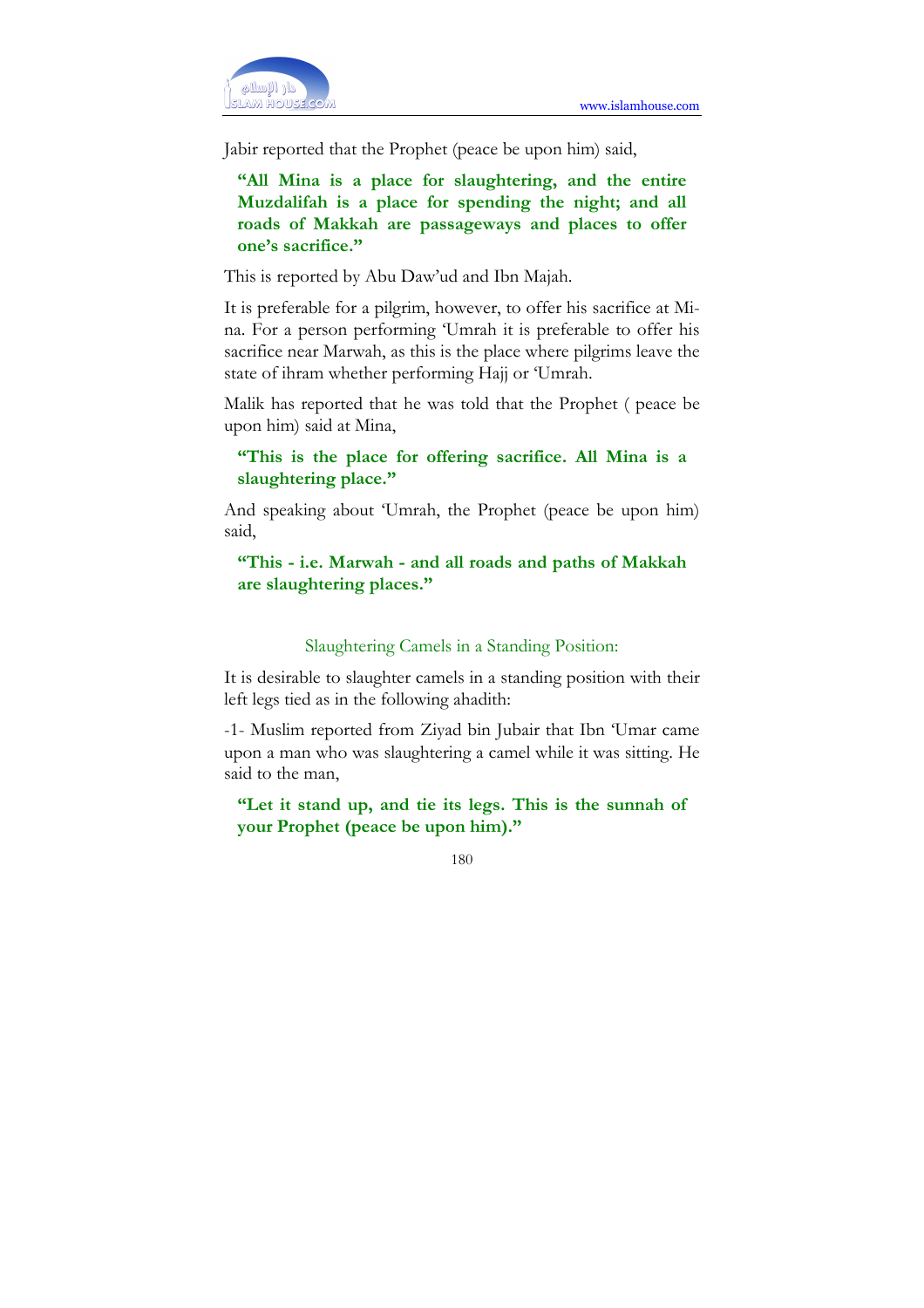Jabir reported that the Prophet (peace be upon him) said,

> **"All Mina is a place for slaughtering, and the entire Muzdalifah is a place for spending the night; and all roads of Makkah are passageways and places to offer one's sacrifice."**

This is reported by Abu Daw'ud and Ibn Majah.

It is preferable for a pilgrim, however, to offer his sacrifice at Mina. For a person performing 'Umrah it is preferable to offer his sacrifice near Marwah, as this is the place where pilgrims leave the state of ihram whether performing Hajj or 'Umrah.

Malik has reported that he was told that the Prophet ( peace be upon him) said at Mina,

> **"This is the place for offering sacrifice. All Mina is a slaughtering place."**

And speaking about 'Umrah, the Prophet (peace be upon him) said,

> **"This - i.e. Marwah - and all roads and paths of Makkah are slaughtering places."**

### Slaughtering Camels in a Standing Position:

It is desirable to slaughter camels in a standing position with their left legs tied as in the following ahadith:

-1- Muslim reported from Ziyad bin Jubair that Ibn 'Umar came upon a man who was slaughtering a camel while it was sitting. He said to the man,

> **"Let it stand up, and tie its legs. This is the sunnah of your Prophet (peace be upon him)."**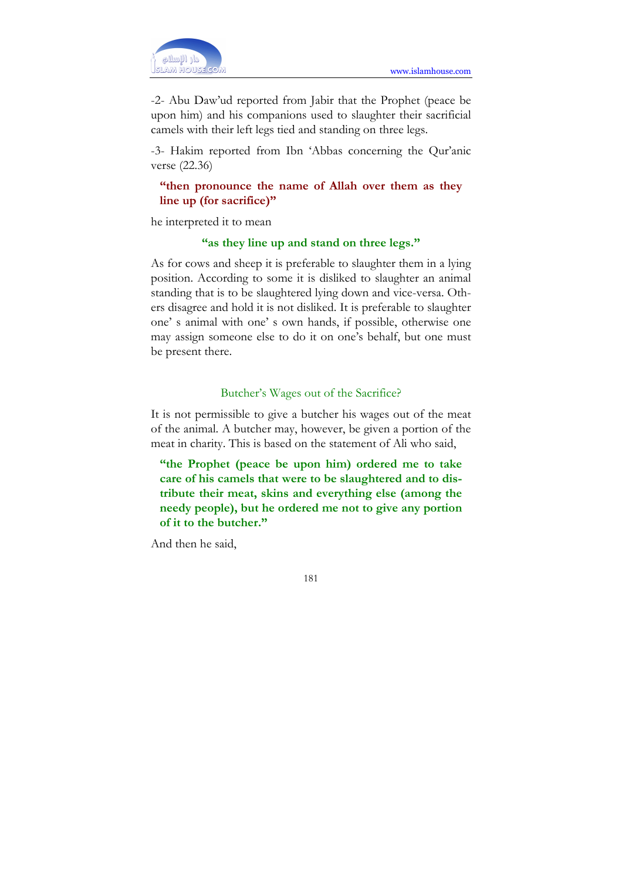-2- Abu Daw'ud reported from Jabir that the Prophet (peace be upon him) and his companions used to slaughter their sacrificial camels with their left legs tied and standing on three legs.

-3- Hakim reported from Ibn 'Abbas concerning the Qur'anic verse (22.36)

> **"then pronounce the name of Allah over them as they line up (for sacrifice)"**

he interpreted it to mean

> **"as they line up and stand on three legs."**

As for cows and sheep it is preferable to slaughter them in a lying position. According to some it is disliked to slaughter an animal standing that is to be slaughtered lying down and vice-versa. Others disagree and hold it is not disliked. It is preferable to slaughter one' s animal with one' s own hands, if possible, otherwise one may assign someone else to do it on one's behalf, but one must be present there.

## Butcher's Wages out of the Sacrifice?

It is not permissible to give a butcher his wages out of the meat of the animal. A butcher may, however, be given a portion of the meat in charity. This is based on the statement of Ali who said,

> **"the Prophet (peace be upon him) ordered me to take care of his camels that were to be slaughtered and to distribute their meat, skins and everything else (among the needy people), but he ordered me not to give any portion of it to the butcher."**

And then he said,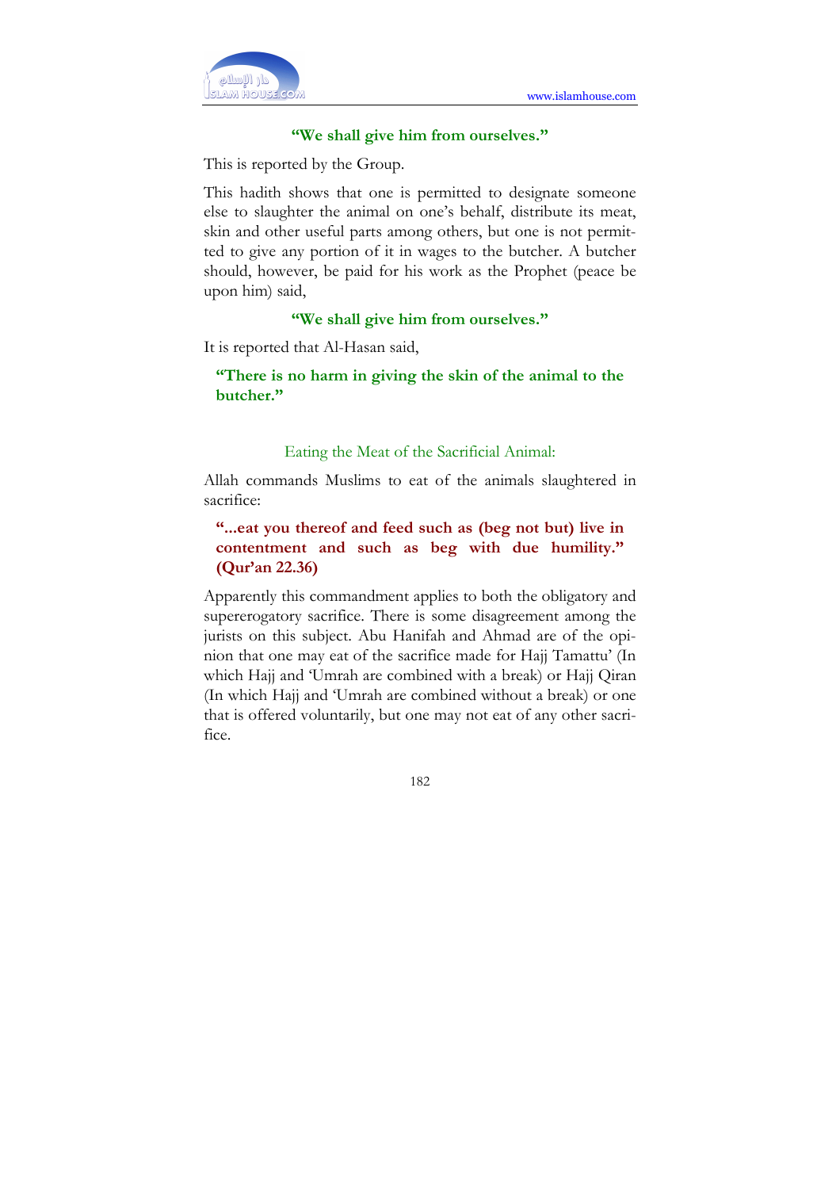**"We shall give him from ourselves."**

This is reported by the Group.

This hadith shows that one is permitted to designate someone else to slaughter the animal on one's behalf, distribute its meat, skin and other useful parts among others, but one is not permitted to give any portion of it in wages to the butcher. A butcher should, however, be paid for his work as the Prophet (peace be upon him) said,

**"We shall give him from ourselves."**

It is reported that Al-Hasan said,

> **"There is no harm in giving the skin of the animal to the butcher."**

## Eating the Meat of the Sacrificial Animal:

Allah commands Muslims to eat of the animals slaughtered in sacrifice:

> **"...eat you thereof and feed such as (beg not but) live in contentment and such as beg with due humility." (Qur'an 22.36)**

Apparently this commandment applies to both the obligatory and supererogatory sacrifice. There is some disagreement among the jurists on this subject. Abu Hanifah and Ahmad are of the opinion that one may eat of the sacrifice made for Hajj Tamattu' (In which Hajj and 'Umrah are combined with a break) or Hajj Qiran (In which Hajj and 'Umrah are combined without a break) or one that is offered voluntarily, but one may not eat of any other sacrifice.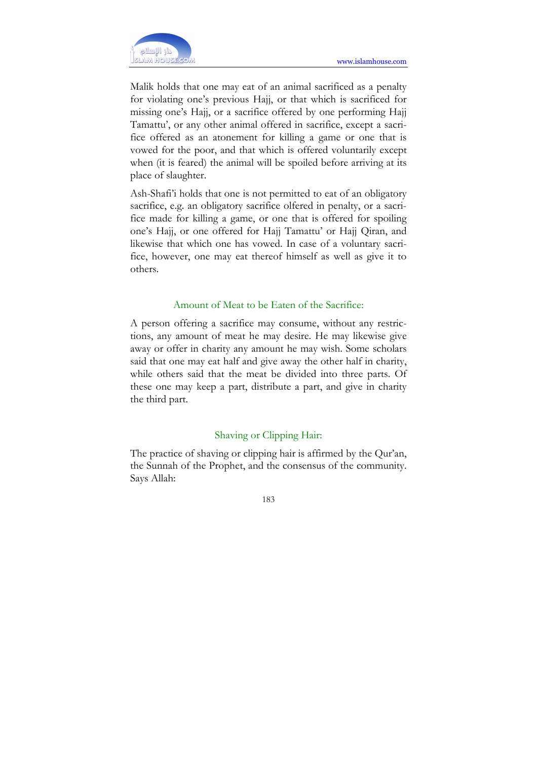Malik holds that one may eat of an animal sacrificed as a penalty for violating one's previous Hajj, or that which is sacrificed for missing one's Hajj, or a sacrifice offered by one performing Hajj Tamattu', or any other animal offered in sacrifice, except a sacrifice offered as an atonement for killing a game or one that is vowed for the poor, and that which is offered voluntarily except when (it is feared) the animal will be spoiled before arriving at its place of slaughter.

Ash-Shafi'i holds that one is not permitted to eat of an obligatory sacrifice, e.g. an obligatory sacrifice olfered in penalty, or a sacrifice made for killing a game, or one that is offered for spoiling one's Hajj, or one offered for Hajj Tamattu' or Hajj Qiran, and likewise that which one has vowed. In case of a voluntary sacrifice, however, one may eat thereof himself as well as give it to others.

### Amount of Meat to be Eaten of the Sacrifice:

A person offering a sacrifice may consume, without any restrictions, any amount of meat he may desire. He may likewise give away or offer in charity any amount he may wish. Some scholars said that one may eat half and give away the other half in charity, while others said that the meat be divided into three parts. Of these one may keep a part, distribute a part, and give in charity the third part.

### Shaving or Clipping Hair:

The practice of shaving or clipping hair is affirmed by the Qur'an, the Sunnah of the Prophet, and the consensus of the community. Says Allah: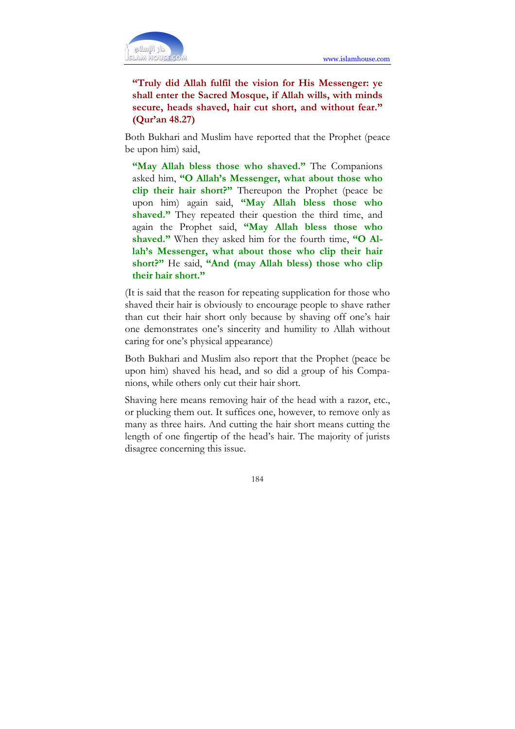**"Truly did Allah fulfil the vision for His Messenger: ye shall enter the Sacred Mosque, if Allah wills, with minds secure, heads shaved, hair cut short, and without fear." (Qur'an 48.27)**

Both Bukhari and Muslim have reported that the Prophet (peace be upon him) said,

> **"May Allah bless those who shaved."** The Companions asked him, **"O Allah's Messenger, what about those who clip their hair short?"** Thereupon the Prophet (peace be upon him) again said, **"May Allah bless those who shaved."** They repeated their question the third time, and again the Prophet said, **"May Allah bless those who shaved."** When they asked him for the fourth time, **"O Allah's Messenger, what about those who clip their hair short?"** He said, **"And (may Allah bless) those who clip their hair short."**

(It is said that the reason for repeating supplication for those who shaved their hair is obviously to encourage people to shave rather than cut their hair short only because by shaving off one's hair one demonstrates one's sincerity and humility to Allah without caring for one's physical appearance)

Both Bukhari and Muslim also report that the Prophet (peace be upon him) shaved his head, and so did a group of his Companions, while others only cut their hair short.

Shaving here means removing hair of the head with a razor, etc., or plucking them out. It suffices one, however, to remove only as many as three hairs. And cutting the hair short means cutting the length of one fingertip of the head's hair. The majority of jurists disagree concerning this issue.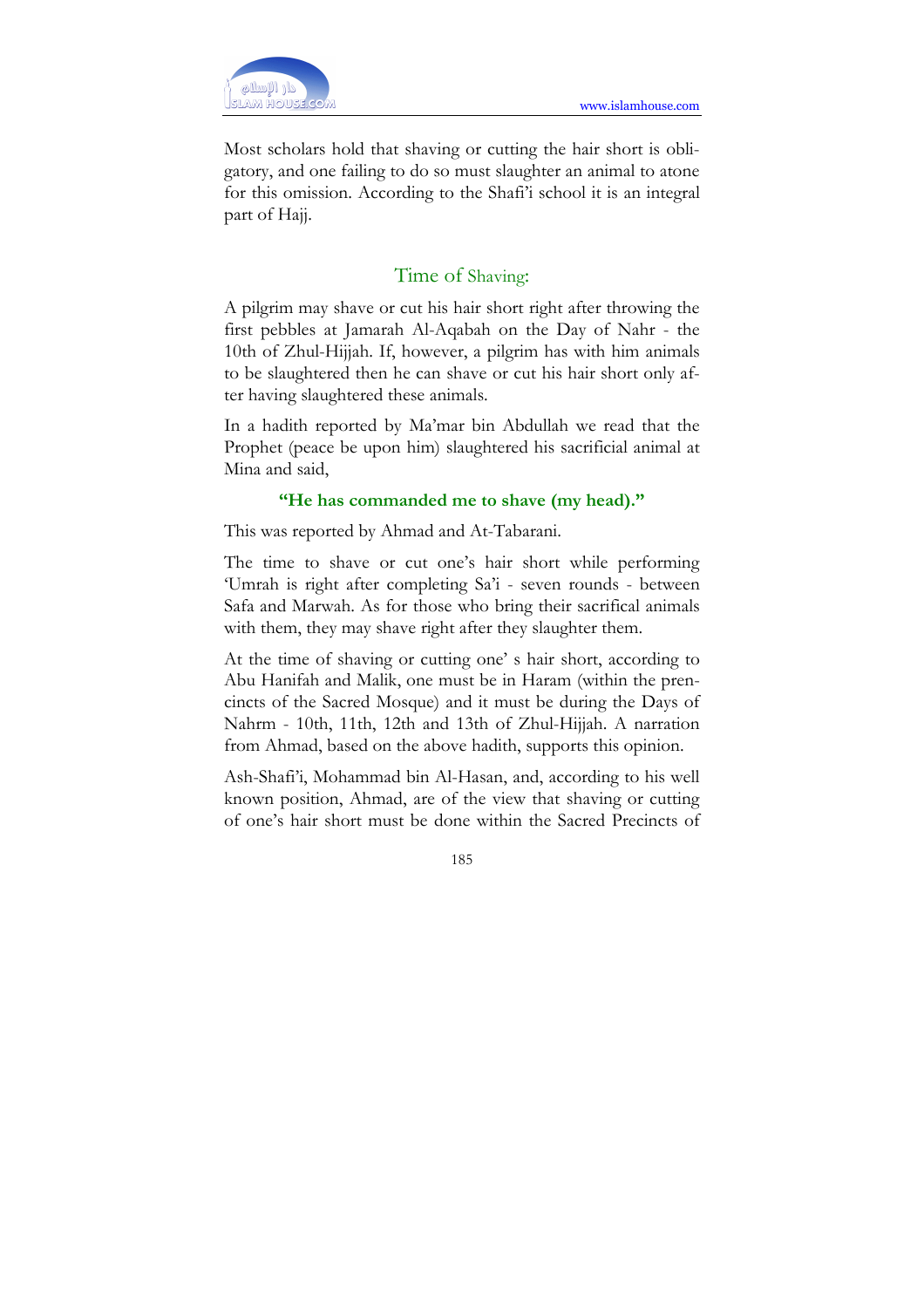Most scholars hold that shaving or cutting the hair short is obligatory, and one failing to do so must slaughter an animal to atone for this omission. According to the Shafi'i school it is an integral part of Hajj.

## Time of Shaving:

A pilgrim may shave or cut his hair short right after throwing the first pebbles at Jamarah Al-Aqabah on the Day of Nahr - the 10th of Zhul-Hijjah. If, however, a pilgrim has with him animals to be slaughtered then he can shave or cut his hair short only after having slaughtered these animals.

In a hadith reported by Ma'mar bin Abdullah we read that the Prophet (peace be upon him) slaughtered his sacrificial animal at Mina and said,

**"He has commanded me to shave (my head)."**

This was reported by Ahmad and At-Tabarani.

The time to shave or cut one's hair short while performing 'Umrah is right after completing Sa'i - seven rounds - between Safa and Marwah. As for those who bring their sacrifical animals with them, they may shave right after they slaughter them.

At the time of shaving or cutting one' s hair short, according to Abu Hanifah and Malik, one must be in Haram (within the precincts of the Sacred Mosque) and it must be during the Days of Nahrm - 10th, 11th, 12th and 13th of Zhul-Hijjah. A narration from Ahmad, based on the above hadith, supports this opinion.

Ash-Shafi'i, Mohammad bin Al-Hasan, and, according to his well known position, Ahmad, are of the view that shaving or cutting of one's hair short must be done within the Sacred Precincts of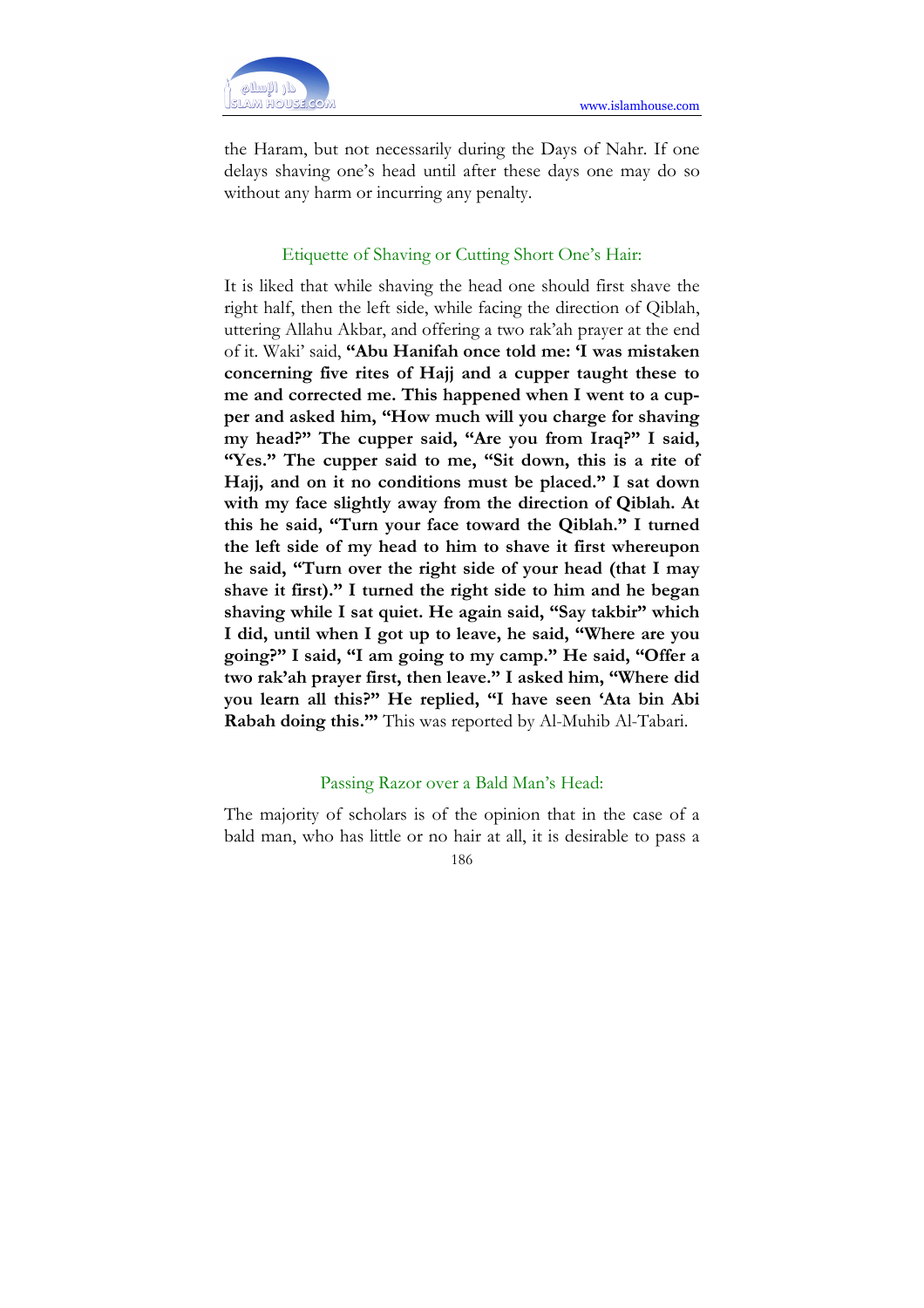the Haram, but not necessarily during the Days of Nahr. If one delays shaving one's head until after these days one may do so without any harm or incurring any penalty.

### Etiquette of Shaving or Cutting Short One's Hair:

It is liked that while shaving the head one should first shave the right half, then the left side, while facing the direction of Qiblah, uttering Allahu Akbar, and offering a two rak'ah prayer at the end of it. Waki' said, **"Abu Hanifah once told me: 'I was mistaken concerning five rites of Hajj and a cupper taught these to me and corrected me. This happened when I went to a cupper and asked him, "How much will you charge for shaving my head?" The cupper said, "Are you from Iraq?" I said, "Yes." The cupper said to me, "Sit down, this is a rite of Hajj, and on it no conditions must be placed." I sat down with my face slightly away from the direction of Qiblah. At this he said, "Turn your face toward the Qiblah." I turned the left side of my head to him to shave it first whereupon he said, "Turn over the right side of your head (that I may shave it first)." I turned the right side to him and he began shaving while I sat quiet. He again said, "Say takbir" which I did, until when I got up to leave, he said, "Where are you going?" I said, "I am going to my camp." He said, "Offer a two rak'ah prayer first, then leave." I asked him, "Where did you learn all this?" He replied, "I have seen 'Ata bin Abi Rabah doing this.'"** This was reported by Al-Muhib Al-Tabari.

### Passing Razor over a Bald Man's Head:

The majority of scholars is of the opinion that in the case of a bald man, who has little or no hair at all, it is desirable to pass a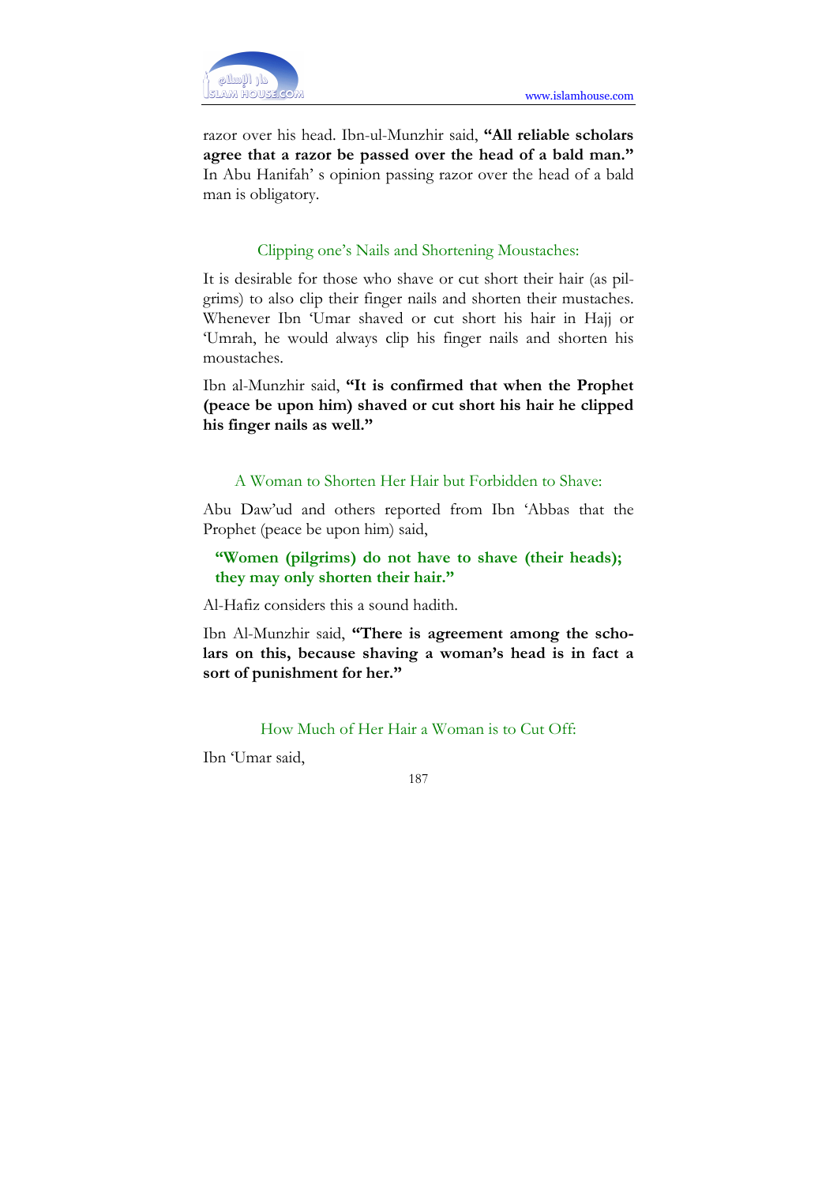razor over his head. Ibn-ul-Munzhir said, **"All reliable scholars agree that a razor be passed over the head of a bald man."** In Abu Hanifah' s opinion passing razor over the head of a bald man is obligatory.

### Clipping one's Nails and Shortening Moustaches:

It is desirable for those who shave or cut short their hair (as pilgrims) to also clip their finger nails and shorten their mustaches. Whenever Ibn 'Umar shaved or cut short his hair in Hajj or 'Umrah, he would always clip his finger nails and shorten his moustaches.

Ibn al-Munzhir said, **"It is confirmed that when the Prophet (peace be upon him) shaved or cut short his hair he clipped his finger nails as well."**

### A Woman to Shorten Her Hair but Forbidden to Shave:

Abu Daw'ud and others reported from Ibn 'Abbas that the Prophet (peace be upon him) said,

> **"Women (pilgrims) do not have to shave (their heads); they may only shorten their hair."**

Al-Hafiz considers this a sound hadith.

Ibn Al-Munzhir said, **"There is agreement among the scholars on this, because shaving a woman's head is in fact a sort of punishment for her."**

### How Much of Her Hair a Woman is to Cut Off:

Ibn 'Umar said,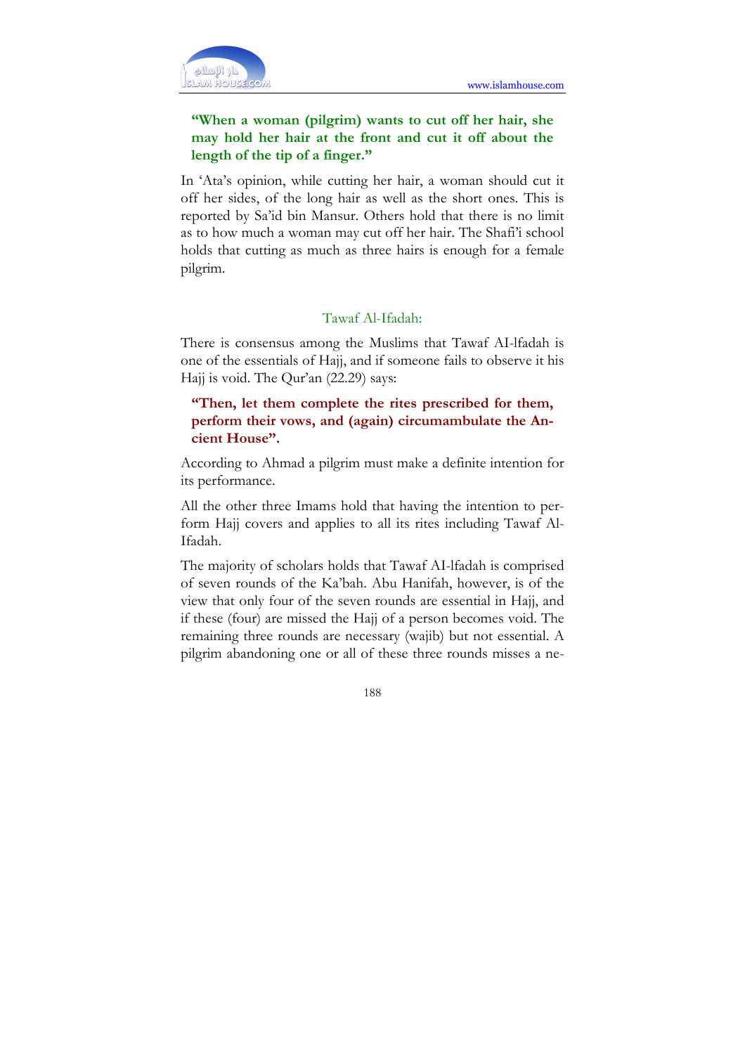**"When a woman (pilgrim) wants to cut off her hair, she may hold her hair at the front and cut it off about the length of the tip of a finger."**

In 'Ata's opinion, while cutting her hair, a woman should cut it off her sides, of the long hair as well as the short ones. This is reported by Sa'id bin Mansur. Others hold that there is no limit as to how much a woman may cut off her hair. The Shafi'i school holds that cutting as much as three hairs is enough for a female pilgrim.

## Tawaf Al-Ifadah:

There is consensus among the Muslims that Tawaf AI-lfadah is one of the essentials of Hajj, and if someone fails to observe it his Hajj is void. The Qur'an (22.29) says:

**"Then, let them complete the rites prescribed for them, perform their vows, and (again) circumambulate the Ancient House".**

According to Ahmad a pilgrim must make a definite intention for its performance.

All the other three Imams hold that having the intention to perform Hajj covers and applies to all its rites including Tawaf Al-Ifadah.

The majority of scholars holds that Tawaf AI-lfadah is comprised of seven rounds of the Ka'bah. Abu Hanifah, however, is of the view that only four of the seven rounds are essential in Hajj, and if these (four) are missed the Hajj of a person becomes void. The remaining three rounds are necessary (wajib) but not essential. A pilgrim abandoning one or all of these three rounds misses a ne-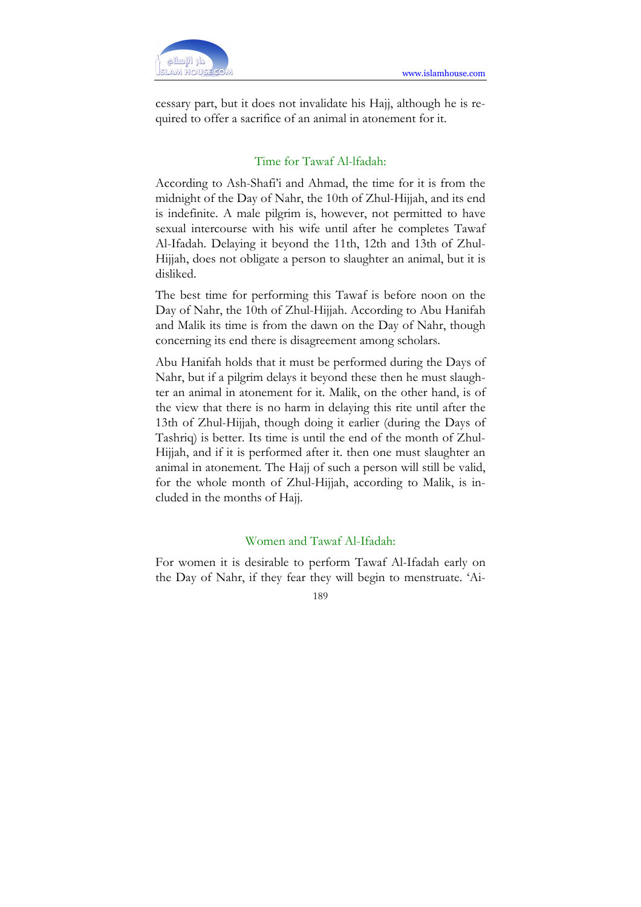cessary part, but it does not invalidate his Hajj, although he is required to offer a sacrifice of an animal in atonement for it.

### Time for Tawaf Al-lfadah:

According to Ash-Shafi'i and Ahmad, the time for it is from the midnight of the Day of Nahr, the 10th of Zhul-Hijjah, and its end is indefinite. A male pilgrim is, however, not permitted to have sexual intercourse with his wife until after he completes Tawaf Al-Ifadah. Delaying it beyond the 11th, 12th and 13th of Zhul-Hijjah, does not obligate a person to slaughter an animal, but it is disliked.

The best time for performing this Tawaf is before noon on the Day of Nahr, the 10th of Zhul-Hijjah. According to Abu Hanifah and Malik its time is from the dawn on the Day of Nahr, though concerning its end there is disagreement among scholars.

Abu Hanifah holds that it must be performed during the Days of Nahr, but if a pilgrim delays it beyond these then he must slaughter an animal in atonement for it. Malik, on the other hand, is of the view that there is no harm in delaying this rite until after the 13th of Zhul-Hijjah, though doing it earlier (during the Days of Tashriq) is better. Its time is until the end of the month of Zhul-Hijjah, and if it is performed after it. then one must slaughter an animal in atonement. The Hajj of such a person will still be valid, for the whole month of Zhul-Hijjah, according to Malik, is included in the months of Hajj.

### Women and Tawaf Al-Ifadah:

For women it is desirable to perform Tawaf Al-Ifadah early on the Day of Nahr, if they fear they will begin to menstruate. 'Ai-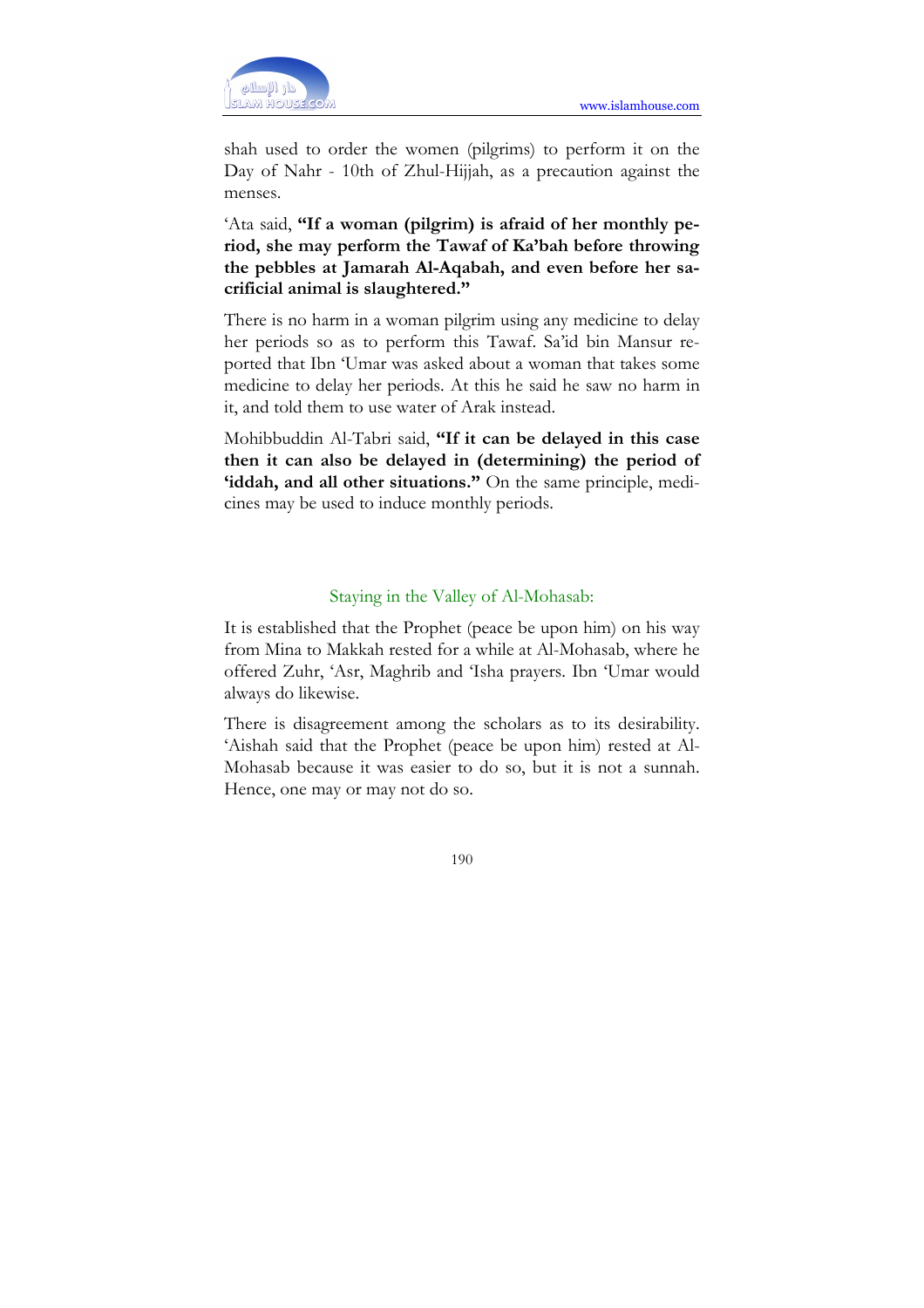shah used to order the women (pilgrims) to perform it on the Day of Nahr - 10th of Zhul-Hijjah, as a precaution against the menses.

'Ata said, **"If a woman (pilgrim) is afraid of her monthly period, she may perform the Tawaf of Ka'bah before throwing the pebbles at Jamarah Al-Aqabah, and even before her sacrificial animal is slaughtered."**

There is no harm in a woman pilgrim using any medicine to delay her periods so as to perform this Tawaf. Sa'id bin Mansur reported that Ibn 'Umar was asked about a woman that takes some medicine to delay her periods. At this he said he saw no harm in it, and told them to use water of Arak instead.

Mohibbuddin Al-Tabri said, **"If it can be delayed in this case then it can also be delayed in (determining) the period of 'iddah, and all other situations."** On the same principle, medicines may be used to induce monthly periods.

## Staying in the Valley of Al-Mohasab:

It is established that the Prophet (peace be upon him) on his way from Mina to Makkah rested for a while at Al-Mohasab, where he offered Zuhr, 'Asr, Maghrib and 'Isha prayers. Ibn 'Umar would always do likewise.

There is disagreement among the scholars as to its desirability. 'Aishah said that the Prophet (peace be upon him) rested at Al-Mohasab because it was easier to do so, but it is not a sunnah. Hence, one may or may not do so.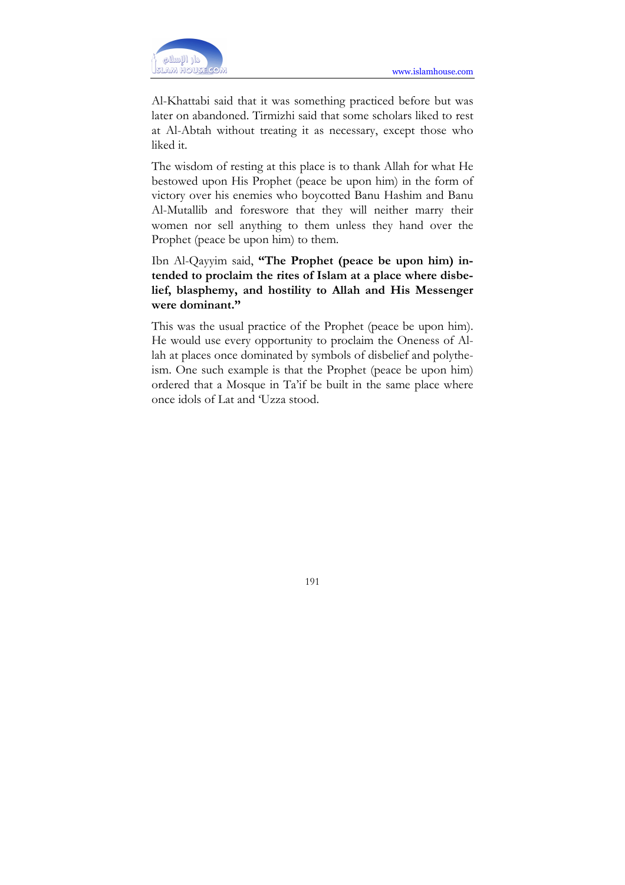Al-Khattabi said that it was something practiced before but was later on abandoned. Tirmizhi said that some scholars liked to rest at Al-Abtah without treating it as necessary, except those who liked it.

The wisdom of resting at this place is to thank Allah for what He bestowed upon His Prophet (peace be upon him) in the form of victory over his enemies who boycotted Banu Hashim and Banu Al-Mutallib and foreswore that they will neither marry their women nor sell anything to them unless they hand over the Prophet (peace be upon him) to them.

Ibn Al-Qayyim said, **"The Prophet (peace be upon him) intended to proclaim the rites of Islam at a place where disbelief, blasphemy, and hostility to Allah and His Messenger were dominant."**

This was the usual practice of the Prophet (peace be upon him). He would use every opportunity to proclaim the Oneness of Allah at places once dominated by symbols of disbelief and polytheism. One such example is that the Prophet (peace be upon him) ordered that a Mosque in Ta'if be built in the same place where once idols of Lat and 'Uzza stood.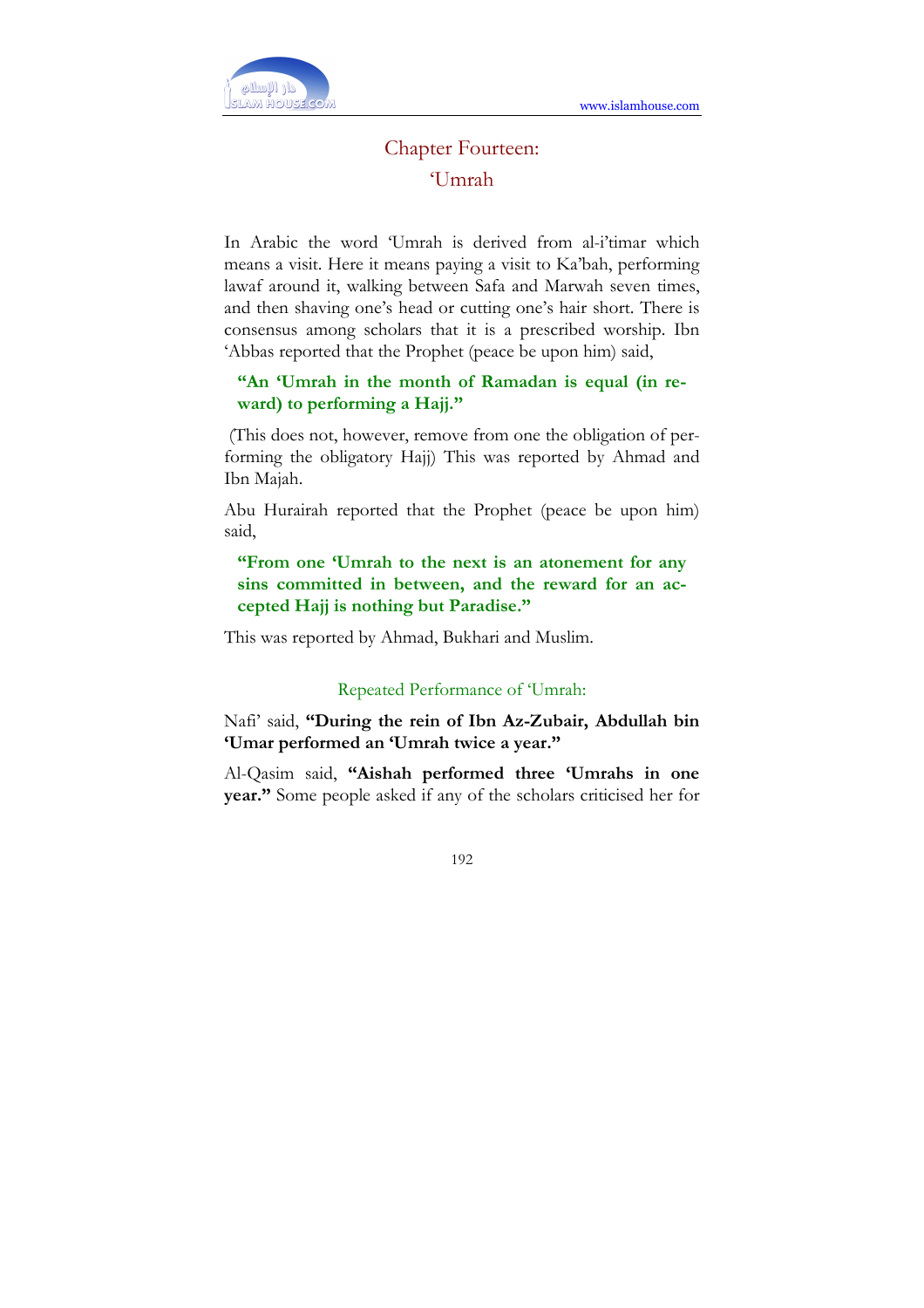## Chapter Fourteen: 'Umrah

In Arabic the word 'Umrah is derived from al-i'timar which means a visit. Here it means paying a visit to Ka'bah, performing lawaf around it, walking between Safa and Marwah seven times, and then shaving one's head or cutting one's hair short. There is consensus among scholars that it is a prescribed worship. Ibn 'Abbas reported that the Prophet (peace be upon him) said,

> **"An 'Umrah in the month of Ramadan is equal (in reward) to performing a Hajj."**

(This does not, however, remove from one the obligation of performing the obligatory Hajj) This was reported by Ahmad and Ibn Majah.

Abu Hurairah reported that the Prophet (peace be upon him) said,

> **"From one 'Umrah to the next is an atonement for any sins committed in between, and the reward for an accepted Hajj is nothing but Paradise."**

This was reported by Ahmad, Bukhari and Muslim.

### Repeated Performance of 'Umrah:

Nafi' said, **"During the rein of Ibn Az-Zubair, Abdullah bin 'Umar performed an 'Umrah twice a year."**

Al-Qasim said, **"Aishah performed three 'Umrahs in one year."** Some people asked if any of the scholars criticised her for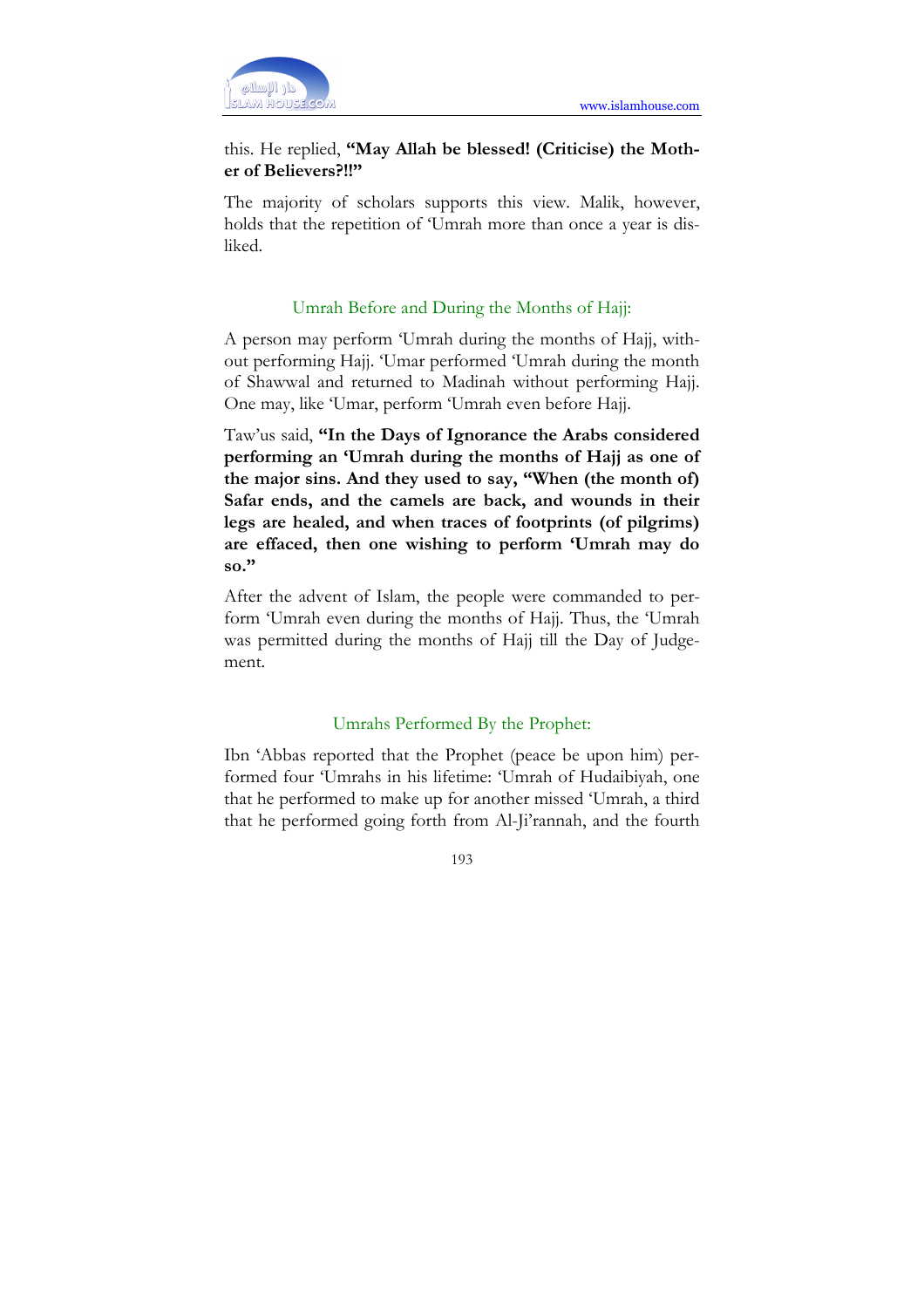this. He replied, **"May Allah be blessed! (Criticise) the Mother of Believers?!!"**

The majority of scholars supports this view. Malik, however, holds that the repetition of 'Umrah more than once a year is disliked.

### Umrah Before and During the Months of Hajj:

A person may perform 'Umrah during the months of Hajj, without performing Hajj. 'Umar performed 'Umrah during the month of Shawwal and returned to Madinah without performing Hajj. One may, like 'Umar, perform 'Umrah even before Hajj.

Taw'us said, **"In the Days of Ignorance the Arabs considered performing an 'Umrah during the months of Hajj as one of the major sins. And they used to say, "When (the month of) Safar ends, and the camels are back, and wounds in their legs are healed, and when traces of footprints (of pilgrims) are effaced, then one wishing to perform 'Umrah may do so."**

After the advent of Islam, the people were commanded to perform 'Umrah even during the months of Hajj. Thus, the 'Umrah was permitted during the months of Hajj till the Day of Judgement.

### Umrahs Performed By the Prophet:

Ibn 'Abbas reported that the Prophet (peace be upon him) performed four 'Umrahs in his lifetime: 'Umrah of Hudaibiyah, one that he performed to make up for another missed 'Umrah, a third that he performed going forth from Al-Ji'rannah, and the fourth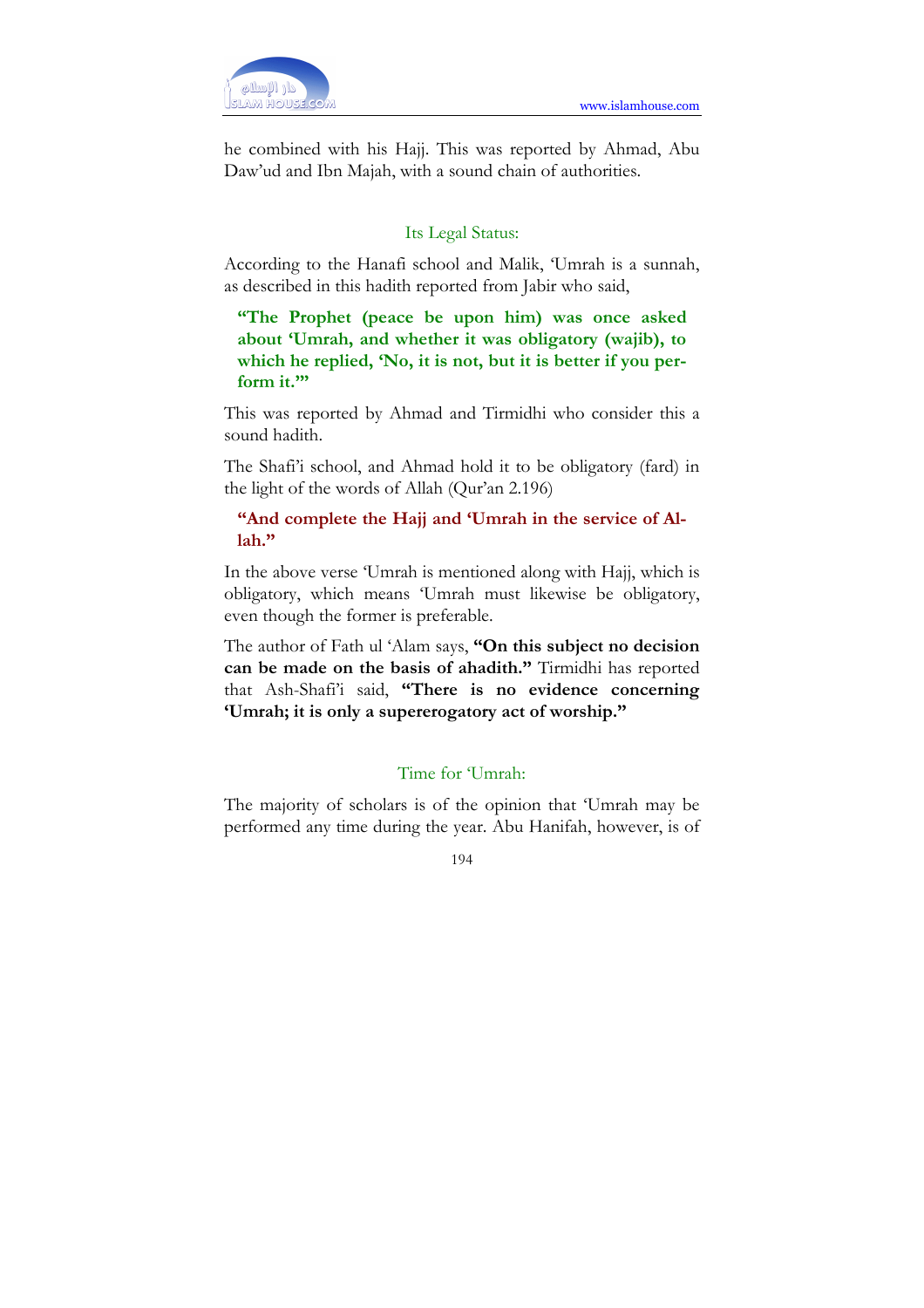he combined with his Hajj. This was reported by Ahmad, Abu Daw'ud and Ibn Majah, with a sound chain of authorities.

### Its Legal Status:

According to the Hanafi school and Malik, 'Umrah is a sunnah, as described in this hadith reported from Jabir who said,

> **"The Prophet (peace be upon him) was once asked about 'Umrah, and whether it was obligatory (wajib), to which he replied, 'No, it is not, but it is better if you perform it.'"**

This was reported by Ahmad and Tirmidhi who consider this a sound hadith.

The Shafi'i school, and Ahmad hold it to be obligatory (fard) in the light of the words of Allah (Qur'an 2.196)

> **"And complete the Hajj and 'Umrah in the service of Allah."**

In the above verse 'Umrah is mentioned along with Hajj, which is obligatory, which means 'Umrah must likewise be obligatory, even though the former is preferable.

The author of Fath ul 'Alam says, **"On this subject no decision can be made on the basis of ahadith."** Tirmidhi has reported that Ash-Shafi'i said, **"There is no evidence concerning 'Umrah; it is only a supererogatory act of worship."**

### Time for 'Umrah:

The majority of scholars is of the opinion that 'Umrah may be performed any time during the year. Abu Hanifah, however, is of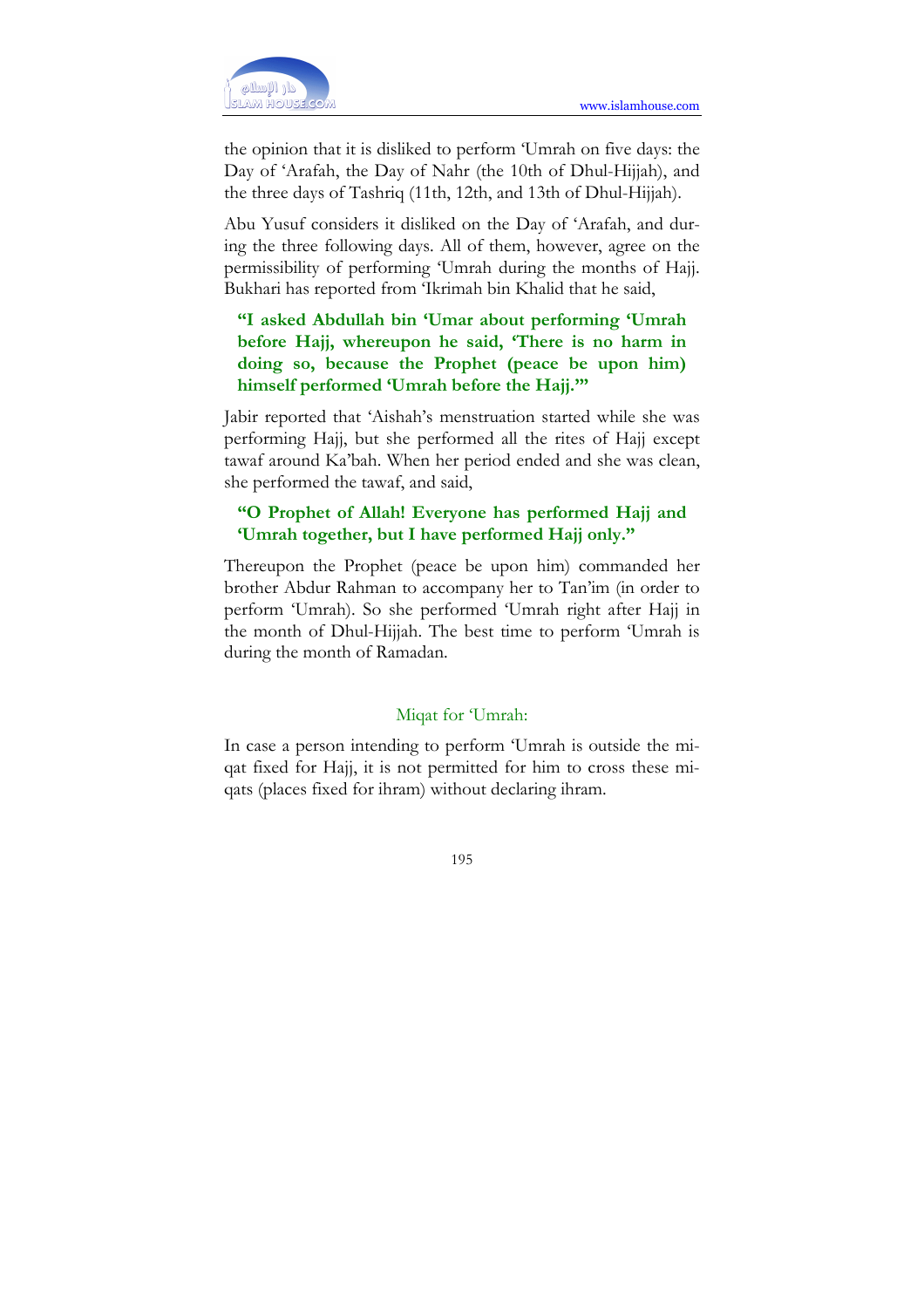the opinion that it is disliked to perform 'Umrah on five days: the Day of 'Arafah, the Day of Nahr (the 10th of Dhul-Hijjah), and the three days of Tashriq (11th, 12th, and 13th of Dhul-Hijjah).

Abu Yusuf considers it disliked on the Day of 'Arafah, and during the three following days. All of them, however, agree on the permissibility of performing 'Umrah during the months of Hajj. Bukhari has reported from 'Ikrimah bin Khalid that he said,

> **"I asked Abdullah bin 'Umar about performing 'Umrah before Hajj, whereupon he said, 'There is no harm in doing so, because the Prophet (peace be upon him) himself performed 'Umrah before the Hajj.'"**

Jabir reported that 'Aishah's menstruation started while she was performing Hajj, but she performed all the rites of Hajj except tawaf around Ka'bah. When her period ended and she was clean, she performed the tawaf, and said,

> **"O Prophet of Allah! Everyone has performed Hajj and 'Umrah together, but I have performed Hajj only."**

Thereupon the Prophet (peace be upon him) commanded her brother Abdur Rahman to accompany her to Tan'im (in order to perform 'Umrah). So she performed 'Umrah right after Hajj in the month of Dhul-Hijjah. The best time to perform 'Umrah is during the month of Ramadan.

### Miqat for 'Umrah:

In case a person intending to perform 'Umrah is outside the miqat fixed for Hajj, it is not permitted for him to cross these miqats (places fixed for ihram) without declaring ihram.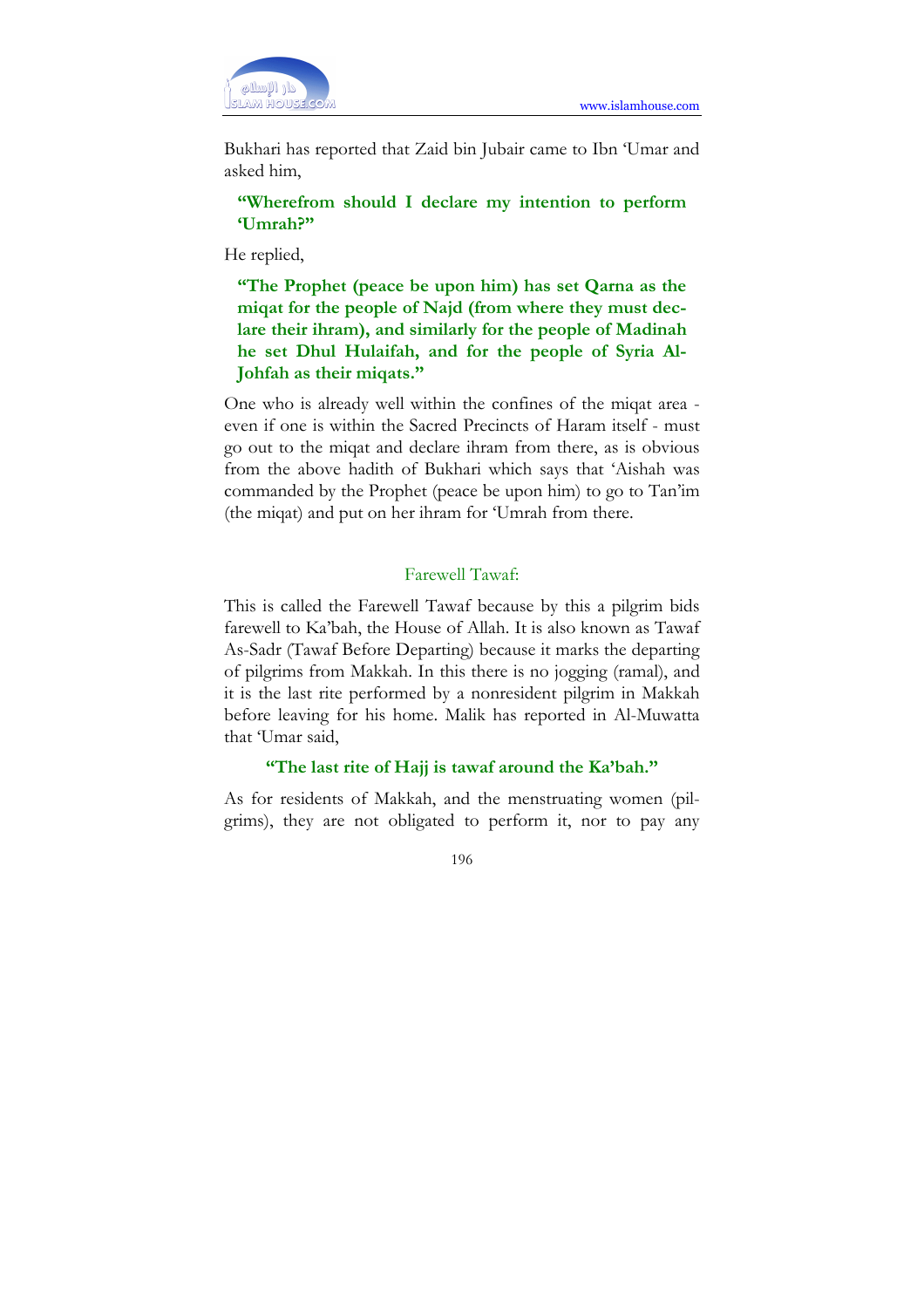Bukhari has reported that Zaid bin Jubair came to Ibn 'Umar and asked him,

> **"Wherefrom should I declare my intention to perform 'Umrah?"**

He replied,

> **"The Prophet (peace be upon him) has set Qarna as the miqat for the people of Najd (from where they must declare their ihram), and similarly for the people of Madinah he set Dhul Hulaifah, and for the people of Syria Al-Johfah as their miqats."**

One who is already well within the confines of the miqat area - even if one is within the Sacred Precincts of Haram itself - must go out to the miqat and declare ihram from there, as is obvious from the above hadith of Bukhari which says that 'Aishah was commanded by the Prophet (peace be upon him) to go to Tan'im (the miqat) and put on her ihram for 'Umrah from there.

## Farewell Tawaf:

This is called the Farewell Tawaf because by this a pilgrim bids farewell to Ka'bah, the House of Allah. It is also known as Tawaf As-Sadr (Tawaf Before Departing) because it marks the departing of pilgrims from Makkah. In this there is no jogging (ramal), and it is the last rite performed by a nonresident pilgrim in Makkah before leaving for his home. Malik has reported in Al-Muwatta that 'Umar said,

> **"The last rite of Hajj is tawaf around the Ka'bah."**

As for residents of Makkah, and the menstruating women (pilgrims), they are not obligated to perform it, nor to pay any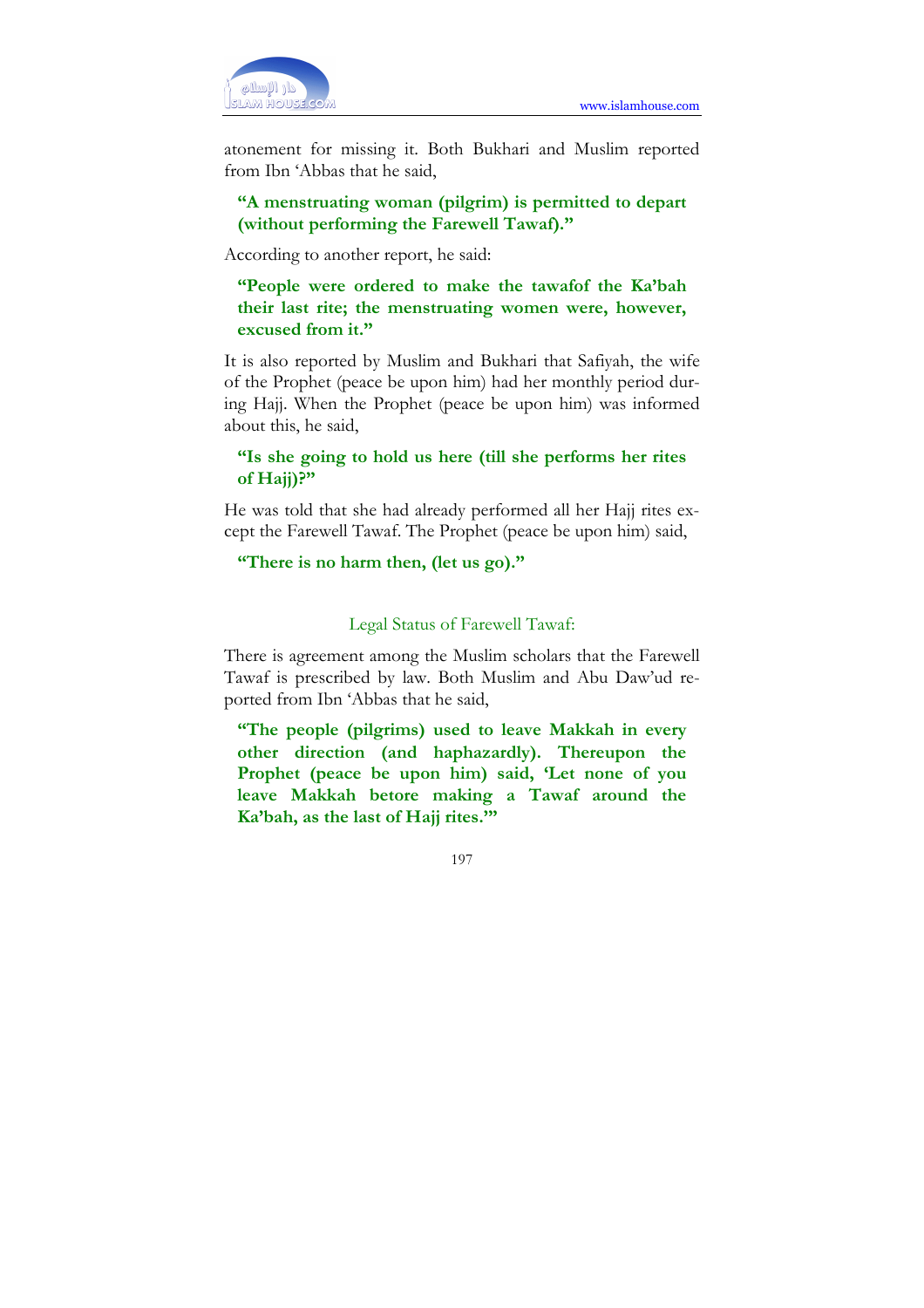atonement for missing it. Both Bukhari and Muslim reported from Ibn 'Abbas that he said,

> **"A menstruating woman (pilgrim) is permitted to depart (without performing the Farewell Tawaf)."**

According to another report, he said:

> **"People were ordered to make the tawafof the Ka'bah their last rite; the menstruating women were, however, excused from it."**

It is also reported by Muslim and Bukhari that Safiyah, the wife of the Prophet (peace be upon him) had her monthly period during Hajj. When the Prophet (peace be upon him) was informed about this, he said,

> **"Is she going to hold us here (till she performs her rites of Hajj)?"**

He was told that she had already performed all her Hajj rites except the Farewell Tawaf. The Prophet (peace be upon him) said,

> **"There is no harm then, (let us go)."**

### Legal Status of Farewell Tawaf:

There is agreement among the Muslim scholars that the Farewell Tawaf is prescribed by law. Both Muslim and Abu Daw'ud reported from Ibn 'Abbas that he said,

> **"The people (pilgrims) used to leave Makkah in every other direction (and haphazardly). Thereupon the Prophet (peace be upon him) said, 'Let none of you leave Makkah betore making a Tawaf around the Ka'bah, as the last of Hajj rites.'"**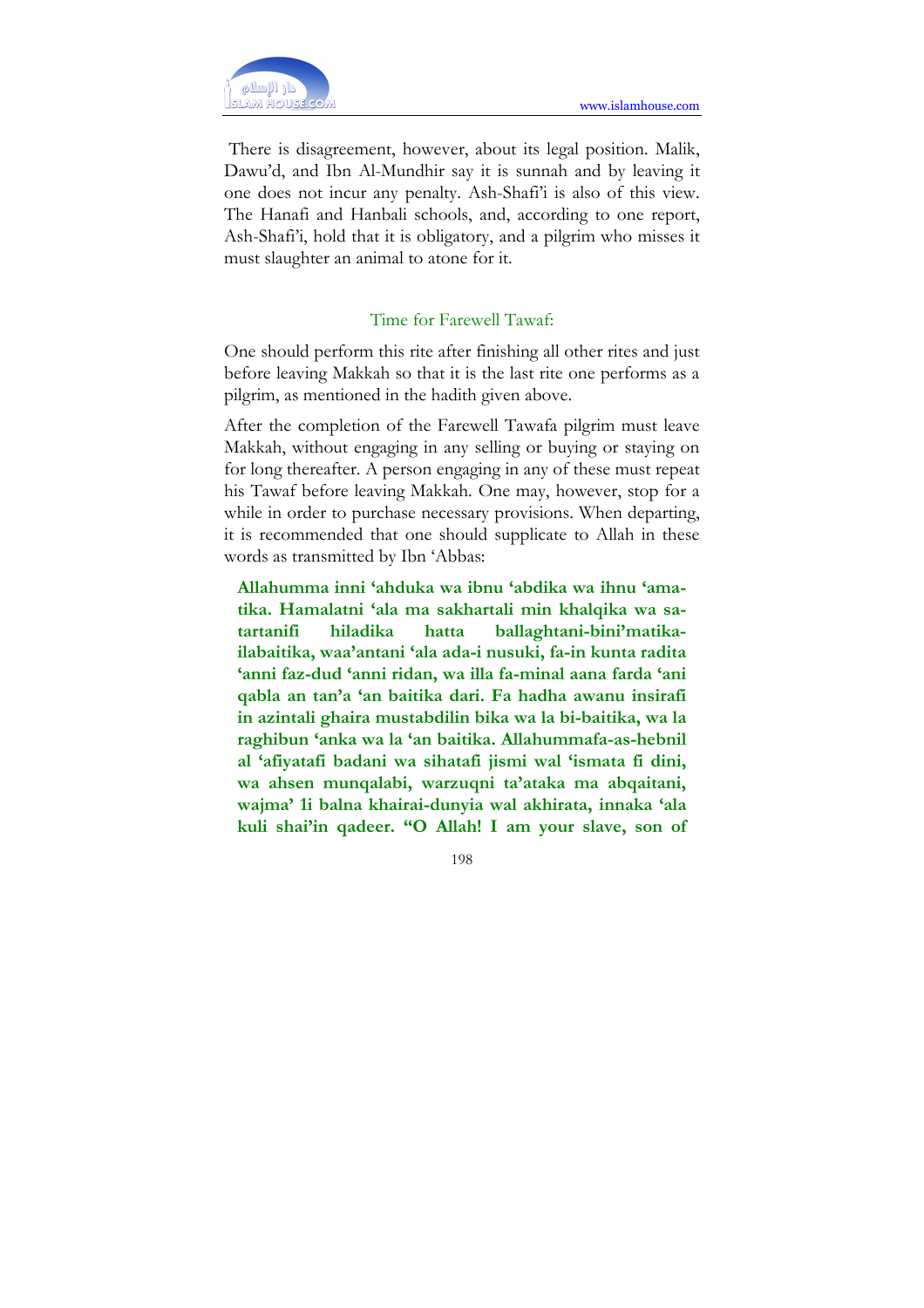There is disagreement, however, about its legal position. Malik, Dawu'd, and Ibn Al-Mundhir say it is sunnah and by leaving it one does not incur any penalty. Ash-Shafi'i is also of this view. The Hanafi and Hanbali schools, and, according to one report, Ash-Shafi'i, hold that it is obligatory, and a pilgrim who misses it must slaughter an animal to atone for it.

### Time for Farewell Tawaf:

One should perform this rite after finishing all other rites and just before leaving Makkah so that it is the last rite one performs as a pilgrim, as mentioned in the hadith given above.

After the completion of the Farewell Tawafa pilgrim must leave Makkah, without engaging in any selling or buying or staying on for long thereafter. A person engaging in any of these must repeat his Tawaf before leaving Makkah. One may, however, stop for a while in order to purchase necessary provisions. When departing, it is recommended that one should supplicate to Allah in these words as transmitted by Ibn 'Abbas:

> **Allahumma inni 'ahduka wa ibnu 'abdika wa ihnu 'ama-tika. Hamalatni 'ala ma sakhartali min khalqika wa sa-tartanifi hiladika hatta ballaghtani-bini'matika-ilabaitika, waa'antani 'ala ada-i nusuki, fa-in kunta radita 'anni faz-dud 'anni ridan, wa illa fa-minal aana farda 'ani qabla an tan'a 'an baitika dari. Fa hadha awanu insirafi in azintali ghaira mustabdilin bika wa la bi-baitika, wa la raghibun 'anka wa la 'an baitika. Allahummafa-as-hebnil al 'afiyatafi badani wa sihatafi jismi wal 'ismata fi dini, wa ahsen munqalabi, warzuqni ta'ataka ma abqaitani, wajma' 1i balna khairai-dunyia wal akhirata, innaka 'ala kuli shai'in qadeer. "O Allah! I am your slave, son of**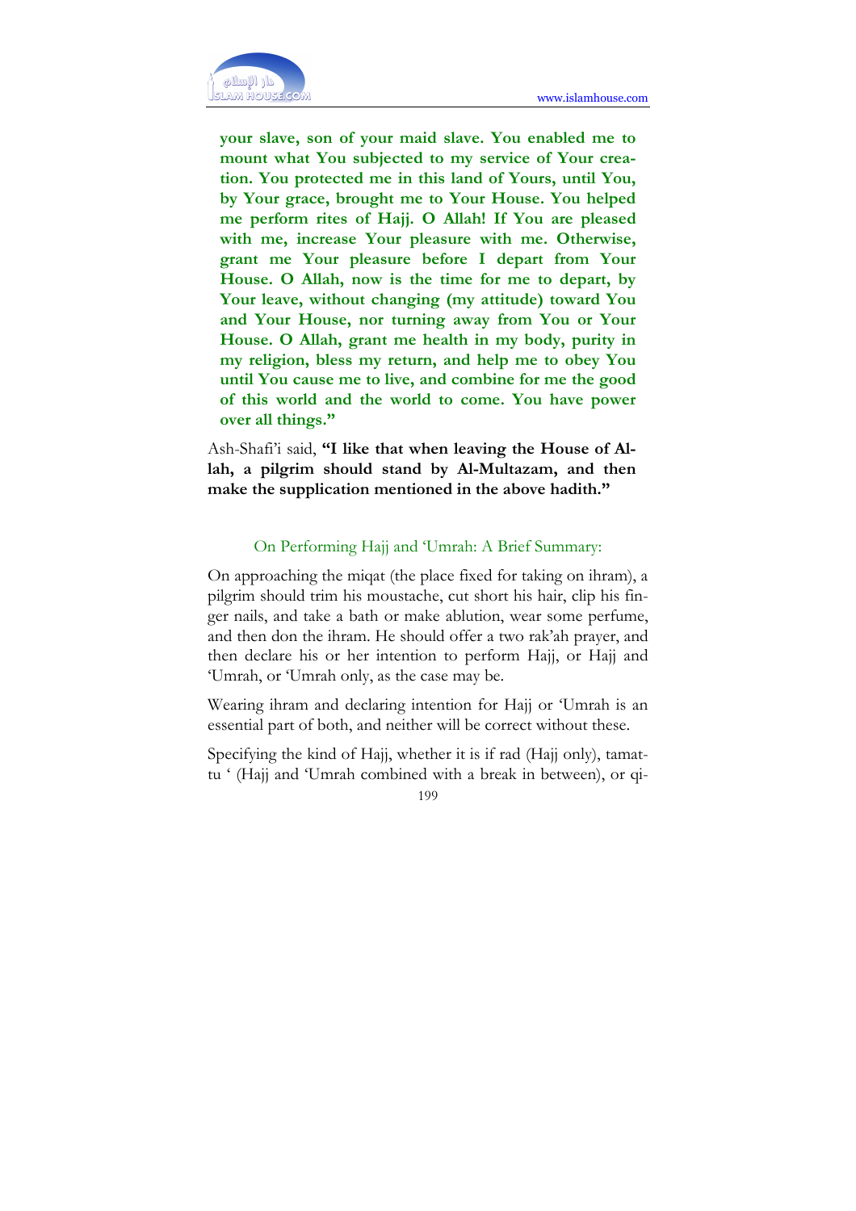**your slave, son of your maid slave. You enabled me to mount what You subjected to my service of Your creation. You protected me in this land of Yours, until You, by Your grace, brought me to Your House. You helped me perform rites of Hajj. O Allah! If You are pleased with me, increase Your pleasure with me. Otherwise, grant me Your pleasure before I depart from Your House. O Allah, now is the time for me to depart, by Your leave, without changing (my attitude) toward You and Your House, nor turning away from You or Your House. O Allah, grant me health in my body, purity in my religion, bless my return, and help me to obey You until You cause me to live, and combine for me the good of this world and the world to come. You have power over all things."**

Ash-Shafi'i said, **"I like that when leaving the House of Allah, a pilgrim should stand by Al-Multazam, and then make the supplication mentioned in the above hadith."**

## On Performing Hajj and 'Umrah: A Brief Summary:

On approaching the miqat (the place fixed for taking on ihram), a pilgrim should trim his moustache, cut short his hair, clip his finger nails, and take a bath or make ablution, wear some perfume, and then don the ihram. He should offer a two rak'ah prayer, and then declare his or her intention to perform Hajj, or Hajj and 'Umrah, or 'Umrah only, as the case may be.

Wearing ihram and declaring intention for Hajj or 'Umrah is an essential part of both, and neither will be correct without these.

Specifying the kind of Hajj, whether it is if rad (Hajj only), tamattu ' (Hajj and 'Umrah combined with a break in between), or qi-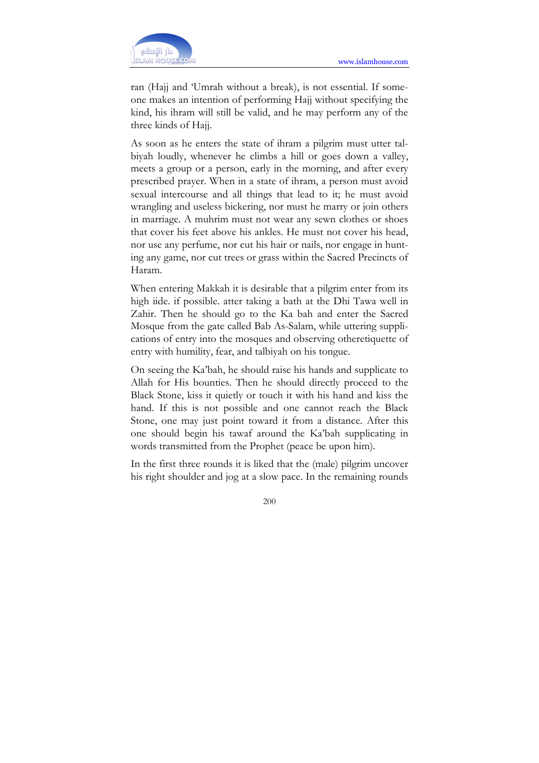ran (Hajj and 'Umrah without a break), is not essential. If someone makes an intention of performing Hajj without specifying the kind, his ihram will still be valid, and he may perform any of the three kinds of Hajj.

As soon as he enters the state of ihram a pilgrim must utter talbiyah loudly, whenever he climbs a hill or goes down a valley, meets a group or a person, early in the morning, and after every prescribed prayer. When in a state of ihram, a person must avoid sexual intercourse and all things that lead to it; he must avoid wrangling and useless bickering, nor must he marry or join others in marriage. A muhrim must not wear any sewn clothes or shoes that cover his feet above his ankles. He must not cover his head, nor use any perfume, nor cut his hair or nails, nor engage in hunting any game, nor cut trees or grass within the Sacred Precincts of Haram.

When entering Makkah it is desirable that a pilgrim enter from its high iide. if possible. atter taking a bath at the Dhi Tawa well in Zahir. Then he should go to the Ka bah and enter the Sacred Mosque from the gate called Bab As-Salam, while uttering supplications of entry into the mosques and observing otheretiquette of entry with humility, fear, and talbiyah on his tongue.

On seeing the Ka'bah, he should raise his hands and supplicate to Allah for His bounties. Then he should directly proceed to the Black Stone, kiss it quietly or touch it with his hand and kiss the hand. If this is not possible and one cannot reach the Black Stone, one may just point toward it from a distance. After this one should begin his tawaf around the Ka'bah supplicating in words transmitted from the Prophet (peace be upon him).

In the first three rounds it is liked that the (male) pilgrim uncover his right shoulder and jog at a slow pace. In the remaining rounds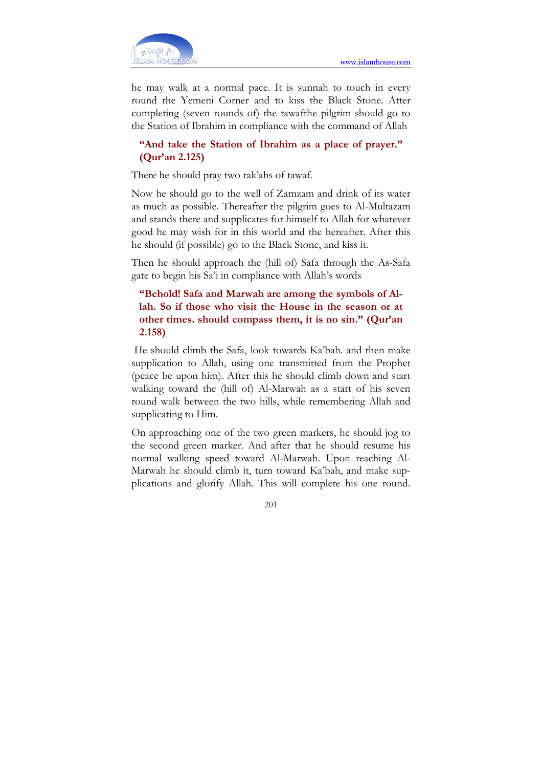he may walk at a normal pace. It is sunnah to touch in every round the Yemeni Corner and to kiss the Black Stone. Atter completing (seven rounds of) the tawafthe pilgrim should go to the Station of Ibrahim in compliance with the command of Allah

> **"And take the Station of Ibrahim as a place of prayer." (Qur'an 2.125)**

There he should pray two rak'ahs of tawaf.

Now he should go to the well of Zamzam and drink of its water as much as possible. Thereafter the pilgrim goes to Al-Multazam and stands there and supplicates for himself to Allah for whatever good he may wish for in this world and the hereafter. After this he should (if possible) go to the Black Stone, and kiss it.

Then he should approach the (hill of) Safa through the As-Safa gate to begin his Sa'i in compliance with Allah's words

> **"Behold! Safa and Marwah are among the symbols of Allah. So if those who visit the House in the season or at other times. should compass them, it is no sin." (Qur'an 2.158)**

He should climb the Safa, look towards Ka'bah. and then make supplication to Allah, using one transmitted from the Prophet (peace be upon him). After this he should climb down and start walking toward the (hill of) Al-Marwah as a start of his seven round walk between the two hills, while remembering Allah and supplicating to Him.

On approaching one of the two green markers, he should jog to the second green marker. And after that he should resume his normal walking speed toward Al-Marwah. Upon reaching Al-Marwah he should climb it, turn toward Ka'bah, and make supplications and glorify Allah. This will complete his one round.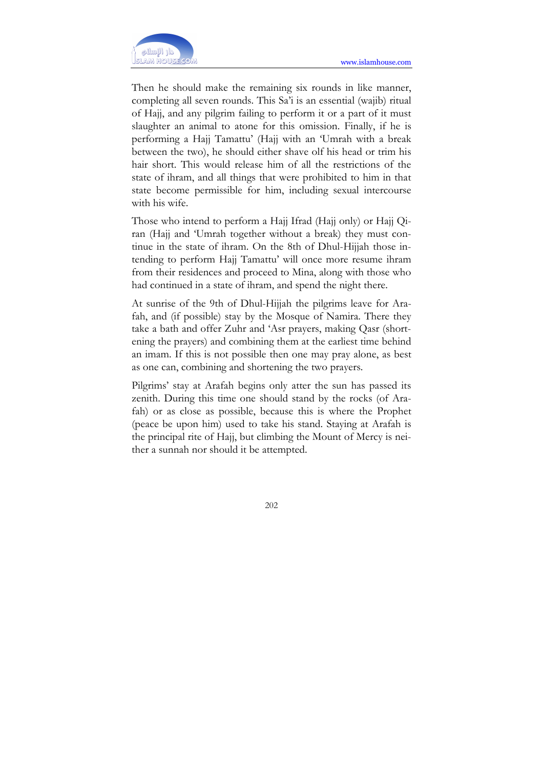Then he should make the remaining six rounds in like manner, completing all seven rounds. This Sa'i is an essential (wajib) ritual of Hajj, and any pilgrim failing to perform it or a part of it must slaughter an animal to atone for this omission. Finally, if he is performing a Hajj Tamattu' (Hajj with an 'Umrah with a break between the two), he should either shave olf his head or trim his hair short. This would release him of all the restrictions of the state of ihram, and all things that were prohibited to him in that state become permissible for him, including sexual intercourse with his wife.

Those who intend to perform a Hajj Ifrad (Hajj only) or Hajj Qiran (Hajj and 'Umrah together without a break) they must continue in the state of ihram. On the 8th of Dhul-Hijjah those intending to perform Hajj Tamattu' will once more resume ihram from their residences and proceed to Mina, along with those who had continued in a state of ihram, and spend the night there.

At sunrise of the 9th of Dhul-Hijjah the pilgrims leave for Arafah, and (if possible) stay by the Mosque of Namira. There they take a bath and offer Zuhr and 'Asr prayers, making Qasr (shortening the prayers) and combining them at the earliest time behind an imam. If this is not possible then one may pray alone, as best as one can, combining and shortening the two prayers.

Pilgrims' stay at Arafah begins only atter the sun has passed its zenith. During this time one should stand by the rocks (of Arafah) or as close as possible, because this is where the Prophet (peace be upon him) used to take his stand. Staying at Arafah is the principal rite of Hajj, but climbing the Mount of Mercy is neither a sunnah nor should it be attempted.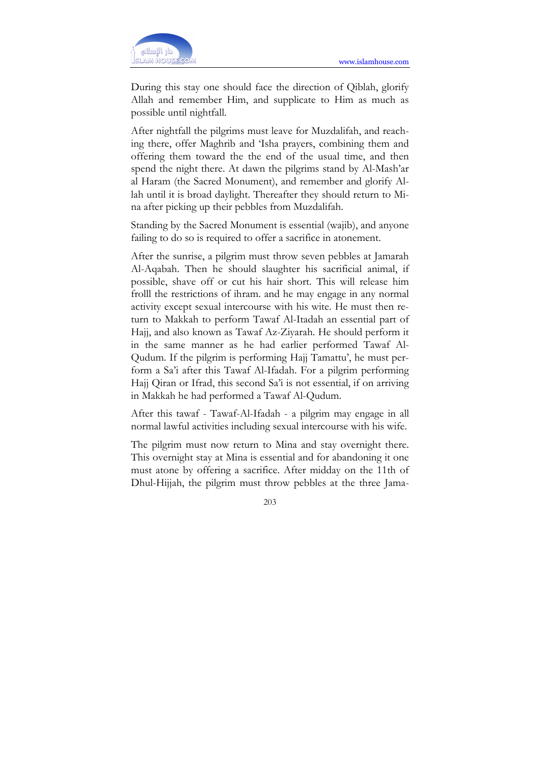During this stay one should face the direction of Qiblah, glorify Allah and remember Him, and supplicate to Him as much as possible until nightfall.

After nightfall the pilgrims must leave for Muzdalifah, and reaching there, offer Maghrib and 'Isha prayers, combining them and offering them toward the the end of the usual time, and then spend the night there. At dawn the pilgrims stand by Al-Mash'ar al Haram (the Sacred Monument), and remember and glorify Allah until it is broad daylight. Thereafter they should return to Mina after picking up their pebbles from Muzdalifah.

Standing by the Sacred Monument is essential (wajib), and anyone failing to do so is required to offer a sacrifice in atonement.

After the sunrise, a pilgrim must throw seven pebbles at Jamarah Al-Aqabah. Then he should slaughter his sacrificial animal, if possible, shave off or cut his hair short. This will release him frolll the restrictions of ihram. and he may engage in any normal activity except sexual intercourse with his wite. He must then return to Makkah to perform Tawaf Al-Itadah an essential part of Hajj, and also known as Tawaf Az-Ziyarah. He should perform it in the same manner as he had earlier performed Tawaf Al-Qudum. If the pilgrim is performing Hajj Tamattu', he must perform a Sa'i after this Tawaf Al-Ifadah. For a pilgrim performing Hajj Qiran or Ifrad, this second Sa'i is not essential, if on arriving in Makkah he had performed a Tawaf Al-Qudum.

After this tawaf - Tawaf-Al-Ifadah - a pilgrim may engage in all normal lawful activities including sexual intercourse with his wife.

The pilgrim must now return to Mina and stay overnight there. This overnight stay at Mina is essential and for abandoning it one must atone by offering a sacrifice. After midday on the 11th of Dhul-Hijjah, the pilgrim must throw pebbles at the three Jama-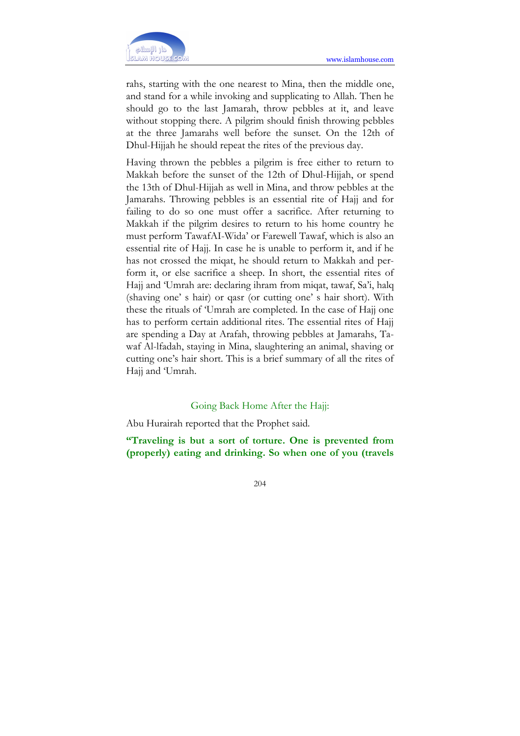rahs, starting with the one nearest to Mina, then the middle one, and stand for a while invoking and supplicating to Allah. Then he should go to the last Jamarah, throw pebbles at it, and leave without stopping there. A pilgrim should finish throwing pebbles at the three Jamarahs well before the sunset. On the 12th of Dhul-Hijjah he should repeat the rites of the previous day.

Having thrown the pebbles a pilgrim is free either to return to Makkah before the sunset of the 12th of Dhul-Hijjah, or spend the 13th of Dhul-Hijjah as well in Mina, and throw pebbles at the Jamarahs. Throwing pebbles is an essential rite of Hajj and for failing to do so one must offer a sacrifice. After returning to Makkah if the pilgrim desires to return to his home country he must perform TawafAI-Wida' or Farewell Tawaf, which is also an essential rite of Hajj. In case he is unable to perform it, and if he has not crossed the miqat, he should return to Makkah and perform it, or else sacrifice a sheep. In short, the essential rites of Hajj and 'Umrah are: declaring ihram from miqat, tawaf, Sa'i, halq (shaving one' s hair) or qasr (or cutting one' s hair short). With these the rituals of 'Umrah are completed. In the case of Hajj one has to perform certain additional rites. The essential rites of Hajj are spending a Day at Arafah, throwing pebbles at Jamarahs, Tawaf Al-lfadah, staying in Mina, slaughtering an animal, shaving or cutting one's hair short. This is a brief summary of all the rites of Hajj and 'Umrah.

### Going Back Home After the Hajj:

Abu Hurairah reported that the Prophet said.

**"Traveling is but a sort of torture. One is prevented from (properly) eating and drinking. So when one of you (travels**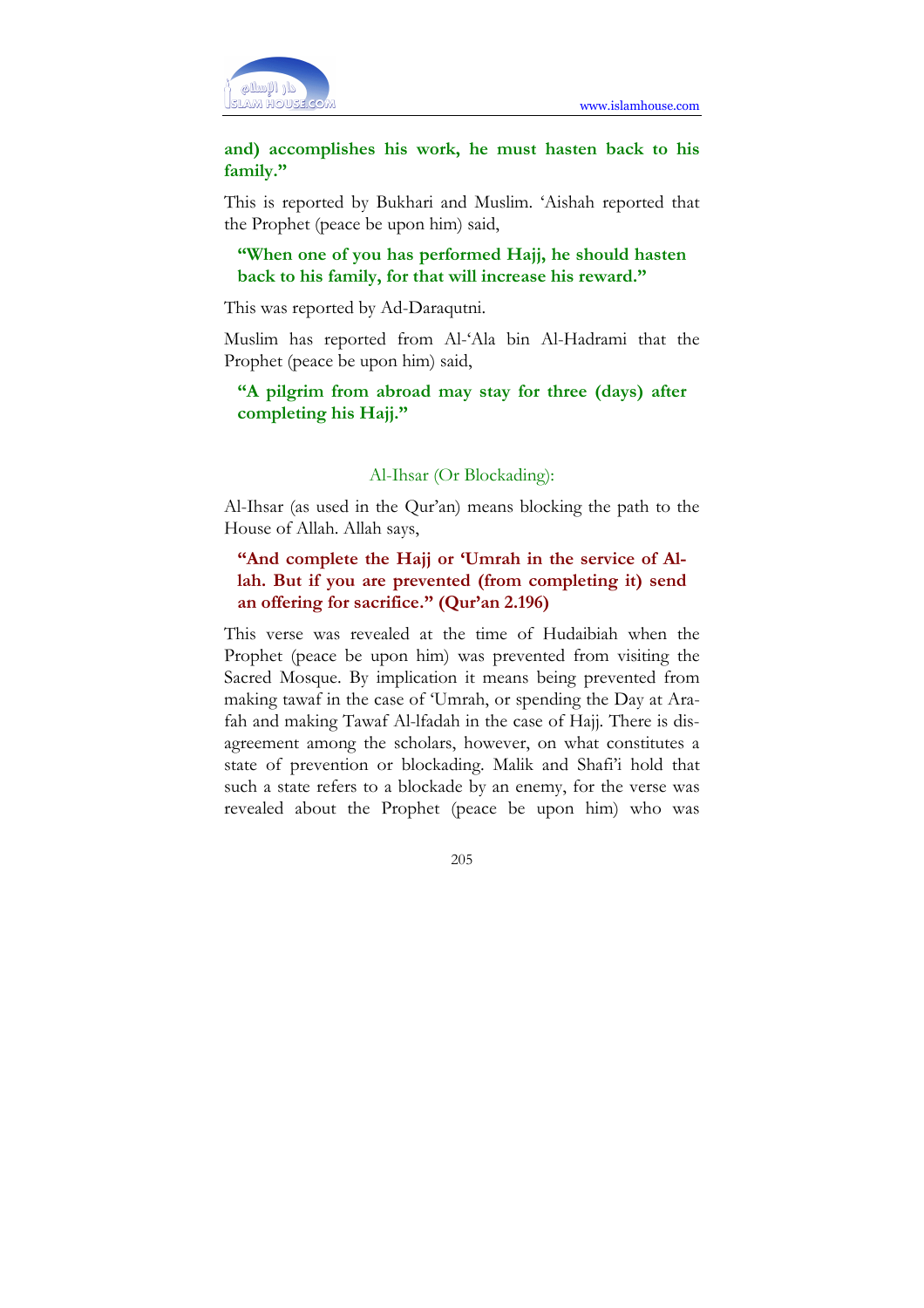**and) accomplishes his work, he must hasten back to his family."**

This is reported by Bukhari and Muslim. 'Aishah reported that the Prophet (peace be upon him) said,

> **"When one of you has performed Hajj, he should hasten back to his family, for that will increase his reward."**

This was reported by Ad-Daraqutni.

Muslim has reported from Al-'Ala bin Al-Hadrami that the Prophet (peace be upon him) said,

> **"A pilgrim from abroad may stay for three (days) after completing his Hajj."**

### Al-Ihsar (Or Blockading):

Al-Ihsar (as used in the Qur'an) means blocking the path to the House of Allah. Allah says,

> **"And complete the Hajj or 'Umrah in the service of Allah. But if you are prevented (from completing it) send an offering for sacrifice." (Qur'an 2.196)**

This verse was revealed at the time of Hudaibiah when the Prophet (peace be upon him) was prevented from visiting the Sacred Mosque. By implication it means being prevented from making tawaf in the case of 'Umrah, or spending the Day at Arafah and making Tawaf Al-lfadah in the case of Hajj. There is disagreement among the scholars, however, on what constitutes a state of prevention or blockading. Malik and Shafi'i hold that such a state refers to a blockade by an enemy, for the verse was revealed about the Prophet (peace be upon him) who was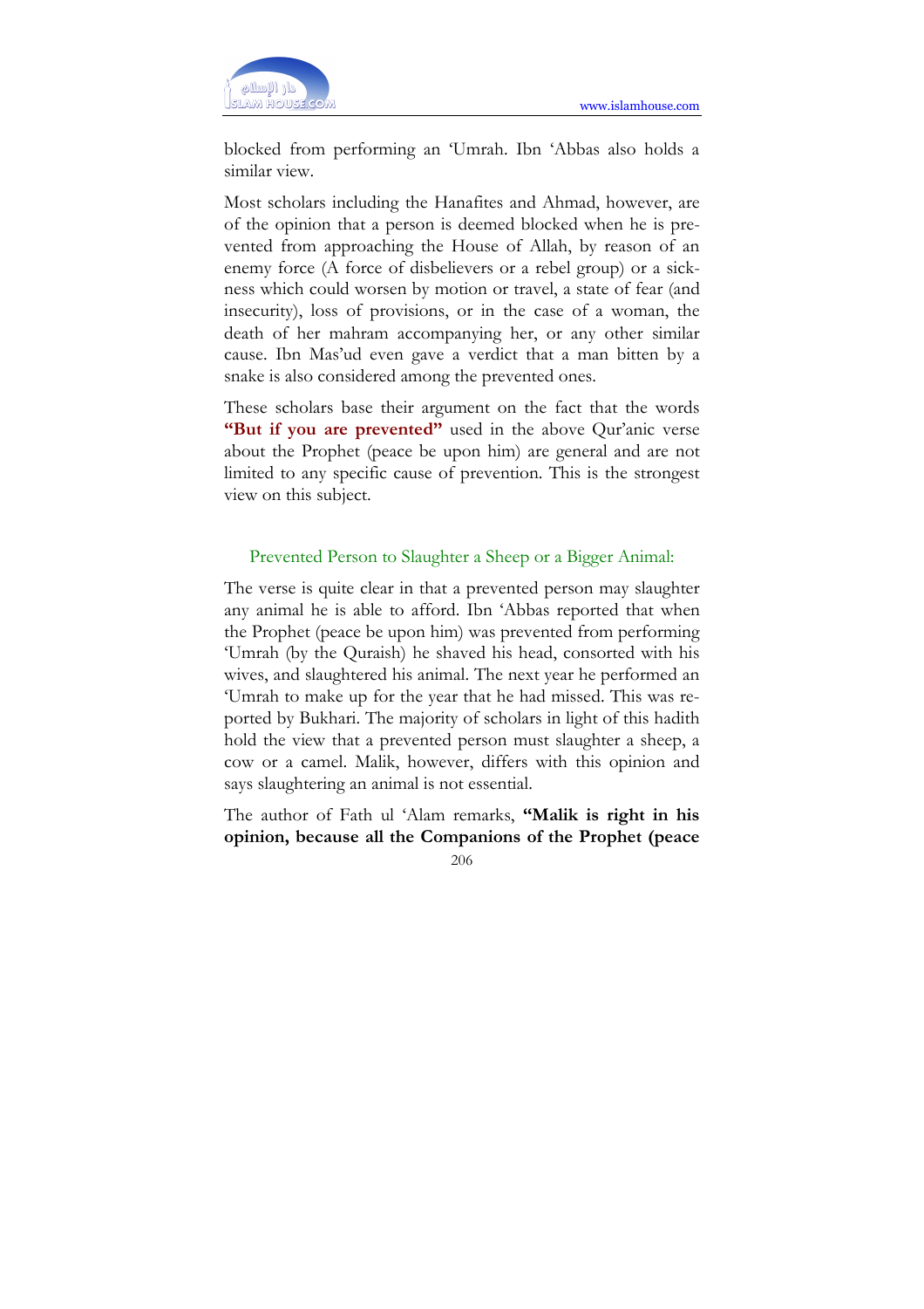blocked from performing an 'Umrah. Ibn 'Abbas also holds a similar view.

Most scholars including the Hanafites and Ahmad, however, are of the opinion that a person is deemed blocked when he is prevented from approaching the House of Allah, by reason of an enemy force (A force of disbelievers or a rebel group) or a sickness which could worsen by motion or travel, a state of fear (and insecurity), loss of provisions, or in the case of a woman, the death of her mahram accompanying her, or any other similar cause. Ibn Mas'ud even gave a verdict that a man bitten by a snake is also considered among the prevented ones.

These scholars base their argument on the fact that the words **"But if you are prevented"** used in the above Qur'anic verse about the Prophet (peace be upon him) are general and are not limited to any specific cause of prevention. This is the strongest view on this subject.

### Prevented Person to Slaughter a Sheep or a Bigger Animal:

The verse is quite clear in that a prevented person may slaughter any animal he is able to afford. Ibn 'Abbas reported that when the Prophet (peace be upon him) was prevented from performing 'Umrah (by the Quraish) he shaved his head, consorted with his wives, and slaughtered his animal. The next year he performed an 'Umrah to make up for the year that he had missed. This was reported by Bukhari. The majority of scholars in light of this hadith hold the view that a prevented person must slaughter a sheep, a cow or a camel. Malik, however, differs with this opinion and says slaughtering an animal is not essential.

The author of Fath ul 'Alam remarks, **"Malik is right in his opinion, because all the Companions of the Prophet (peace**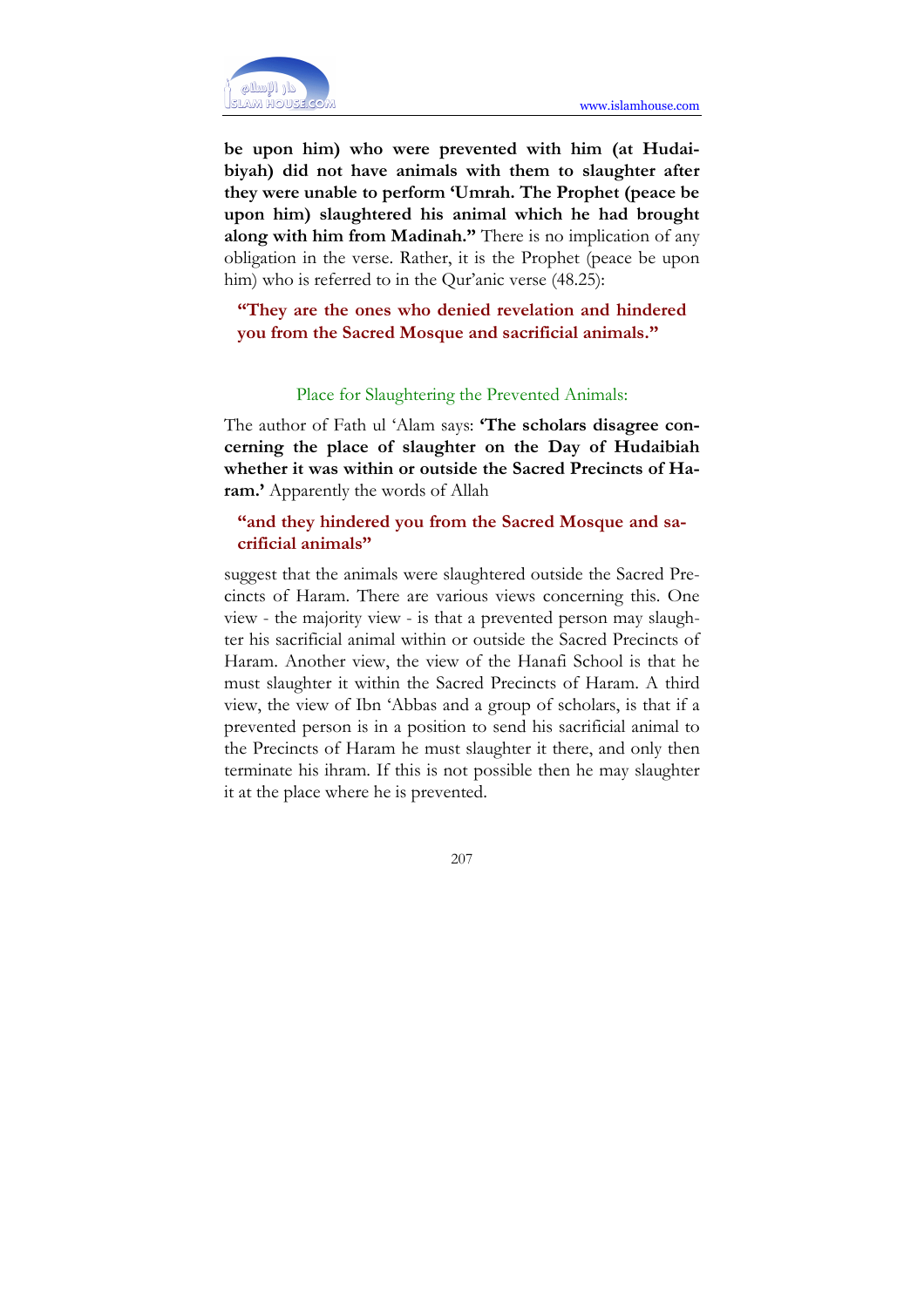**be upon him) who were prevented with him (at Hudaibiyah) did not have animals with them to slaughter after they were unable to perform 'Umrah. The Prophet (peace be upon him) slaughtered his animal which he had brought along with him from Madinah."** There is no implication of any obligation in the verse. Rather, it is the Prophet (peace be upon him) who is referred to in the Qur'anic verse (48.25):

> **"They are the ones who denied revelation and hindered you from the Sacred Mosque and sacrificial animals."**

## Place for Slaughtering the Prevented Animals:

The author of Fath ul 'Alam says: **'The scholars disagree concerning the place of slaughter on the Day of Hudaibiah whether it was within or outside the Sacred Precincts of Haram.'** Apparently the words of Allah

> **"and they hindered you from the Sacred Mosque and sacrificial animals"**

suggest that the animals were slaughtered outside the Sacred Precincts of Haram. There are various views concerning this. One view - the majority view - is that a prevented person may slaughter his sacrificial animal within or outside the Sacred Precincts of Haram. Another view, the view of the Hanafi School is that he must slaughter it within the Sacred Precincts of Haram. A third view, the view of Ibn 'Abbas and a group of scholars, is that if a prevented person is in a position to send his sacrificial animal to the Precincts of Haram he must slaughter it there, and only then terminate his ihram. If this is not possible then he may slaughter it at the place where he is prevented.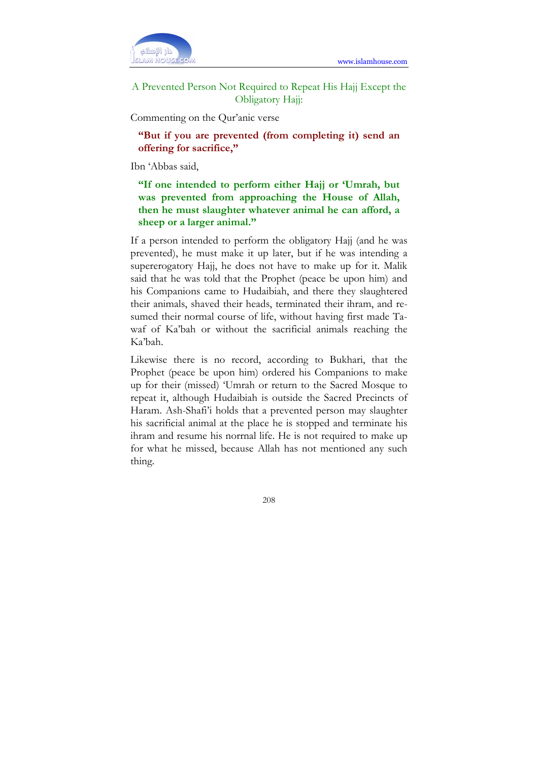## A Prevented Person Not Required to Repeat His Hajj Except the Obligatory Hajj:

Commenting on the Qur'anic verse

> **"But if you are prevented (from completing it) send an offering for sacrifice,"**

Ibn 'Abbas said,

> **"If one intended to perform either Hajj or 'Umrah, but was prevented from approaching the House of Allah, then he must slaughter whatever animal he can afford, a sheep or a larger animal."**

If a person intended to perform the obligatory Hajj (and he was prevented), he must make it up later, but if he was intending a supererogatory Hajj, he does not have to make up for it. Malik said that he was told that the Prophet (peace be upon him) and his Companions came to Hudaibiah, and there they slaughtered their animals, shaved their heads, terminated their ihram, and resumed their normal course of life, without having first made Tawaf of Ka'bah or without the sacrificial animals reaching the Ka'bah.

Likewise there is no record, according to Bukhari, that the Prophet (peace be upon him) ordered his Companions to make up for their (missed) 'Umrah or return to the Sacred Mosque to repeat it, although Hudaibiah is outside the Sacred Precincts of Haram. Ash-Shafi'i holds that a prevented person may slaughter his sacrificial animal at the place he is stopped and terminate his ihram and resume his norrnal life. He is not required to make up for what he missed, because Allah has not mentioned any such thing.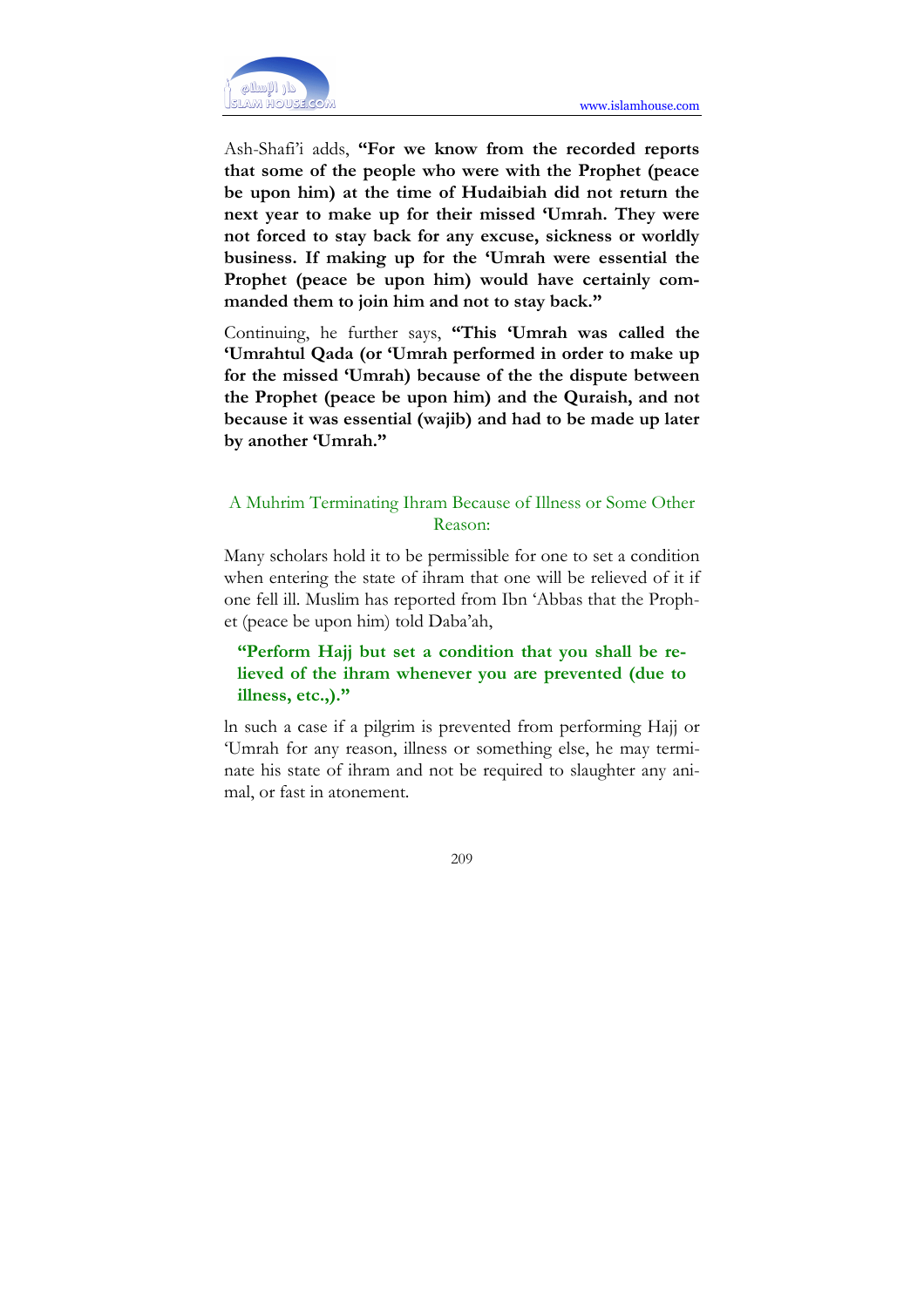Ash-Shafi'i adds, **"For we know from the recorded reports that some of the people who were with the Prophet (peace be upon him) at the time of Hudaibiah did not return the next year to make up for their missed 'Umrah. They were not forced to stay back for any excuse, sickness or worldly business. If making up for the 'Umrah were essential the Prophet (peace be upon him) would have certainly commanded them to join him and not to stay back."**

Continuing, he further says, **"This 'Umrah was called the 'Umrahtul Qada (or 'Umrah performed in order to make up for the missed 'Umrah) because of the the dispute between the Prophet (peace be upon him) and the Quraish, and not because it was essential (wajib) and had to be made up later by another 'Umrah."**

### A Muhrim Terminating Ihram Because of Illness or Some Other Reason:

Many scholars hold it to be permissible for one to set a condition when entering the state of ihram that one will be relieved of it if one fell ill. Muslim has reported from Ibn 'Abbas that the Prophet (peace be upon him) told Daba'ah,

> **"Perform Hajj but set a condition that you shall be relieved of the ihram whenever you are prevented (due to illness, etc.,)."**

ln such a case if a pilgrim is prevented from performing Hajj or 'Umrah for any reason, illness or something else, he may terminate his state of ihram and not be required to slaughter any animal, or fast in atonement.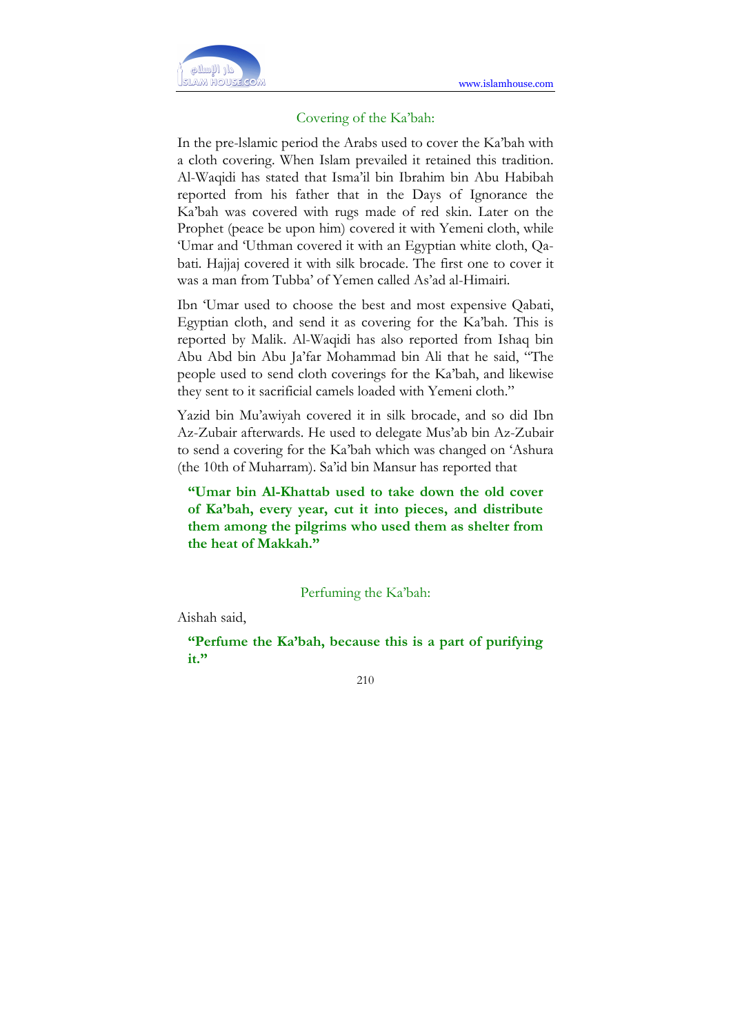## Covering of the Ka'bah:

In the pre-Islamic period the Arabs used to cover the Ka'bah with a cloth covering. When Islam prevailed it retained this tradition. Al-Waqidi has stated that Isma'il bin Ibrahim bin Abu Habibah reported from his father that in the Days of Ignorance the Ka'bah was covered with rugs made of red skin. Later on the Prophet (peace be upon him) covered it with Yemeni cloth, while 'Umar and 'Uthman covered it with an Egyptian white cloth, Qabati. Hajjaj covered it with silk brocade. The first one to cover it was a man from Tubba' of Yemen called As'ad al-Himairi.

Ibn 'Umar used to choose the best and most expensive Qabati, Egyptian cloth, and send it as covering for the Ka'bah. This is reported by Malik. Al-Waqidi has also reported from Ishaq bin Abu Abd bin Abu Ja'far Mohammad bin Ali that he said, "The people used to send cloth coverings for the Ka'bah, and likewise they sent to it sacrificial camels loaded with Yemeni cloth."

Yazid bin Mu'awiyah covered it in silk brocade, and so did Ibn Az-Zubair afterwards. He used to delegate Mus'ab bin Az-Zubair to send a covering for the Ka'bah which was changed on 'Ashura (the 10th of Muharram). Sa'id bin Mansur has reported that

> **"Umar bin Al-Khattab used to take down the old cover of Ka'bah, every year, cut it into pieces, and distribute them among the pilgrims who used them as shelter from the heat of Makkah."**

## Perfuming the Ka'bah:

Aishah said,

> **"Perfume the Ka'bah, because this is a part of purifying it."**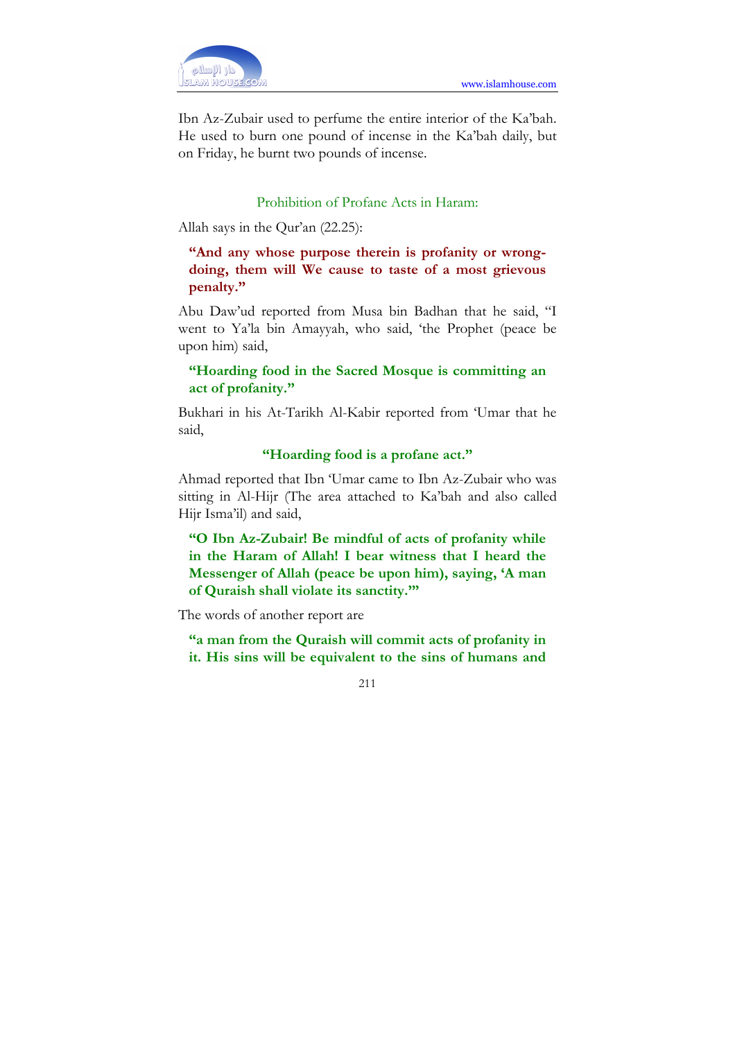Ibn Az-Zubair used to perfume the entire interior of the Ka'bah. He used to burn one pound of incense in the Ka'bah daily, but on Friday, he burnt two pounds of incense.

## Prohibition of Profane Acts in Haram:

Allah says in the Qur'an (22.25):

> **"And any whose purpose therein is profanity or wrong-doing, them will We cause to taste of a most grievous penalty."**

Abu Daw'ud reported from Musa bin Badhan that he said, "I went to Ya'la bin Amayyah, who said, 'the Prophet (peace be upon him) said,

> **"Hoarding food in the Sacred Mosque is committing an act of profanity."**

Bukhari in his At-Tarikh Al-Kabir reported from 'Umar that he said,

> **"Hoarding food is a profane act."**

Ahmad reported that Ibn 'Umar came to Ibn Az-Zubair who was sitting in Al-Hijr (The area attached to Ka'bah and also called Hijr Isma'il) and said,

> **"O Ibn Az-Zubair! Be mindful of acts of profanity while in the Haram of Allah! I bear witness that I heard the Messenger of Allah (peace be upon him), saying, 'A man of Quraish shall violate its sanctity.'"**

The words of another report are

> **"a man from the Quraish will commit acts of profanity in it. His sins will be equivalent to the sins of humans and**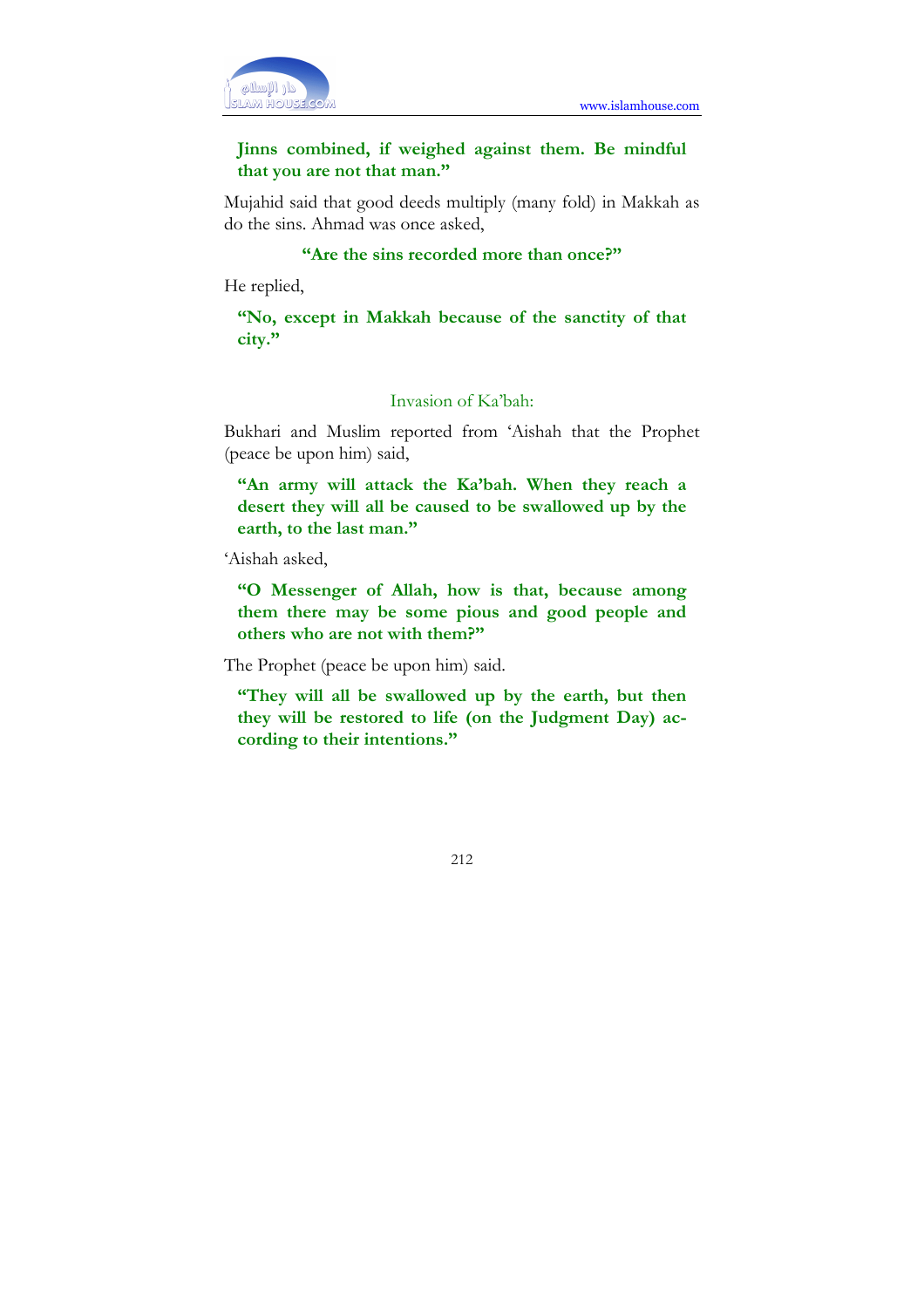> **Jinns combined, if weighed against them. Be mindful that you are not that man."**

Mujahid said that good deeds multiply (many fold) in Makkah as do the sins. Ahmad was once asked,

> **"Are the sins recorded more than once?"**

He replied,

> **"No, except in Makkah because of the sanctity of that city."**

### Invasion of Ka'bah:

Bukhari and Muslim reported from 'Aishah that the Prophet (peace be upon him) said,

> **"An army will attack the Ka'bah. When they reach a desert they will all be caused to be swallowed up by the earth, to the last man."**

'Aishah asked,

> **"O Messenger of Allah, how is that, because among them there may be some pious and good people and others who are not with them?"**

The Prophet (peace be upon him) said.

> **"They will all be swallowed up by the earth, but then they will be restored to life (on the Judgment Day) according to their intentions."**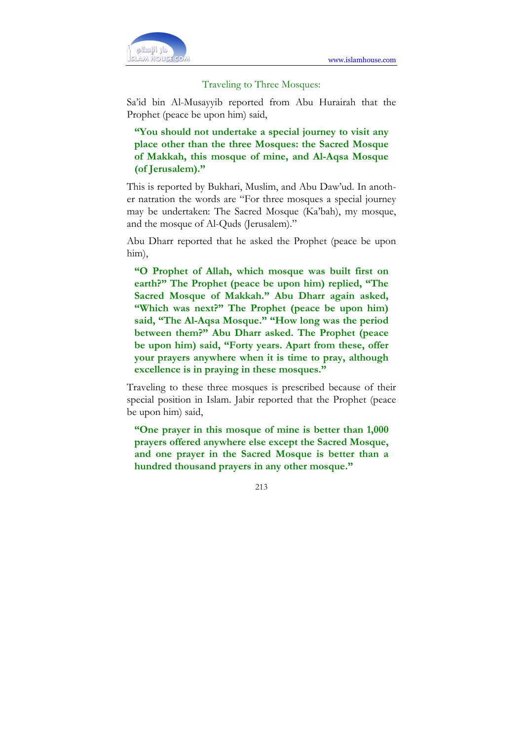## Traveling to Three Mosques:

Sa'id bin Al-Musayyib reported from Abu Hurairah that the Prophet (peace be upon him) said,

> **"You should not undertake a special journey to visit any place other than the three Mosques: the Sacred Mosque of Makkah, this mosque of mine, and Al-Aqsa Mosque (of Jerusalem)."**

This is reported by Bukhari, Muslim, and Abu Daw'ud. In another natration the words are "For three mosques a special journey may be undertaken: The Sacred Mosque (Ka'bah), my mosque, and the mosque of Al-Quds (Jerusalem)."

Abu Dharr reported that he asked the Prophet (peace be upon him),

> **"O Prophet of Allah, which mosque was built first on earth?" The Prophet (peace be upon him) replied, "The Sacred Mosque of Makkah." Abu Dharr again asked, "Which was next?" The Prophet (peace be upon him) said, "The Al-Aqsa Mosque." "How long was the period between them?" Abu Dharr asked. The Prophet (peace be upon him) said, "Forty years. Apart from these, offer your prayers anywhere when it is time to pray, although excellence is in praying in these mosques."**

Traveling to these three mosques is prescribed because of their special position in Islam. Jabir reported that the Prophet (peace be upon him) said,

> **"One prayer in this mosque of mine is better than 1,000 prayers offered anywhere else except the Sacred Mosque, and one prayer in the Sacred Mosque is better than a hundred thousand prayers in any other mosque."**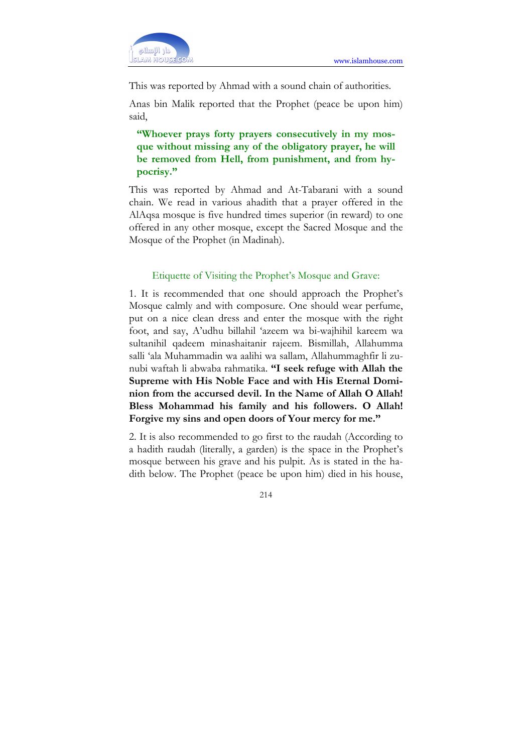This was reported by Ahmad with a sound chain of authorities.

Anas bin Malik reported that the Prophet (peace be upon him) said,

> **"Whoever prays forty prayers consecutively in my mosque without missing any of the obligatory prayer, he will be removed from Hell, from punishment, and from hypocrisy."**

This was reported by Ahmad and At-Tabarani with a sound chain. We read in various ahadith that a prayer offered in the AlAqsa mosque is five hundred times superior (in reward) to one offered in any other mosque, except the Sacred Mosque and the Mosque of the Prophet (in Madinah).

## Etiquette of Visiting the Prophet's Mosque and Grave:

1. It is recommended that one should approach the Prophet's Mosque calmly and with composure. One should wear perfume, put on a nice clean dress and enter the mosque with the right foot, and say, A'udhu billahil 'azeem wa bi-wajhihil kareem wa sultanihil qadeem minashaitanir rajeem. Bismillah, Allahumma salli 'ala Muhammadin wa aalihi wa sallam, Allahummaghfir li zunubi waftah li abwaba rahmatika. **"I seek refuge with Allah the Supreme with His Noble Face and with His Eternal Dominion from the accursed devil. In the Name of Allah O Allah! Bless Mohammad his family and his followers. O Allah! Forgive my sins and open doors of Your mercy for me."**

2. It is also recommended to go first to the raudah (According to a hadith raudah (literally, a garden) is the space in the Prophet's mosque between his grave and his pulpit. As is stated in the hadith below. The Prophet (peace be upon him) died in his house,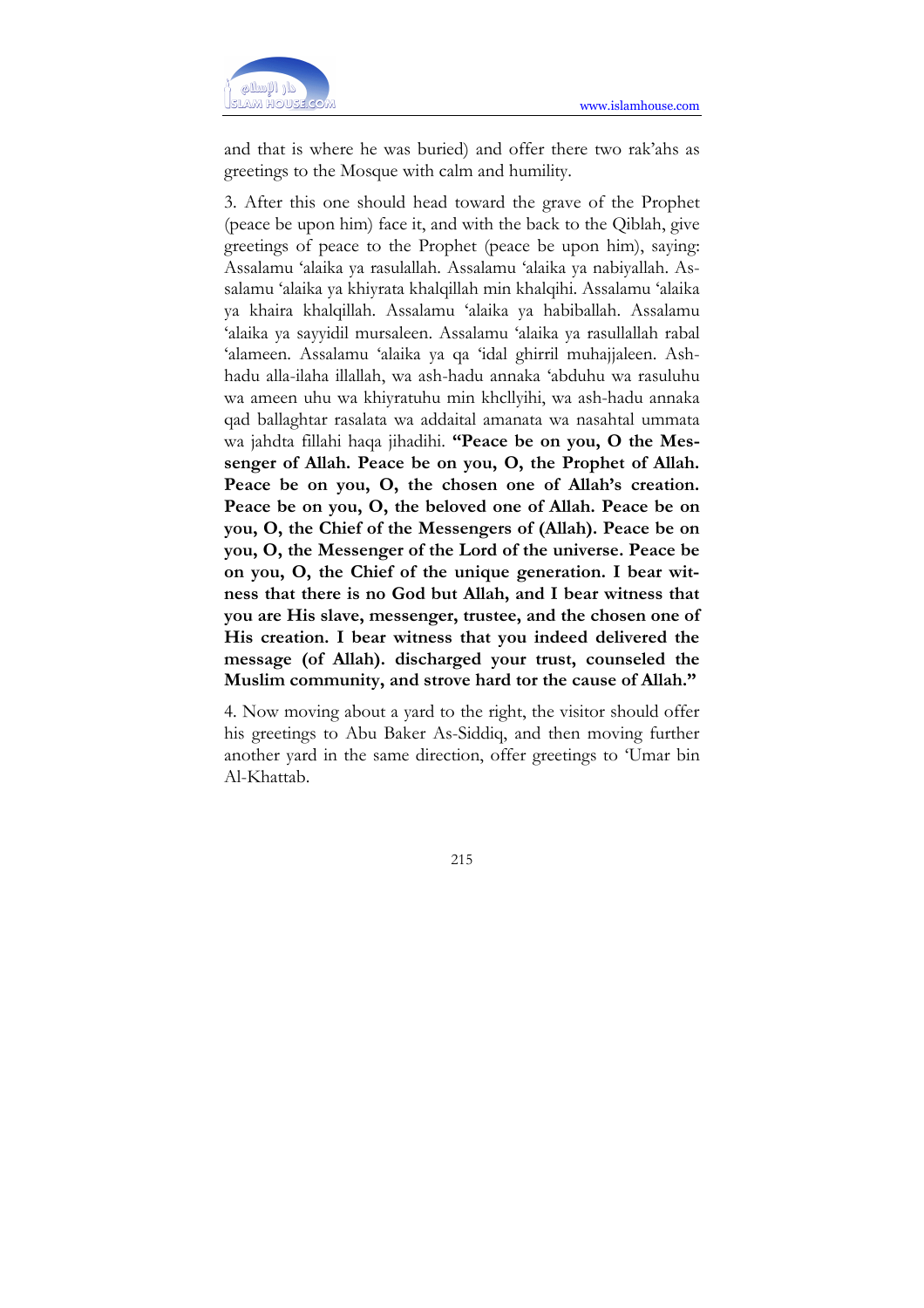and that is where he was buried) and offer there two rak'ahs as greetings to the Mosque with calm and humility.

3. After this one should head toward the grave of the Prophet (peace be upon him) face it, and with the back to the Qiblah, give greetings of peace to the Prophet (peace be upon him), saying: Assalamu 'alaika ya rasulallah. Assalamu 'alaika ya nabiyallah. Assalamu 'alaika ya khiyrata khalqillah min khalqihi. Assalamu 'alaika ya khaira khalqillah. Assalamu 'alaika ya habiballah. Assalamu 'alaika ya sayyidil mursaleen. Assalamu 'alaika ya rasullallah rabal 'alameen. Assalamu 'alaika ya qa 'idal ghirril muhajjaleen. Ash-hadu alla-ilaha illallah, wa ash-hadu annaka 'abduhu wa rasuluhu wa ameen uhu wa khiyratuhu min khcllyihi, wa ash-hadu annaka qad ballaghtar rasalata wa addaital amanata wa nasahtal ummata wa jahdta fillahi haqa jihadihi. **"Peace be on you, O the Messenger of Allah. Peace be on you, O, the Prophet of Allah. Peace be on you, O, the chosen one of Allah's creation. Peace be on you, O, the beloved one of Allah. Peace be on you, O, the Chief of the Messengers of (Allah). Peace be on you, O, the Messenger of the Lord of the universe. Peace be on you, O, the Chief of the unique generation. I bear witness that there is no God but Allah, and I bear witness that you are His slave, messenger, trustee, and the chosen one of His creation. I bear witness that you indeed delivered the message (of Allah). discharged your trust, counseled the Muslim community, and strove hard tor the cause of Allah."**

4. Now moving about a yard to the right, the visitor should offer his greetings to Abu Baker As-Siddiq, and then moving further another yard in the same direction, offer greetings to 'Umar bin Al-Khattab.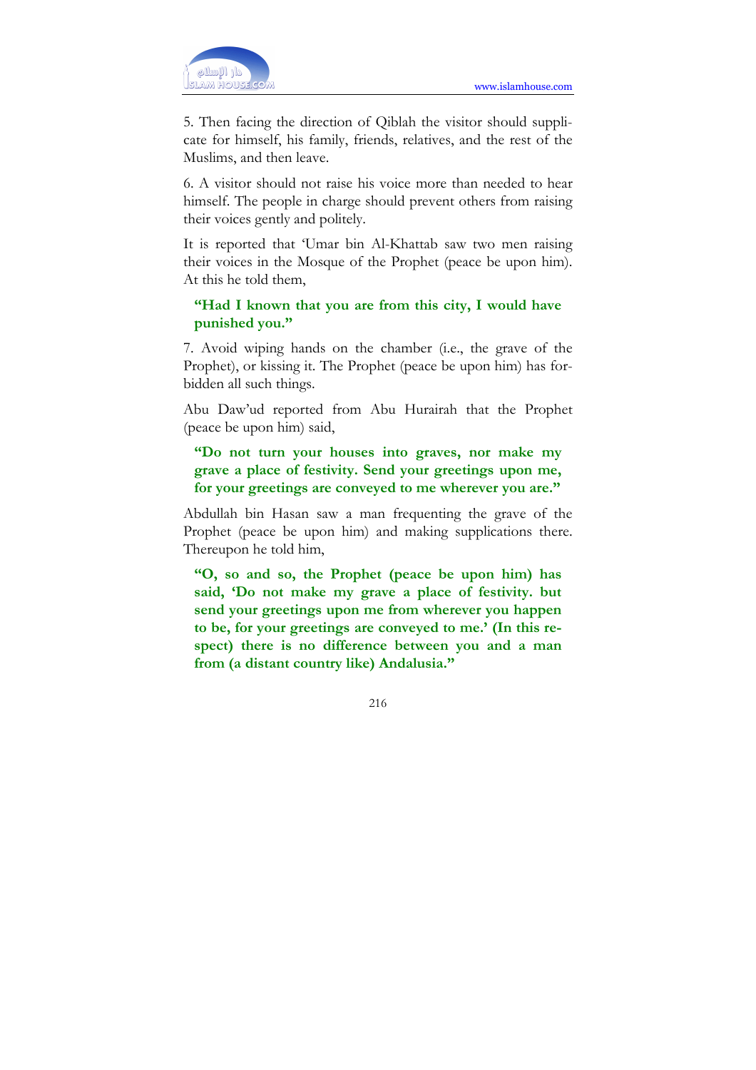5. Then facing the direction of Qiblah the visitor should supplicate for himself, his family, friends, relatives, and the rest of the Muslims, and then leave.

6. A visitor should not raise his voice more than needed to hear himself. The people in charge should prevent others from raising their voices gently and politely.

It is reported that 'Umar bin Al-Khattab saw two men raising their voices in the Mosque of the Prophet (peace be upon him). At this he told them,

> **"Had I known that you are from this city, I would have punished you."**

7. Avoid wiping hands on the chamber (i.e., the grave of the Prophet), or kissing it. The Prophet (peace be upon him) has forbidden all such things.

Abu Daw'ud reported from Abu Hurairah that the Prophet (peace be upon him) said,

> **"Do not turn your houses into graves, nor make my grave a place of festivity. Send your greetings upon me, for your greetings are conveyed to me wherever you are."**

Abdullah bin Hasan saw a man frequenting the grave of the Prophet (peace be upon him) and making supplications there. Thereupon he told him,

> **"O, so and so, the Prophet (peace be upon him) has said, 'Do not make my grave a place of festivity. but send your greetings upon me from wherever you happen to be, for your greetings are conveyed to me.' (In this respect) there is no difference between you and a man from (a distant country like) Andalusia."**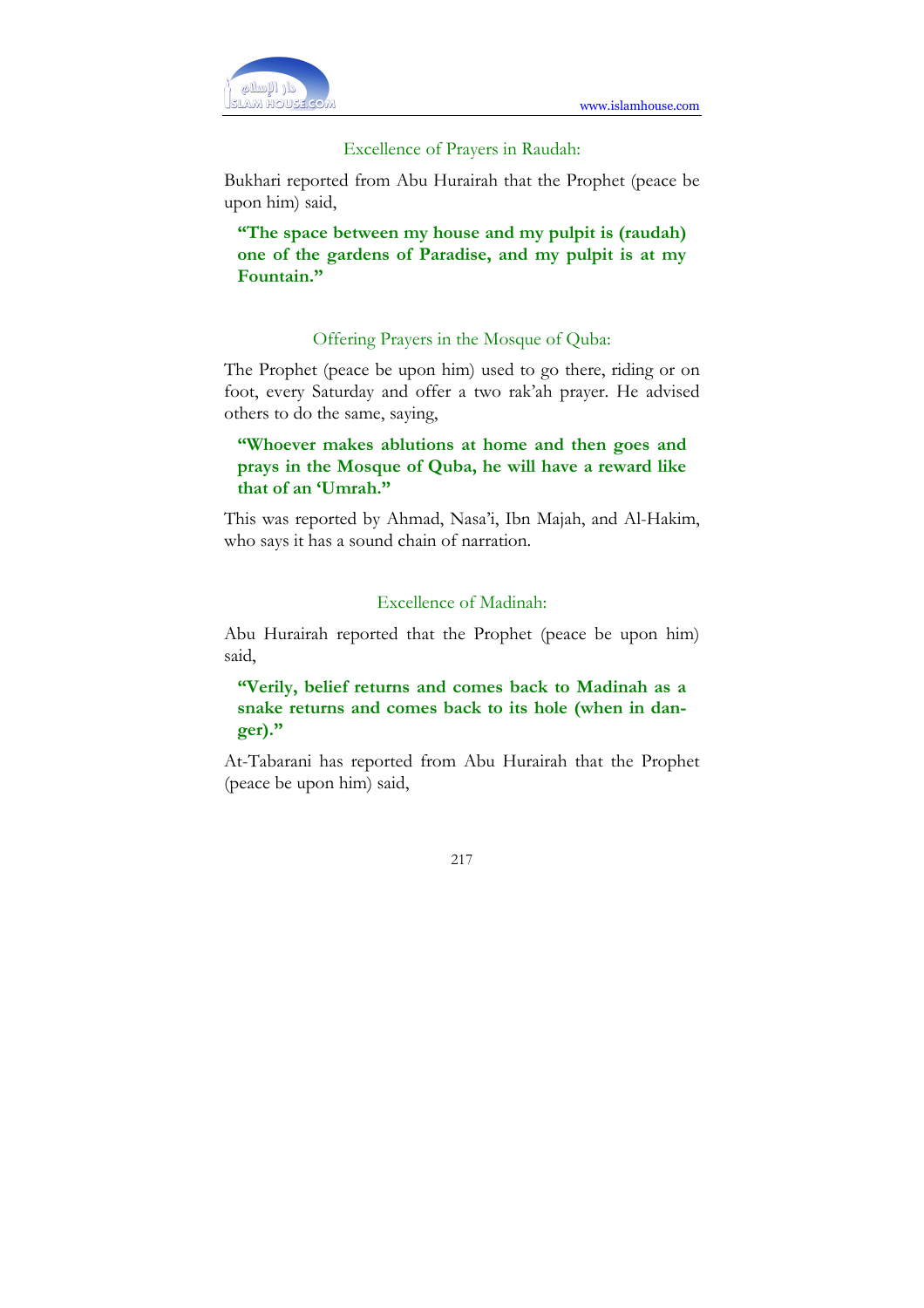### Excellence of Prayers in Raudah:

Bukhari reported from Abu Hurairah that the Prophet (peace be upon him) said,

> **"The space between my house and my pulpit is (raudah) one of the gardens of Paradise, and my pulpit is at my Fountain."**

### Offering Prayers in the Mosque of Quba:

The Prophet (peace be upon him) used to go there, riding or on foot, every Saturday and offer a two rak'ah prayer. He advised others to do the same, saying,

> **"Whoever makes ablutions at home and then goes and prays in the Mosque of Quba, he will have a reward like that of an 'Umrah."**

This was reported by Ahmad, Nasa'i, Ibn Majah, and Al-Hakim, who says it has a sound chain of narration.

### Excellence of Madinah:

Abu Hurairah reported that the Prophet (peace be upon him) said,

> **"Verily, belief returns and comes back to Madinah as a snake returns and comes back to its hole (when in danger)."**

At-Tabarani has reported from Abu Hurairah that the Prophet (peace be upon him) said,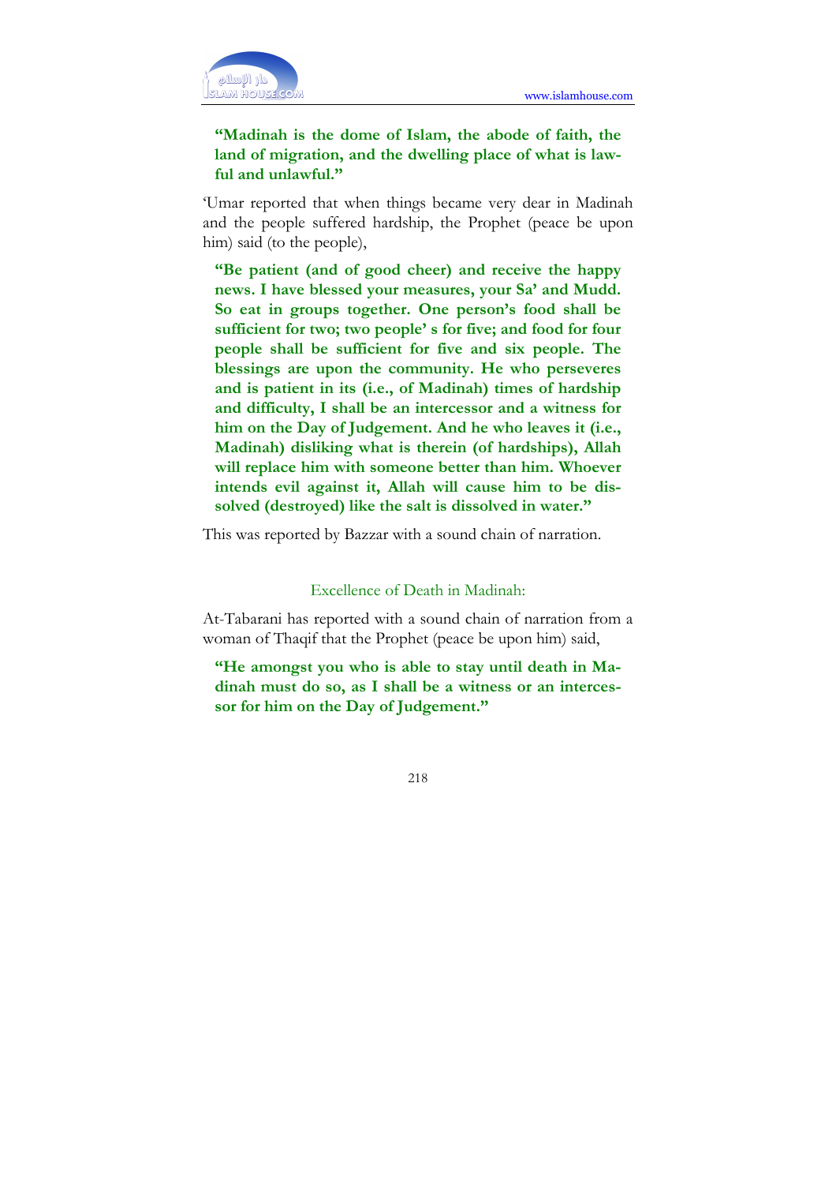**"Madinah is the dome of Islam, the abode of faith, the land of migration, and the dwelling place of what is lawful and unlawful."**

'Umar reported that when things became very dear in Madinah and the people suffered hardship, the Prophet (peace be upon him) said (to the people),

**"Be patient (and of good cheer) and receive the happy news. I have blessed your measures, your Sa' and Mudd. So eat in groups together. One person's food shall be sufficient for two; two people' s for five; and food for four people shall be sufficient for five and six people. The blessings are upon the community. He who perseveres and is patient in its (i.e., of Madinah) times of hardship and difficulty, I shall be an intercessor and a witness for him on the Day of Judgement. And he who leaves it (i.e., Madinah) disliking what is therein (of hardships), Allah will replace him with someone better than him. Whoever intends evil against it, Allah will cause him to be dissolved (destroyed) like the salt is dissolved in water."**

This was reported by Bazzar with a sound chain of narration.

### Excellence of Death in Madinah:

At-Tabarani has reported with a sound chain of narration from a woman of Thaqif that the Prophet (peace be upon him) said,

**"He amongst you who is able to stay until death in Madinah must do so, as I shall be a witness or an intercessor for him on the Day of Judgement."**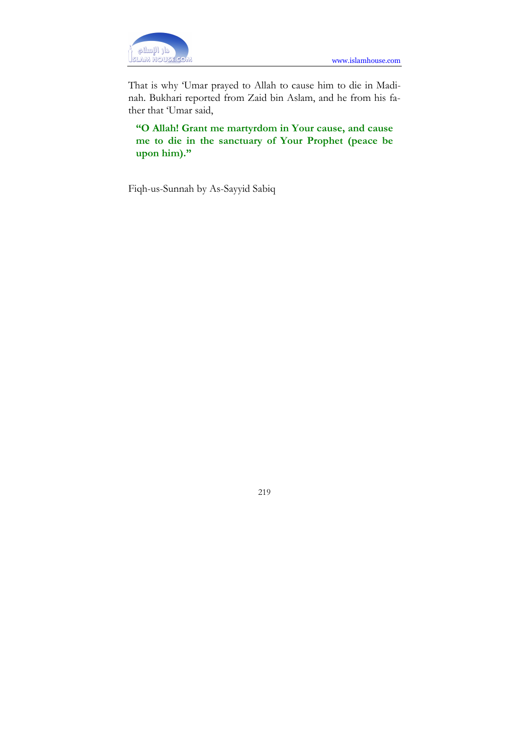That is why 'Umar prayed to Allah to cause him to die in Madinah. Bukhari reported from Zaid bin Aslam, and he from his father that 'Umar said,

> **"O Allah! Grant me martyrdom in Your cause, and cause me to die in the sanctuary of Your Prophet (peace be upon him)."**

Fiqh-us-Sunnah by As-Sayyid Sabiq